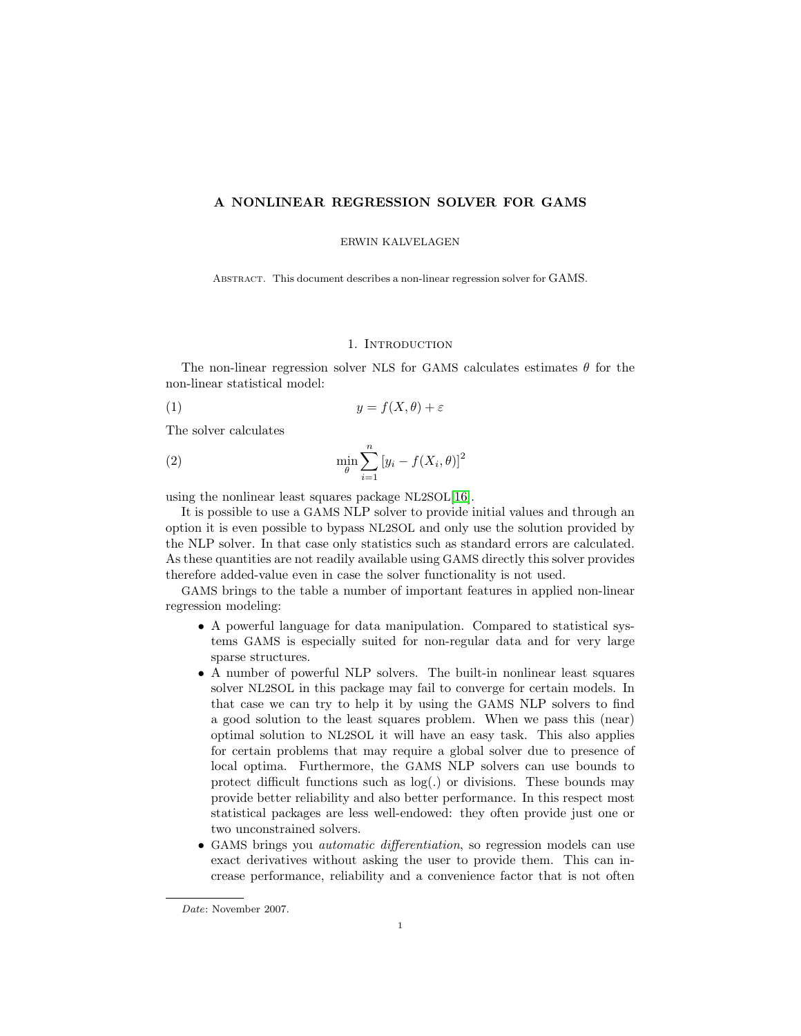# A NONLINEAR REGRESSION SOLVER FOR GAMS

ERWIN KALVELAGEN

Abstract. This document describes a non-linear regression solver for GAMS.

## 1. Introduction

The non-linear regression solver NLS for GAMS calculates estimates $\theta$ for the non-linear statistical model:

$$y = f(X, \theta) + \varepsilon \tag{1}$$

The solver calculates

$$\min_{\theta} \sum_{i=1}^{n} [y_i - f(X_i, \theta)]^2 \tag{2}$$

using the nonlinear least squares package NL2SOL[16].

It is possible to use a GAMS NLP solver to provide initial values and through an option it is even possible to bypass NL2SOL and only use the solution provided by the NLP solver. In that case only statistics such as standard errors are calculated. As these quantities are not readily available using GAMS directly this solver provides therefore added-value even in case the solver functionality is not used.

GAMS brings to the table a number of important features in applied non-linear regression modeling:

- A powerful language for data manipulation. Compared to statistical systems GAMS is especially suited for non-regular data and for very large sparse structures.
- A number of powerful NLP solvers. The built-in nonlinear least squares solver NL2SOL in this package may fail to converge for certain models. In that case we can try to help it by using the GAMS NLP solvers to find a good solution to the least squares problem. When we pass this (near) optimal solution to NL2SOL it will have an easy task. This also applies for certain problems that may require a global solver due to presence of local optima. Furthermore, the GAMS NLP solvers can use bounds to protect difficult functions such as log(.) or divisions. These bounds may provide better reliability and also better performance. In this respect most statistical packages are less well-endowed: they often provide just one or two unconstrained solvers.
- GAMS brings you *automatic differentiation*, so regression models can use exact derivatives without asking the user to provide them. This can increase performance, reliability and a convenience factor that is not often

---

*Date*: November 2007.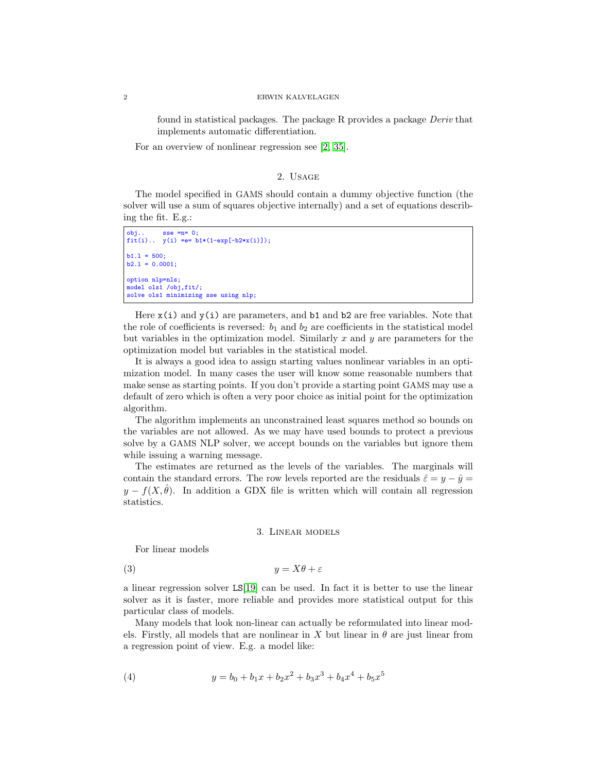found in statistical packages. The package R provides a package *Deriv* that implements automatic differentiation.

For an overview of nonlinear regression see [2, 35].

## 2. Usage

The model specified in GAMS should contain a dummy objective function (the solver will use a sum of squares objective internally) and a set of equations describing the fit. E.g.:

```
obj..     sse =n= 0;
fit(i)..  y(i) =e= b1*(1-exp[-b2*x(i)]);

b1.l = 500;
b2.l = 0.0001;

option nlp=nls;
model ols1 /obj,fit/;
solve ols1 minimizing sse using nlp;
```

Here `x(i)` and `y(i)` are parameters, and `b1` and `b2` are free variables. Note that the role of coefficients is reversed: $b_1$ and $b_2$ are coefficients in the statistical model but variables in the optimization model. Similarly $x$ and $y$ are parameters for the optimization model but variables in the statistical model.

It is always a good idea to assign starting values nonlinear variables in an optimization model. In many cases the user will know some reasonable numbers that make sense as starting points. If you don't provide a starting point GAMS may use a default of zero which is often a very poor choice as initial point for the optimization algorithm.

The algorithm implements an unconstrained least squares method so bounds on the variables are not allowed. As we may have used bounds to protect a previous solve by a GAMS NLP solver, we accept bounds on the variables but ignore them while issuing a warning message.

The estimates are returned as the levels of the variables. The marginals will contain the standard errors. The row levels reported are the residuals $\hat{\varepsilon} = y - \hat{y} = y - f(X, \hat{\theta})$. In addition a GDX file is written which will contain all regression statistics.

## 3. Linear models

For linear models

$$y = X\theta + \varepsilon \tag{3}$$

a linear regression solver `LS`[19] can be used. In fact it is better to use the linear solver as it is faster, more reliable and provides more statistical output for this particular class of models.

Many models that look non-linear can actually be reformulated into linear models. Firstly, all models that are nonlinear in $X$ but linear in $\theta$ are just linear from a regression point of view. E.g. a model like:

$$y = b_0 + b_1 x + b_2 x^2 + b_3 x^3 + b_4 x^4 + b_5 x^5 \tag{4}$$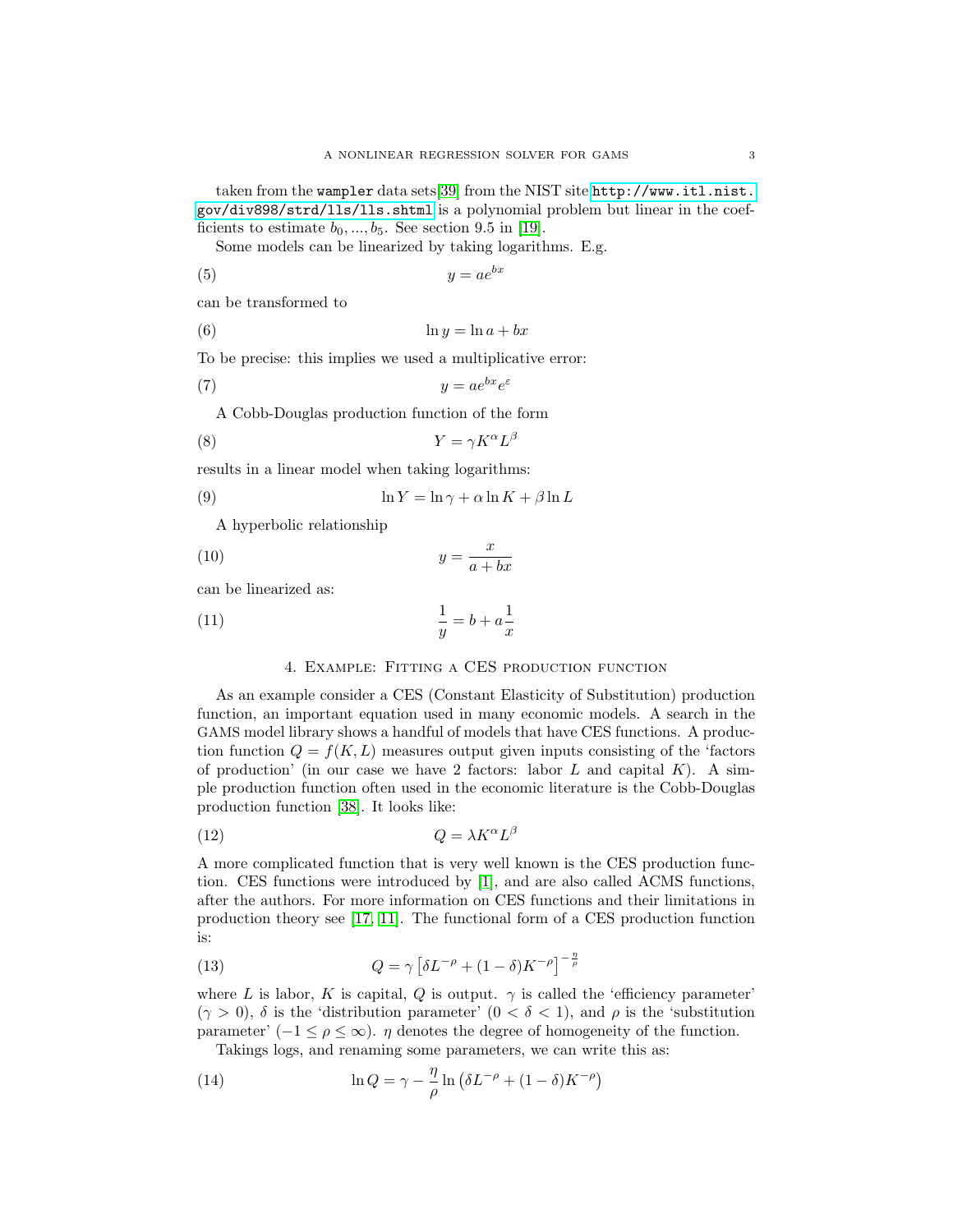taken from the `wampler` data sets[39] from the NIST site http://www.itl.nist.gov/div898/strd/lls/lls.shtml is a polynomial problem but linear in the coefficients to estimate $b_0, ..., b_5$. See section 9.5 in [19].

Some models can be linearized by taking logarithms. E.g.

$$y = ae^{bx} \tag{5}$$

can be transformed to

$$\ln y = \ln a + bx \tag{6}$$

To be precise: this implies we used a multiplicative error:

$$y = ae^{bx}e^{\varepsilon} \tag{7}$$

A Cobb-Douglas production function of the form

$$Y = \gamma K^{\alpha} L^{\beta} \tag{8}$$

results in a linear model when taking logarithms:

$$\ln Y = \ln \gamma + \alpha \ln K + \beta \ln L \tag{9}$$

A hyperbolic relationship

$$y = \frac{x}{a + bx} \tag{10}$$

can be linearized as:

$$\frac{1}{y} = b + a\frac{1}{x} \tag{11}$$

## 4. Example: Fitting a CES production function

As an example consider a CES (Constant Elasticity of Substitution) production function, an important equation used in many economic models. A search in the GAMS model library shows a handful of models that have CES functions. A production function $Q = f(K, L)$ measures output given inputs consisting of the 'factors of production' (in our case we have 2 factors: labor $L$ and capital $K$). A simple production function often used in the economic literature is the Cobb-Douglas production function [38]. It looks like:

$$Q = \lambda K^{\alpha} L^{\beta} \tag{12}$$

A more complicated function that is very well known is the CES production function. CES functions were introduced by [1], and are also called ACMS functions, after the authors. For more information on CES functions and their limitations in production theory see [17, 11]. The functional form of a CES production function is:

$$Q = \gamma \left[\delta L^{-\rho} + (1 - \delta)K^{-\rho}\right]^{-\frac{\eta}{\rho}} \tag{13}$$

where $L$ is labor, $K$ is capital, $Q$ is output. $\gamma$ is called the 'efficiency parameter' ($\gamma > 0$), $\delta$ is the 'distribution parameter' ($0 < \delta < 1$), and $\rho$ is the 'substitution parameter' ($-1 \leq \rho \leq \infty$). $\eta$ denotes the degree of homogeneity of the function.

Takings logs, and renaming some parameters, we can write this as:

$$\ln Q = \gamma - \frac{\eta}{\rho} \ln\left(\delta L^{-\rho} + (1 - \delta)K^{-\rho}\right) \tag{14}$$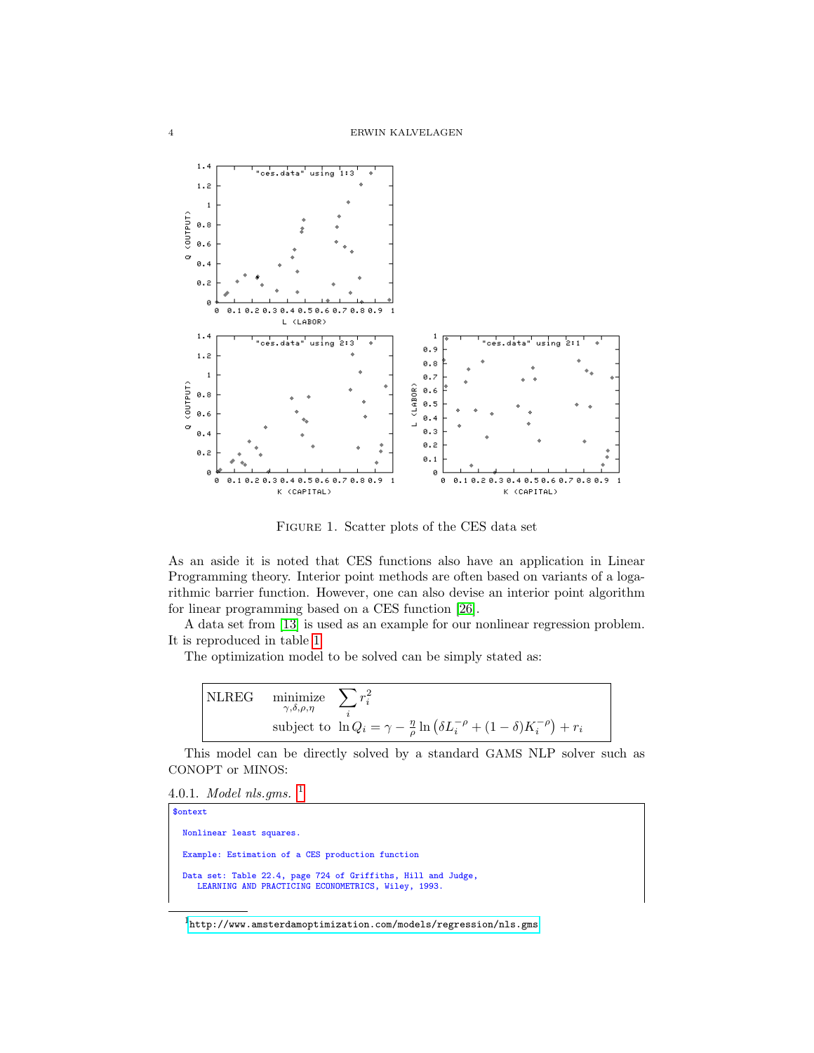Figure 1. Scatter plots of the CES data set

As an aside it is noted that CES functions also have an application in Linear Programming theory. Interior point methods are often based on variants of a logarithmic barrier function. However, one can also devise an interior point algorithm for linear programming based on a CES function [26].

A data set from [13] is used as an example for our nonlinear regression problem. It is reproduced in table 1.

The optimization model to be solved can be simply stated as:

$$
\text{NLREG} \quad \begin{aligned} & \underset{\gamma,\delta,\rho,\eta}{\text{minimize}} && \sum_i r_i^2 \\ & \text{subject to} && \ln Q_i = \gamma - \frac{\eta}{\rho} \ln\left(\delta L_i^{-\rho} + (1-\delta) K_i^{-\rho}\right) + r_i \end{aligned}
$$

This model can be directly solved by a standard GAMS NLP solver such as CONOPT or MINOS:

4.0.1. *Model nls.gms.* [1]

```
$ontext

  Nonlinear least squares.

  Example: Estimation of a CES production function

  Data set: Table 22.4, page 724 of Griffiths, Hill and Judge,
     LEARNING AND PRACTICING ECONOMETRICS, Wiley, 1993.
```

[1] http://www.amsterdamoptimization.com/models/regression/nls.gms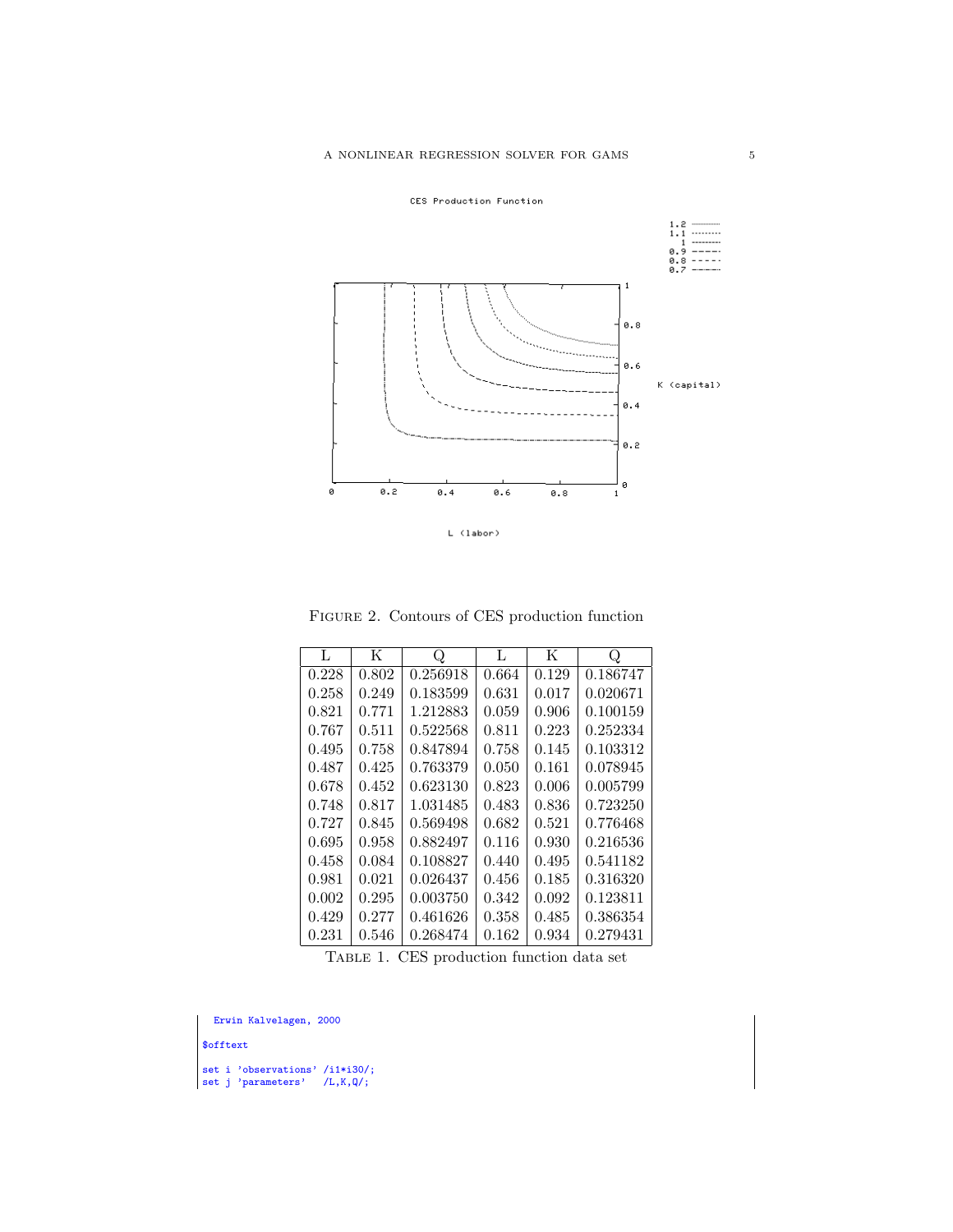Figure 2. Contours of CES production function

| L | K | Q | L | K | Q |
|---|---|---|---|---|---|
| 0.228 | 0.802 | 0.256918 | 0.664 | 0.129 | 0.186747 |
| 0.258 | 0.249 | 0.183599 | 0.631 | 0.017 | 0.020671 |
| 0.821 | 0.771 | 1.212883 | 0.059 | 0.906 | 0.100159 |
| 0.767 | 0.511 | 0.522568 | 0.811 | 0.223 | 0.252334 |
| 0.495 | 0.758 | 0.847894 | 0.758 | 0.145 | 0.103312 |
| 0.487 | 0.425 | 0.763379 | 0.050 | 0.161 | 0.078945 |
| 0.678 | 0.452 | 0.623130 | 0.823 | 0.006 | 0.005799 |
| 0.748 | 0.817 | 1.031485 | 0.483 | 0.836 | 0.723250 |
| 0.727 | 0.845 | 0.569498 | 0.682 | 0.521 | 0.776468 |
| 0.695 | 0.958 | 0.882497 | 0.116 | 0.930 | 0.216536 |
| 0.458 | 0.084 | 0.108827 | 0.440 | 0.495 | 0.541182 |
| 0.981 | 0.021 | 0.026437 | 0.456 | 0.185 | 0.316320 |
| 0.002 | 0.295 | 0.003750 | 0.342 | 0.092 | 0.123811 |
| 0.429 | 0.277 | 0.461626 | 0.358 | 0.485 | 0.386354 |
| 0.231 | 0.546 | 0.268474 | 0.162 | 0.934 | 0.279431 |

Table 1. CES production function data set

```
  Erwin Kalvelagen, 2000

$offtext

set i 'observations' /i1*i30/;
set j 'parameters'   /L,K,Q/;
```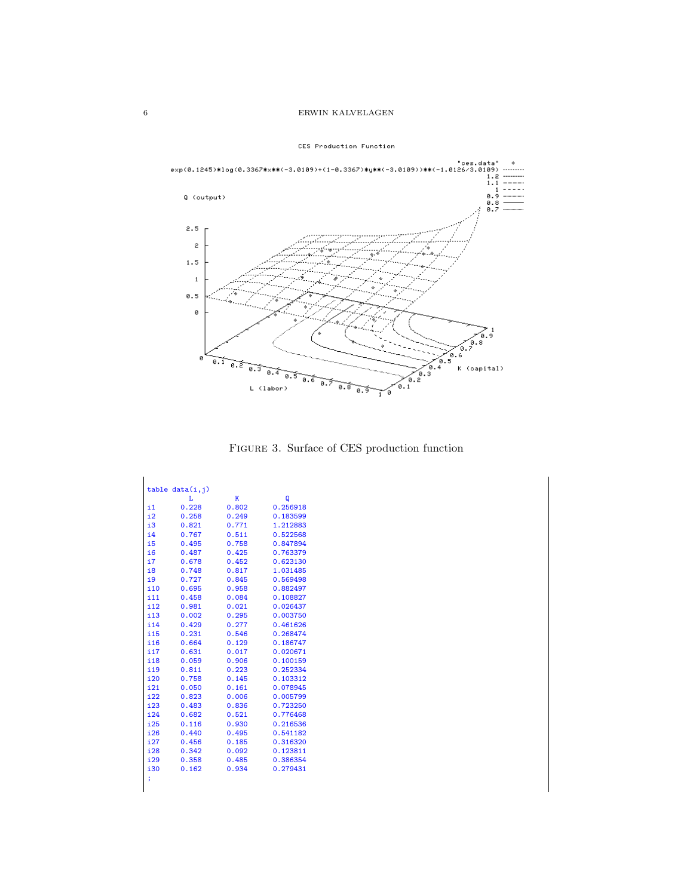FIGURE 3. Surface of CES production function

```
table data(i,j)
          L         K         Q
i1      0.228     0.802     0.256918
i2      0.258     0.249     0.183599
i3      0.821     0.771     1.212883
i4      0.767     0.511     0.522568
i5      0.495     0.758     0.847894
i6      0.487     0.425     0.763379
i7      0.678     0.452     0.623130
i8      0.748     0.817     1.031485
i9      0.727     0.845     0.569498
i10     0.695     0.958     0.882497
i11     0.458     0.084     0.108827
i12     0.981     0.021     0.026437
i13     0.002     0.295     0.003750
i14     0.429     0.277     0.461626
i15     0.231     0.546     0.268474
i16     0.664     0.129     0.186747
i17     0.631     0.017     0.020671
i18     0.059     0.906     0.100159
i19     0.811     0.223     0.252334
i20     0.758     0.145     0.103312
i21     0.050     0.161     0.078945
i22     0.823     0.006     0.005799
i23     0.483     0.836     0.723250
i24     0.682     0.521     0.776468
i25     0.116     0.930     0.216536
i26     0.440     0.495     0.541182
i27     0.456     0.185     0.316320
i28     0.342     0.092     0.123811
i29     0.358     0.485     0.386354
i30     0.162     0.934     0.279431
;
```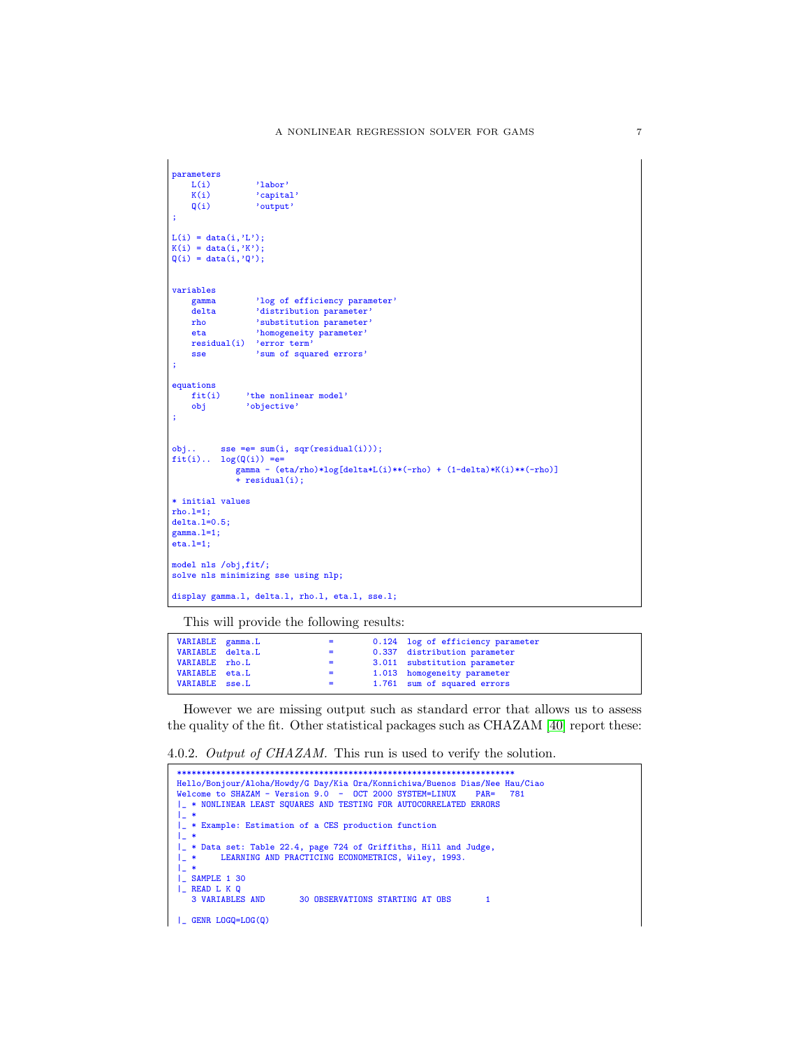```
parameters
    L(i)         'labor'
    K(i)         'capital'
    Q(i)         'output'
;

L(i) = data(i,'L');
K(i) = data(i,'K');
Q(i) = data(i,'Q');


variables
    gamma        'log of efficiency parameter'
    delta        'distribution parameter'
    rho          'substitution parameter'
    eta          'homogeneity parameter'
    residual(i)  'error term'
    sse          'sum of squared errors'
;

equations
    fit(i)     'the nonlinear model'
    obj        'objective'
;


obj..     sse =e= sum(i, sqr(residual(i)));
fit(i)..  log(Q(i)) =e=
             gamma - (eta/rho)*log[delta*L(i)**(-rho) + (1-delta)*K(i)**(-rho)]
             + residual(i);

* initial values
rho.l=1;
delta.l=0.5;
gamma.l=1;
eta.l=1;

model nls /obj,fit/;
solve nls minimizing sse using nlp;

display gamma.l, delta.l, rho.l, eta.l, sse.l;
```

This will provide the following results:

```
VARIABLE  gamma.L             =       0.124  log of efficiency parameter
VARIABLE  delta.L             =       0.337  distribution parameter
VARIABLE  rho.L               =       3.011  substitution parameter
VARIABLE  eta.L               =       1.013  homogeneity parameter
VARIABLE  sse.L               =       1.761  sum of squared errors
```

However we are missing output such as standard error that allows us to assess the quality of the fit. Other statistical packages such as CHAZAM [40] report these:

4.0.2. *Output of CHAZAM.* This run is used to verify the solution.

```
**********************************************************************
Hello/Bonjour/Aloha/Howdy/G Day/Kia Ora/Konnichiwa/Buenos Dias/Nee Hau/Ciao
Welcome to SHAZAM - Version 9.0  -  OCT 2000 SYSTEM=LINUX    PAR=   781
|_ * NONLINEAR LEAST SQUARES AND TESTING FOR AUTOCORRELATED ERRORS
|_ *
|_ * Example: Estimation of a CES production function
|_ *
|_ * Data set: Table 22.4, page 724 of Griffiths, Hill and Judge,
|_ *     LEARNING AND PRACTICING ECONOMETRICS, Wiley, 1993.
|_ *
|_ SAMPLE 1 30
|_ READ L K Q
   3 VARIABLES AND       30 OBSERVATIONS STARTING AT OBS       1

|_ GENR LOGQ=LOG(Q)
```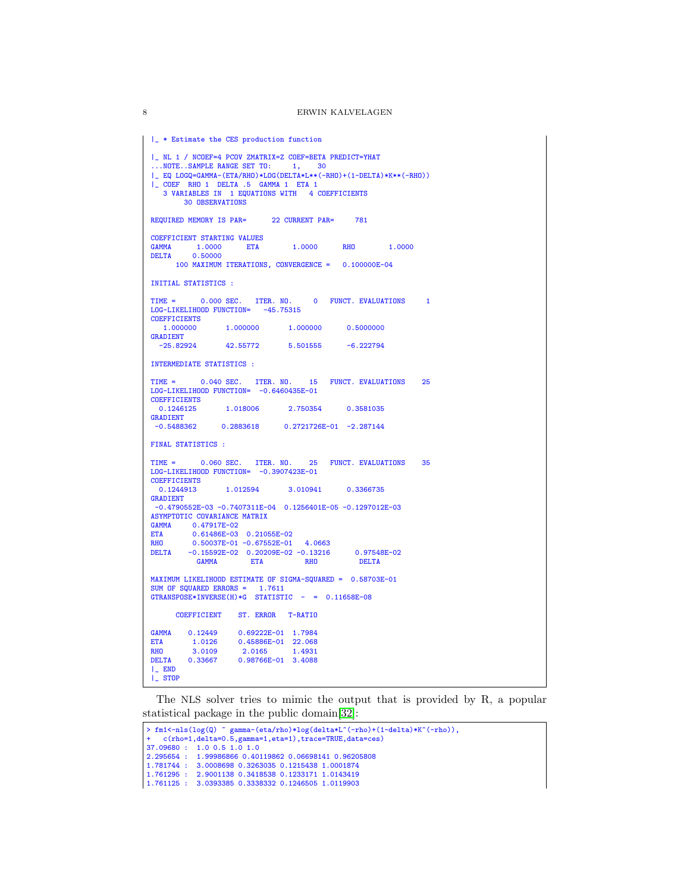```
|_ * Estimate the CES production function

|_ NL 1 / NCOEF=4 PCOV ZMATRIX=Z COEF=BETA PREDICT=YHAT
...NOTE..SAMPLE RANGE SET TO:     1,    30
|_ EQ LOGQ=GAMMA-(ETA/RHO)*LOG(DELTA*L**(-RHO)+(1-DELTA)*K**(-RHO))
|_ COEF  RHO 1  DELTA .5  GAMMA 1  ETA 1
   3 VARIABLES IN   1 EQUATIONS WITH   4 COEFFICIENTS
        30 OBSERVATIONS

REQUIRED MEMORY IS PAR=      22 CURRENT PAR=     781

COEFFICIENT STARTING VALUES
GAMMA      1.0000      ETA        1.0000      RHO        1.0000
DELTA     0.50000
      100 MAXIMUM ITERATIONS, CONVERGENCE =   0.100000E-04

INITIAL STATISTICS :

TIME =      0.000 SEC.   ITER. NO.     0   FUNCT. EVALUATIONS     1
LOG-LIKELIHOOD FUNCTION=   -45.75315
COEFFICIENTS
   1.000000       1.000000       1.000000      0.5000000
GRADIENT
  -25.82924       42.55772       5.501555      -6.222794

INTERMEDIATE STATISTICS :

TIME =      0.040 SEC.   ITER. NO.    15   FUNCT. EVALUATIONS    25
LOG-LIKELIHOOD FUNCTION=  -0.6460435E-01
COEFFICIENTS
  0.1246125       1.018006       2.750354      0.3581035
GRADIENT
 -0.5488362      0.2883618      0.2721726E-01  -2.287144

FINAL STATISTICS :

TIME =      0.060 SEC.   ITER. NO.    25   FUNCT. EVALUATIONS    35
LOG-LIKELIHOOD FUNCTION=  -0.3907423E-01
COEFFICIENTS
  0.1244913       1.012594       3.010941      0.3366735
GRADIENT
 -0.4790552E-03 -0.7407311E-04  0.1256401E-05 -0.1297012E-03
ASYMPTOTIC COVARIANCE MATRIX
GAMMA     0.47917E-02
ETA       0.61486E-03  0.21055E-02
RHO       0.50037E-01 -0.67552E-01   4.0663
DELTA    -0.15592E-02  0.20209E-02 -0.13216      0.97548E-02
           GAMMA        ETA          RHO          DELTA

MAXIMUM LIKELIHOOD ESTIMATE OF SIGMA-SQUARED =  0.58703E-01
SUM OF SQUARED ERRORS =   1.7611
GTRANSPOSE*INVERSE(H)*G  STATISTIC  -  =  0.11658E-08

      COEFFICIENT    ST. ERROR   T-RATIO

GAMMA    0.12449     0.69222E-01  1.7984
ETA       1.0126     0.45886E-01  22.068
RHO       3.0109      2.0165      1.4931
DELTA    0.33667     0.98766E-01  3.4088
|_ END
|_ STOP
```

The NLS solver tries to mimic the output that is provided by R, a popular statistical package in the public domain[32]:

```
> fm1<-nls(log(Q) ~ gamma-(eta/rho)*log(delta*L^(-rho)+(1-delta)*K^(-rho)),
+   c(rho=1,delta=0.5,gamma=1,eta=1),trace=TRUE,data=ces)
37.09680 :  1.0 0.5 1.0 1.0
2.295654 :  1.99986866 0.40119862 0.06698141 0.96205808
1.781744 :  3.0008698 0.3263035 0.1215438 1.0001874
1.761295 :  2.9001138 0.3418538 0.1233171 1.0143419
1.761125 :  3.0393385 0.3338332 0.1246505 1.0119903
```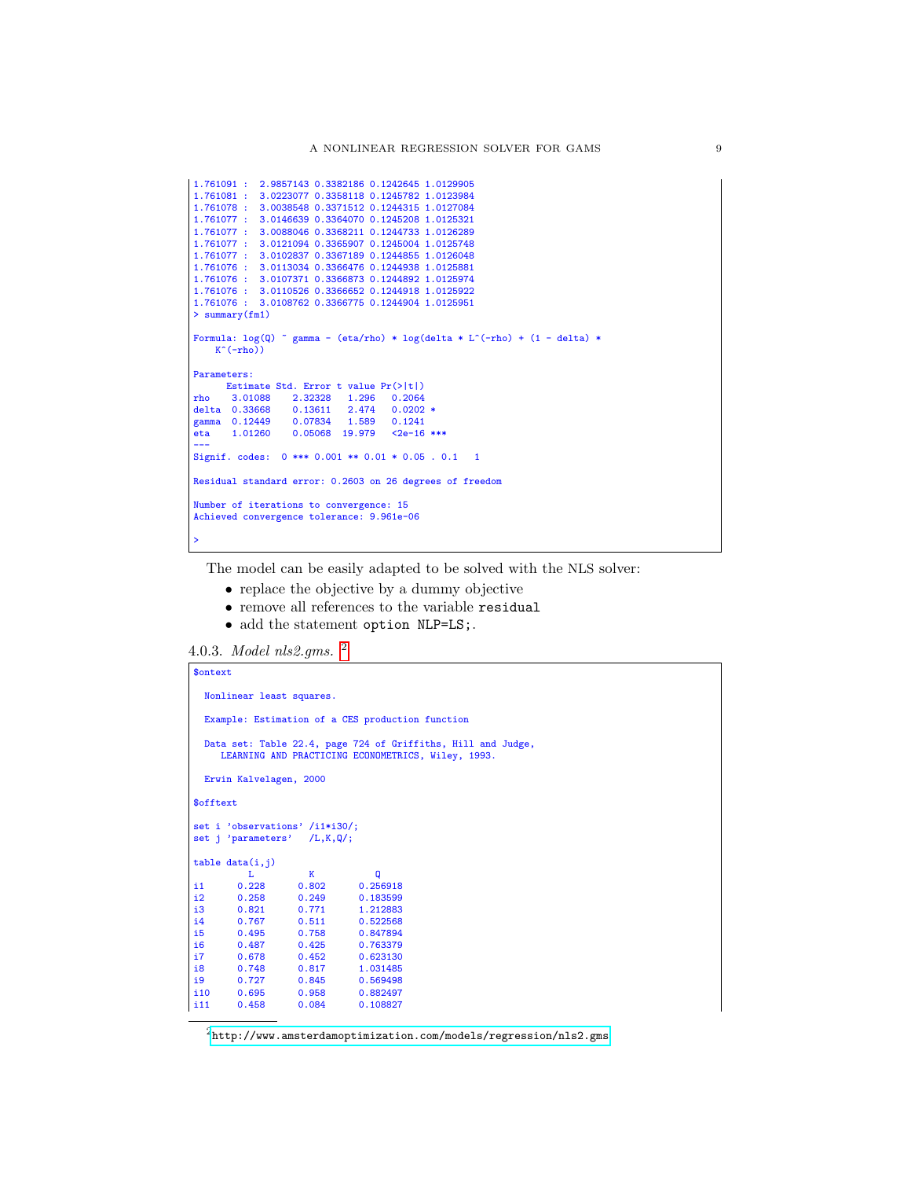```
1.761091 :  2.9857143 0.3382186 0.1242645 1.0129905
1.761081 :  3.0223077 0.3358118 0.1245782 1.0123984
1.761078 :  3.0038548 0.3371512 0.1244315 1.0127084
1.761077 :  3.0146639 0.3364070 0.1245208 1.0125321
1.761077 :  3.0088046 0.3368211 0.1244733 1.0126289
1.761077 :  3.0121094 0.3365907 0.1245004 1.0125748
1.761077 :  3.0102837 0.3367189 0.1244855 1.0126048
1.761076 :  3.0113034 0.3366476 0.1244938 1.0125881
1.761076 :  3.0107371 0.3366873 0.1244892 1.0125974
1.761076 :  3.0110526 0.3366652 0.1244918 1.0125922
1.761076 :  3.0108762 0.3366775 0.1244904 1.0125951
> summary(fm1)

Formula: log(Q) ~ gamma - (eta/rho) * log(delta * L^(-rho) + (1 - delta) *
    K^(-rho))

Parameters:
      Estimate Std. Error t value Pr(>|t|)
rho    3.01088    2.32328   1.296   0.2064
delta  0.33668    0.13611   2.474   0.0202 *
gamma  0.12449    0.07834   1.589   0.1241
eta    1.01260    0.05068  19.979   <2e-16 ***
---
Signif. codes:  0 *** 0.001 ** 0.01 * 0.05 . 0.1   1

Residual standard error: 0.2603 on 26 degrees of freedom

Number of iterations to convergence: 15
Achieved convergence tolerance: 9.961e-06

>
```

The model can be easily adapted to be solved with the NLS solver:

- replace the objective by a dummy objective
- remove all references to the variable `residual`
- add the statement `option NLP=LS;`.

4.0.3. *Model nls2.gms.* [2]

```
$ontext

  Nonlinear least squares.

  Example: Estimation of a CES production function

  Data set: Table 22.4, page 724 of Griffiths, Hill and Judge,
     LEARNING AND PRACTICING ECONOMETRICS, Wiley, 1993.

  Erwin Kalvelagen, 2000

$offtext

set i 'observations' /i1*i30/;
set j 'parameters'   /L,K,Q/;

table data(i,j)
         L         K          Q
i1      0.228      0.802      0.256918
i2      0.258      0.249      0.183599
i3      0.821      0.771      1.212883
i4      0.767      0.511      0.522568
i5      0.495      0.758      0.847894
i6      0.487      0.425      0.763379
i7      0.678      0.452      0.623130
i8      0.748      0.817      1.031485
i9      0.727      0.845      0.569498
i10     0.695      0.958      0.882497
i11     0.458      0.084      0.108827
```

[2] http://www.amsterdamoptimization.com/models/regression/nls2.gms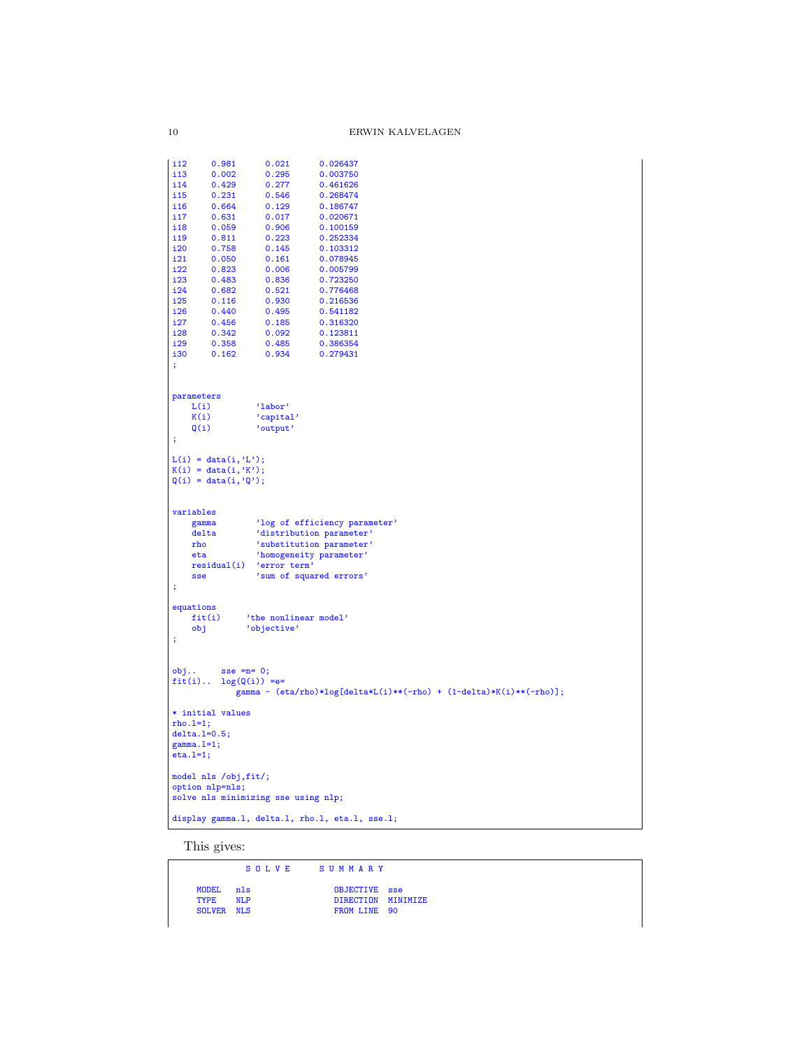```
i12     0.981      0.021      0.026437
i13     0.002      0.295      0.003750
i14     0.429      0.277      0.461626
i15     0.231      0.546      0.268474
i16     0.664      0.129      0.186747
i17     0.631      0.017      0.020671
i18     0.059      0.906      0.100159
i19     0.811      0.223      0.252334
i20     0.758      0.145      0.103312
i21     0.050      0.161      0.078945
i22     0.823      0.006      0.005799
i23     0.483      0.836      0.723250
i24     0.682      0.521      0.776468
i25     0.116      0.930      0.216536
i26     0.440      0.495      0.541182
i27     0.456      0.185      0.316320
i28     0.342      0.092      0.123811
i29     0.358      0.485      0.386354
i30     0.162      0.934      0.279431
;


parameters
    L(i)         'labor'
    K(i)         'capital'
    Q(i)         'output'
;

L(i) = data(i,'L');
K(i) = data(i,'K');
Q(i) = data(i,'Q');


variables
    gamma        'log of efficiency parameter'
    delta        'distribution parameter'
    rho          'substitution parameter'
    eta          'homogeneity parameter'
    residual(i)  'error term'
    sse          'sum of squared errors'
;

equations
    fit(i)     'the nonlinear model'
    obj        'objective'
;


obj..     sse =n= 0;
fit(i)..  log(Q(i)) =e=
             gamma - (eta/rho)*log[delta*L(i)**(-rho) + (1-delta)*K(i)**(-rho)];

* initial values
rho.l=1;
delta.l=0.5;
gamma.l=1;
eta.l=1;

model nls /obj,fit/;
option nlp=nls;
solve nls minimizing sse using nlp;

display gamma.l, delta.l, rho.l, eta.l, sse.l;
```

This gives:

```
               S O L V E      S U M M A R Y

     MODEL   nls                 OBJECTIVE  sse
     TYPE    NLP                 DIRECTION  MINIMIZE
     SOLVER  NLS                 FROM LINE  90
```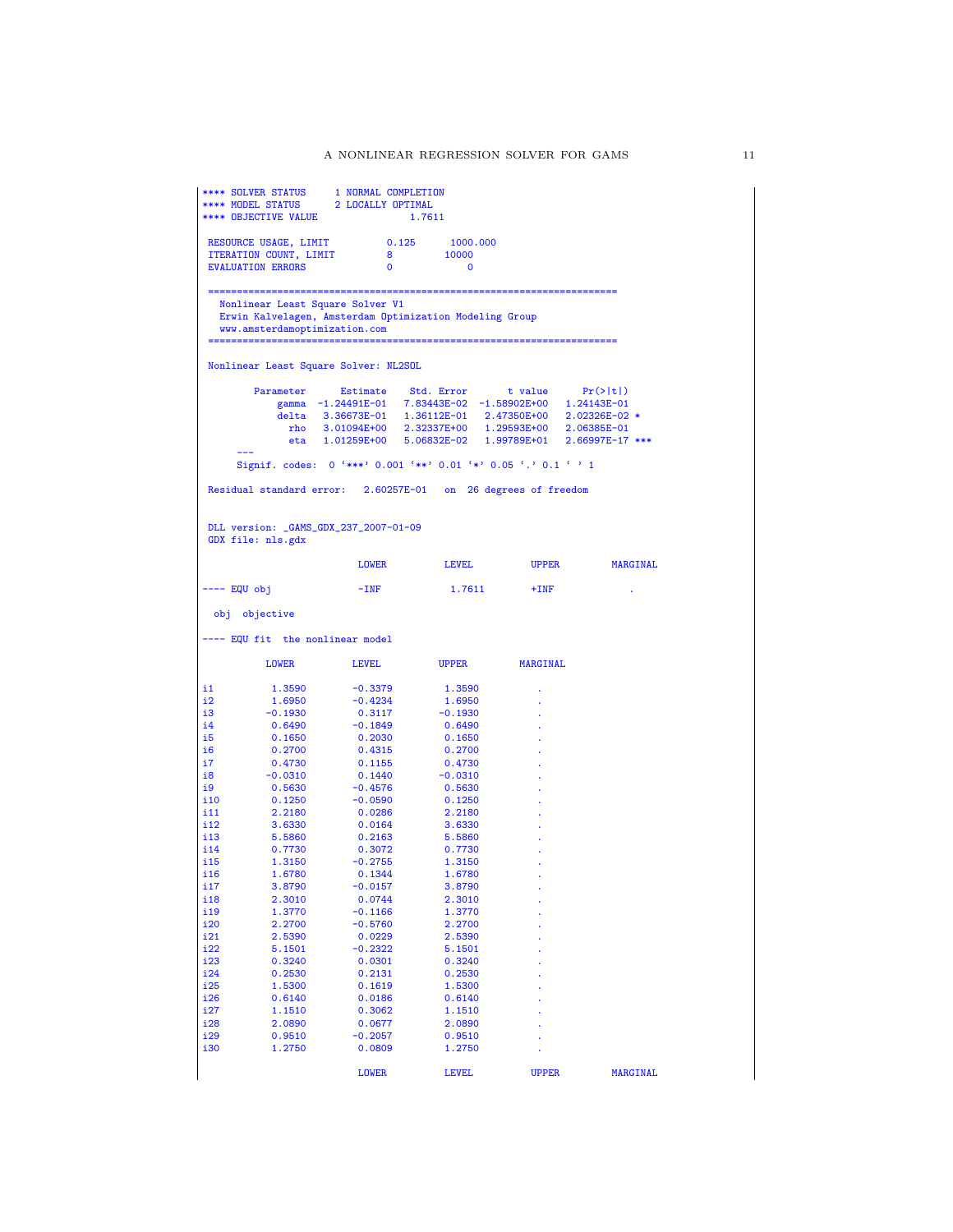```
**** SOLVER STATUS     1 NORMAL COMPLETION
**** MODEL STATUS      2 LOCALLY OPTIMAL
**** OBJECTIVE VALUE                1.7611

 RESOURCE USAGE, LIMIT          0.125      1000.000
 ITERATION COUNT, LIMIT         8         10000
 EVALUATION ERRORS              0             0

 ======================================================================
   Nonlinear Least Square Solver V1
   Erwin Kalvelagen, Amsterdam Optimization Modeling Group
   www.amsterdamoptimization.com
 ======================================================================

 Nonlinear Least Square Solver: NL2SOL

        Parameter      Estimate    Std. Error       t value      Pr(>|t|)
            gamma  -1.24491E-01   7.83443E-02  -1.58902E+00   1.24143E-01
            delta   3.36673E-01   1.36112E-01   2.47350E+00   2.02326E-02 *
              rho   3.01094E+00   2.32337E+00   1.29593E+00   2.06385E-01
              eta   1.01259E+00   5.06832E-02   1.99789E+01   2.66997E-17 ***
     ---
     Signif. codes:  0 '***' 0.001 '**' 0.01 '*' 0.05 '.' 0.1 ' ' 1

 Residual standard error:    2.60257E-01   on  26 degrees of freedom


 DLL version: _GAMS_GDX_237_2007-01-09
 GDX file: nls.gdx

                           LOWER          LEVEL          UPPER         MARGINAL

---- EQU obj               -INF           1.7611        +INF             .

  obj  objective

---- EQU fit  the nonlinear model

          LOWER          LEVEL          UPPER         MARGINAL

i1         1.3590        -0.3379         1.3590          .
i2         1.6950        -0.4234         1.6950          .
i3        -0.1930         0.3117        -0.1930          .
i4         0.6490        -0.1849         0.6490          .
i5         0.1650         0.2030         0.1650          .
i6         0.2700         0.4315         0.2700          .
i7         0.4730         0.1155         0.4730          .
i8        -0.0310         0.1440        -0.0310          .
i9         0.5630        -0.4576         0.5630          .
i10        0.1250        -0.0590         0.1250          .
i11        2.2180         0.0286         2.2180          .
i12        3.6330         0.0164         3.6330          .
i13        5.5860         0.2163         5.5860          .
i14        0.7730         0.3072         0.7730          .
i15        1.3150        -0.2755         1.3150          .
i16        1.6780         0.1344         1.6780          .
i17        3.8790        -0.0157         3.8790          .
i18        2.3010         0.0744         2.3010          .
i19        1.3770        -0.1166         1.3770          .
i20        2.2700        -0.5760         2.2700          .
i21        2.5390         0.0229         2.5390          .
i22        5.1501        -0.2322         5.1501          .
i23        0.3240         0.0301         0.3240          .
i24        0.2530         0.2131         0.2530          .
i25        1.5300         0.1619         1.5300          .
i26        0.6140         0.0186         0.6140          .
i27        1.1510         0.3062         1.1510          .
i28        2.0890         0.0677         2.0890          .
i29        0.9510        -0.2057         0.9510          .
i30        1.2750         0.0809         1.2750          .

                           LOWER          LEVEL          UPPER         MARGINAL
```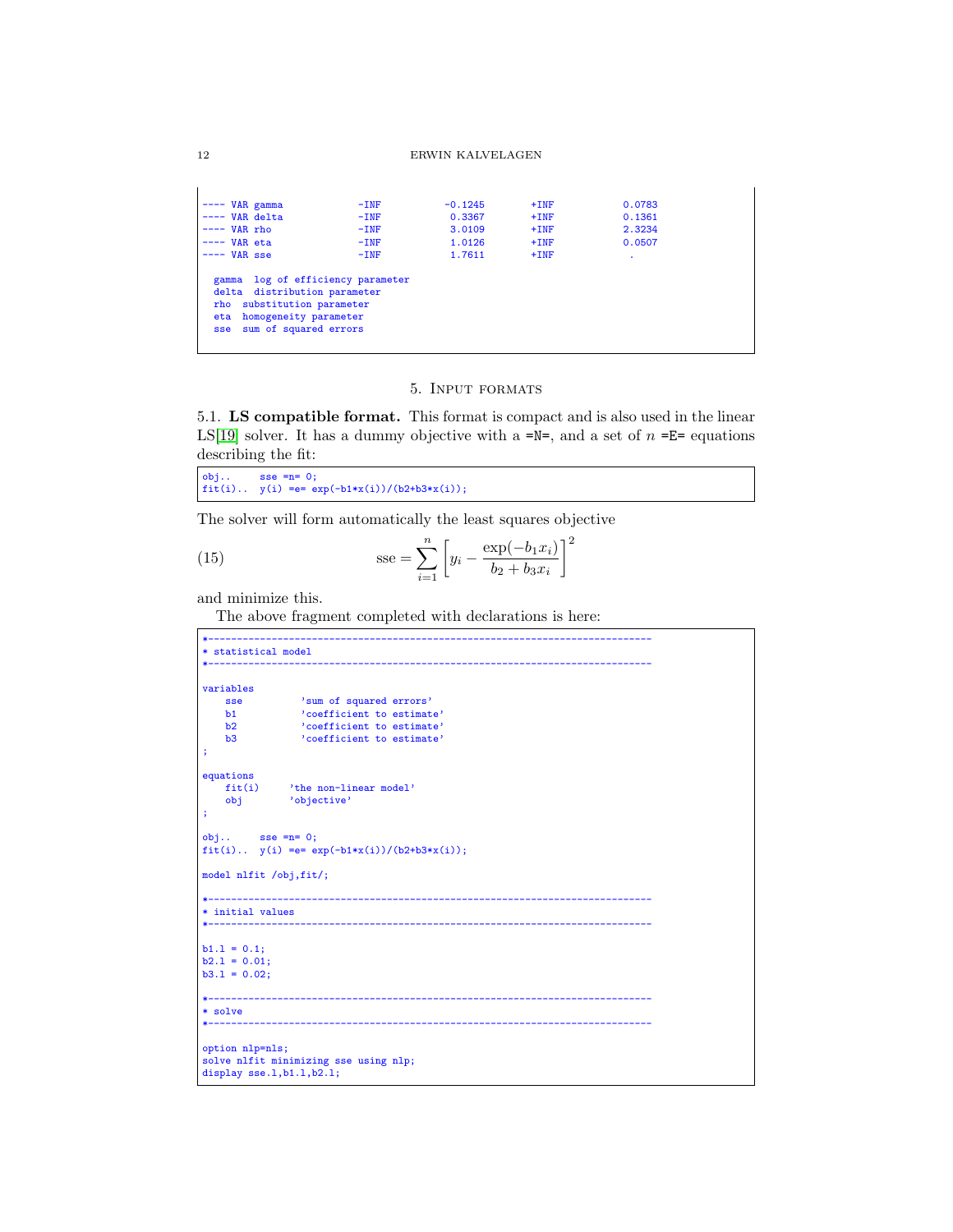```
---- VAR gamma            -INF          -0.1245        +INF            0.0783
---- VAR delta            -INF           0.3367        +INF            0.1361
---- VAR rho              -INF           3.0109        +INF            2.3234
---- VAR eta              -INF           1.0126        +INF            0.0507
---- VAR sse              -INF           1.7611        +INF             .

  gamma  log of efficiency parameter
  delta  distribution parameter
  rho  substitution parameter
  eta  homogeneity parameter
  sse  sum of squared errors
```

## 5. Input formats

5.1. **LS compatible format.** This format is compact and is also used in the linear LS[19] solver. It has a dummy objective with a =N=, and a set of $n$ =E= equations describing the fit:

```
obj..     sse =n= 0;
fit(i)..  y(i) =e= exp(-b1*x(i))/(b2+b3*x(i));
```

The solver will form automatically the least squares objective

$$\text{sse} = \sum_{i=1}^{n} \left[ y_i - \frac{\exp(-b_1 x_i)}{b_2 + b_3 x_i} \right]^2 \tag{15}$$

and minimize this.

The above fragment completed with declarations is here:

```
*-----------------------------------------------------------------------------
* statistical model
*-----------------------------------------------------------------------------

variables
    sse          'sum of squared errors'
    b1           'coefficient to estimate'
    b2           'coefficient to estimate'
    b3           'coefficient to estimate'
;

equations
    fit(i)     'the non-linear model'
    obj        'objective'
;

obj..     sse =n= 0;
fit(i)..  y(i) =e= exp(-b1*x(i))/(b2+b3*x(i));

model nlfit /obj,fit/;

*-----------------------------------------------------------------------------
* initial values
*-----------------------------------------------------------------------------

b1.l = 0.1;
b2.l = 0.01;
b3.l = 0.02;

*-----------------------------------------------------------------------------
* solve
*-----------------------------------------------------------------------------

option nlp=nls;
solve nlfit minimizing sse using nlp;
display sse.l,b1.l,b2.l;
```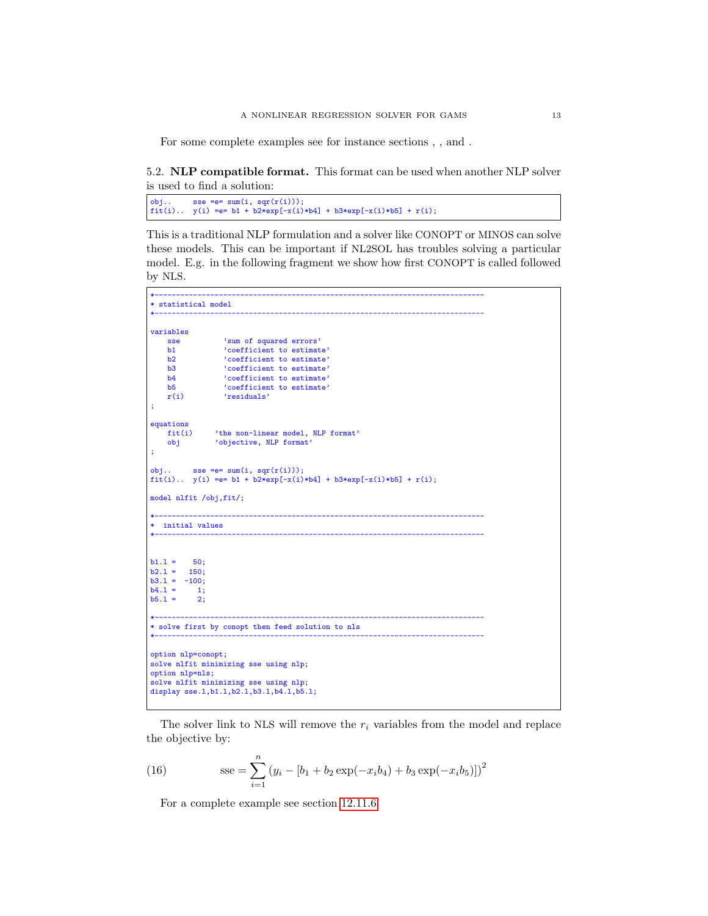For some complete examples see for instance sections , , and .

### 5.2. **NLP compatible format.**

This format can be used when another NLP solver is used to find a solution:

```
obj..     sse =e= sum(i, sqr(r(i)));
fit(i)..  y(i) =e= b1 + b2*exp[-x(i)*b4] + b3*exp[-x(i)*b5] + r(i);
```

This is a traditional NLP formulation and a solver like CONOPT or MINOS can solve these models. This can be important if NL2SOL has troubles solving a particular model. E.g. in the following fragment we show how first CONOPT is called followed by NLS.

```
*-----------------------------------------------------------------------------
* statistical model
*-----------------------------------------------------------------------------

variables
    sse          'sum of squared errors'
    b1           'coefficient to estimate'
    b2           'coefficient to estimate'
    b3           'coefficient to estimate'
    b4           'coefficient to estimate'
    b5           'coefficient to estimate'
    r(i)         'residuals'
;

equations
    fit(i)     'the non-linear model, NLP format'
    obj        'objective, NLP format'
;

obj..     sse =e= sum(i, sqr(r(i)));
fit(i)..  y(i) =e= b1 + b2*exp[-x(i)*b4] + b3*exp[-x(i)*b5] + r(i);

model nlfit /obj,fit/;

*-----------------------------------------------------------------------------
*  initial values
*-----------------------------------------------------------------------------


b1.l =    50;
b2.l =   150;
b3.l =  -100;
b4.l =     1;
b5.l =     2;

*-----------------------------------------------------------------------------
* solve first by conopt then feed solution to nls
*-----------------------------------------------------------------------------

option nlp=conopt;
solve nlfit minimizing sse using nlp;
option nlp=nls;
solve nlfit minimizing sse using nlp;
display sse.l,b1.l,b2.l,b3.l,b4.l,b5.l;
```

The solver link to NLS will remove the $r_i$ variables from the model and replace the objective by:

$$\text{sse} = \sum_{i=1}^{n} \left( y_i - [b_1 + b_2 \exp(-x_i b_4) + b_3 \exp(-x_i b_5)] \right)^2 \tag{16}$$

For a complete example see section 12.11.6.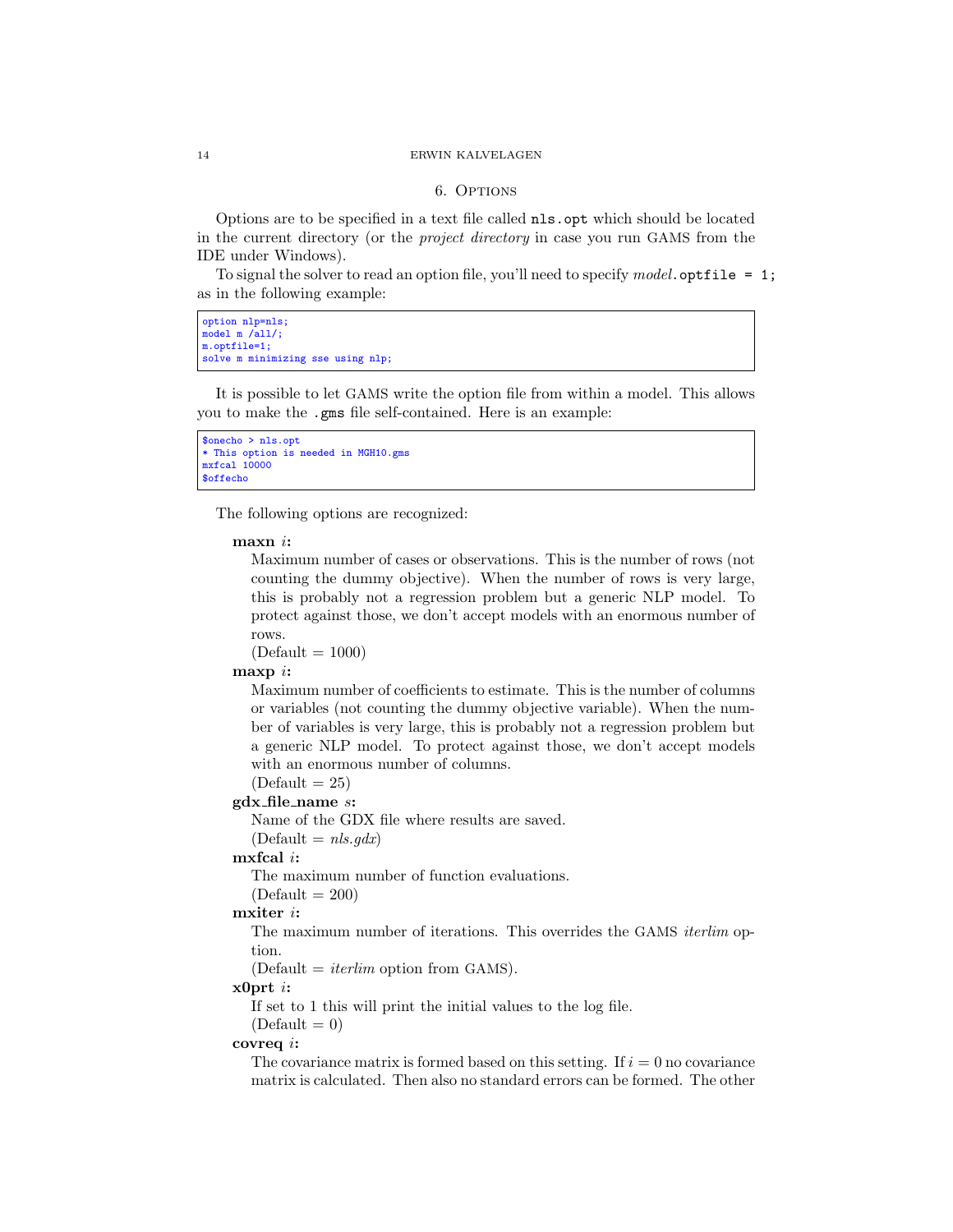## 6. Options

Options are to be specified in a text file called `nls.opt` which should be located in the current directory (or the *project directory* in case you run GAMS from the IDE under Windows).

To signal the solver to read an option file, you'll need to specify *model*.`optfile = 1;` as in the following example:

```
option nlp=nls;
model m /all/;
m.optfile=1;
solve m minimizing sse using nlp;
```

It is possible to let GAMS write the option file from within a model. This allows you to make the `.gms` file self-contained. Here is an example:

```
$onecho > nls.opt
* This option is needed in MGH10.gms
mxfcal 10000
$offecho
```

The following options are recognized:

**maxn** *i***:**
Maximum number of cases or observations. This is the number of rows (not counting the dummy objective). When the number of rows is very large, this is probably not a regression problem but a generic NLP model. To protect against those, we don't accept models with an enormous number of rows.
(Default = 1000)

**maxp** *i***:**
Maximum number of coefficients to estimate. This is the number of columns or variables (not counting the dummy objective variable). When the number of variables is very large, this is probably not a regression problem but a generic NLP model. To protect against those, we don't accept models with an enormous number of columns.
(Default = 25)

**gdx_file_name** *s***:**
Name of the GDX file where results are saved.
(Default = *nls.gdx*)

**mxfcal** *i***:**
The maximum number of function evaluations.
(Default = 200)

**mxiter** *i***:**
The maximum number of iterations. This overrides the GAMS *iterlim* option.
(Default = *iterlim* option from GAMS).

**x0prt** *i***:**
If set to 1 this will print the initial values to the log file.
(Default = 0)

**covreq** *i***:**
The covariance matrix is formed based on this setting. If $i = 0$ no covariance matrix is calculated. Then also no standard errors can be formed. The other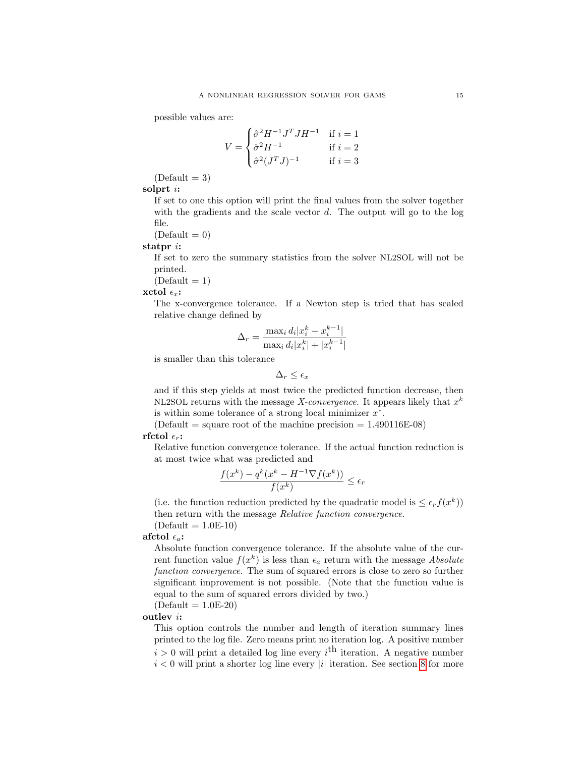possible values are:

$$V = \begin{cases} \hat{\sigma}^2 H^{-1} J^T J H^{-1} & \text{if } i = 1 \\ \hat{\sigma}^2 H^{-1} & \text{if } i = 2 \\ \hat{\sigma}^2 (J^T J)^{-1} & \text{if } i = 3 \end{cases}$$

(Default = 3)

**solprt** $i$**:**

If set to one this option will print the final values from the solver together with the gradients and the scale vector $d$. The output will go to the log file.
(Default = 0)

**statpr** $i$**:**

If set to zero the summary statistics from the solver NL2SOL will not be printed.
(Default = 1)

**xctol** $\epsilon_x$**:**

The x-convergence tolerance. If a Newton step is tried that has scaled relative change defined by

$$\Delta_r = \frac{\max_i d_i |x_i^k - x_i^{k-1}|}{\max_i d_i |x_i^k| + |x_i^{k-1}|}$$

is smaller than this tolerance

$$\Delta_r \leq \epsilon_x$$

and if this step yields at most twice the predicted function decrease, then NL2SOL returns with the message *X-convergence*. It appears likely that $x^k$ is within some tolerance of a strong local minimizer $x^*$.
(Default = square root of the machine precision = 1.490116E-08)

**rfctol** $\epsilon_r$**:**

Relative function convergence tolerance. If the actual function reduction is at most twice what was predicted and

$$\frac{f(x^k) - q^k(x^k - H^{-1}\nabla f(x^k))}{f(x^k)} \leq \epsilon_r$$

(i.e. the function reduction predicted by the quadratic model is $\leq \epsilon_r f(x^k)$) then return with the message *Relative function convergence*.
(Default = 1.0E-10)

**afctol** $\epsilon_a$**:**

Absolute function convergence tolerance. If the absolute value of the current function value $f(x^k)$ is less than $\epsilon_a$ return with the message *Absolute function convergence*. The sum of squared errors is close to zero so further significant improvement is not possible. (Note that the function value is equal to the sum of squared errors divided by two.)
(Default = 1.0E-20)

**outlev** $i$**:**

This option controls the number and length of iteration summary lines printed to the log file. Zero means print no iteration log. A positive number $i > 0$ will print a detailed log line every $i^{\text{th}}$ iteration. A negative number $i < 0$ will print a shorter log line every $|i|$ iteration. See section 8 for more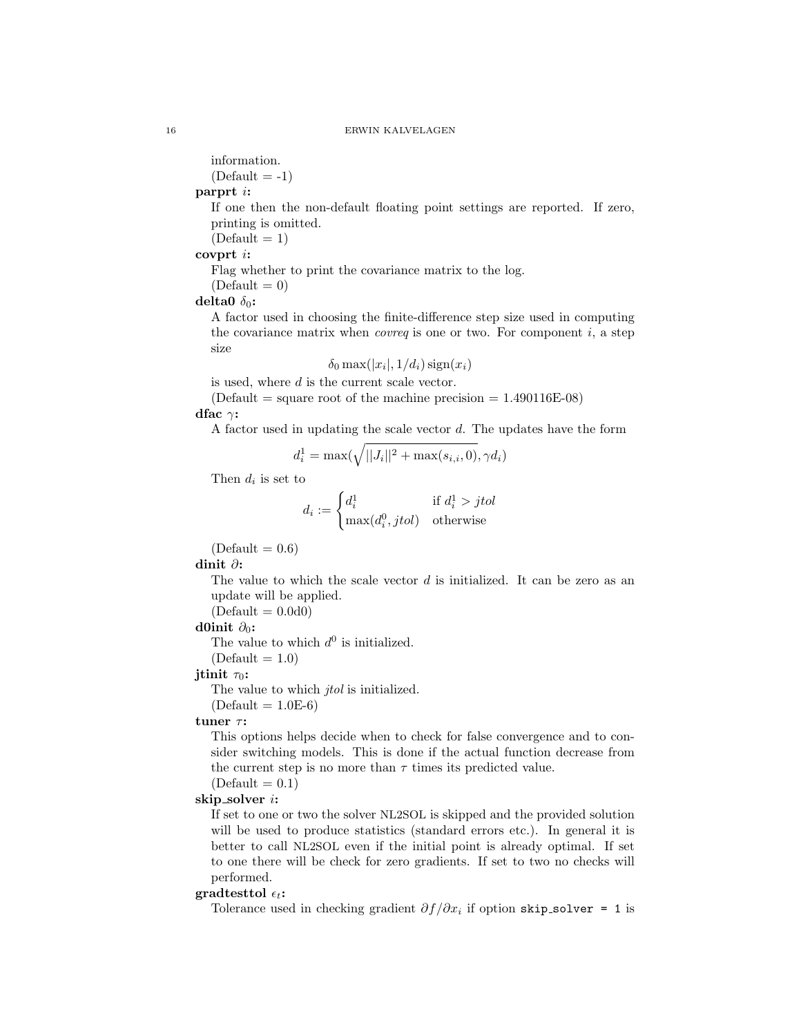information.
(Default = -1)

**parprt** $i$**:**
If one then the non-default floating point settings are reported. If zero, printing is omitted.
(Default = 1)

**covprt** $i$**:**
Flag whether to print the covariance matrix to the log.
(Default = 0)

**delta0** $\delta_0$**:**
A factor used in choosing the finite-difference step size used in computing the covariance matrix when *covreq* is one or two. For component $i$, a step size

$$\delta_0 \max(|x_i|, 1/d_i)\,\text{sign}(x_i)$$

is used, where $d$ is the current scale vector.
(Default = square root of the machine precision = 1.490116E-08)

**dfac** $\gamma$**:**
A factor used in updating the scale vector $d$. The updates have the form

$$d_i^1 = \max(\sqrt{||J_i||^2 + \max(s_{i,i}, 0)}, \gamma d_i)$$

Then $d_i$ is set to

$$d_i := \begin{cases} d_i^1 & \text{if } d_i^1 > jtol \\ \max(d_i^0, jtol) & \text{otherwise} \end{cases}$$

(Default = 0.6)

**dinit** $\partial$**:**
The value to which the scale vector $d$ is initialized. It can be zero as an update will be applied.
(Default = 0.0d0)

**d0init** $\partial_0$**:**
The value to which $d^0$ is initialized.
(Default = 1.0)

**jtinit** $\tau_0$**:**
The value to which *jtol* is initialized.
(Default = 1.0E-6)

**tuner** $\tau$**:**
This options helps decide when to check for false convergence and to consider switching models. This is done if the actual function decrease from the current step is no more than $\tau$ times its predicted value.
(Default = 0.1)

**skip_solver** $i$**:**
If set to one or two the solver NL2SOL is skipped and the provided solution will be used to produce statistics (standard errors etc.). In general it is better to call NL2SOL even if the initial point is already optimal. If set to one there will be check for zero gradients. If set to two no checks will performed.

**gradtesttol** $\epsilon_t$**:**
Tolerance used in checking gradient $\partial f/\partial x_i$ if option `skip_solver = 1` is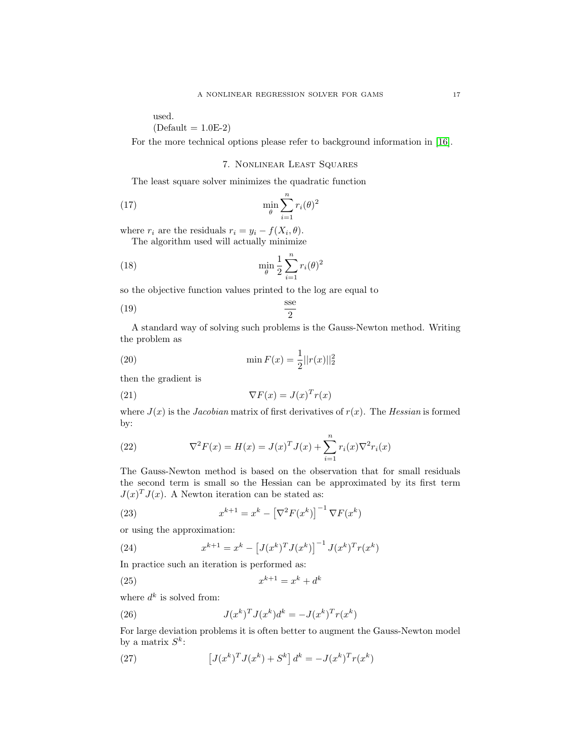used.
(Default = 1.0E-2)

For the more technical options please refer to background information in [16].

## 7. Nonlinear Least Squares

The least square solver minimizes the quadratic function

$$\min_{\theta} \sum_{i=1}^{n} r_i(\theta)^2 \tag{17}$$

where $r_i$ are the residuals $r_i = y_i - f(X_i, \theta)$.

The algorithm used will actually minimize

$$\min_{\theta} \frac{1}{2} \sum_{i=1}^{n} r_i(\theta)^2 \tag{18}$$

so the objective function values printed to the log are equal to

$$\frac{\text{sse}}{2} \tag{19}$$

A standard way of solving such problems is the Gauss-Newton method. Writing the problem as

$$\min F(x) = \frac{1}{2} ||r(x)||_2^2 \tag{20}$$

then the gradient is

$$\nabla F(x) = J(x)^T r(x) \tag{21}$$

where $J(x)$ is the *Jacobian* matrix of first derivatives of $r(x)$. The *Hessian* is formed by:

$$\nabla^2 F(x) = H(x) = J(x)^T J(x) + \sum_{i=1}^{n} r_i(x) \nabla^2 r_i(x) \tag{22}$$

The Gauss-Newton method is based on the observation that for small residuals the second term is small so the Hessian can be approximated by its first term $J(x)^T J(x)$. A Newton iteration can be stated as:

$$x^{k+1} = x^k - \left[\nabla^2 F(x^k)\right]^{-1} \nabla F(x^k) \tag{23}$$

or using the approximation:

$$x^{k+1} = x^k - \left[J(x^k)^T J(x^k)\right]^{-1} J(x^k)^T r(x^k) \tag{24}$$

In practice such an iteration is performed as:

$$x^{k+1} = x^k + d^k \tag{25}$$

where $d^k$ is solved from:

$$J(x^k)^T J(x^k) d^k = -J(x^k)^T r(x^k) \tag{26}$$

For large deviation problems it is often better to augment the Gauss-Newton model by a matrix $S^k$:

$$\left[J(x^k)^T J(x^k) + S^k\right] d^k = -J(x^k)^T r(x^k) \tag{27}$$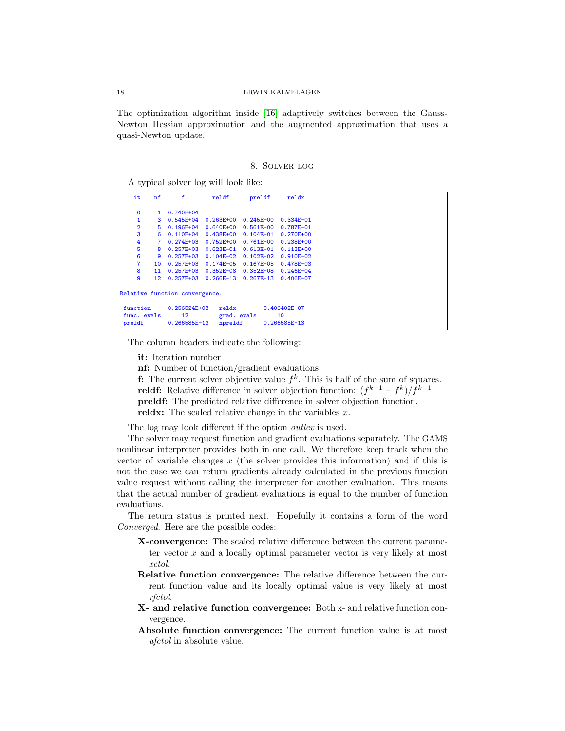The optimization algorithm inside [16] adaptively switches between the Gauss-Newton Hessian approximation and the augmented approximation that uses a quasi-Newton update.

## 8. Solver log

A typical solver log will look like:

```
   it    nf      f        reldf      preldf     reldx

    0     1  0.740E+04
    1     3  0.545E+04  0.263E+00  0.245E+00  0.334E-01
    2     5  0.196E+04  0.640E+00  0.561E+00  0.787E-01
    3     6  0.110E+04  0.438E+00  0.104E+01  0.270E+00
    4     7  0.274E+03  0.752E+00  0.761E+00  0.238E+00
    5     8  0.257E+03  0.623E-01  0.613E-01  0.113E+00
    6     9  0.257E+03  0.104E-02  0.102E-02  0.910E-02
    7    10  0.257E+03  0.174E-05  0.167E-05  0.478E-03
    8    11  0.257E+03  0.352E-08  0.352E-08  0.246E-04
    9    12  0.257E+03  0.266E-13  0.267E-13  0.406E-07

Relative function convergence.

 function     0.256524E+03   reldx        0.406402E-07
 func. evals      12         grad. evals      10
 preldf       0.266585E-13   npreldf      0.266585E-13
```

The column headers indicate the following:

**it:** Iteration number
**nf:** Number of function/gradient evaluations.
**f:** The current solver objective value $f^k$. This is half of the sum of squares.
**reldf:** Relative difference in solver objection function: $(f^{k-1} - f^k)/f^{k-1}$.
**preldf:** The predicted relative difference in solver objection function.
**reldx:** The scaled relative change in the variables $x$.

The log may look different if the option *outlev* is used.

The solver may request function and gradient evaluations separately. The GAMS nonlinear interpreter provides both in one call. We therefore keep track when the vector of variable changes $x$ (the solver provides this information) and if this is not the case we can return gradients already calculated in the previous function value request without calling the interpreter for another evaluation. This means that the actual number of gradient evaluations is equal to the number of function evaluations.

The return status is printed next. Hopefully it contains a form of the word *Converged*. Here are the possible codes:

**X-convergence:** The scaled relative difference between the current parameter vector $x$ and a locally optimal parameter vector is very likely at most *xctol*.

**Relative function convergence:** The relative difference between the current function value and its locally optimal value is very likely at most *rfctol*.

**X- and relative function convergence:** Both x- and relative function convergence.

**Absolute function convergence:** The current function value is at most *afctol* in absolute value.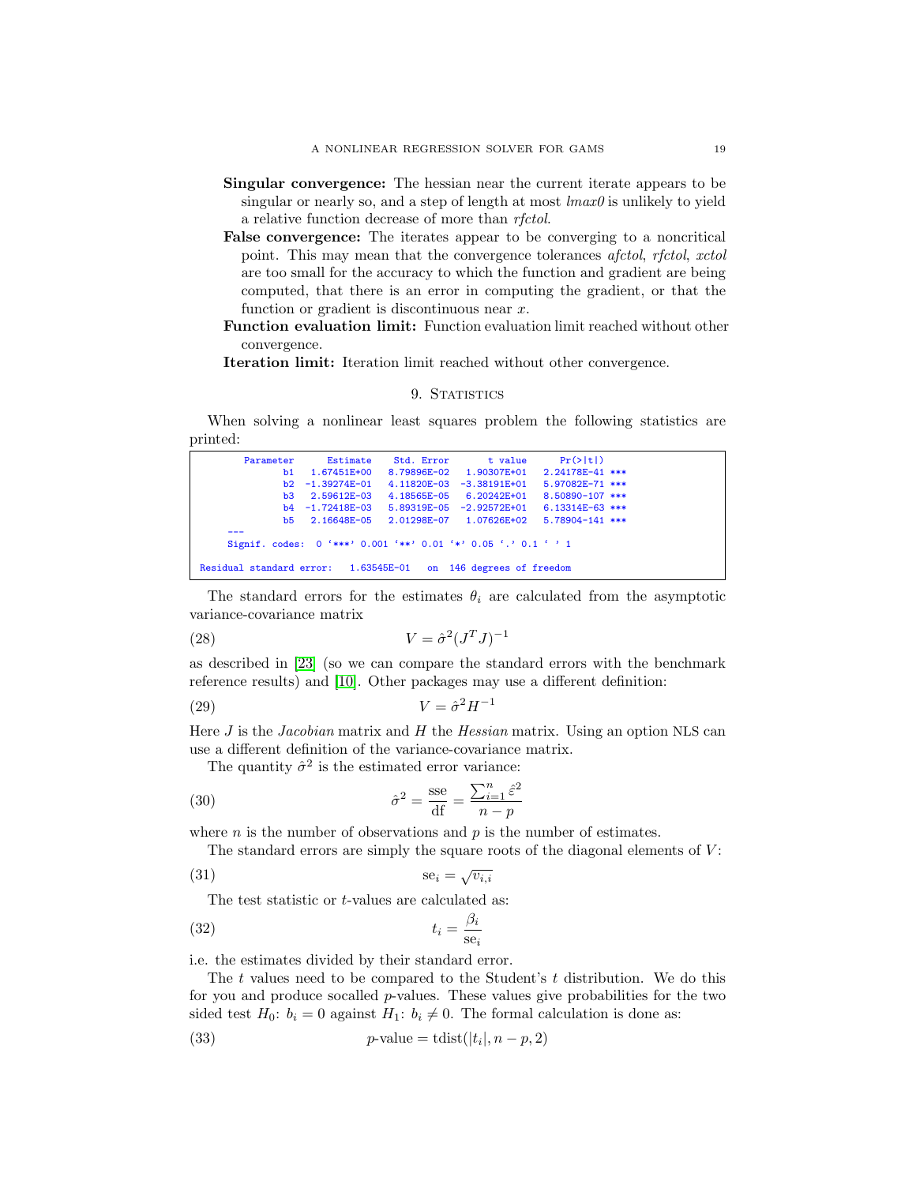**Singular convergence:** The hessian near the current iterate appears to be singular or nearly so, and a step of length at most *lmax0* is unlikely to yield a relative function decrease of more than *rfctol*.

**False convergence:** The iterates appear to be converging to a noncritical point. This may mean that the convergence tolerances *afctol*, *rfctol*, *xctol* are too small for the accuracy to which the function and gradient are being computed, that there is an error in computing the gradient, or that the function or gradient is discontinuous near $x$.

**Function evaluation limit:** Function evaluation limit reached without other convergence.

**Iteration limit:** Iteration limit reached without other convergence.

## 9. Statistics

When solving a nonlinear least squares problem the following statistics are printed:

```
       Parameter      Estimate    Std. Error       t value      Pr(>|t|)
              b1   1.67451E+00   8.79896E-02   1.90307E+01   2.24178E-41 ***
              b2  -1.39274E-01   4.11820E-03  -3.38191E+01   5.97082E-71 ***
              b3   2.59612E-03   4.18565E-05   6.20242E+01   8.50890-107 ***
              b4  -1.72418E-03   5.89319E-05  -2.92572E+01   6.13314E-63 ***
              b5   2.16648E-05   2.01298E-07   1.07626E+02   5.78904-141 ***
     ---
     Signif. codes:  0 '***' 0.001 '**' 0.01 '*' 0.05 '.' 0.1 ' ' 1

 Residual standard error:   1.63545E-01   on  146 degrees of freedom
```

The standard errors for the estimates $\theta_i$ are calculated from the asymptotic variance-covariance matrix

$$V = \hat{\sigma}^2 (J^T J)^{-1} \tag{28}$$

as described in [23] (so we can compare the standard errors with the benchmark reference results) and [10]. Other packages may use a different definition:

$$V = \hat{\sigma}^2 H^{-1} \tag{29}$$

Here $J$ is the *Jacobian* matrix and $H$ the *Hessian* matrix. Using an option NLS can use a different definition of the variance-covariance matrix.

The quantity $\hat{\sigma}^2$ is the estimated error variance:

$$\hat{\sigma}^2 = \frac{\text{sse}}{\text{df}} = \frac{\sum_{i=1}^{n} \hat{\varepsilon}^2}{n-p} \tag{30}$$

where $n$ is the number of observations and $p$ is the number of estimates.

The standard errors are simply the square roots of the diagonal elements of $V$:

$$\text{se}_i = \sqrt{v_{i,i}} \tag{31}$$

The test statistic or $t$-values are calculated as:

$$t_i = \frac{\beta_i}{\text{se}_i} \tag{32}$$

i.e. the estimates divided by their standard error.

The $t$ values need to be compared to the Student's $t$ distribution. We do this for you and produce socalled $p$-values. These values give probabilities for the two sided test $H_0$: $b_i = 0$ against $H_1$: $b_i \neq 0$. The formal calculation is done as:

$$p\text{-value} = \text{tdist}(|t_i|, n-p, 2) \tag{33}$$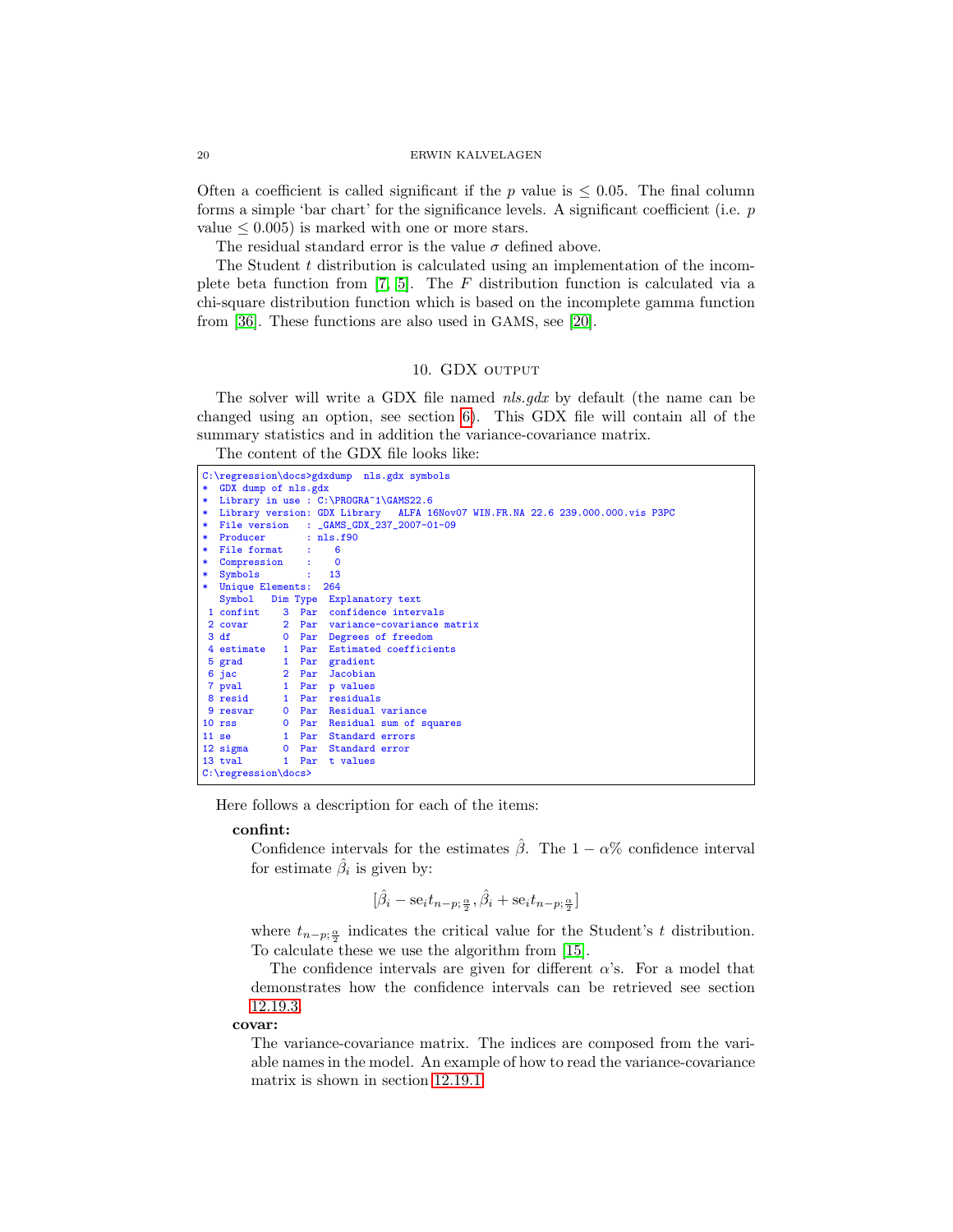Often a coefficient is called significant if the $p$ value is $\leq 0.05$. The final column forms a simple 'bar chart' for the significance levels. A significant coefficient (i.e. $p$ value $\leq 0.005$) is marked with one or more stars.

The residual standard error is the value $\sigma$ defined above.

The Student $t$ distribution is calculated using an implementation of the incomplete beta function from [7, 5]. The $F$ distribution function is calculated via a chi-square distribution function which is based on the incomplete gamma function from [36]. These functions are also used in GAMS, see [20].

## 10. GDX output

The solver will write a GDX file named *nls.gdx* by default (the name can be changed using an option, see section 6). This GDX file will contain all of the summary statistics and in addition the variance-covariance matrix.

The content of the GDX file looks like:

```
C:\regression\docs>gdxdump  nls.gdx symbols
*  GDX dump of nls.gdx
*  Library in use : C:\PROGRA~1\GAMS22.6
*  Library version: GDX Library   ALFA 16Nov07 WIN.FR.NA 22.6 239.000.000.vis P3PC
*  File version   : _GAMS_GDX_237_2007-01-09
*  Producer       : nls.f90
*  File format    :    6
*  Compression    :    0
*  Symbols        :   13
*  Unique Elements:  264
   Symbol   Dim Type  Explanatory text
 1 confint    3  Par  confidence intervals
 2 covar      2  Par  variance-covariance matrix
 3 df         0  Par  Degrees of freedom
 4 estimate   1  Par  Estimated coefficients
 5 grad       1  Par  gradient
 6 jac        2  Par  Jacobian
 7 pval       1  Par  p values
 8 resid      1  Par  residuals
 9 resvar     0  Par  Residual variance
10 rss        0  Par  Residual sum of squares
11 se         1  Par  Standard errors
12 sigma      0  Par  Standard error
13 tval       1  Par  t values
C:\regression\docs>
```

Here follows a description for each of the items:

**confint:**
Confidence intervals for the estimates $\hat{\beta}$. The $1-\alpha\%$ confidence interval for estimate $\hat{\beta}_i$ is given by:

$$[\hat{\beta}_i - \text{se}_i t_{n-p;\frac{\alpha}{2}}, \hat{\beta}_i + \text{se}_i t_{n-p;\frac{\alpha}{2}}]$$

where $t_{n-p;\frac{\alpha}{2}}$ indicates the critical value for the Student's $t$ distribution. To calculate these we use the algorithm from [15].

The confidence intervals are given for different $\alpha$'s. For a model that demonstrates how the confidence intervals can be retrieved see section 12.19.3.

**covar:**
The variance-covariance matrix. The indices are composed from the variable names in the model. An example of how to read the variance-covariance matrix is shown in section 12.19.1.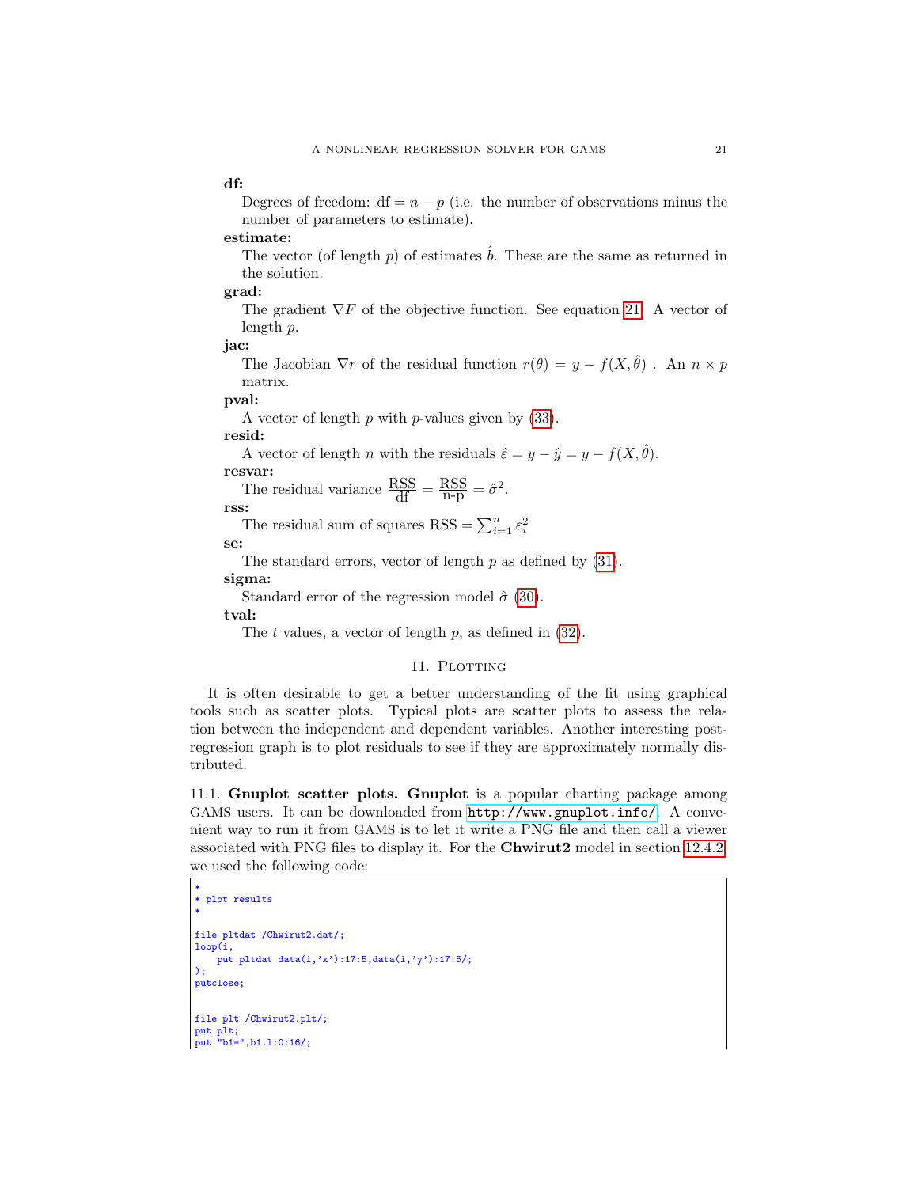**df:**

Degrees of freedom: $\text{df} = n - p$ (i.e. the number of observations minus the number of parameters to estimate).

**estimate:**

The vector (of length $p$) of estimates $\hat{b}$. These are the same as returned in the solution.

**grad:**

The gradient $\nabla F$ of the objective function. See equation 21. A vector of length $p$.

**jac:**

The Jacobian $\nabla r$ of the residual function $r(\theta) = y - f(X, \hat{\theta})$ . An $n \times p$ matrix.

**pval:**

A vector of length $p$ with $p$-values given by (33).

**resid:**

A vector of length $n$ with the residuals $\hat{\varepsilon} = y - \hat{y} = y - f(X, \hat{\theta})$.

**resvar:**

The residual variance $\frac{\text{RSS}}{\text{df}} = \frac{\text{RSS}}{\text{n-p}} = \hat{\sigma}^2$.

**rss:**

The residual sum of squares $\text{RSS} = \sum_{i=1}^{n} \varepsilon_i^2$

**se:**

The standard errors, vector of length $p$ as defined by (31).

**sigma:**

Standard error of the regression model $\hat{\sigma}$ (30).

**tval:**

The $t$ values, a vector of length $p$, as defined in (32).

## 11. Plotting

It is often desirable to get a better understanding of the fit using graphical tools such as scatter plots. Typical plots are scatter plots to assess the relation between the independent and dependent variables. Another interesting post-regression graph is to plot residuals to see if they are approximately normally distributed.

### 11.1. Gnuplot scatter plots.

**Gnuplot** is a popular charting package among GAMS users. It can be downloaded from http://www.gnuplot.info/. A convenient way to run it from GAMS is to let it write a PNG file and then call a viewer associated with PNG files to display it. For the **Chwirut2** model in section 12.4.2 we used the following code:

```
*
* plot results
*

file pltdat /Chwirut2.dat/;
loop(i,
    put pltdat data(i,'x'):17:5,data(i,'y'):17:5/;
);
putclose;


file plt /Chwirut2.plt/;
put plt;
put "b1=",b1.l:0:16/;
```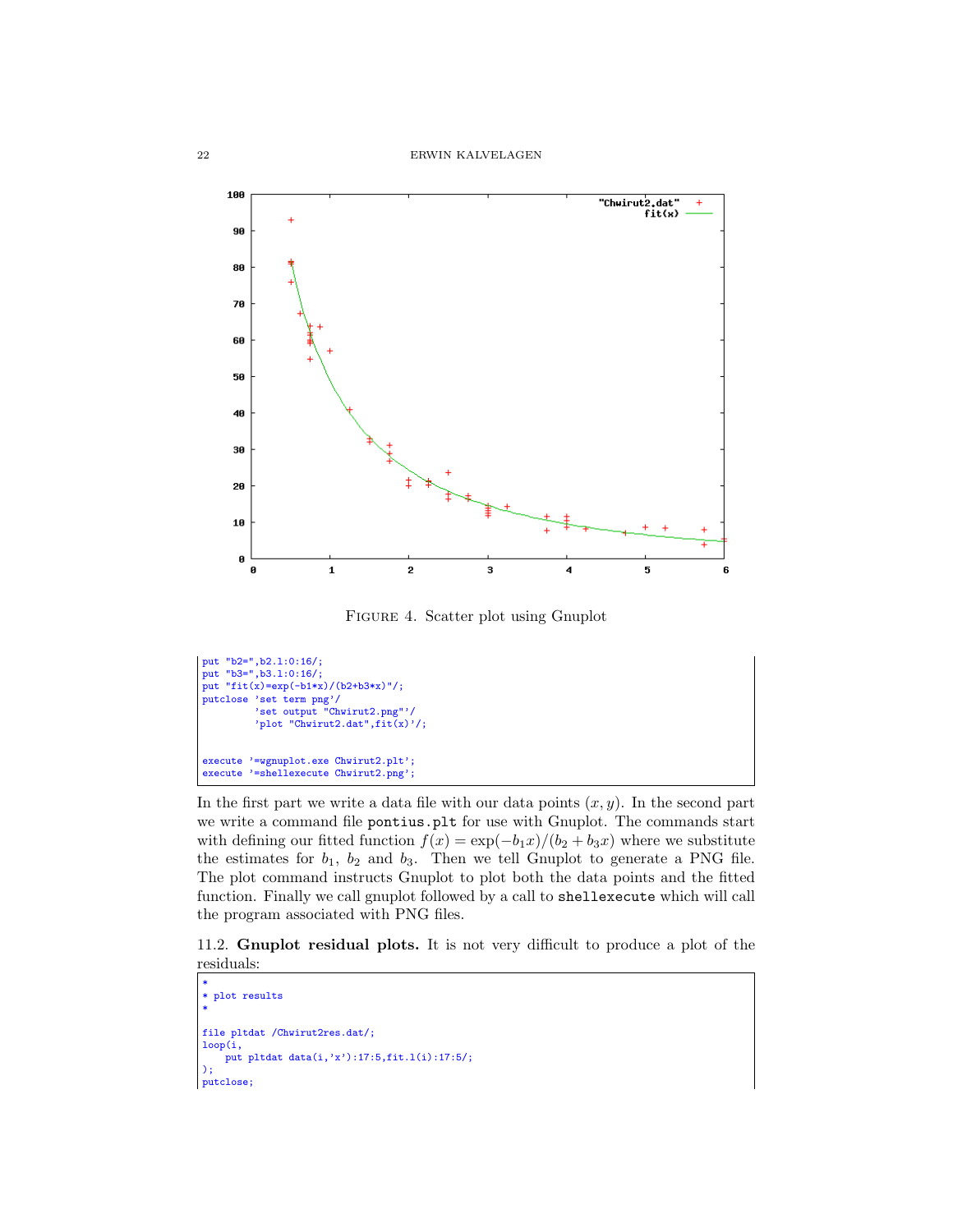FIGURE 4. Scatter plot using Gnuplot

```
put "b2=",b2.l:0:16/;
put "b3=",b3.l:0:16/;
put "fit(x)=exp(-b1*x)/(b2+b3*x)"/;
putclose 'set term png'/
         'set output "Chwirut2.png"'/
         'plot "Chwirut2.dat",fit(x)'/;


execute '=wgnuplot.exe Chwirut2.plt';
execute '=shellexecute Chwirut2.png';
```

In the first part we write a data file with our data points $(x, y)$. In the second part we write a command file `pontius.plt` for use with Gnuplot. The commands start with defining our fitted function $f(x) = \exp(-b_1 x)/(b_2 + b_3 x)$ where we substitute the estimates for $b_1$, $b_2$ and $b_3$. Then we tell Gnuplot to generate a PNG file. The plot command instructs Gnuplot to plot both the data points and the fitted function. Finally we call gnuplot followed by a call to `shellexecute` which will call the program associated with PNG files.

11.2. **Gnuplot residual plots.** It is not very difficult to produce a plot of the residuals:

```
*
* plot results
*

file pltdat /Chwirut2res.dat/;
loop(i,
    put pltdat data(i,'x'):17:5,fit.l(i):17:5/;
);
putclose;
```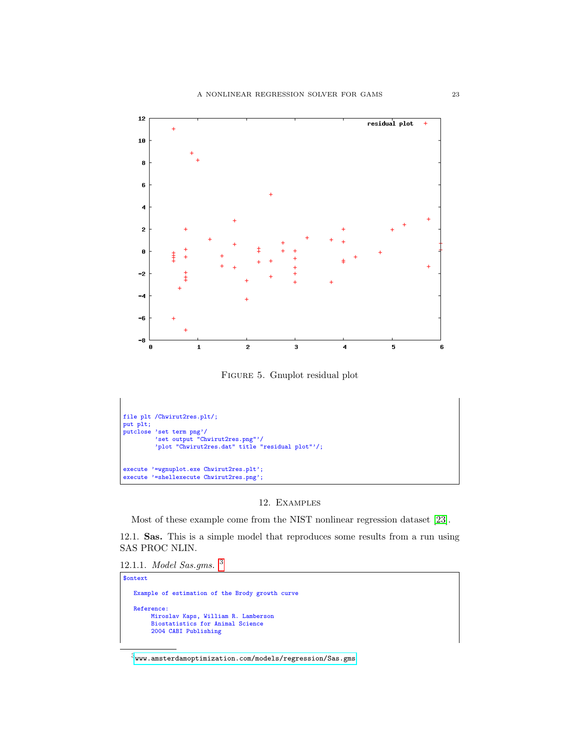FIGURE 5. Gnuplot residual plot

```
file plt /Chwirut2res.plt/;
put plt;
putclose 'set term png'/
         'set output "Chwirut2res.png"'/
         'plot "Chwirut2res.dat" title "residual plot"'/;


execute '=wgnuplot.exe Chwirut2res.plt';
execute '=shellexecute Chwirut2res.png';
```

## 12. Examples

Most of these example come from the NIST nonlinear regression dataset [23].

**12.1. Sas.** This is a simple model that reproduces some results from a run using SAS PROC NLIN.

12.1.1. *Model Sas.gms.* [3]

```
$ontext

   Example of estimation of the Brody growth curve

   Reference:
        Miroslav Kaps, William R. Lamberson
        Biostatistics for Animal Science
        2004 CABI Publishing
```

[3] www.amsterdamoptimization.com/models/regression/Sas.gms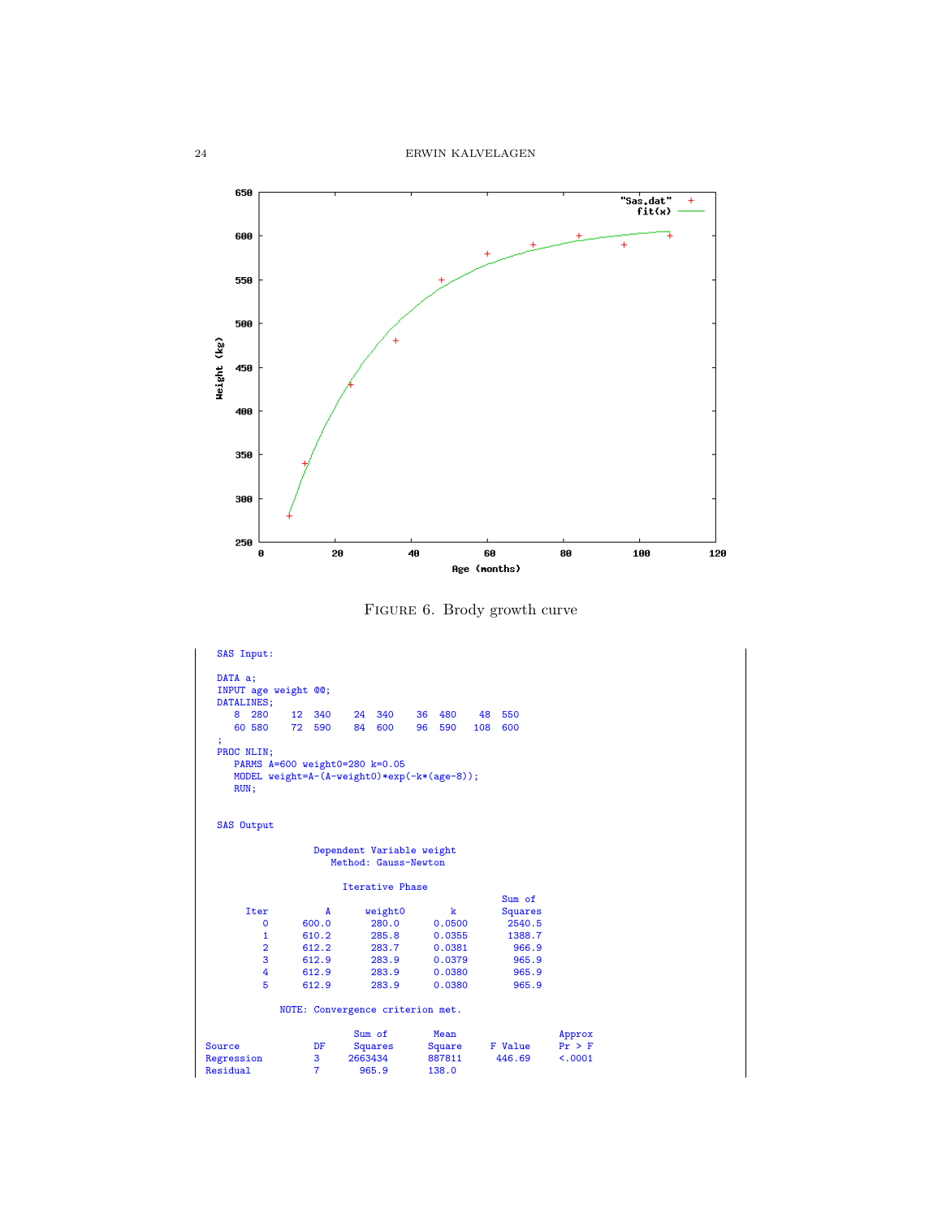FIGURE 6. Brody growth curve

```
SAS Input:

DATA a;
INPUT age weight @@;
DATALINES;
   8  280    12  340    24  340    36  480    48  550
   60 580    72  590    84  600    96  590   108  600
;
PROC NLIN;
   PARMS A=600 weight0=280 k=0.05
   MODEL weight=A-(A-weight0)*exp(-k*(age-8));
   RUN;


SAS Output

                 Dependent Variable weight
                    Method: Gauss-Newton

                      Iterative Phase
                                                     Sum of
     Iter           A       weight0          k      Squares
        0       600.0         280.0     0.0500       2540.5
        1       610.2         285.8     0.0355       1388.7
        2       612.2         283.7     0.0381        966.9
        3       612.9         283.9     0.0379        965.9
        4       612.9         283.9     0.0380        965.9
        5       612.9         283.9     0.0380        965.9

           NOTE: Convergence criterion met.

                            Sum of        Mean                   Approx
Source              DF     Squares      Square    F Value     Pr > F
Regression           3     2663434      887811     446.69     <.0001
Residual             7       965.9       138.0
```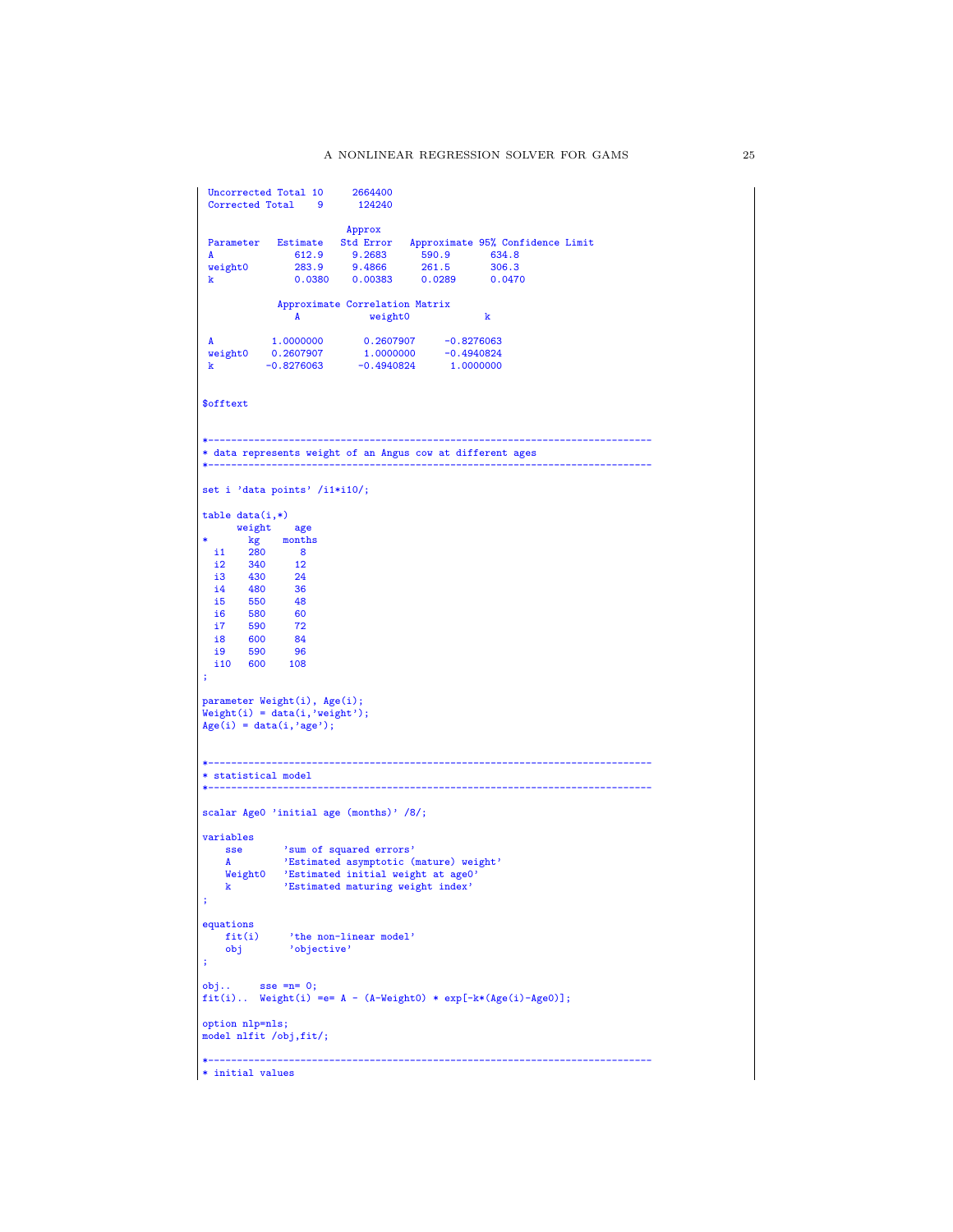```
 Uncorrected Total 10     2664400
 Corrected Total    9      124240

                        Approx
 Parameter   Estimate   Std Error   Approximate 95% Confidence Limit
 A              612.9     9.2683      590.9       634.8
 weight0        283.9     9.4866      261.5       306.3
 k              0.0380    0.00383     0.0289      0.0470

            Approximate Correlation Matrix
               A            weight0             k

 A          1.0000000       0.2607907     -0.8276063
 weight0    0.2607907       1.0000000     -0.4940824
 k         -0.8276063      -0.4940824      1.0000000


$offtext


*-----------------------------------------------------------------------------
* data represents weight of an Angus cow at different ages
*-----------------------------------------------------------------------------

set i 'data points' /i1*i10/;

table data(i,*)
      weight    age
*       kg     months
  i1    280      8
  i2    340     12
  i3    430     24
  i4    480     36
  i5    550     48
  i6    580     60
  i7    590     72
  i8    600     84
  i9    590     96
  i10   600    108
;

parameter Weight(i), Age(i);
Weight(i) = data(i,'weight');
Age(i) = data(i,'age');


*-----------------------------------------------------------------------------
* statistical model
*-----------------------------------------------------------------------------

scalar Age0 'initial age (months)' /8/;

variables
    sse       'sum of squared errors'
    A         'Estimated asymptotic (mature) weight'
    Weight0   'Estimated initial weight at age0'
    k         'Estimated maturing weight index'
;

equations
    fit(i)     'the non-linear model'
    obj        'objective'
;

obj..     sse =n= 0;
fit(i)..  Weight(i) =e= A - (A-Weight0) * exp[-k*(Age(i)-Age0)];

option nlp=nls;
model nlfit /obj,fit/;

*-----------------------------------------------------------------------------
* initial values
```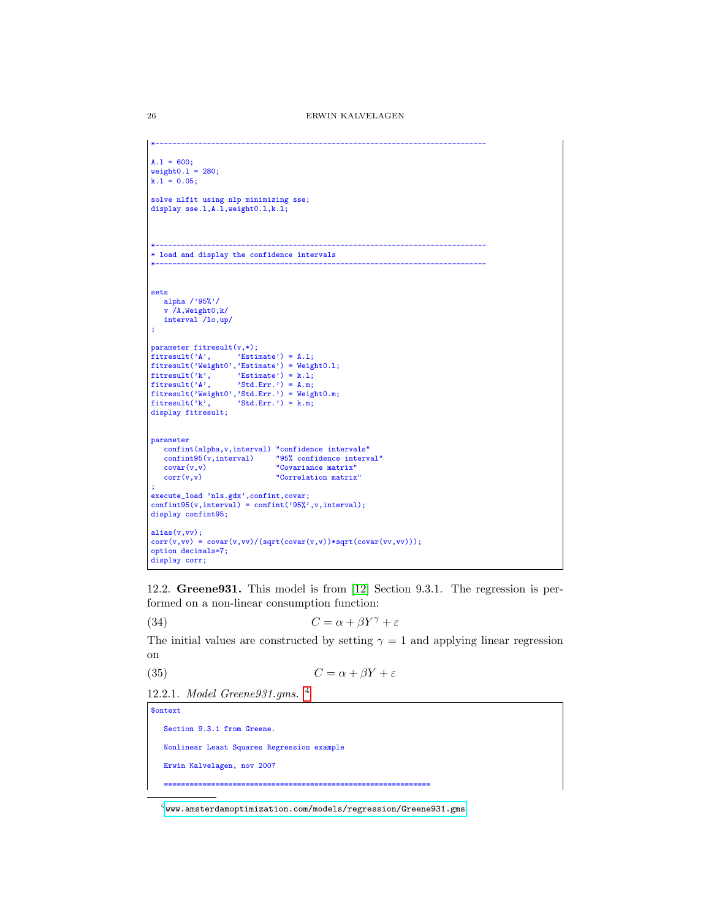```
*------------------------------------------------------------------------------

A.l = 600;
weight0.l = 280;
k.l = 0.05;

solve nlfit using nlp minimizing sse;
display sse.l,A.l,weight0.l,k.l;



*------------------------------------------------------------------------------
* load and display the confidence intervals
*------------------------------------------------------------------------------


sets
   alpha /'95%'/
   v /A,Weight0,k/
   interval /lo,up/
;

parameter fitresult(v,*);
fitresult('A',      'Estimate') = A.l;
fitresult('Weight0','Estimate') = Weight0.l;
fitresult('k',      'Estimate') = k.l;
fitresult('A',      'Std.Err.') = A.m;
fitresult('Weight0','Std.Err.') = Weight0.m;
fitresult('k',      'Std.Err.') = k.m;
display fitresult;


parameter
   confint(alpha,v,interval) "confidence intervals"
   confint95(v,interval)     "95% confidence interval"
   covar(v,v)                "Covariance matrix"
   corr(v,v)                 "Correlation matrix"
;
execute_load 'nls.gdx',confint,covar;
confint95(v,interval) = confint('95%',v,interval);
display confint95;

alias(v,vv);
corr(v,vv) = covar(v,vv)/(sqrt(covar(v,v))*sqrt(covar(vv,vv)));
option decimals=7;
display corr;
```

12.2. **Greene931.** This model is from [12] Section 9.3.1. The regression is performed on a non-linear consumption function:

$$C = \alpha + \beta Y^{\gamma} + \varepsilon \quad (34)$$

The initial values are constructed by setting $\gamma = 1$ and applying linear regression on

$$C = \alpha + \beta Y + \varepsilon \quad (35)$$

12.2.1. *Model Greene931.gms.* [4]

```
$ontext

   Section 9.3.1 from Greene.

   Nonlinear Least Squares Regression example

   Erwin Kalvelagen, nov 2007

   ==============================================================
```

[4] www.amsterdamoptimization.com/models/regression/Greene931.gms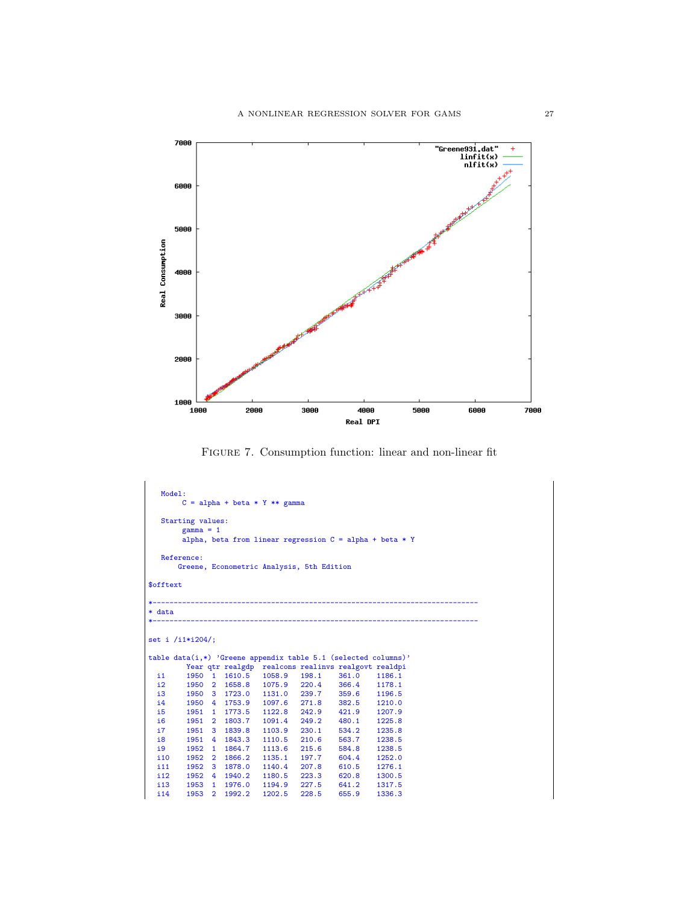FIGURE 7. Consumption function: linear and non-linear fit

```
   Model:
        C = alpha + beta * Y ** gamma

   Starting values:
        gamma = 1
        alpha, beta from linear regression C = alpha + beta * Y

   Reference:
       Greene, Econometric Analysis, 5th Edition

$offtext

*-----------------------------------------------------------------------------
* data
*-----------------------------------------------------------------------------

set i /i1*i204/;

table data(i,*) 'Greene appendix table 5.1 (selected columns)'
        Year qtr realgdp  realcons realinvs realgovt realdpi
  i1     1950  1  1610.5   1058.9   198.1    361.0    1186.1
  i2     1950  2  1658.8   1075.9   220.4    366.4    1178.1
  i3     1950  3  1723.0   1131.0   239.7    359.6    1196.5
  i4     1950  4  1753.9   1097.6   271.8    382.5    1210.0
  i5     1951  1  1773.5   1122.8   242.9    421.9    1207.9
  i6     1951  2  1803.7   1091.4   249.2    480.1    1225.8
  i7     1951  3  1839.8   1103.9   230.1    534.2    1235.8
  i8     1951  4  1843.3   1110.5   210.6    563.7    1238.5
  i9     1952  1  1864.7   1113.6   215.6    584.8    1238.5
  i10    1952  2  1866.2   1135.1   197.7    604.4    1252.0
  i11    1952  3  1878.0   1140.4   207.8    610.5    1276.1
  i12    1952  4  1940.2   1180.5   223.3    620.8    1300.5
  i13    1953  1  1976.0   1194.9   227.5    641.2    1317.5
  i14    1953  2  1992.2   1202.5   228.5    655.9    1336.3
```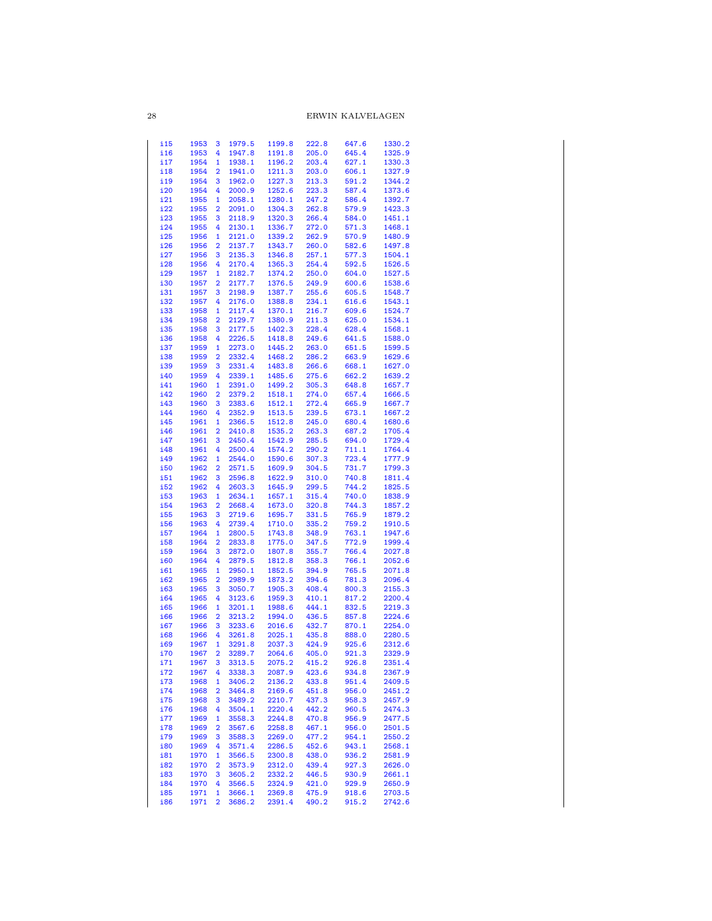```
i15    1953  3  1979.5   1199.8   222.8   647.6   1330.2
i16    1953  4  1947.8   1191.8   205.0   645.4   1325.9
i17    1954  1  1938.1   1196.2   203.4   627.1   1330.3
i18    1954  2  1941.0   1211.3   203.0   606.1   1327.9
i19    1954  3  1962.0   1227.3   213.3   591.2   1344.2
i20    1954  4  2000.9   1252.6   223.3   587.4   1373.6
i21    1955  1  2058.1   1280.1   247.2   586.4   1392.7
i22    1955  2  2091.0   1304.3   262.8   579.9   1423.3
i23    1955  3  2118.9   1320.3   266.4   584.0   1451.1
i24    1955  4  2130.1   1336.7   272.0   571.3   1468.1
i25    1956  1  2121.0   1339.2   262.9   570.9   1480.9
i26    1956  2  2137.7   1343.7   260.0   582.6   1497.8
i27    1956  3  2135.3   1346.8   257.1   577.3   1504.1
i28    1956  4  2170.4   1365.3   254.4   592.5   1526.5
i29    1957  1  2182.7   1374.2   250.0   604.0   1527.5
i30    1957  2  2177.7   1376.5   249.9   600.6   1538.6
i31    1957  3  2198.9   1387.7   255.6   605.5   1548.7
i32    1957  4  2176.0   1388.8   234.1   616.6   1543.1
i33    1958  1  2117.4   1370.1   216.7   609.6   1524.7
i34    1958  2  2129.7   1380.9   211.3   625.0   1534.1
i35    1958  3  2177.5   1402.3   228.4   628.4   1568.1
i36    1958  4  2226.5   1418.8   249.6   641.5   1588.0
i37    1959  1  2273.0   1445.2   263.0   651.5   1599.5
i38    1959  2  2332.4   1468.2   286.2   663.9   1629.6
i39    1959  3  2331.4   1483.8   266.6   668.1   1627.0
i40    1959  4  2339.1   1485.6   275.6   662.2   1639.2
i41    1960  1  2391.0   1499.2   305.3   648.8   1657.7
i42    1960  2  2379.2   1518.1   274.0   657.4   1666.5
i43    1960  3  2383.6   1512.1   272.4   665.9   1667.7
i44    1960  4  2352.9   1513.5   239.5   673.1   1667.2
i45    1961  1  2366.5   1512.8   245.0   680.4   1680.6
i46    1961  2  2410.8   1535.2   263.3   687.2   1705.4
i47    1961  3  2450.4   1542.9   285.5   694.0   1729.4
i48    1961  4  2500.4   1574.2   290.2   711.1   1764.4
i49    1962  1  2544.0   1590.6   307.3   723.4   1777.9
i50    1962  2  2571.5   1609.9   304.5   731.7   1799.3
i51    1962  3  2596.8   1622.9   310.0   740.8   1811.4
i52    1962  4  2603.3   1645.9   299.5   744.2   1825.5
i53    1963  1  2634.1   1657.1   315.4   740.0   1838.9
i54    1963  2  2668.4   1673.0   320.8   744.3   1857.2
i55    1963  3  2719.6   1695.7   331.5   765.9   1879.2
i56    1963  4  2739.4   1710.0   335.2   759.2   1910.5
i57    1964  1  2800.5   1743.8   348.9   763.1   1947.6
i58    1964  2  2833.8   1775.0   347.5   772.9   1999.4
i59    1964  3  2872.0   1807.8   355.7   766.4   2027.8
i60    1964  4  2879.5   1812.8   358.3   766.1   2052.6
i61    1965  1  2950.1   1852.5   394.9   765.5   2071.8
i62    1965  2  2989.9   1873.2   394.6   781.3   2096.4
i63    1965  3  3050.7   1905.3   408.4   800.3   2155.3
i64    1965  4  3123.6   1959.3   410.1   817.2   2200.4
i65    1966  1  3201.1   1988.6   444.1   832.5   2219.3
i66    1966  2  3213.2   1994.0   436.5   857.8   2224.6
i67    1966  3  3233.6   2016.6   432.7   870.1   2254.0
i68    1966  4  3261.8   2025.1   435.8   888.0   2280.5
i69    1967  1  3291.8   2037.3   424.9   925.6   2312.6
i70    1967  2  3289.7   2064.6   405.0   921.3   2329.9
i71    1967  3  3313.5   2075.2   415.2   926.8   2351.4
i72    1967  4  3338.3   2087.9   423.6   934.8   2367.9
i73    1968  1  3406.2   2136.2   433.8   951.4   2409.5
i74    1968  2  3464.8   2169.6   451.8   956.0   2451.2
i75    1968  3  3489.2   2210.7   437.3   958.3   2457.9
i76    1968  4  3504.1   2220.4   442.2   960.5   2474.3
i77    1969  1  3558.3   2244.8   470.8   956.9   2477.5
i78    1969  2  3567.6   2258.8   467.1   956.0   2501.5
i79    1969  3  3588.3   2269.0   477.2   954.1   2550.2
i80    1969  4  3571.4   2286.5   452.6   943.1   2568.1
i81    1970  1  3566.5   2300.8   438.0   936.2   2581.9
i82    1970  2  3573.9   2312.0   439.4   927.3   2626.0
i83    1970  3  3605.2   2332.2   446.5   930.9   2661.1
i84    1970  4  3566.5   2324.9   421.0   929.9   2650.9
i85    1971  1  3666.1   2369.8   475.9   918.6   2703.5
i86    1971  2  3686.2   2391.4   490.2   915.2   2742.6
```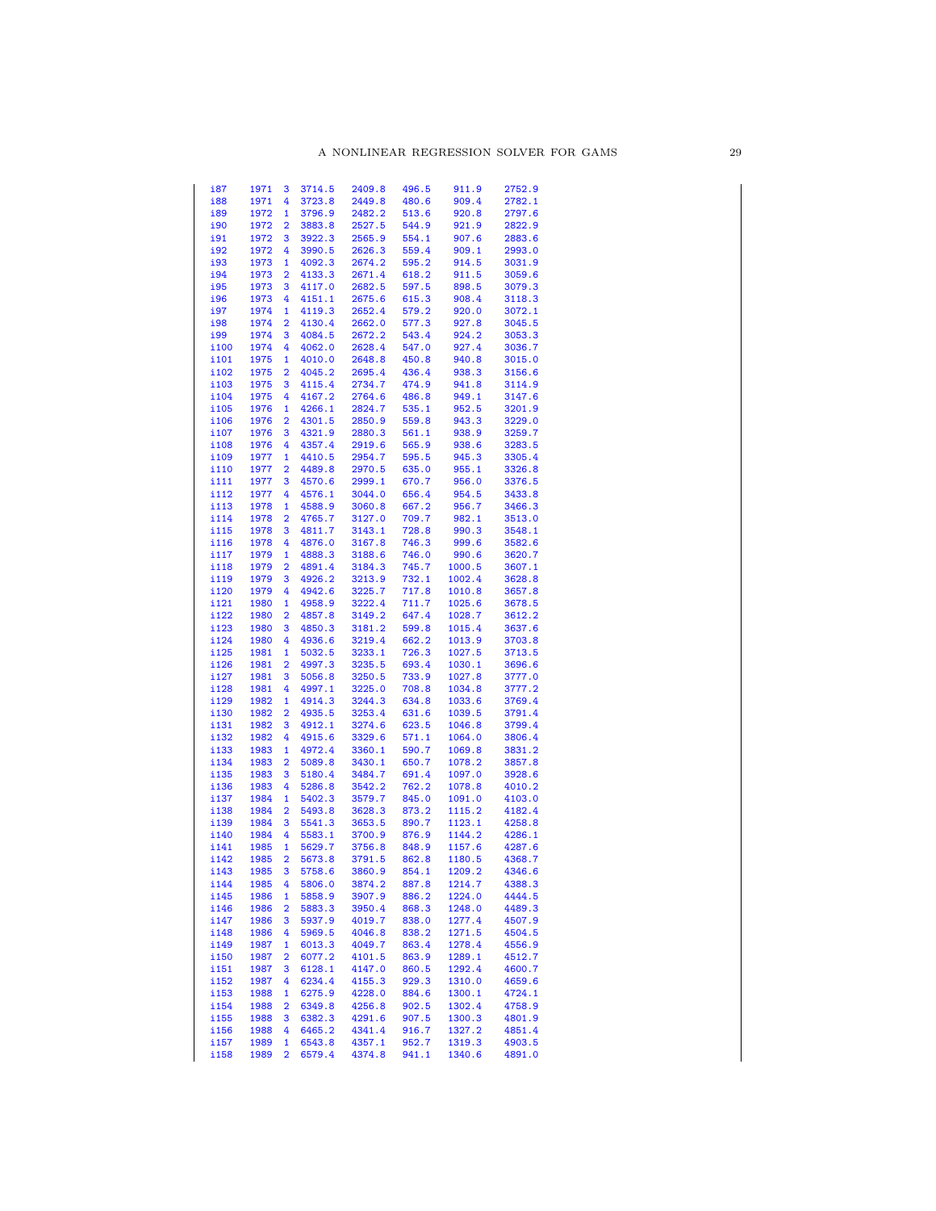```
i87    1971  3  3714.5   2409.8   496.5    911.9   2752.9
i88    1971  4  3723.8   2449.8   480.6    909.4   2782.1
i89    1972  1  3796.9   2482.2   513.6    920.8   2797.6
i90    1972  2  3883.8   2527.5   544.9    921.9   2822.9
i91    1972  3  3922.3   2565.9   554.1    907.6   2883.6
i92    1972  4  3990.5   2626.3   559.4    909.1   2993.0
i93    1973  1  4092.3   2674.2   595.2    914.5   3031.9
i94    1973  2  4133.3   2671.4   618.2    911.5   3059.6
i95    1973  3  4117.0   2682.5   597.5    898.5   3079.3
i96    1973  4  4151.1   2675.6   615.3    908.4   3118.3
i97    1974  1  4119.3   2652.4   579.2    920.0   3072.1
i98    1974  2  4130.4   2662.0   577.3    927.8   3045.5
i99    1974  3  4084.5   2672.2   543.4    924.2   3053.3
i100   1974  4  4062.0   2628.4   547.0    927.4   3036.7
i101   1975  1  4010.0   2648.8   450.8    940.8   3015.0
i102   1975  2  4045.2   2695.4   436.4    938.3   3156.6
i103   1975  3  4115.4   2734.7   474.9    941.8   3114.9
i104   1975  4  4167.2   2764.6   486.8    949.1   3147.6
i105   1976  1  4266.1   2824.7   535.1    952.5   3201.9
i106   1976  2  4301.5   2850.9   559.8    943.3   3229.0
i107   1976  3  4321.9   2880.3   561.1    938.9   3259.7
i108   1976  4  4357.4   2919.6   565.9    938.6   3283.5
i109   1977  1  4410.5   2954.7   595.5    945.3   3305.4
i110   1977  2  4489.8   2970.5   635.0    955.1   3326.8
i111   1977  3  4570.6   2999.1   670.7    956.0   3376.5
i112   1977  4  4576.1   3044.0   656.4    954.5   3433.8
i113   1978  1  4588.9   3060.8   667.2    956.7   3466.3
i114   1978  2  4765.7   3127.0   709.7    982.1   3513.0
i115   1978  3  4811.7   3143.1   728.8    990.3   3548.1
i116   1978  4  4876.0   3167.8   746.3    999.6   3582.6
i117   1979  1  4888.3   3188.6   746.0    990.6   3620.7
i118   1979  2  4891.4   3184.3   745.7   1000.5   3607.1
i119   1979  3  4926.2   3213.9   732.1   1002.4   3628.8
i120   1979  4  4942.6   3225.7   717.8   1010.8   3657.8
i121   1980  1  4958.9   3222.4   711.7   1025.6   3678.5
i122   1980  2  4857.8   3149.2   647.4   1028.7   3612.2
i123   1980  3  4850.3   3181.2   599.8   1015.4   3637.6
i124   1980  4  4936.6   3219.4   662.2   1013.9   3703.8
i125   1981  1  5032.5   3233.1   726.3   1027.5   3713.5
i126   1981  2  4997.3   3235.5   693.4   1030.1   3696.6
i127   1981  3  5056.8   3250.5   733.9   1027.8   3777.0
i128   1981  4  4997.1   3225.0   708.8   1034.8   3777.2
i129   1982  1  4914.3   3244.3   634.8   1033.6   3769.4
i130   1982  2  4935.5   3253.4   631.6   1039.5   3791.4
i131   1982  3  4912.1   3274.6   623.5   1046.8   3799.4
i132   1982  4  4915.6   3329.6   571.1   1064.0   3806.4
i133   1983  1  4972.4   3360.1   590.7   1069.8   3831.2
i134   1983  2  5089.8   3430.1   650.7   1078.2   3857.8
i135   1983  3  5180.4   3484.7   691.4   1097.0   3928.6
i136   1983  4  5286.8   3542.2   762.2   1078.8   4010.2
i137   1984  1  5402.3   3579.7   845.0   1091.0   4103.0
i138   1984  2  5493.8   3628.3   873.2   1115.2   4182.4
i139   1984  3  5541.3   3653.5   890.7   1123.1   4258.8
i140   1984  4  5583.1   3700.9   876.9   1144.2   4286.1
i141   1985  1  5629.7   3756.8   848.9   1157.6   4287.6
i142   1985  2  5673.8   3791.5   862.8   1180.5   4368.7
i143   1985  3  5758.6   3860.9   854.1   1209.2   4346.6
i144   1985  4  5806.0   3874.2   887.8   1214.7   4388.3
i145   1986  1  5858.9   3907.9   886.2   1224.0   4444.5
i146   1986  2  5883.3   3950.4   868.3   1248.0   4489.3
i147   1986  3  5937.9   4019.7   838.0   1277.4   4507.9
i148   1986  4  5969.5   4046.8   838.2   1271.5   4504.5
i149   1987  1  6013.3   4049.7   863.4   1278.4   4556.9
i150   1987  2  6077.2   4101.5   863.9   1289.1   4512.7
i151   1987  3  6128.1   4147.0   860.5   1292.4   4600.7
i152   1987  4  6234.4   4155.3   929.3   1310.0   4659.6
i153   1988  1  6275.9   4228.0   884.6   1300.1   4724.1
i154   1988  2  6349.8   4256.8   902.5   1302.4   4758.9
i155   1988  3  6382.3   4291.6   907.5   1300.3   4801.9
i156   1988  4  6465.2   4341.4   916.7   1327.2   4851.4
i157   1989  1  6543.8   4357.1   952.7   1319.3   4903.5
i158   1989  2  6579.4   4374.8   941.1   1340.6   4891.0
```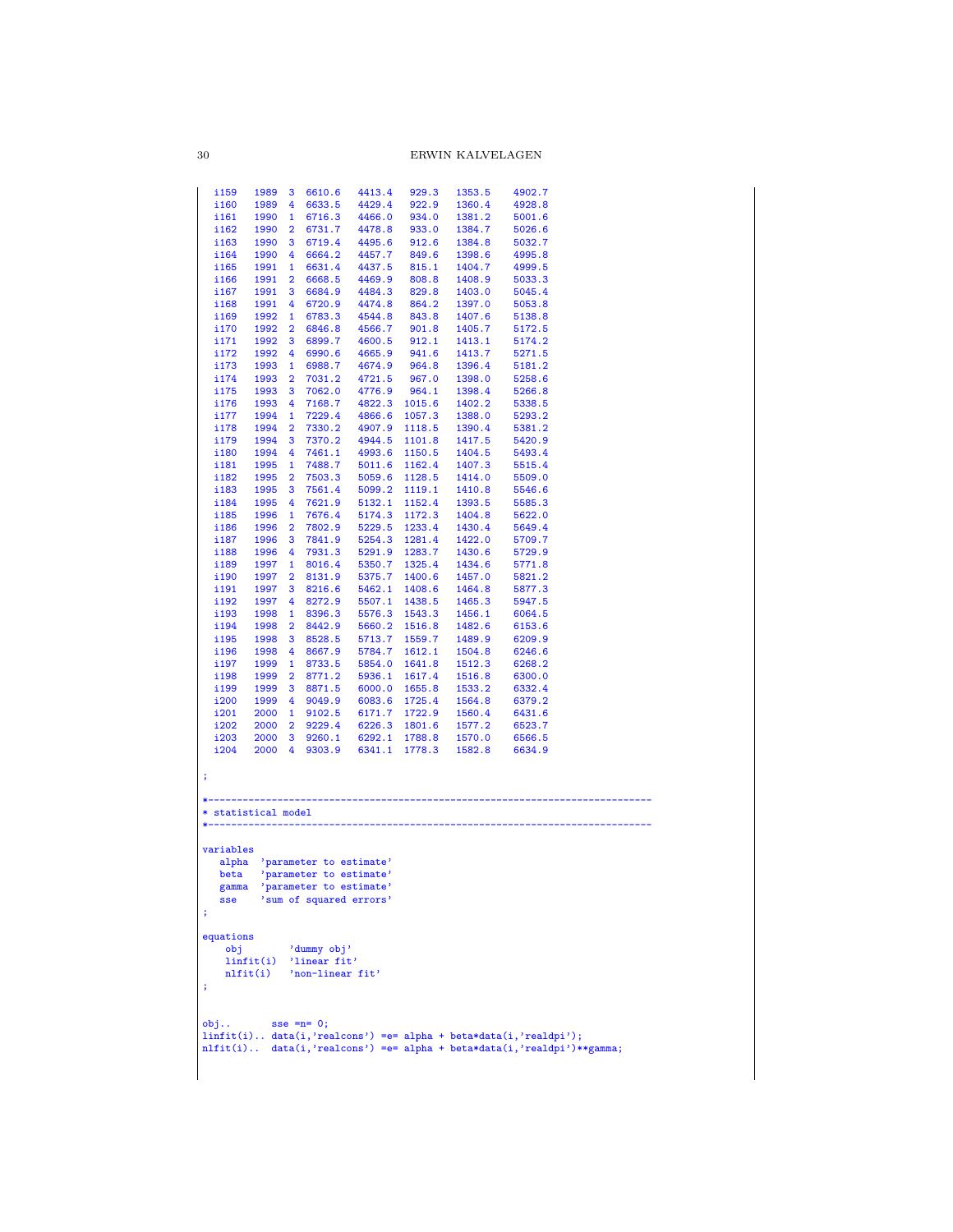```
  i159   1989  3  6610.6   4413.4   929.3   1353.5    4902.7
  i160   1989  4  6633.5   4429.4   922.9   1360.4    4928.8
  i161   1990  1  6716.3   4466.0   934.0   1381.2    5001.6
  i162   1990  2  6731.7   4478.8   933.0   1384.7    5026.6
  i163   1990  3  6719.4   4495.6   912.6   1384.8    5032.7
  i164   1990  4  6664.2   4457.7   849.6   1398.6    4995.8
  i165   1991  1  6631.4   4437.5   815.1   1404.7    4999.5
  i166   1991  2  6668.5   4469.9   808.8   1408.9    5033.3
  i167   1991  3  6684.9   4484.3   829.8   1403.0    5045.4
  i168   1991  4  6720.9   4474.8   864.2   1397.0    5053.8
  i169   1992  1  6783.3   4544.8   843.8   1407.6    5138.8
  i170   1992  2  6846.8   4566.7   901.8   1405.7    5172.5
  i171   1992  3  6899.7   4600.5   912.1   1413.1    5174.2
  i172   1992  4  6990.6   4665.9   941.6   1413.7    5271.5
  i173   1993  1  6988.7   4674.9   964.8   1396.4    5181.2
  i174   1993  2  7031.2   4721.5   967.0   1398.0    5258.6
  i175   1993  3  7062.0   4776.9   964.1   1398.4    5266.8
  i176   1993  4  7168.7   4822.3  1015.6   1402.2    5338.5
  i177   1994  1  7229.4   4866.6  1057.3   1388.0    5293.2
  i178   1994  2  7330.2   4907.9  1118.5   1390.4    5381.2
  i179   1994  3  7370.2   4944.5  1101.8   1417.5    5420.9
  i180   1994  4  7461.1   4993.6  1150.5   1404.5    5493.4
  i181   1995  1  7488.7   5011.6  1162.4   1407.3    5515.4
  i182   1995  2  7503.3   5059.6  1128.5   1414.0    5509.0
  i183   1995  3  7561.4   5099.2  1119.1   1410.8    5546.6
  i184   1995  4  7621.9   5132.1  1152.4   1393.5    5585.3
  i185   1996  1  7676.4   5174.3  1172.3   1404.8    5622.0
  i186   1996  2  7802.9   5229.5  1233.4   1430.4    5649.4
  i187   1996  3  7841.9   5254.3  1281.4   1422.0    5709.7
  i188   1996  4  7931.3   5291.9  1283.7   1430.6    5729.9
  i189   1997  1  8016.4   5350.7  1325.4   1434.6    5771.8
  i190   1997  2  8131.9   5375.7  1400.6   1457.0    5821.2
  i191   1997  3  8216.6   5462.1  1408.6   1464.8    5877.3
  i192   1997  4  8272.9   5507.1  1438.5   1465.3    5947.5
  i193   1998  1  8396.3   5576.3  1543.3   1456.1    6064.5
  i194   1998  2  8442.9   5660.2  1516.8   1482.6    6153.6
  i195   1998  3  8528.5   5713.7  1559.7   1489.9    6209.9
  i196   1998  4  8667.9   5784.7  1612.1   1504.8    6246.6
  i197   1999  1  8733.5   5854.0  1641.8   1512.3    6268.2
  i198   1999  2  8771.2   5936.1  1617.4   1516.8    6300.0
  i199   1999  3  8871.5   6000.0  1655.8   1533.2    6332.4
  i200   1999  4  9049.9   6083.6  1725.4   1564.8    6379.2
  i201   2000  1  9102.5   6171.7  1722.9   1560.4    6431.6
  i202   2000  2  9229.4   6226.3  1801.6   1577.2    6523.7
  i203   2000  3  9260.1   6292.1  1788.8   1570.0    6566.5
  i204   2000  4  9303.9   6341.1  1778.3   1582.8    6634.9

;

*-----------------------------------------------------------------------------
* statistical model
*-----------------------------------------------------------------------------

variables
   alpha  'parameter to estimate'
   beta   'parameter to estimate'
   gamma  'parameter to estimate'
   sse    'sum of squared errors'
;

equations
    obj        'dummy obj'
    linfit(i)  'linear fit'
    nlfit(i)   'non-linear fit'
;


obj..       sse =n= 0;
linfit(i).. data(i,'realcons') =e= alpha + beta*data(i,'realdpi');
nlfit(i)..  data(i,'realcons') =e= alpha + beta*data(i,'realdpi')**gamma;
```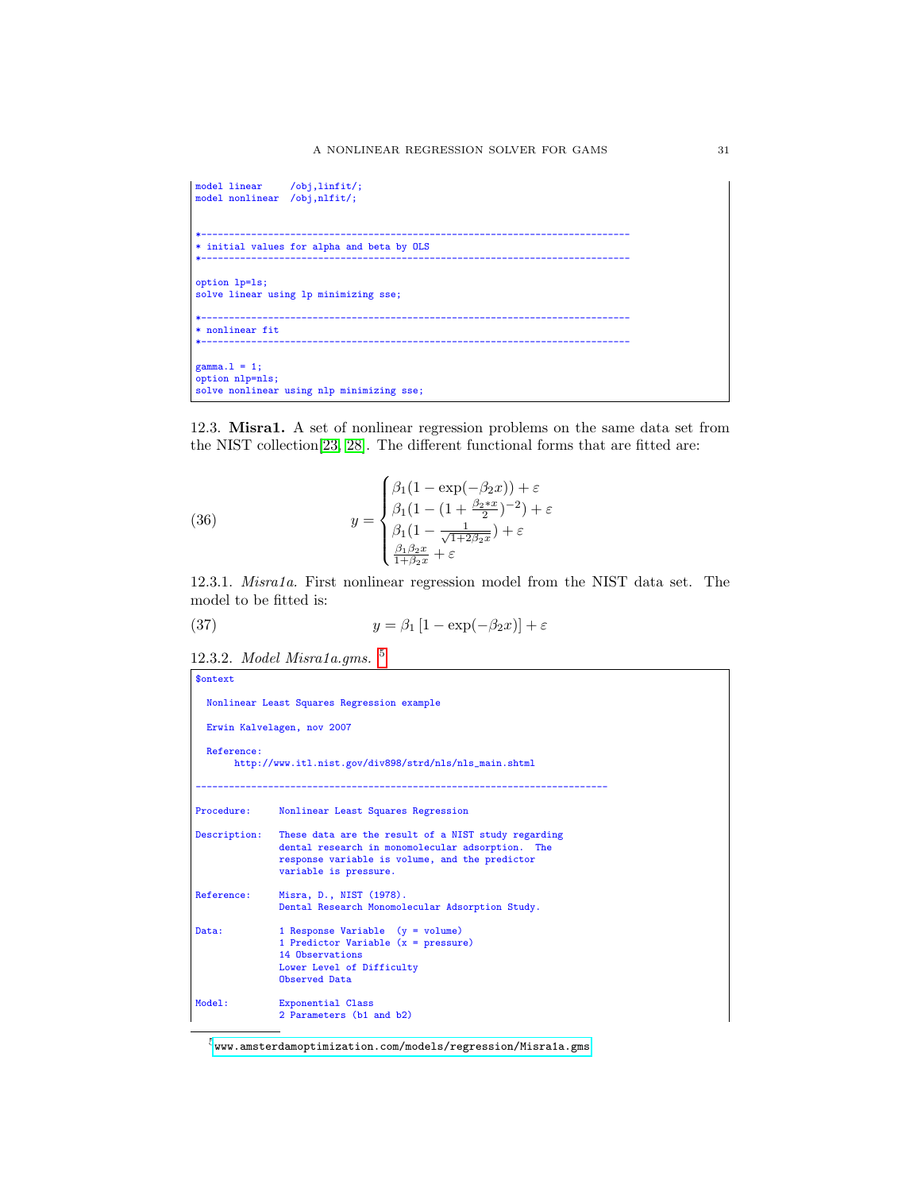```
model linear     /obj,linfit/;
model nonlinear  /obj,nlfit/;


*-----------------------------------------------------------------------------
* initial values for alpha and beta by OLS
*-----------------------------------------------------------------------------

option lp=ls;
solve linear using lp minimizing sse;

*-----------------------------------------------------------------------------
* nonlinear fit
*-----------------------------------------------------------------------------

gamma.l = 1;
option nlp=nls;
solve nonlinear using nlp minimizing sse;
```

12.3. **Misra1.** A set of nonlinear regression problems on the same data set from the NIST collection[23, 28]. The different functional forms that are fitted are:

$$
y = \begin{cases} \beta_1(1-\exp(-\beta_2 x)) + \varepsilon \\ \beta_1(1-(1+\frac{\beta_2 * x}{2})^{-2}) + \varepsilon \\ \beta_1(1-\frac{1}{\sqrt{1+2\beta_2 x}}) + \varepsilon \\ \frac{\beta_1 \beta_2 x}{1+\beta_2 x} + \varepsilon \end{cases} \tag{36}
$$

12.3.1. *Misra1a.* First nonlinear regression model from the NIST data set. The model to be fitted is:

$$
y = \beta_1\left[1-\exp(-\beta_2 x)\right] + \varepsilon \tag{37}
$$

12.3.2. *Model Misra1a.gms.* [5]

```
$ontext

  Nonlinear Least Squares Regression example

  Erwin Kalvelagen, nov 2007

  Reference:
       http://www.itl.nist.gov/div898/strd/nls/nls_main.shtml

--------------------------------------------------------------------------

Procedure:     Nonlinear Least Squares Regression

Description:   These data are the result of a NIST study regarding
               dental research in monomolecular adsorption.  The
               response variable is volume, and the predictor
               variable is pressure.

Reference:     Misra, D., NIST (1978).
               Dental Research Monomolecular Adsorption Study.

Data:          1 Response Variable  (y = volume)
               1 Predictor Variable (x = pressure)
               14 Observations
               Lower Level of Difficulty
               Observed Data

Model:         Exponential Class
               2 Parameters (b1 and b2)
```

[5] www.amsterdamoptimization.com/models/regression/Misra1a.gms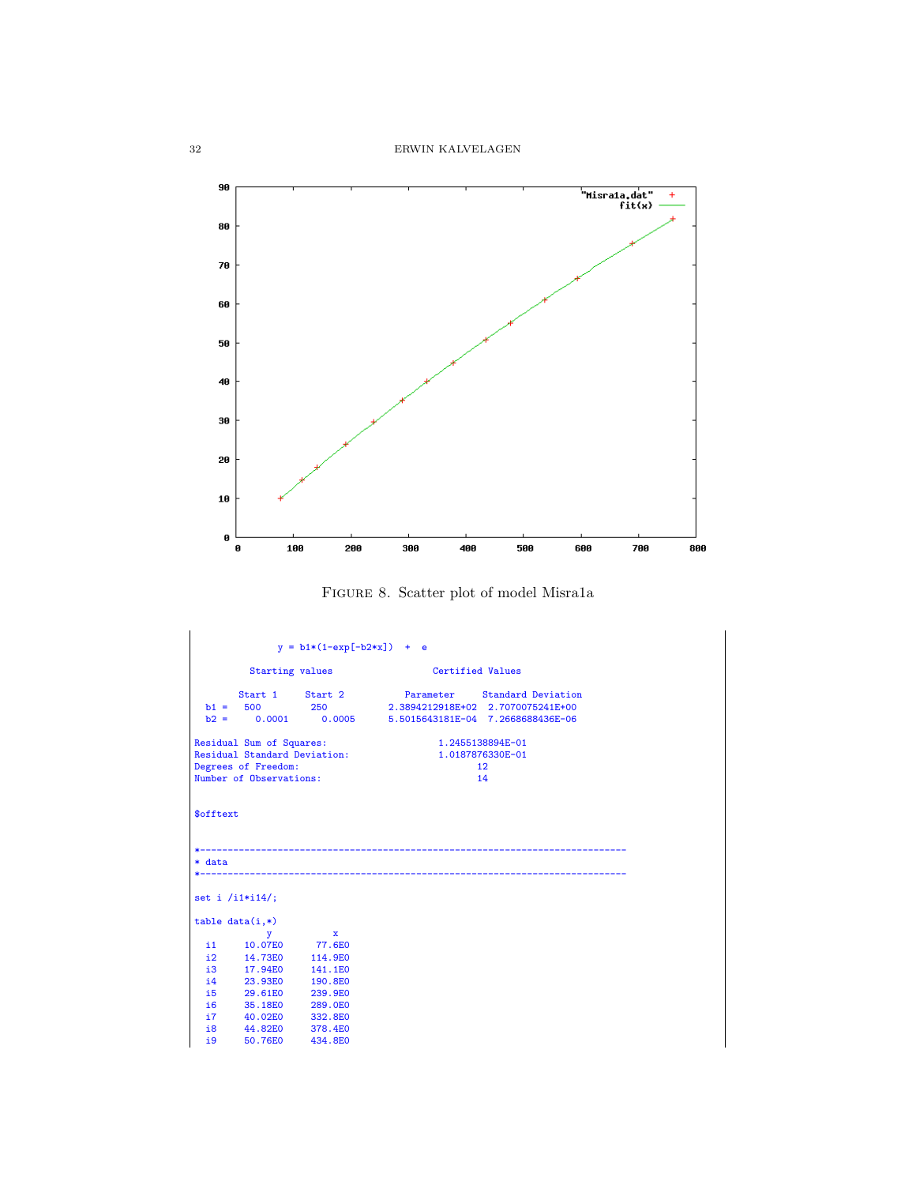FIGURE 8. Scatter plot of model Misra1a

```
               y = b1*(1-exp[-b2*x])  +  e

          Starting values                  Certified Values

        Start 1     Start 2           Parameter     Standard Deviation
  b1 =    500         250           2.3894212918E+02  2.7070075241E+00
  b2 =      0.0001      0.0005      5.5015643181E-04  7.2668688436E-06

Residual Sum of Squares:                    1.2455138894E-01
Residual Standard Deviation:                1.0187876330E-01
Degrees of Freedom:                                12
Number of Observations:                            14


$offtext


*-----------------------------------------------------------------------------
* data
*-----------------------------------------------------------------------------

set i /i1*i14/;

table data(i,*)
             y           x
  i1     10.07E0      77.6E0
  i2     14.73E0     114.9E0
  i3     17.94E0     141.1E0
  i4     23.93E0     190.8E0
  i5     29.61E0     239.9E0
  i6     35.18E0     289.0E0
  i7     40.02E0     332.8E0
  i8     44.82E0     378.4E0
  i9     50.76E0     434.8E0
```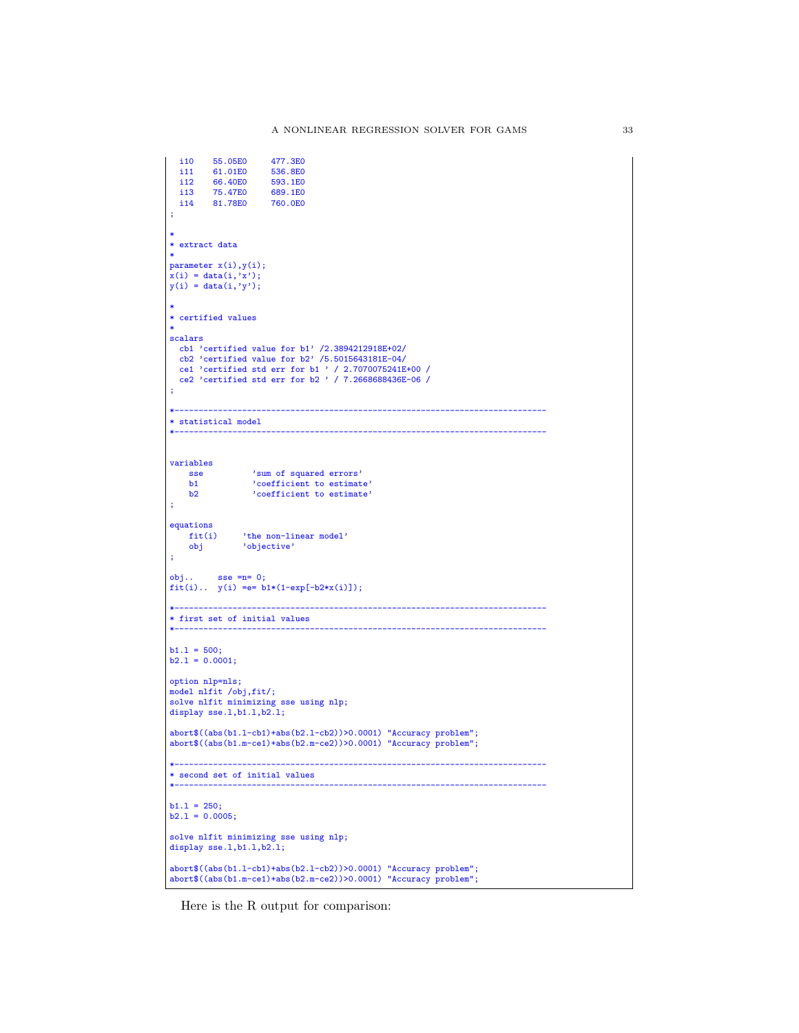```
  i10    55.05E0     477.3E0
  i11    61.01E0     536.8E0
  i12    66.40E0     593.1E0
  i13    75.47E0     689.1E0
  i14    81.78E0     760.0E0
;

*
* extract data
*
parameter x(i),y(i);
x(i) = data(i,'x');
y(i) = data(i,'y');

*
* certified values
*
scalars
  cb1 'certified value for b1' /2.3894212918E+02/
  cb2 'certified value for b2' /5.5015643181E-04/
  ce1 'certified std err for b1 ' / 2.7070075241E+00 /
  ce2 'certified std err for b2 ' / 7.2668688436E-06 /
;

*-----------------------------------------------------------------------------
* statistical model
*-----------------------------------------------------------------------------


variables
    sse          'sum of squared errors'
    b1           'coefficient to estimate'
    b2           'coefficient to estimate'
;

equations
    fit(i)     'the non-linear model'
    obj        'objective'
;

obj..     sse =n= 0;
fit(i)..  y(i) =e= b1*(1-exp[-b2*x(i)]);

*-----------------------------------------------------------------------------
* first set of initial values
*-----------------------------------------------------------------------------

b1.l = 500;
b2.l = 0.0001;

option nlp=nls;
model nlfit /obj,fit/;
solve nlfit minimizing sse using nlp;
display sse.l,b1.l,b2.l;

abort$((abs(b1.l-cb1)+abs(b2.l-cb2))>0.0001) "Accuracy problem";
abort$((abs(b1.m-ce1)+abs(b2.m-ce2))>0.0001) "Accuracy problem";

*-----------------------------------------------------------------------------
* second set of initial values
*-----------------------------------------------------------------------------

b1.l = 250;
b2.l = 0.0005;

solve nlfit minimizing sse using nlp;
display sse.l,b1.l,b2.l;

abort$((abs(b1.l-cb1)+abs(b2.l-cb2))>0.0001) "Accuracy problem";
abort$((abs(b1.m-ce1)+abs(b2.m-ce2))>0.0001) "Accuracy problem";
```

Here is the R output for comparison: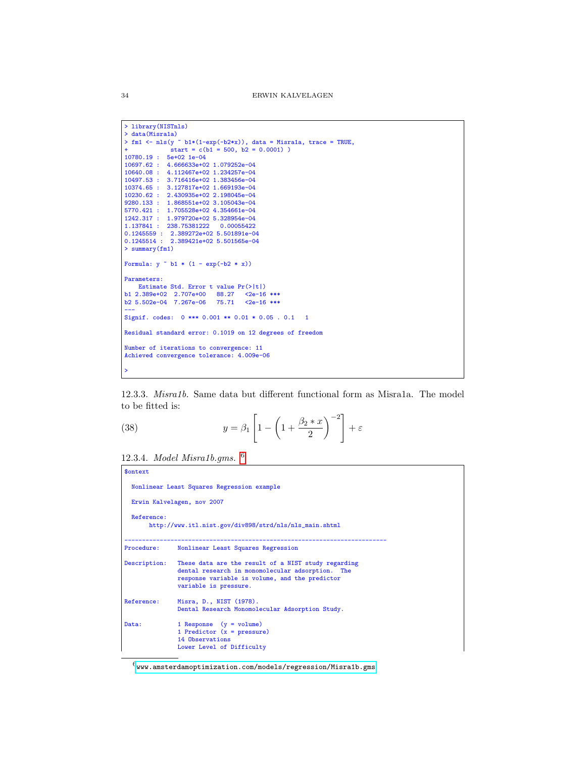```
> library(NISTnls)
> data(Misra1a)
> fm1 <- nls(y ~ b1*(1-exp(-b2*x)), data = Misra1a, trace = TRUE,
+           start = c(b1 = 500, b2 = 0.0001) )
10780.19 :  5e+02 1e-04
10697.62 :  4.666633e+02 1.079252e-04
10640.08 :  4.112467e+02 1.234257e-04
10497.53 :  3.716416e+02 1.383456e-04
10374.65 :  3.127817e+02 1.669193e-04
10230.62 :  2.430935e+02 2.198045e-04
9280.133 :  1.868551e+02 3.105043e-04
5770.421 :  1.705528e+02 4.354661e-04
1242.317 :  1.979720e+02 5.328954e-04
1.137841 :  238.75381222   0.00055422
0.1245559 :  2.389272e+02 5.501891e-04
0.1245514 :  2.389421e+02 5.501565e-04
> summary(fm1)

Formula: y ~ b1 * (1 - exp(-b2 * x))

Parameters:
    Estimate Std. Error t value Pr(>|t|)
b1 2.389e+02  2.707e+00   88.27   <2e-16 ***
b2 5.502e-04  7.267e-06   75.71   <2e-16 ***
---
Signif. codes:  0 *** 0.001 ** 0.01 * 0.05 . 0.1   1

Residual standard error: 0.1019 on 12 degrees of freedom

Number of iterations to convergence: 11
Achieved convergence tolerance: 4.009e-06

>
```

12.3.3. *Misra1b.* Same data but different functional form as Misra1a. The model to be fitted is:

$$y = \beta_1 \left[ 1 - \left( 1 + \frac{\beta_2 * x}{2} \right)^{-2} \right] + \varepsilon \tag{38}$$

12.3.4. *Model Misra1b.gms.* [6]

```
$ontext

  Nonlinear Least Squares Regression example

  Erwin Kalvelagen, nov 2007

  Reference:
       http://www.itl.nist.gov/div898/strd/nls/nls_main.shtml

--------------------------------------------------------------------------
Procedure:     Nonlinear Least Squares Regression

Description:   These data are the result of a NIST study regarding
               dental research in monomolecular adsorption.  The
               response variable is volume, and the predictor
               variable is pressure.

Reference:     Misra, D., NIST (1978).
               Dental Research Monomolecular Adsorption Study.

Data:          1 Response  (y = volume)
               1 Predictor (x = pressure)
               14 Observations
               Lower Level of Difficulty
```

[6] www.amsterdamoptimization.com/models/regression/Misra1b.gms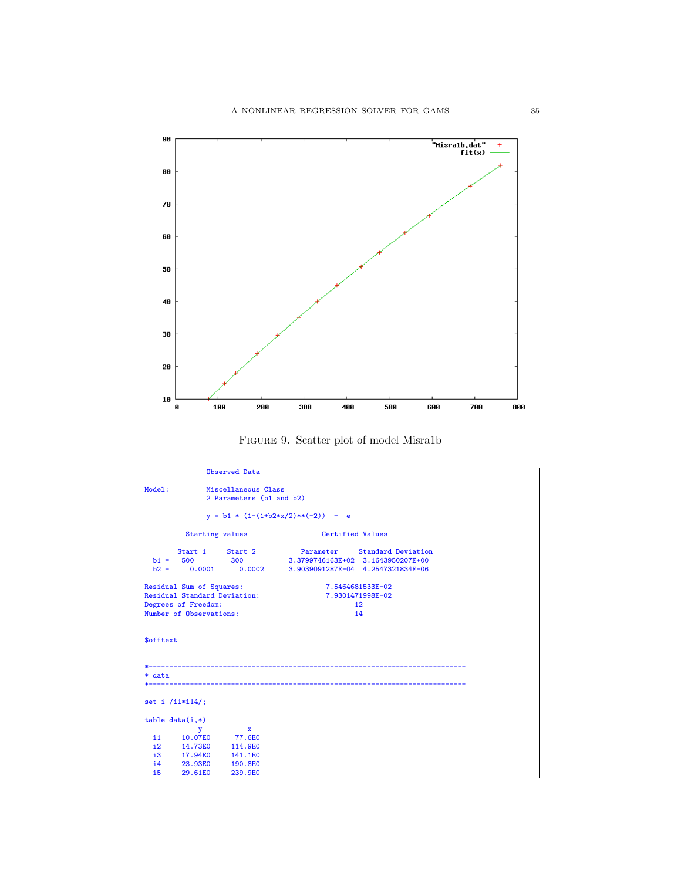FIGURE 9. Scatter plot of model Misra1b

```
              Observed Data

Model:        Miscellaneous Class
              2 Parameters (b1 and b2)

              y = b1 * (1-(1+b2*x/2)**(-2))  +  e

         Starting values                 Certified Values

        Start 1     Start 2           Parameter     Standard Deviation
  b1 =    500         300          3.3799746163E+02  3.1643950207E+00
  b2 =      0.0001      0.0002     3.9039091287E-04  4.2547321834E-06

Residual Sum of Squares:                    7.5464681533E-02
Residual Standard Deviation:                7.9301471998E-02
Degrees of Freedom:                                12
Number of Observations:                            14


$offtext


*-----------------------------------------------------------------------------
* data
*-----------------------------------------------------------------------------

set i /i1*i14/;

table data(i,*)
             y           x
  i1     10.07E0      77.6E0
  i2     14.73E0     114.9E0
  i3     17.94E0     141.1E0
  i4     23.93E0     190.8E0
  i5     29.61E0     239.9E0
```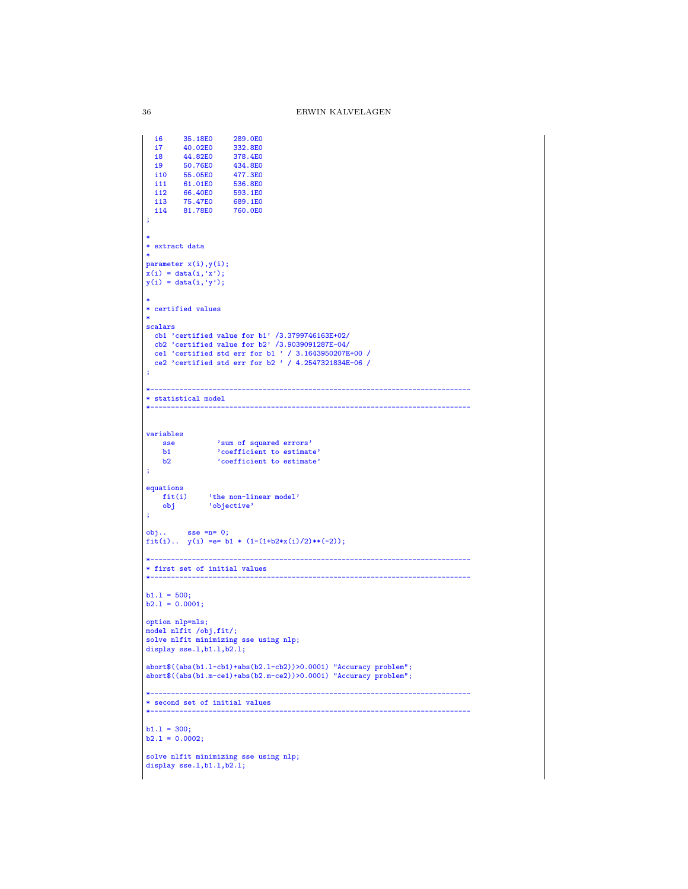```
  i6     35.18E0     289.0E0
  i7     40.02E0     332.8E0
  i8     44.82E0     378.4E0
  i9     50.76E0     434.8E0
  i10    55.05E0     477.3E0
  i11    61.01E0     536.8E0
  i12    66.40E0     593.1E0
  i13    75.47E0     689.1E0
  i14    81.78E0     760.0E0
;

*
* extract data
*
parameter x(i),y(i);
x(i) = data(i,'x');
y(i) = data(i,'y');

*
* certified values
*
scalars
  cb1 'certified value for b1' /3.3799746163E+02/
  cb2 'certified value for b2' /3.9039091287E-04/
  ce1 'certified std err for b1 ' / 3.1643950207E+00 /
  ce2 'certified std err for b2 ' / 4.2547321834E-06 /
;

*-----------------------------------------------------------------------------
* statistical model
*-----------------------------------------------------------------------------


variables
    sse          'sum of squared errors'
    b1           'coefficient to estimate'
    b2           'coefficient to estimate'
;

equations
    fit(i)     'the non-linear model'
    obj        'objective'
;

obj..     sse =n= 0;
fit(i)..  y(i) =e= b1 * (1-(1+b2*x(i)/2)**(-2));

*-----------------------------------------------------------------------------
* first set of initial values
*-----------------------------------------------------------------------------

b1.l = 500;
b2.l = 0.0001;

option nlp=nls;
model nlfit /obj,fit/;
solve nlfit minimizing sse using nlp;
display sse.l,b1.l,b2.l;

abort$((abs(b1.l-cb1)+abs(b2.l-cb2))>0.0001) "Accuracy problem";
abort$((abs(b1.m-ce1)+abs(b2.m-ce2))>0.0001) "Accuracy problem";

*-----------------------------------------------------------------------------
* second set of initial values
*-----------------------------------------------------------------------------

b1.l = 300;
b2.l = 0.0002;

solve nlfit minimizing sse using nlp;
display sse.l,b1.l,b2.l;
```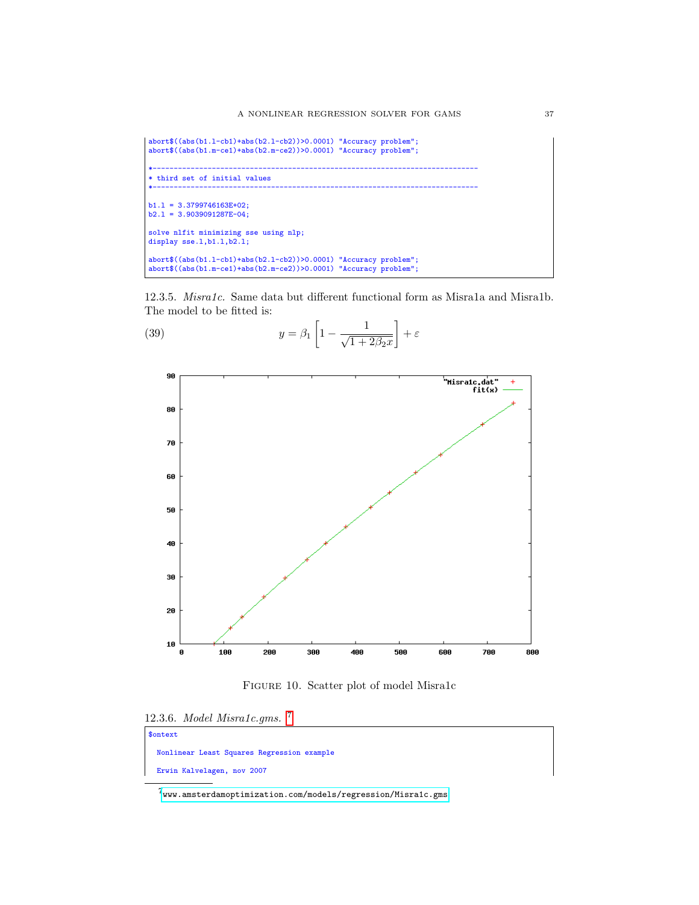```
abort$((abs(b1.l-cb1)+abs(b2.l-cb2))>0.0001) "Accuracy problem";
abort$((abs(b1.m-ce1)+abs(b2.m-ce2))>0.0001) "Accuracy problem";

*-----------------------------------------------------------------------------
* third set of initial values
*-----------------------------------------------------------------------------

b1.l = 3.3799746163E+02;
b2.l = 3.9039091287E-04;

solve nlfit minimizing sse using nlp;
display sse.l,b1.l,b2.l;

abort$((abs(b1.l-cb1)+abs(b2.l-cb2))>0.0001) "Accuracy problem";
abort$((abs(b1.m-ce1)+abs(b2.m-ce2))>0.0001) "Accuracy problem";
```

12.3.5. *Misra1c.* Same data but different functional form as Misra1a and Misra1b. The model to be fitted is:

$$y = \beta_1 \left[1 - \frac{1}{\sqrt{1 + 2\beta_2 x}}\right] + \varepsilon \tag{39}$$

Figure 10. Scatter plot of model Misra1c

12.3.6. *Model Misra1c.gms.* [7]

```
$ontext

  Nonlinear Least Squares Regression example

  Erwin Kalvelagen, nov 2007
```

[7] www.amsterdamoptimization.com/models/regression/Misra1c.gms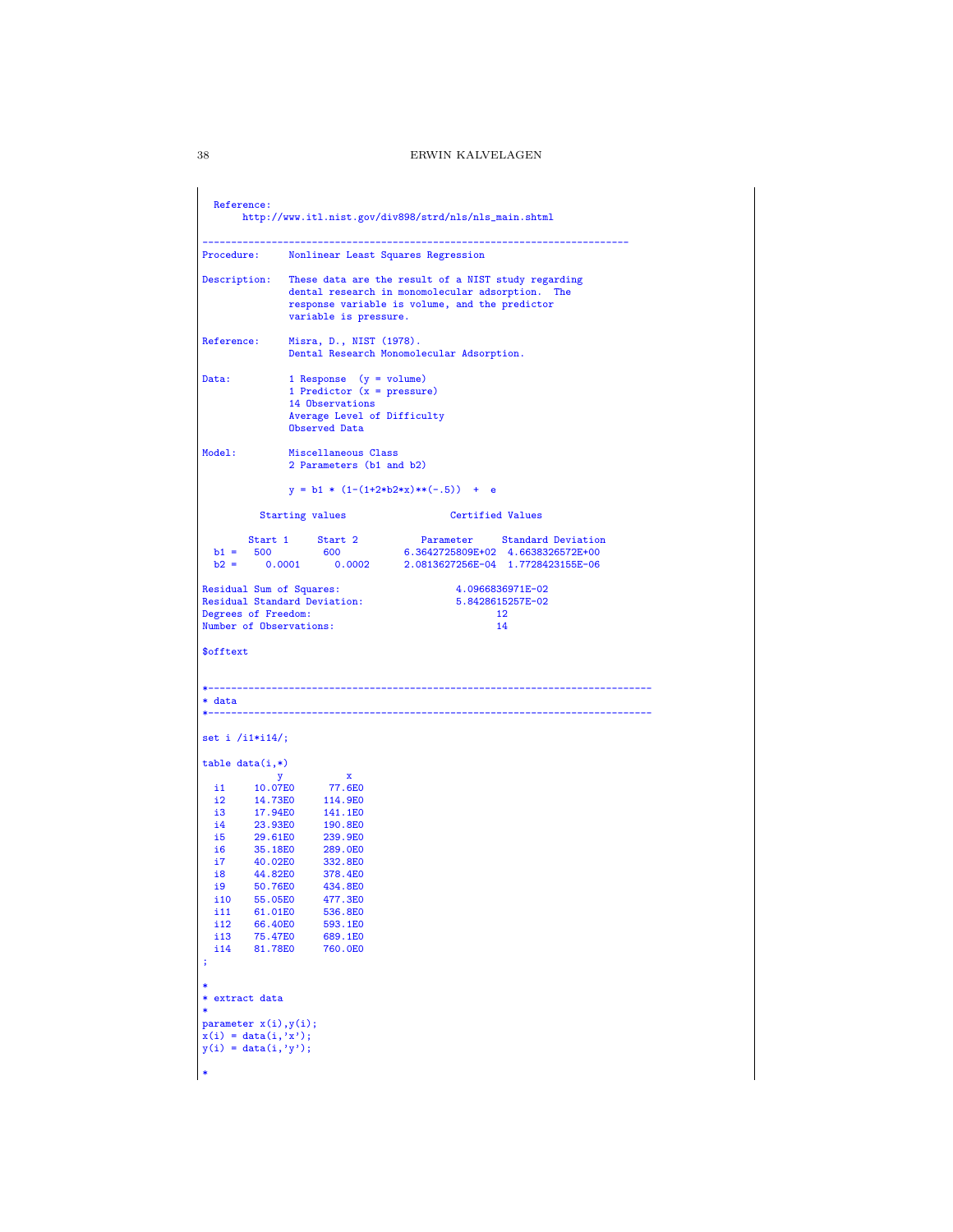```
  Reference:
       http://www.itl.nist.gov/div898/strd/nls/nls_main.shtml

--------------------------------------------------------------------------
Procedure:     Nonlinear Least Squares Regression

Description:   These data are the result of a NIST study regarding
               dental research in monomolecular adsorption.  The
               response variable is volume, and the predictor
               variable is pressure.

Reference:     Misra, D., NIST (1978).
               Dental Research Monomolecular Adsorption.

Data:          1 Response  (y = volume)
               1 Predictor (x = pressure)
               14 Observations
               Average Level of Difficulty
               Observed Data

Model:         Miscellaneous Class
               2 Parameters (b1 and b2)

               y = b1 * (1-(1+2*b2*x)**(-.5))  +  e

          Starting values                  Certified Values

        Start 1     Start 2           Parameter     Standard Deviation
  b1 =   500         600           6.3642725809E+02  4.6638326572E+00
  b2 =     0.0001      0.0002      2.0813627256E-04  1.7728423155E-06

Residual Sum of Squares:                    4.0966836971E-02
Residual Standard Deviation:                5.8428615257E-02
Degrees of Freedom:                                12
Number of Observations:                            14

$offtext


*------------------------------------------------------------------------------
* data
*------------------------------------------------------------------------------

set i /i1*i14/;

table data(i,*)
             y           x
  i1     10.07E0      77.6E0
  i2     14.73E0     114.9E0
  i3     17.94E0     141.1E0
  i4     23.93E0     190.8E0
  i5     29.61E0     239.9E0
  i6     35.18E0     289.0E0
  i7     40.02E0     332.8E0
  i8     44.82E0     378.4E0
  i9     50.76E0     434.8E0
  i10    55.05E0     477.3E0
  i11    61.01E0     536.8E0
  i12    66.40E0     593.1E0
  i13    75.47E0     689.1E0
  i14    81.78E0     760.0E0
;

*
* extract data
*
parameter x(i),y(i);
x(i) = data(i,'x');
y(i) = data(i,'y');

*
```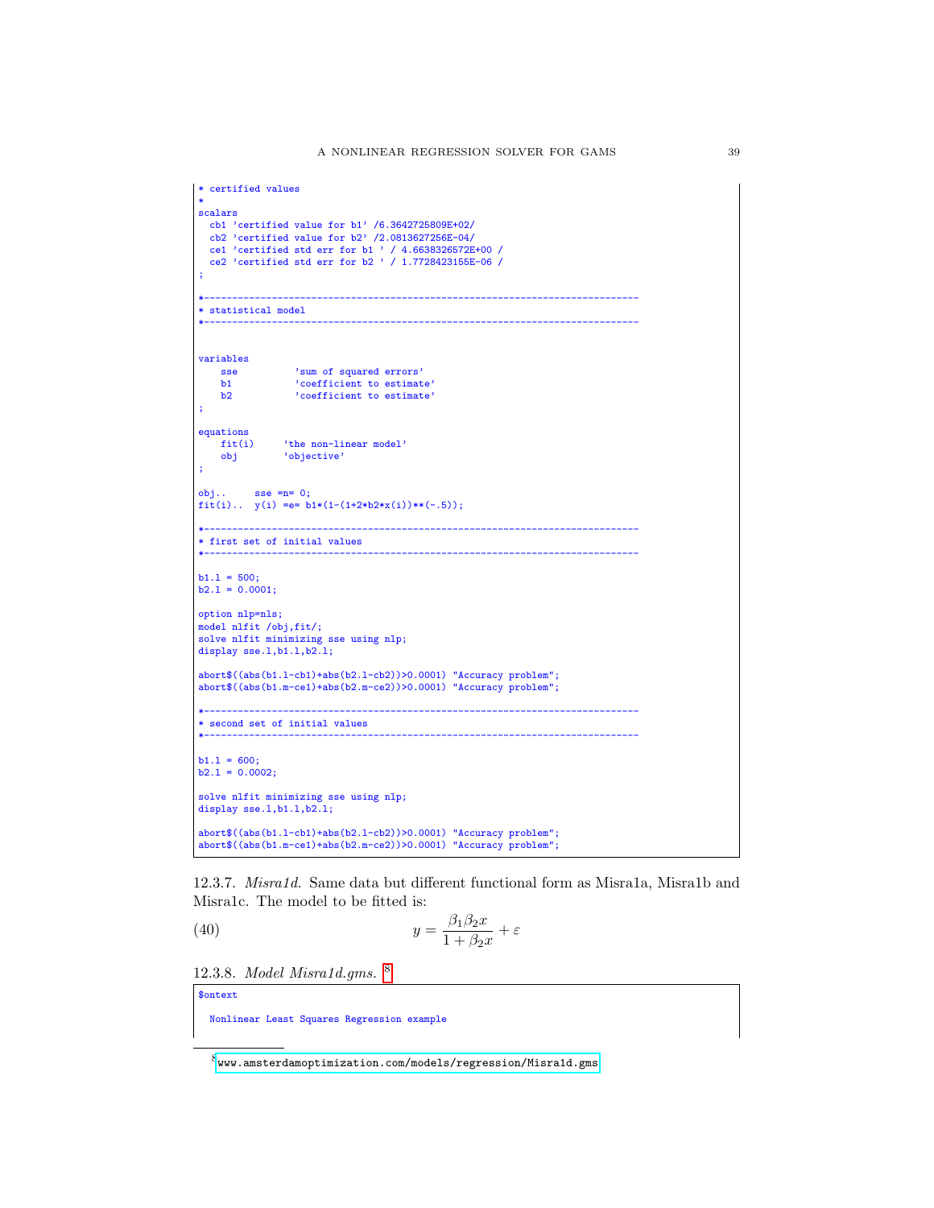```
* certified values
*
scalars
  cb1 'certified value for b1' /6.3642725809E+02/
  cb2 'certified value for b2' /2.0813627256E-04/
  ce1 'certified std err for b1 ' / 4.6638326572E+00 /
  ce2 'certified std err for b2 ' / 1.7728423155E-06 /
;

*-----------------------------------------------------------------------------
* statistical model
*-----------------------------------------------------------------------------


variables
    sse          'sum of squared errors'
    b1           'coefficient to estimate'
    b2           'coefficient to estimate'
;

equations
    fit(i)     'the non-linear model'
    obj        'objective'
;

obj..     sse =n= 0;
fit(i)..  y(i) =e= b1*(1-(1+2*b2*x(i))**(-.5));

*-----------------------------------------------------------------------------
* first set of initial values
*-----------------------------------------------------------------------------

b1.l = 500;
b2.l = 0.0001;

option nlp=nls;
model nlfit /obj,fit/;
solve nlfit minimizing sse using nlp;
display sse.l,b1.l,b2.l;

abort$((abs(b1.l-cb1)+abs(b2.l-cb2))>0.0001) "Accuracy problem";
abort$((abs(b1.m-ce1)+abs(b2.m-ce2))>0.0001) "Accuracy problem";

*-----------------------------------------------------------------------------
* second set of initial values
*-----------------------------------------------------------------------------

b1.l = 600;
b2.l = 0.0002;

solve nlfit minimizing sse using nlp;
display sse.l,b1.l,b2.l;

abort$((abs(b1.l-cb1)+abs(b2.l-cb2))>0.0001) "Accuracy problem";
abort$((abs(b1.m-ce1)+abs(b2.m-ce2))>0.0001) "Accuracy problem";
```

12.3.7. *Misra1d.* Same data but different functional form as Misra1a, Misra1b and Misra1c. The model to be fitted is:

$$y = \frac{\beta_1 \beta_2 x}{1 + \beta_2 x} + \varepsilon \tag{40}$$

12.3.8. *Model Misra1d.gms.* [8]

```
$ontext

  Nonlinear Least Squares Regression example
```

[8] www.amsterdamoptimization.com/models/regression/Misra1d.gms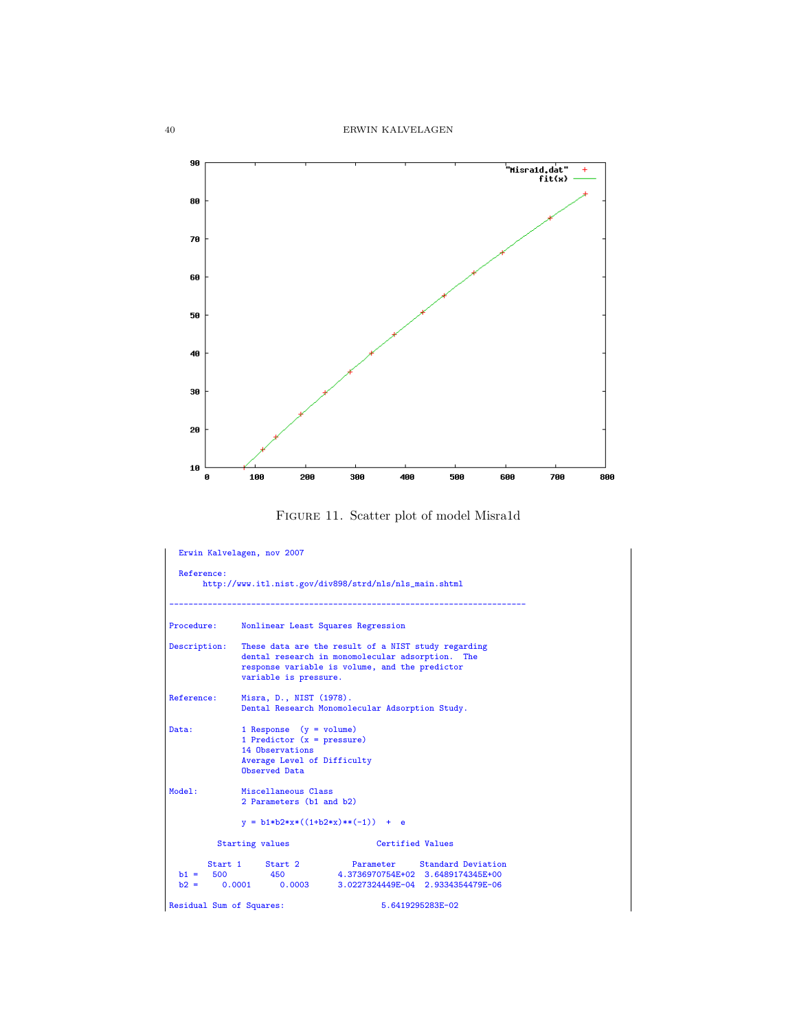FIGURE 11. Scatter plot of model Misra1d

```
  Erwin Kalvelagen, nov 2007

  Reference:
       http://www.itl.nist.gov/div898/strd/nls/nls_main.shtml

--------------------------------------------------------------------------

Procedure:     Nonlinear Least Squares Regression

Description:   These data are the result of a NIST study regarding
               dental research in monomolecular adsorption.  The
               response variable is volume, and the predictor
               variable is pressure.

Reference:     Misra, D., NIST (1978).
               Dental Research Monomolecular Adsorption Study.

Data:          1 Response  (y = volume)
               1 Predictor (x = pressure)
               14 Observations
               Average Level of Difficulty
               Observed Data

Model:         Miscellaneous Class
               2 Parameters (b1 and b2)

               y = b1*b2*x*((1+b2*x)**(-1))  +  e

          Starting values                  Certified Values

        Start 1     Start 2           Parameter     Standard Deviation
  b1 =    500         450          4.3736970754E+02  3.6489174345E+00
  b2 =      0.0001      0.0003      3.0227324449E-04  2.9334354479E-06

Residual Sum of Squares:                    5.6419295283E-02
```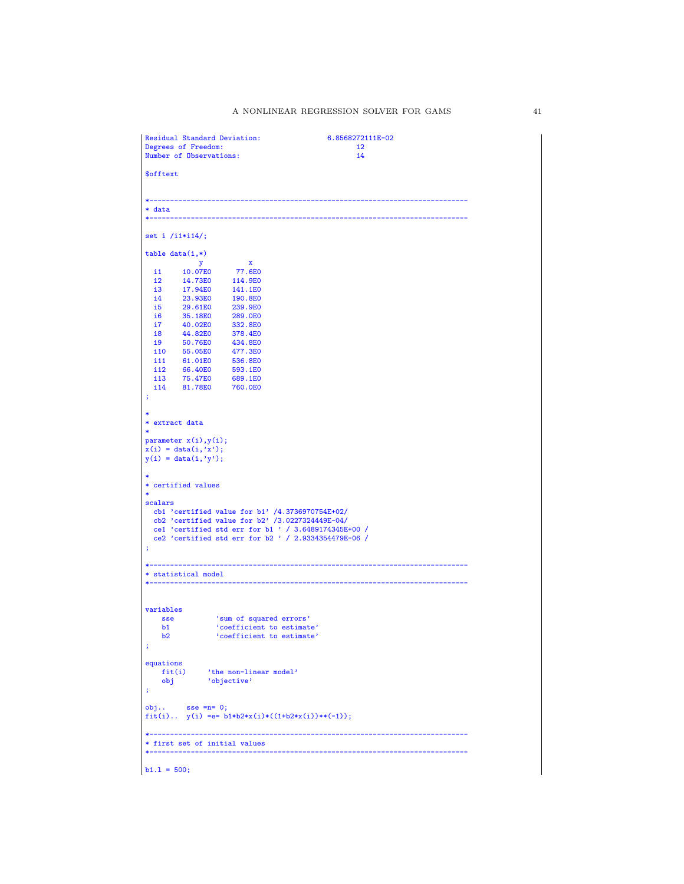```
Residual Standard Deviation:                6.8568272111E-02
Degrees of Freedom:                               12
Number of Observations:                           14

$offtext


*-----------------------------------------------------------------------------
* data
*-----------------------------------------------------------------------------

set i /i1*i14/;

table data(i,*)
             y          x
  i1     10.07E0      77.6E0
  i2     14.73E0     114.9E0
  i3     17.94E0     141.1E0
  i4     23.93E0     190.8E0
  i5     29.61E0     239.9E0
  i6     35.18E0     289.0E0
  i7     40.02E0     332.8E0
  i8     44.82E0     378.4E0
  i9     50.76E0     434.8E0
  i10    55.05E0     477.3E0
  i11    61.01E0     536.8E0
  i12    66.40E0     593.1E0
  i13    75.47E0     689.1E0
  i14    81.78E0     760.0E0
;

*
* extract data
*
parameter x(i),y(i);
x(i) = data(i,'x');
y(i) = data(i,'y');

*
* certified values
*
scalars
  cb1 'certified value for b1' /4.3736970754E+02/
  cb2 'certified value for b2' /3.0227324449E-04/
  ce1 'certified std err for b1 ' / 3.6489174345E+00 /
  ce2 'certified std err for b2 ' / 2.9334354479E-06 /
;

*-----------------------------------------------------------------------------
* statistical model
*-----------------------------------------------------------------------------


variables
    sse          'sum of squared errors'
    b1           'coefficient to estimate'
    b2           'coefficient to estimate'
;

equations
    fit(i)     'the non-linear model'
    obj        'objective'
;

obj..     sse =n= 0;
fit(i)..  y(i) =e= b1*b2*x(i)*((1+b2*x(i))**(-1));

*-----------------------------------------------------------------------------
* first set of initial values
*-----------------------------------------------------------------------------

b1.l = 500;
```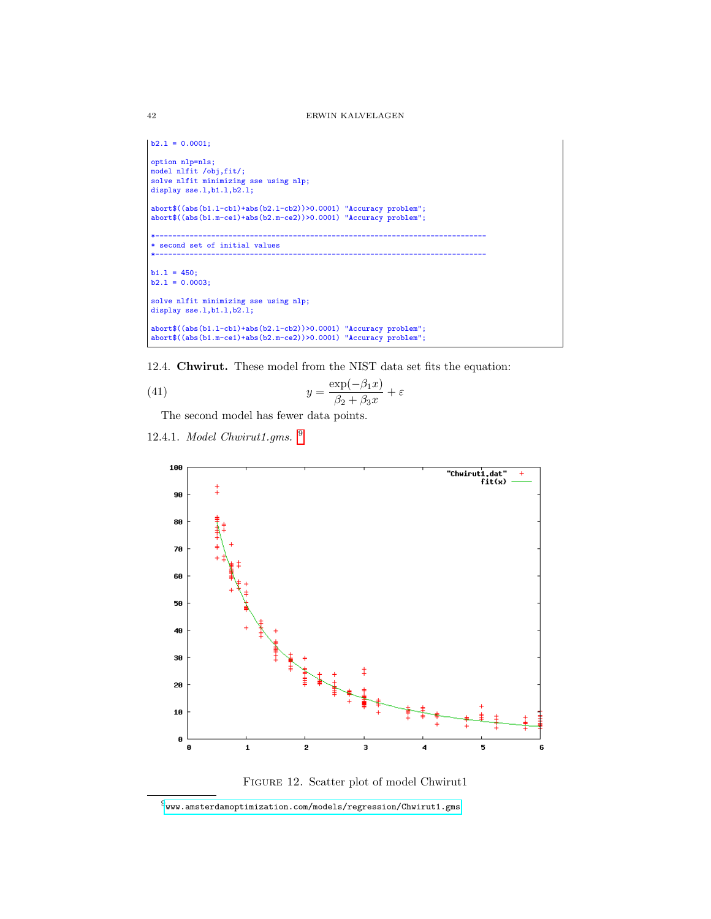```
b2.l = 0.0001;

option nlp=nls;
model nlfit /obj,fit/;
solve nlfit minimizing sse using nlp;
display sse.l,b1.l,b2.l;

abort$((abs(b1.l-cb1)+abs(b2.l-cb2))>0.0001) "Accuracy problem";
abort$((abs(b1.m-ce1)+abs(b2.m-ce2))>0.0001) "Accuracy problem";

*-----------------------------------------------------------------------------
* second set of initial values
*-----------------------------------------------------------------------------

b1.l = 450;
b2.l = 0.0003;

solve nlfit minimizing sse using nlp;
display sse.l,b1.l,b2.l;

abort$((abs(b1.l-cb1)+abs(b2.l-cb2))>0.0001) "Accuracy problem";
abort$((abs(b1.m-ce1)+abs(b2.m-ce2))>0.0001) "Accuracy problem";
```

12.4. **Chwirut.** These model from the NIST data set fits the equation:

$$y = \frac{\exp(-\beta_1 x)}{\beta_2 + \beta_3 x} + \varepsilon \tag{41}$$

The second model has fewer data points.

12.4.1. *Model Chwirut1.gms.* [9]

FIGURE 12. Scatter plot of model Chwirut1

[9] www.amsterdamoptimization.com/models/regression/Chwirut1.gms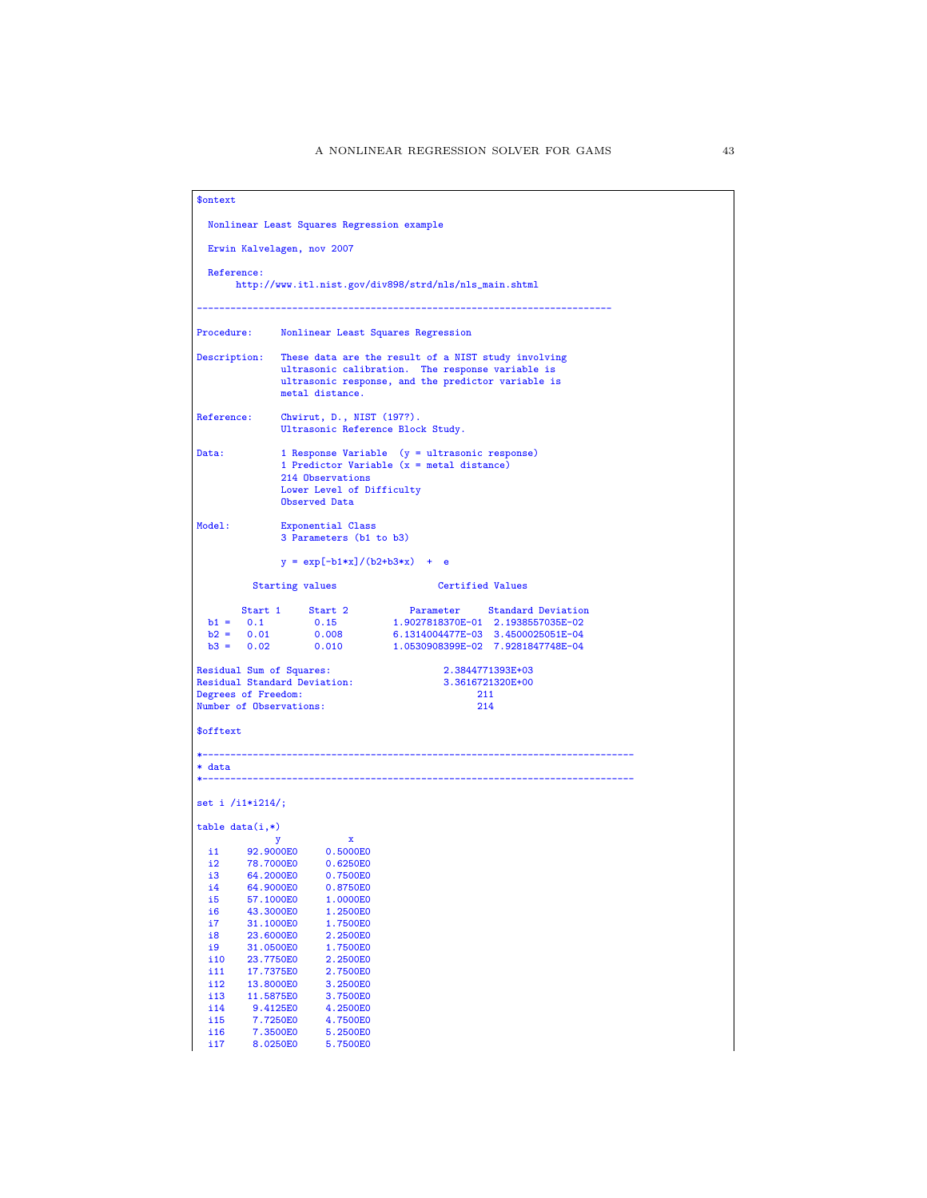```
$ontext

  Nonlinear Least Squares Regression example

  Erwin Kalvelagen, nov 2007

  Reference:
       http://www.itl.nist.gov/div898/strd/nls/nls_main.shtml

--------------------------------------------------------------------------

Procedure:     Nonlinear Least Squares Regression

Description:   These data are the result of a NIST study involving
               ultrasonic calibration.  The response variable is
               ultrasonic response, and the predictor variable is
               metal distance.

Reference:     Chwirut, D., NIST (197?).
               Ultrasonic Reference Block Study.

Data:          1 Response Variable  (y = ultrasonic response)
               1 Predictor Variable (x = metal distance)
               214 Observations
               Lower Level of Difficulty
               Observed Data

Model:         Exponential Class
               3 Parameters (b1 to b3)

               y = exp[-b1*x]/(b2+b3*x)  +  e

          Starting values                  Certified Values

        Start 1     Start 2           Parameter     Standard Deviation
  b1 =   0.1         0.15          1.9027818370E-01  2.1938557035E-02
  b2 =   0.01        0.008         6.1314004477E-03  3.4500025051E-04
  b3 =   0.02        0.010         1.0530908399E-02  7.9281847748E-04

Residual Sum of Squares:                    2.3844771393E+03
Residual Standard Deviation:                3.3616721320E+00
Degrees of Freedom:                               211
Number of Observations:                           214

$offtext

*-----------------------------------------------------------------------------
* data
*-----------------------------------------------------------------------------

set i /i1*i214/;

table data(i,*)
              y            x
  i1      92.9000E0     0.5000E0
  i2      78.7000E0     0.6250E0
  i3      64.2000E0     0.7500E0
  i4      64.9000E0     0.8750E0
  i5      57.1000E0     1.0000E0
  i6      43.3000E0     1.2500E0
  i7      31.1000E0     1.7500E0
  i8      23.6000E0     2.2500E0
  i9      31.0500E0     1.7500E0
  i10     23.7750E0     2.2500E0
  i11     17.7375E0     2.7500E0
  i12     13.8000E0     3.2500E0
  i13     11.5875E0     3.7500E0
  i14      9.4125E0     4.2500E0
  i15      7.7250E0     4.7500E0
  i16      7.3500E0     5.2500E0
  i17      8.0250E0     5.7500E0
```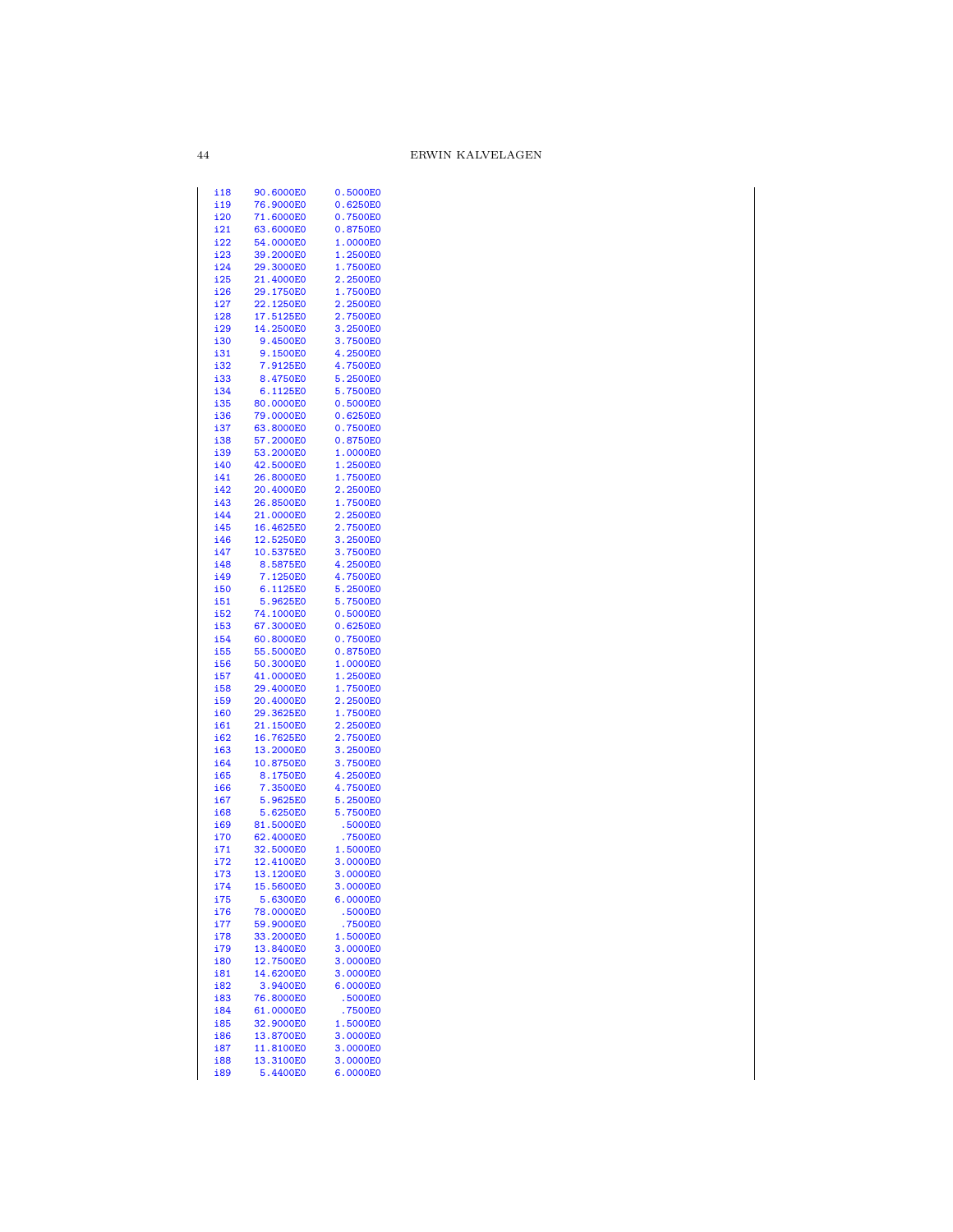```
i18     90.6000E0     0.5000E0
i19     76.9000E0     0.6250E0
i20     71.6000E0     0.7500E0
i21     63.6000E0     0.8750E0
i22     54.0000E0     1.0000E0
i23     39.2000E0     1.2500E0
i24     29.3000E0     1.7500E0
i25     21.4000E0     2.2500E0
i26     29.1750E0     1.7500E0
i27     22.1250E0     2.2500E0
i28     17.5125E0     2.7500E0
i29     14.2500E0     3.2500E0
i30      9.4500E0     3.7500E0
i31      9.1500E0     4.2500E0
i32      7.9125E0     4.7500E0
i33      8.4750E0     5.2500E0
i34      6.1125E0     5.7500E0
i35     80.0000E0     0.5000E0
i36     79.0000E0     0.6250E0
i37     63.8000E0     0.7500E0
i38     57.2000E0     0.8750E0
i39     53.2000E0     1.0000E0
i40     42.5000E0     1.2500E0
i41     26.8000E0     1.7500E0
i42     20.4000E0     2.2500E0
i43     26.8500E0     1.7500E0
i44     21.0000E0     2.2500E0
i45     16.4625E0     2.7500E0
i46     12.5250E0     3.2500E0
i47     10.5375E0     3.7500E0
i48      8.5875E0     4.2500E0
i49      7.1250E0     4.7500E0
i50      6.1125E0     5.2500E0
i51      5.9625E0     5.7500E0
i52     74.1000E0     0.5000E0
i53     67.3000E0     0.6250E0
i54     60.8000E0     0.7500E0
i55     55.5000E0     0.8750E0
i56     50.3000E0     1.0000E0
i57     41.0000E0     1.2500E0
i58     29.4000E0     1.7500E0
i59     20.4000E0     2.2500E0
i60     29.3625E0     1.7500E0
i61     21.1500E0     2.2500E0
i62     16.7625E0     2.7500E0
i63     13.2000E0     3.2500E0
i64     10.8750E0     3.7500E0
i65      8.1750E0     4.2500E0
i66      7.3500E0     4.7500E0
i67      5.9625E0     5.2500E0
i68      5.6250E0     5.7500E0
i69     81.5000E0      .5000E0
i70     62.4000E0      .7500E0
i71     32.5000E0     1.5000E0
i72     12.4100E0     3.0000E0
i73     13.1200E0     3.0000E0
i74     15.5600E0     3.0000E0
i75      5.6300E0     6.0000E0
i76     78.0000E0      .5000E0
i77     59.9000E0      .7500E0
i78     33.2000E0     1.5000E0
i79     13.8400E0     3.0000E0
i80     12.7500E0     3.0000E0
i81     14.6200E0     3.0000E0
i82      3.9400E0     6.0000E0
i83     76.8000E0      .5000E0
i84     61.0000E0      .7500E0
i85     32.9000E0     1.5000E0
i86     13.8700E0     3.0000E0
i87     11.8100E0     3.0000E0
i88     13.3100E0     3.0000E0
i89      5.4400E0     6.0000E0
```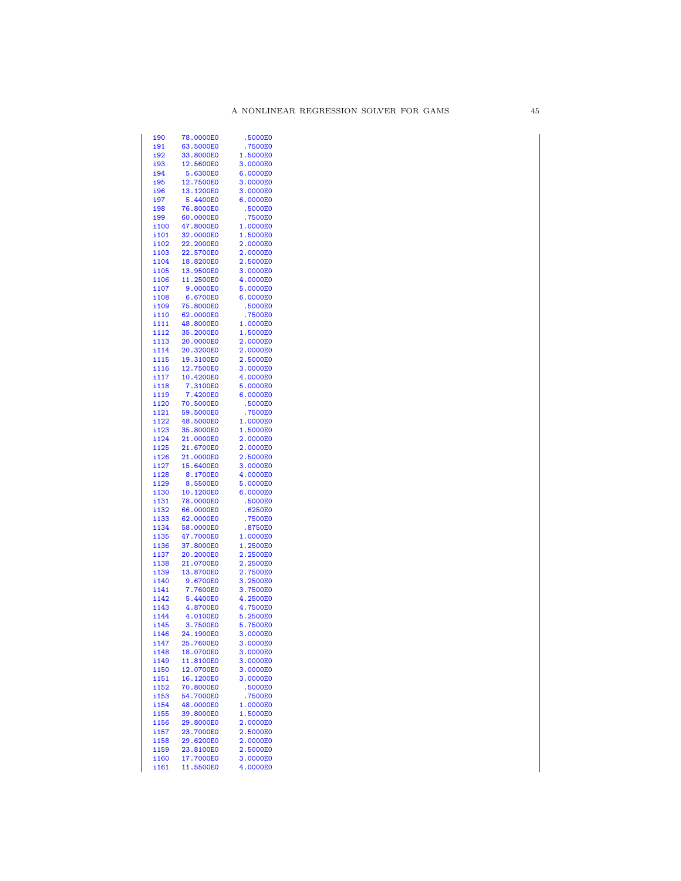```
i90    78.0000E0      .5000E0
i91    63.5000E0      .7500E0
i92    33.8000E0     1.5000E0
i93    12.5600E0     3.0000E0
i94     5.6300E0     6.0000E0
i95    12.7500E0     3.0000E0
i96    13.1200E0     3.0000E0
i97     5.4400E0     6.0000E0
i98    76.8000E0      .5000E0
i99    60.0000E0      .7500E0
i100   47.8000E0     1.0000E0
i101   32.0000E0     1.5000E0
i102   22.2000E0     2.0000E0
i103   22.5700E0     2.0000E0
i104   18.8200E0     2.5000E0
i105   13.9500E0     3.0000E0
i106   11.2500E0     4.0000E0
i107    9.0000E0     5.0000E0
i108    6.6700E0     6.0000E0
i109   75.8000E0      .5000E0
i110   62.0000E0      .7500E0
i111   48.8000E0     1.0000E0
i112   35.2000E0     1.5000E0
i113   20.0000E0     2.0000E0
i114   20.3200E0     2.0000E0
i115   19.3100E0     2.5000E0
i116   12.7500E0     3.0000E0
i117   10.4200E0     4.0000E0
i118    7.3100E0     5.0000E0
i119    7.4200E0     6.0000E0
i120   70.5000E0      .5000E0
i121   59.5000E0      .7500E0
i122   48.5000E0     1.0000E0
i123   35.8000E0     1.5000E0
i124   21.0000E0     2.0000E0
i125   21.6700E0     2.0000E0
i126   21.0000E0     2.5000E0
i127   15.6400E0     3.0000E0
i128    8.1700E0     4.0000E0
i129    8.5500E0     5.0000E0
i130   10.1200E0     6.0000E0
i131   78.0000E0      .5000E0
i132   66.0000E0      .6250E0
i133   62.0000E0      .7500E0
i134   58.0000E0      .8750E0
i135   47.7000E0     1.0000E0
i136   37.8000E0     1.2500E0
i137   20.2000E0     2.2500E0
i138   21.0700E0     2.2500E0
i139   13.8700E0     2.7500E0
i140    9.6700E0     3.2500E0
i141    7.7600E0     3.7500E0
i142    5.4400E0     4.2500E0
i143    4.8700E0     4.7500E0
i144    4.0100E0     5.2500E0
i145    3.7500E0     5.7500E0
i146   24.1900E0     3.0000E0
i147   25.7600E0     3.0000E0
i148   18.0700E0     3.0000E0
i149   11.8100E0     3.0000E0
i150   12.0700E0     3.0000E0
i151   16.1200E0     3.0000E0
i152   70.8000E0      .5000E0
i153   54.7000E0      .7500E0
i154   48.0000E0     1.0000E0
i155   39.8000E0     1.5000E0
i156   29.8000E0     2.0000E0
i157   23.7000E0     2.5000E0
i158   29.6200E0     2.0000E0
i159   23.8100E0     2.5000E0
i160   17.7000E0     3.0000E0
i161   11.5500E0     4.0000E0
```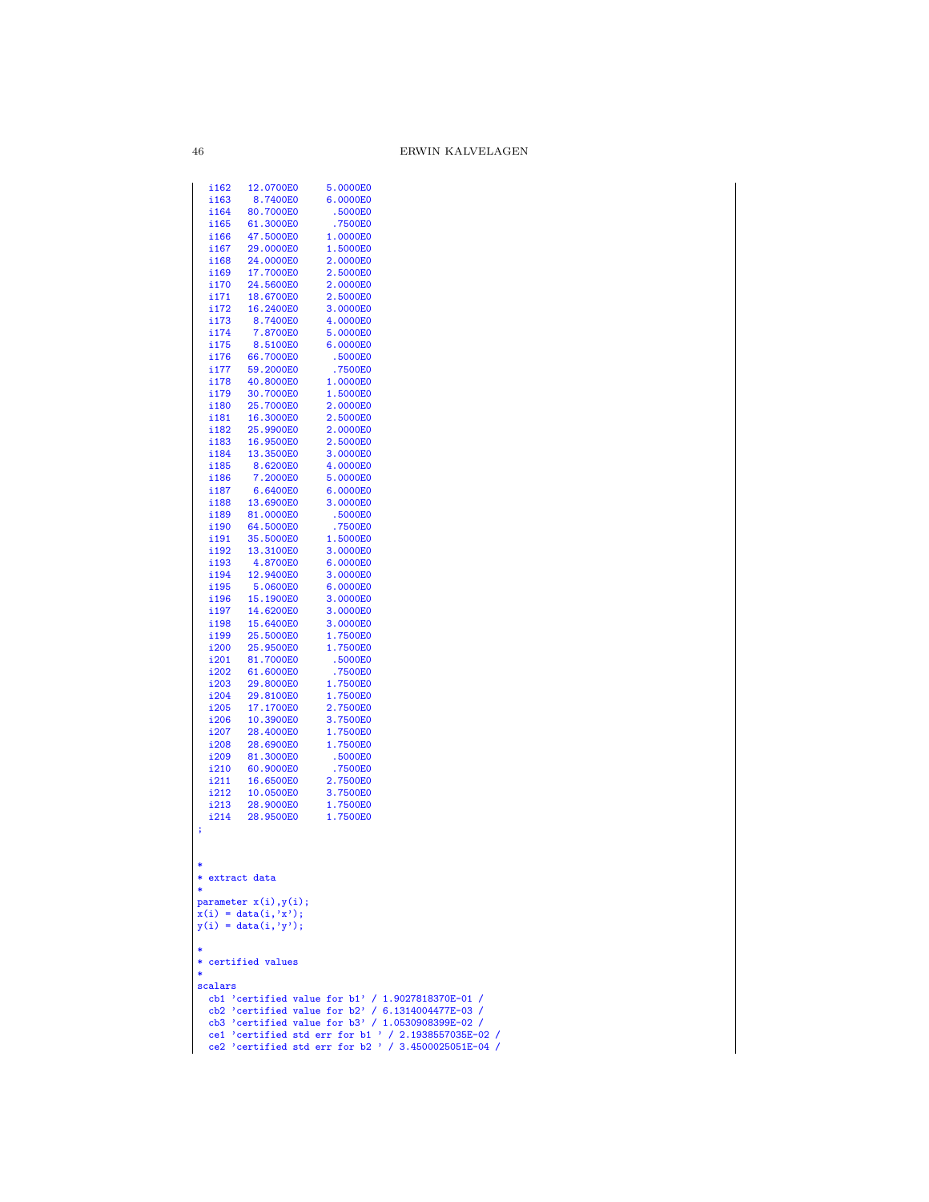```
  i162   12.0700E0     5.0000E0
  i163    8.7400E0     6.0000E0
  i164   80.7000E0      .5000E0
  i165   61.3000E0      .7500E0
  i166   47.5000E0     1.0000E0
  i167   29.0000E0     1.5000E0
  i168   24.0000E0     2.0000E0
  i169   17.7000E0     2.5000E0
  i170   24.5600E0     2.0000E0
  i171   18.6700E0     2.5000E0
  i172   16.2400E0     3.0000E0
  i173    8.7400E0     4.0000E0
  i174    7.8700E0     5.0000E0
  i175    8.5100E0     6.0000E0
  i176   66.7000E0      .5000E0
  i177   59.2000E0      .7500E0
  i178   40.8000E0     1.0000E0
  i179   30.7000E0     1.5000E0
  i180   25.7000E0     2.0000E0
  i181   16.3000E0     2.5000E0
  i182   25.9900E0     2.0000E0
  i183   16.9500E0     2.5000E0
  i184   13.3500E0     3.0000E0
  i185    8.6200E0     4.0000E0
  i186    7.2000E0     5.0000E0
  i187    6.6400E0     6.0000E0
  i188   13.6900E0     3.0000E0
  i189   81.0000E0      .5000E0
  i190   64.5000E0      .7500E0
  i191   35.5000E0     1.5000E0
  i192   13.3100E0     3.0000E0
  i193    4.8700E0     6.0000E0
  i194   12.9400E0     3.0000E0
  i195    5.0600E0     6.0000E0
  i196   15.1900E0     3.0000E0
  i197   14.6200E0     3.0000E0
  i198   15.6400E0     3.0000E0
  i199   25.5000E0     1.7500E0
  i200   25.9500E0     1.7500E0
  i201   81.7000E0      .5000E0
  i202   61.6000E0      .7500E0
  i203   29.8000E0     1.7500E0
  i204   29.8100E0     1.7500E0
  i205   17.1700E0     2.7500E0
  i206   10.3900E0     3.7500E0
  i207   28.4000E0     1.7500E0
  i208   28.6900E0     1.7500E0
  i209   81.3000E0      .5000E0
  i210   60.9000E0      .7500E0
  i211   16.6500E0     2.7500E0
  i212   10.0500E0     3.7500E0
  i213   28.9000E0     1.7500E0
  i214   28.9500E0     1.7500E0
;


*
* extract data
*
parameter x(i),y(i);
x(i) = data(i,'x');
y(i) = data(i,'y');

*
* certified values
*
scalars
  cb1 'certified value for b1' / 1.9027818370E-01 /
  cb2 'certified value for b2' / 6.1314004477E-03 /
  cb3 'certified value for b3' / 1.0530908399E-02 /
  ce1 'certified std err for b1 ' / 2.1938557035E-02 /
  ce2 'certified std err for b2 ' / 3.4500025051E-04 /
```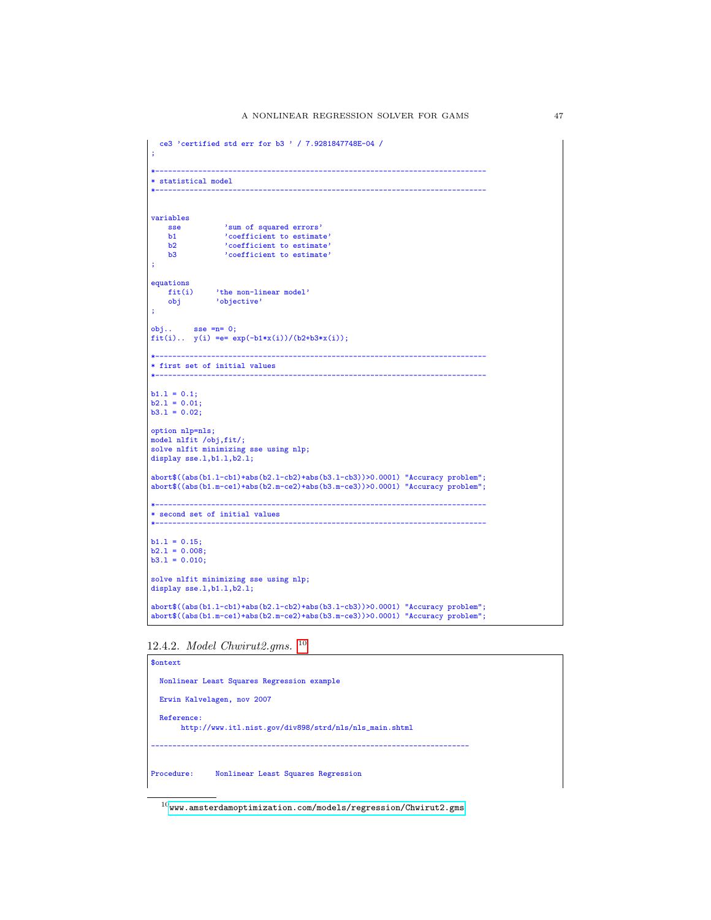```
  ce3 'certified std err for b3 ' / 7.9281847748E-04 /
;

*-----------------------------------------------------------------------------
* statistical model
*-----------------------------------------------------------------------------


variables
    sse          'sum of squared errors'
    b1           'coefficient to estimate'
    b2           'coefficient to estimate'
    b3           'coefficient to estimate'
;

equations
    fit(i)     'the non-linear model'
    obj        'objective'
;

obj..     sse =n= 0;
fit(i)..  y(i) =e= exp(-b1*x(i))/(b2+b3*x(i));

*-----------------------------------------------------------------------------
* first set of initial values
*-----------------------------------------------------------------------------

b1.l = 0.1;
b2.l = 0.01;
b3.l = 0.02;

option nlp=nls;
model nlfit /obj,fit/;
solve nlfit minimizing sse using nlp;
display sse.l,b1.l,b2.l;

abort$((abs(b1.l-cb1)+abs(b2.l-cb2)+abs(b3.l-cb3))>0.0001) "Accuracy problem";
abort$((abs(b1.m-ce1)+abs(b2.m-ce2)+abs(b3.m-ce3))>0.0001) "Accuracy problem";

*-----------------------------------------------------------------------------
* second set of initial values
*-----------------------------------------------------------------------------

b1.l = 0.15;
b2.l = 0.008;
b3.l = 0.010;

solve nlfit minimizing sse using nlp;
display sse.l,b1.l,b2.l;

abort$((abs(b1.l-cb1)+abs(b2.l-cb2)+abs(b3.l-cb3))>0.0001) "Accuracy problem";
abort$((abs(b1.m-ce1)+abs(b2.m-ce2)+abs(b3.m-ce3))>0.0001) "Accuracy problem";
```

### 12.4.2. *Model Chwirut2.gms.* [10]

```
$ontext

  Nonlinear Least Squares Regression example

  Erwin Kalvelagen, nov 2007

  Reference:
       http://www.itl.nist.gov/div898/strd/nls/nls_main.shtml

---------------------------------------------------------------------------


Procedure:     Nonlinear Least Squares Regression
```

[10] www.amsterdamoptimization.com/models/regression/Chwirut2.gms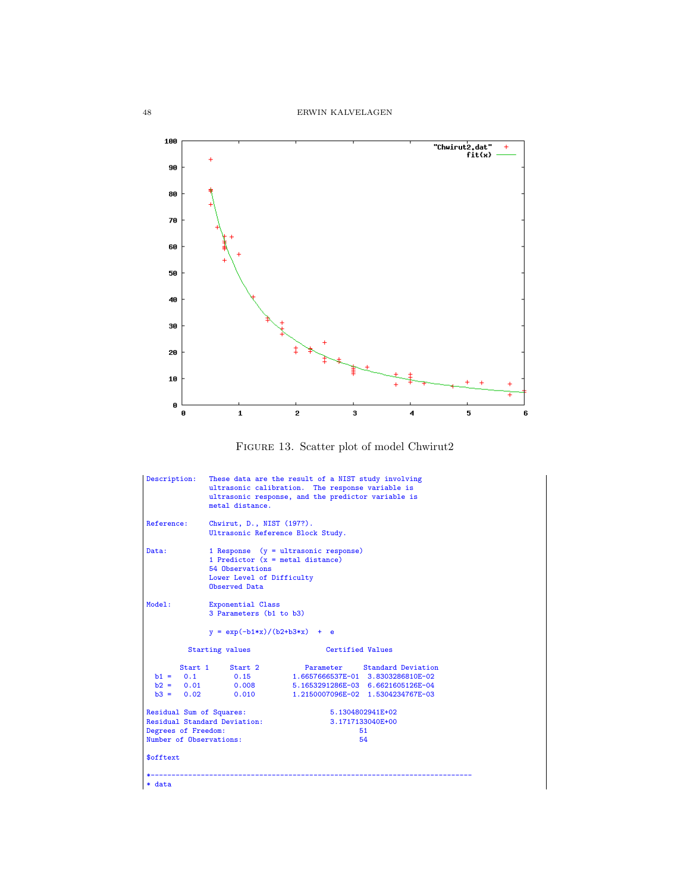FIGURE 13. Scatter plot of model Chwirut2

```
Description:   These data are the result of a NIST study involving
               ultrasonic calibration.  The response variable is
               ultrasonic response, and the predictor variable is
               metal distance.

Reference:     Chwirut, D., NIST (197?).
               Ultrasonic Reference Block Study.

Data:          1 Response  (y = ultrasonic response)
               1 Predictor (x = metal distance)
               54 Observations
               Lower Level of Difficulty
               Observed Data

Model:         Exponential Class
               3 Parameters (b1 to b3)

               y = exp(-b1*x)/(b2+b3*x)  +  e

          Starting values                  Certified Values

        Start 1     Start 2           Parameter     Standard Deviation
  b1 =   0.1         0.15          1.6657666537E-01  3.8303286810E-02
  b2 =   0.01        0.008         5.1653291286E-03  6.6621605126E-04
  b3 =   0.02        0.010         1.2150007096E-02  1.5304234767E-03

Residual Sum of Squares:                    5.1304802941E+02
Residual Standard Deviation:                3.1717133040E+00
Degrees of Freedom:                                51
Number of Observations:                            54

$offtext

*-----------------------------------------------------------------------------
* data
```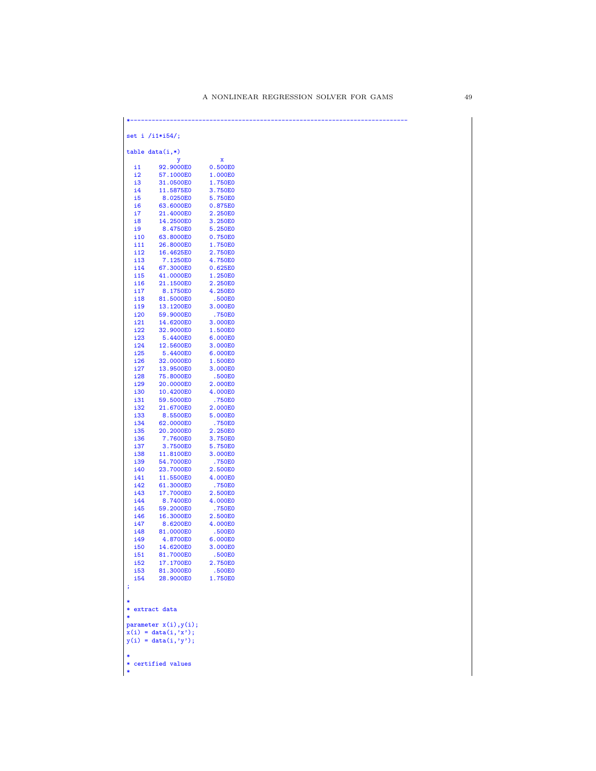```
*-----------------------------------------------------------------------------

set i /i1*i54/;

table data(i,*)
            y          x
  i1     92.9000E0     0.500E0
  i2     57.1000E0     1.000E0
  i3     31.0500E0     1.750E0
  i4     11.5875E0     3.750E0
  i5      8.0250E0     5.750E0
  i6     63.6000E0     0.875E0
  i7     21.4000E0     2.250E0
  i8     14.2500E0     3.250E0
  i9      8.4750E0     5.250E0
  i10    63.8000E0     0.750E0
  i11    26.8000E0     1.750E0
  i12    16.4625E0     2.750E0
  i13     7.1250E0     4.750E0
  i14    67.3000E0     0.625E0
  i15    41.0000E0     1.250E0
  i16    21.1500E0     2.250E0
  i17     8.1750E0     4.250E0
  i18    81.5000E0      .500E0
  i19    13.1200E0     3.000E0
  i20    59.9000E0      .750E0
  i21    14.6200E0     3.000E0
  i22    32.9000E0     1.500E0
  i23     5.4400E0     6.000E0
  i24    12.5600E0     3.000E0
  i25     5.4400E0     6.000E0
  i26    32.0000E0     1.500E0
  i27    13.9500E0     3.000E0
  i28    75.8000E0      .500E0
  i29    20.0000E0     2.000E0
  i30    10.4200E0     4.000E0
  i31    59.5000E0      .750E0
  i32    21.6700E0     2.000E0
  i33     8.5500E0     5.000E0
  i34    62.0000E0      .750E0
  i35    20.2000E0     2.250E0
  i36     7.7600E0     3.750E0
  i37     3.7500E0     5.750E0
  i38    11.8100E0     3.000E0
  i39    54.7000E0      .750E0
  i40    23.7000E0     2.500E0
  i41    11.5500E0     4.000E0
  i42    61.3000E0      .750E0
  i43    17.7000E0     2.500E0
  i44     8.7400E0     4.000E0
  i45    59.2000E0      .750E0
  i46    16.3000E0     2.500E0
  i47     8.6200E0     4.000E0
  i48    81.0000E0      .500E0
  i49     4.8700E0     6.000E0
  i50    14.6200E0     3.000E0
  i51    81.7000E0      .500E0
  i52    17.1700E0     2.750E0
  i53    81.3000E0      .500E0
  i54    28.9000E0     1.750E0
;

*
* extract data
*
parameter x(i),y(i);
x(i) = data(i,'x');
y(i) = data(i,'y');

*
* certified values
*
```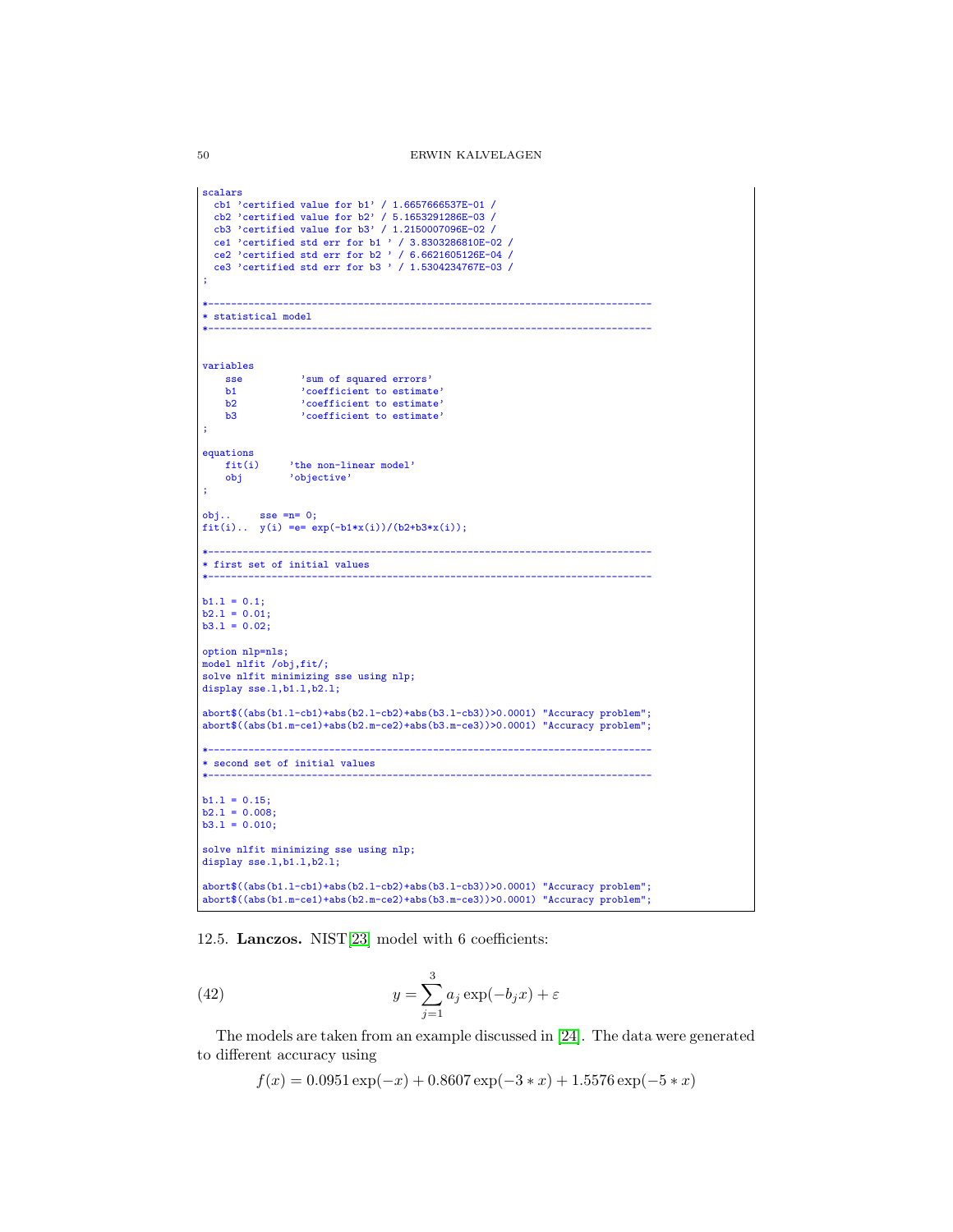```
scalars
  cb1 'certified value for b1' / 1.6657666537E-01 /
  cb2 'certified value for b2' / 5.1653291286E-03 /
  cb3 'certified value for b3' / 1.2150007096E-02 /
  ce1 'certified std err for b1 ' / 3.8303286810E-02 /
  ce2 'certified std err for b2 ' / 6.6621605126E-04 /
  ce3 'certified std err for b3 ' / 1.5304234767E-03 /
;

*-----------------------------------------------------------------------------
* statistical model
*-----------------------------------------------------------------------------


variables
    sse          'sum of squared errors'
    b1           'coefficient to estimate'
    b2           'coefficient to estimate'
    b3           'coefficient to estimate'
;

equations
    fit(i)     'the non-linear model'
    obj        'objective'
;

obj..     sse =n= 0;
fit(i)..  y(i) =e= exp(-b1*x(i))/(b2+b3*x(i));

*-----------------------------------------------------------------------------
* first set of initial values
*-----------------------------------------------------------------------------

b1.l = 0.1;
b2.l = 0.01;
b3.l = 0.02;

option nlp=nls;
model nlfit /obj,fit/;
solve nlfit minimizing sse using nlp;
display sse.l,b1.l,b2.l;

abort$((abs(b1.l-cb1)+abs(b2.l-cb2)+abs(b3.l-cb3))>0.0001) "Accuracy problem";
abort$((abs(b1.m-ce1)+abs(b2.m-ce2)+abs(b3.m-ce3))>0.0001) "Accuracy problem";

*-----------------------------------------------------------------------------
* second set of initial values
*-----------------------------------------------------------------------------

b1.l = 0.15;
b2.l = 0.008;
b3.l = 0.010;

solve nlfit minimizing sse using nlp;
display sse.l,b1.l,b2.l;

abort$((abs(b1.l-cb1)+abs(b2.l-cb2)+abs(b3.l-cb3))>0.0001) "Accuracy problem";
abort$((abs(b1.m-ce1)+abs(b2.m-ce2)+abs(b3.m-ce3))>0.0001) "Accuracy problem";
```

12.5. **Lanczos.** NIST[23] model with 6 coefficients:

$$y = \sum_{j=1}^{3} a_j \exp(-b_j x) + \varepsilon \tag{42}$$

The models are taken from an example discussed in [24]. The data were generated to different accuracy using

$$f(x) = 0.0951 \exp(-x) + 0.8607 \exp(-3 * x) + 1.5576 \exp(-5 * x)$$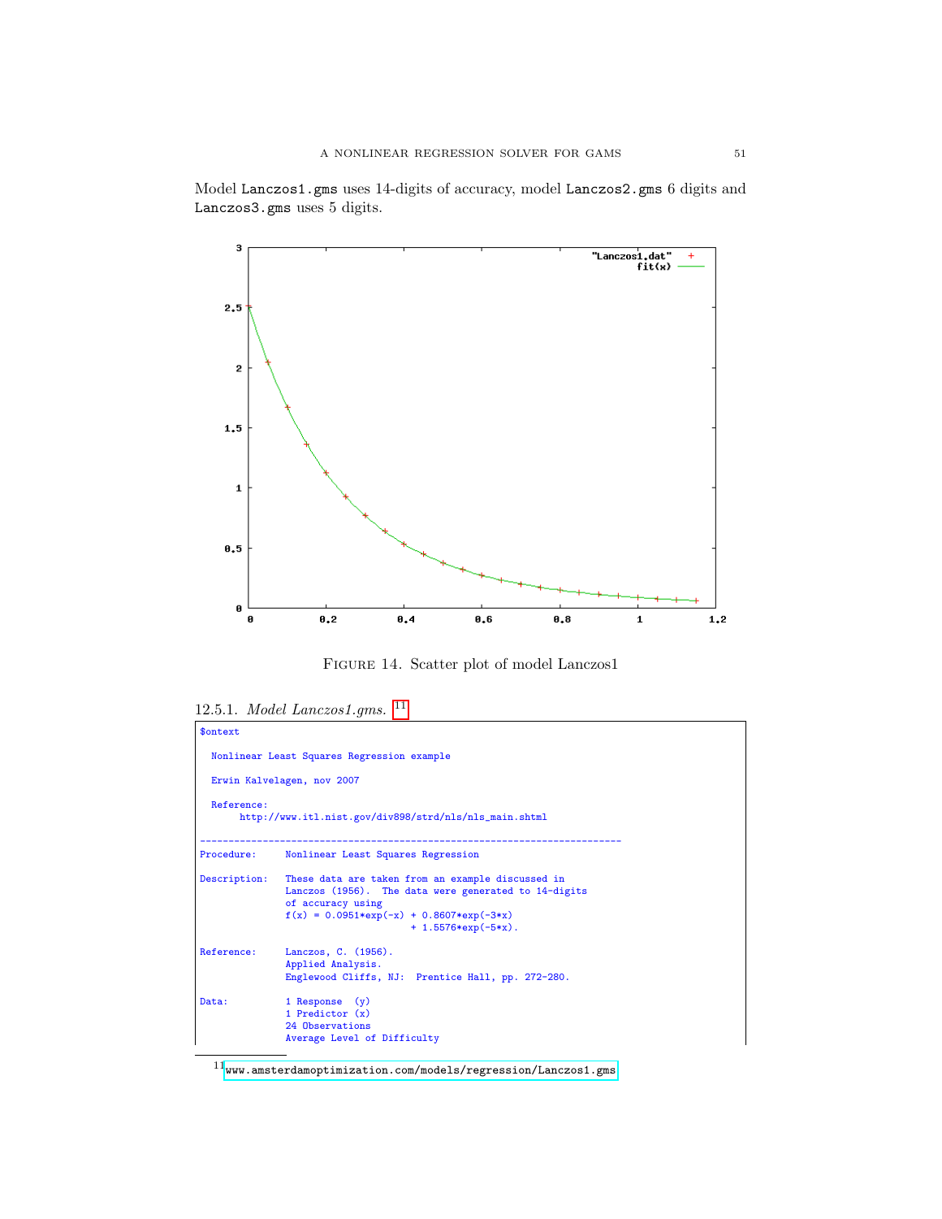Model `Lanczos1.gms` uses 14-digits of accuracy, model `Lanczos2.gms` 6 digits and `Lanczos3.gms` uses 5 digits.

Figure 14. Scatter plot of model Lanczos1

#### 12.5.1. *Model Lanczos1.gms.* [11]

```
$ontext

  Nonlinear Least Squares Regression example

  Erwin Kalvelagen, nov 2007

  Reference:
       http://www.itl.nist.gov/div898/strd/nls/nls_main.shtml

--------------------------------------------------------------------------
Procedure:     Nonlinear Least Squares Regression

Description:   These data are taken from an example discussed in
               Lanczos (1956).  The data were generated to 14-digits
               of accuracy using
               f(x) = 0.0951*exp(-x) + 0.8607*exp(-3*x)
                                     + 1.5576*exp(-5*x).

Reference:     Lanczos, C. (1956).
               Applied Analysis.
               Englewood Cliffs, NJ:  Prentice Hall, pp. 272-280.

Data:          1 Response  (y)
               1 Predictor (x)
               24 Observations
               Average Level of Difficulty
```

[11] www.amsterdamoptimization.com/models/regression/Lanczos1.gms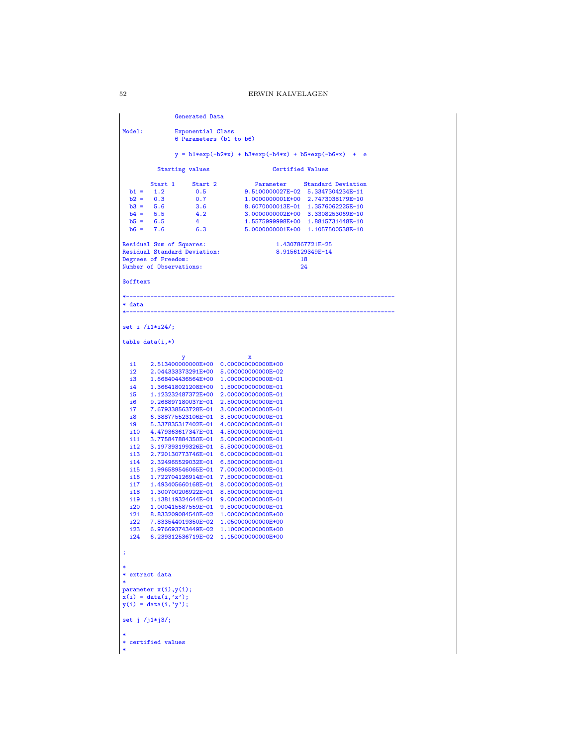```
               Generated Data

Model:         Exponential Class
               6 Parameters (b1 to b6)

               y = b1*exp(-b2*x) + b3*exp(-b4*x) + b5*exp(-b6*x)  +  e

          Starting values                  Certified Values

        Start 1     Start 2           Parameter     Standard Deviation
  b1 =   1.2         0.5           9.5100000027E-02  5.3347304234E-11
  b2 =   0.3         0.7           1.0000000001E+00  2.7473038179E-10
  b3 =   5.6         3.6           8.6070000013E-01  1.3576062225E-10
  b4 =   5.5         4.2           3.0000000002E+00  3.3308253069E-10
  b5 =   6.5         4             1.5575999998E+00  1.8815731448E-10
  b6 =   7.6         6.3           5.0000000001E+00  1.1057500538E-10

Residual Sum of Squares:                    1.4307867721E-25
Residual Standard Deviation:                8.9156129349E-14
Degrees of Freedom:                                18
Number of Observations:                            24

$offtext

*-----------------------------------------------------------------------------
* data
*-----------------------------------------------------------------------------

set i /i1*i24/;

table data(i,*)

                 y                   x
  i1    2.513400000000E+00  0.000000000000E+00
  i2    2.044333373291E+00  5.000000000000E-02
  i3    1.668404436564E+00  1.000000000000E-01
  i4    1.366418021208E+00  1.500000000000E-01
  i5    1.123232487372E+00  2.000000000000E-01
  i6    9.268897180037E-01  2.500000000000E-01
  i7    7.679338563728E-01  3.000000000000E-01
  i8    6.388775523106E-01  3.500000000000E-01
  i9    5.337835317402E-01  4.000000000000E-01
  i10   4.479363617347E-01  4.500000000000E-01
  i11   3.775847884350E-01  5.000000000000E-01
  i12   3.197393199326E-01  5.500000000000E-01
  i13   2.720130773746E-01  6.000000000000E-01
  i14   2.324965529032E-01  6.500000000000E-01
  i15   1.996589546065E-01  7.000000000000E-01
  i16   1.722704126914E-01  7.500000000000E-01
  i17   1.493405660168E-01  8.000000000000E-01
  i18   1.300700206922E-01  8.500000000000E-01
  i19   1.138119324644E-01  9.000000000000E-01
  i20   1.000415587559E-01  9.500000000000E-01
  i21   8.833209084540E-02  1.000000000000E+00
  i22   7.833544019350E-02  1.050000000000E+00
  i23   6.976693743449E-02  1.100000000000E+00
  i24   6.239312536719E-02  1.150000000000E+00

;

*
* extract data
*
parameter x(i),y(i);
x(i) = data(i,'x');
y(i) = data(i,'y');

set j /j1*j3/;

*
* certified values
*
```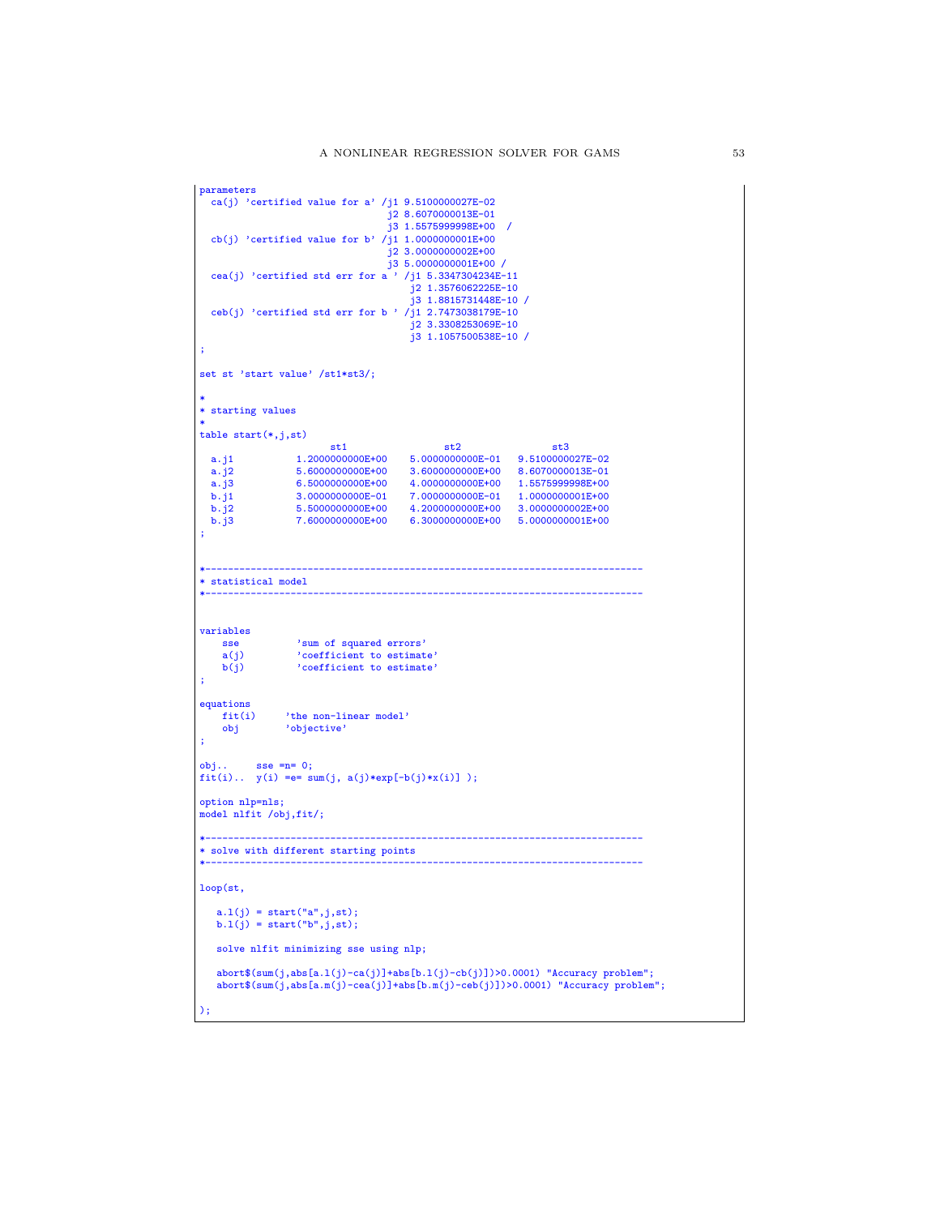```
parameters
  ca(j) 'certified value for a' /j1 9.5100000027E-02
                                 j2 8.6070000013E-01
                                 j3 1.5575999998E+00  /
  cb(j) 'certified value for b' /j1 1.0000000001E+00
                                 j2 3.0000000002E+00
                                 j3 5.0000000001E+00 /
  cea(j) 'certified std err for a ' /j1 5.3347304234E-11
                                     j2 1.3576062225E-10
                                     j3 1.8815731448E-10 /
  ceb(j) 'certified std err for b ' /j1 2.7473038179E-10
                                     j2 3.3308253069E-10
                                     j3 1.1057500538E-10 /
;

set st 'start value' /st1*st3/;

*
* starting values
*
table start(*,j,st)
                    st1                  st2                 st3
  a.j1          1.2000000000E+00    5.0000000000E-01    9.5100000027E-02
  a.j2          5.6000000000E+00    3.6000000000E+00    8.6070000013E-01
  a.j3          6.5000000000E+00    4.0000000000E+00    1.5575999998E+00
  b.j1          3.0000000000E-01    7.0000000000E-01    1.0000000001E+00
  b.j2          5.5000000000E+00    4.2000000000E+00    3.0000000002E+00
  b.j3          7.6000000000E+00    6.3000000000E+00    5.0000000001E+00
;


*-----------------------------------------------------------------------------
* statistical model
*-----------------------------------------------------------------------------


variables
    sse          'sum of squared errors'
    a(j)         'coefficient to estimate'
    b(j)         'coefficient to estimate'
;

equations
    fit(i)     'the non-linear model'
    obj        'objective'
;

obj..     sse =n= 0;
fit(i)..  y(i) =e= sum(j, a(j)*exp[-b(j)*x(i)] );

option nlp=nls;
model nlfit /obj,fit/;

*-----------------------------------------------------------------------------
* solve with different starting points
*-----------------------------------------------------------------------------

loop(st,

   a.l(j) = start("a",j,st);
   b.l(j) = start("b",j,st);

   solve nlfit minimizing sse using nlp;

   abort$(sum(j,abs[a.l(j)-ca(j)]+abs[b.l(j)-cb(j)])>0.0001) "Accuracy problem";
   abort$(sum(j,abs[a.m(j)-cea(j)]+abs[b.m(j)-ceb(j)])>0.0001) "Accuracy problem";

);
```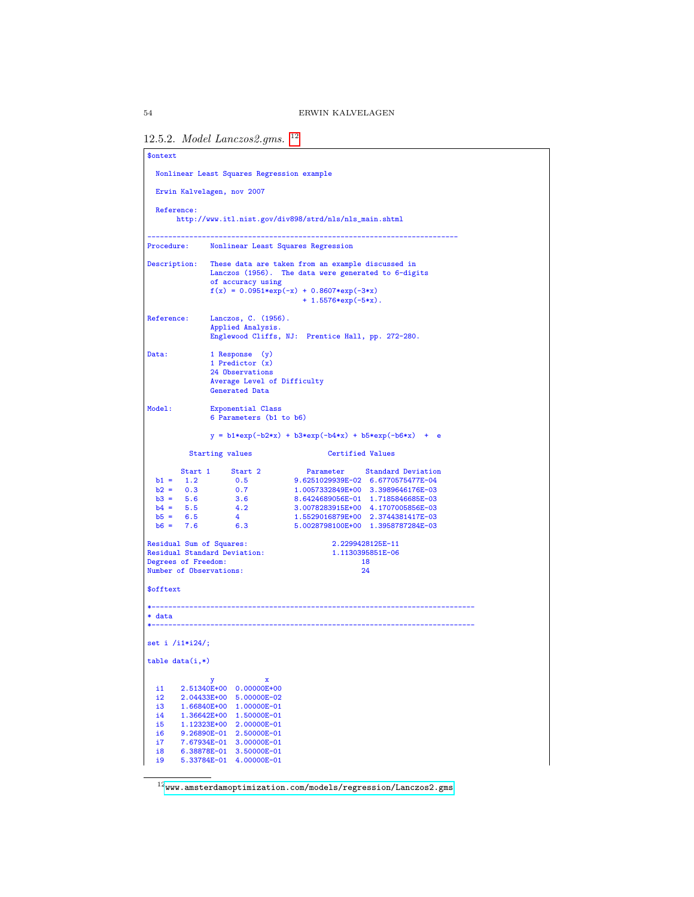### 12.5.2. *Model Lanczos2.gms.* [12]

```
$ontext

  Nonlinear Least Squares Regression example

  Erwin Kalvelagen, nov 2007

  Reference:
       http://www.itl.nist.gov/div898/strd/nls/nls_main.shtml

------------------------------------------------------------------------------
Procedure:     Nonlinear Least Squares Regression

Description:   These data are taken from an example discussed in
               Lanczos (1956).  The data were generated to 6-digits
               of accuracy using
               f(x) = 0.0951*exp(-x) + 0.8607*exp(-3*x)
                                     + 1.5576*exp(-5*x).

Reference:     Lanczos, C. (1956).
               Applied Analysis.
               Englewood Cliffs, NJ:  Prentice Hall, pp. 272-280.

Data:          1 Response  (y)
               1 Predictor (x)
               24 Observations
               Average Level of Difficulty
               Generated Data

Model:         Exponential Class
               6 Parameters (b1 to b6)

               y = b1*exp(-b2*x) + b3*exp(-b4*x) + b5*exp(-b6*x)  +  e

          Starting values                  Certified Values

        Start 1     Start 2           Parameter     Standard Deviation
  b1 =    1.2         0.5           9.6251029939E-02  6.6770575477E-04
  b2 =    0.3         0.7           1.0057332849E+00  3.3989646176E-03
  b3 =    5.6         3.6           8.6424689056E-01  1.7185846685E-03
  b4 =    5.5         4.2           3.0078283915E+00  4.1707005856E-03
  b5 =    6.5         4             1.5529016879E+00  2.3744381417E-03
  b6 =    7.6         6.3           5.0028798100E+00  1.3958787284E-03

Residual Sum of Squares:                    2.2299428125E-11
Residual Standard Deviation:                1.1130395851E-06
Degrees of Freedom:                                18
Number of Observations:                            24

$offtext

*-----------------------------------------------------------------------------
* data
*-----------------------------------------------------------------------------

set i /i1*i24/;

table data(i,*)

               y            x
  i1    2.51340E+00  0.00000E+00
  i2    2.04433E+00  5.00000E-02
  i3    1.66840E+00  1.00000E-01
  i4    1.36642E+00  1.50000E-01
  i5    1.12323E+00  2.00000E-01
  i6    9.26890E-01  2.50000E-01
  i7    7.67934E-01  3.00000E-01
  i8    6.38878E-01  3.50000E-01
  i9    5.33784E-01  4.00000E-01
```

[12] www.amsterdamoptimization.com/models/regression/Lanczos2.gms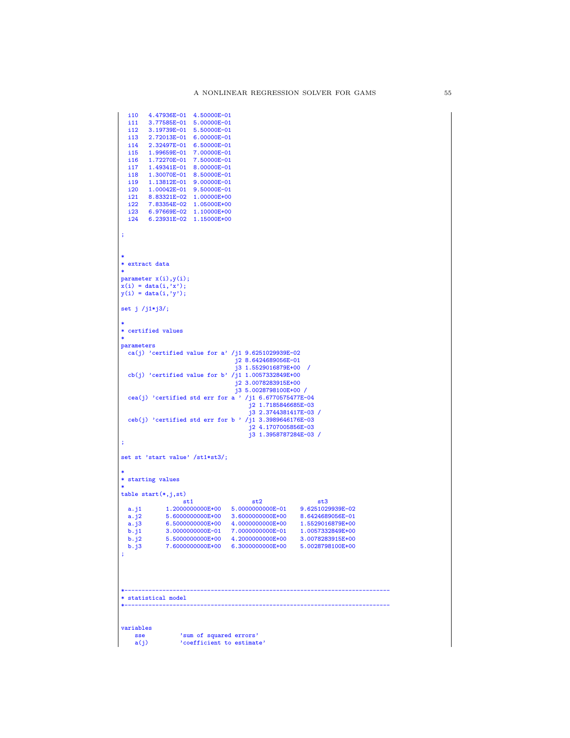```
  i10   4.47936E-01  4.50000E-01
  i11   3.77585E-01  5.00000E-01
  i12   3.19739E-01  5.50000E-01
  i13   2.72013E-01  6.00000E-01
  i14   2.32497E-01  6.50000E-01
  i15   1.99659E-01  7.00000E-01
  i16   1.72270E-01  7.50000E-01
  i17   1.49341E-01  8.00000E-01
  i18   1.30070E-01  8.50000E-01
  i19   1.13812E-01  9.00000E-01
  i20   1.00042E-01  9.50000E-01
  i21   8.83321E-02  1.00000E+00
  i22   7.83354E-02  1.05000E+00
  i23   6.97669E-02  1.10000E+00
  i24   6.23931E-02  1.15000E+00

;


*
* extract data
*
parameter x(i),y(i);
x(i) = data(i,'x');
y(i) = data(i,'y');

set j /j1*j3/;

*
* certified values
*
parameters
  ca(j) 'certified value for a' /j1 9.6251029939E-02
                                 j2 8.6424689056E-01
                                 j3 1.5529016879E+00  /
  cb(j) 'certified value for b' /j1 1.0057332849E+00
                                 j2 3.0078283915E+00
                                 j3 5.0028798100E+00 /
  cea(j) 'certified std err for a ' /j1 6.6770575477E-04
                                     j2 1.7185846685E-03
                                     j3 2.3744381417E-03 /
  ceb(j) 'certified std err for b ' /j1 3.3989646176E-03
                                     j2 4.1707005856E-03
                                     j3 1.3958787284E-03 /
;

set st 'start value' /st1*st3/;

*
* starting values
*
table start(*,j,st)
                 st1                  st2                st3
  a.j1       1.2000000000E+00   5.0000000000E-01    9.6251029939E-02
  a.j2       5.6000000000E+00   3.6000000000E+00    8.6424689056E-01
  a.j3       6.5000000000E+00   4.0000000000E+00    1.5529016879E+00
  b.j1       3.0000000000E-01   7.0000000000E-01    1.0057332849E+00
  b.j2       5.5000000000E+00   4.2000000000E+00    3.0078283915E+00
  b.j3       7.6000000000E+00   6.3000000000E+00    5.0028798100E+00
;




*-----------------------------------------------------------------------------
* statistical model
*-----------------------------------------------------------------------------


variables
    sse          'sum of squared errors'
    a(j)         'coefficient to estimate'
```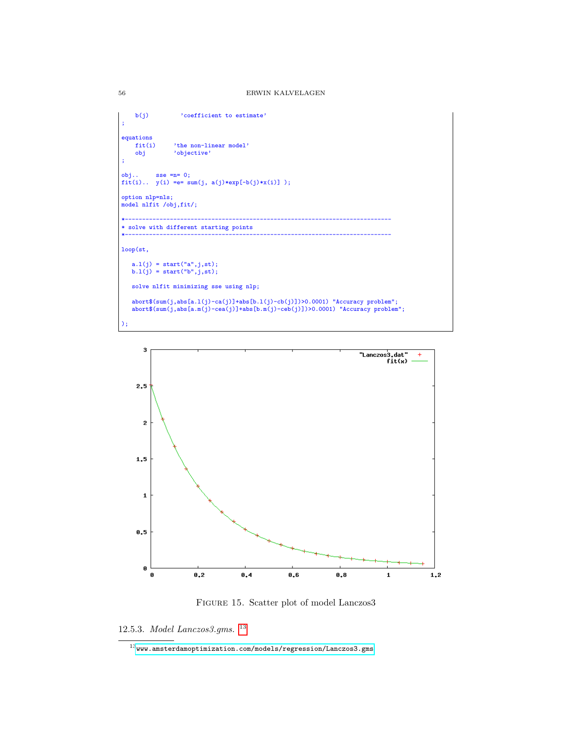```
    b(j)         'coefficient to estimate'
;

equations
    fit(i)     'the non-linear model'
    obj        'objective'
;

obj..     sse =n= 0;
fit(i)..  y(i) =e= sum(j, a(j)*exp[-b(j)*x(i)] );

option nlp=nls;
model nlfit /obj,fit/;

*-----------------------------------------------------------------------------
* solve with different starting points
*-----------------------------------------------------------------------------

loop(st,

   a.l(j) = start("a",j,st);
   b.l(j) = start("b",j,st);

   solve nlfit minimizing sse using nlp;

   abort$(sum(j,abs[a.l(j)-ca(j)]+abs[b.l(j)-cb(j)])>0.0001) "Accuracy problem";
   abort$(sum(j,abs[a.m(j)-cea(j)]+abs[b.m(j)-ceb(j)])>0.0001) "Accuracy problem";

);
```

Figure 15. Scatter plot of model Lanczos3

### 12.5.3. *Model Lanczos3.gms.* [13]

[13] www.amsterdamoptimization.com/models/regression/Lanczos3.gms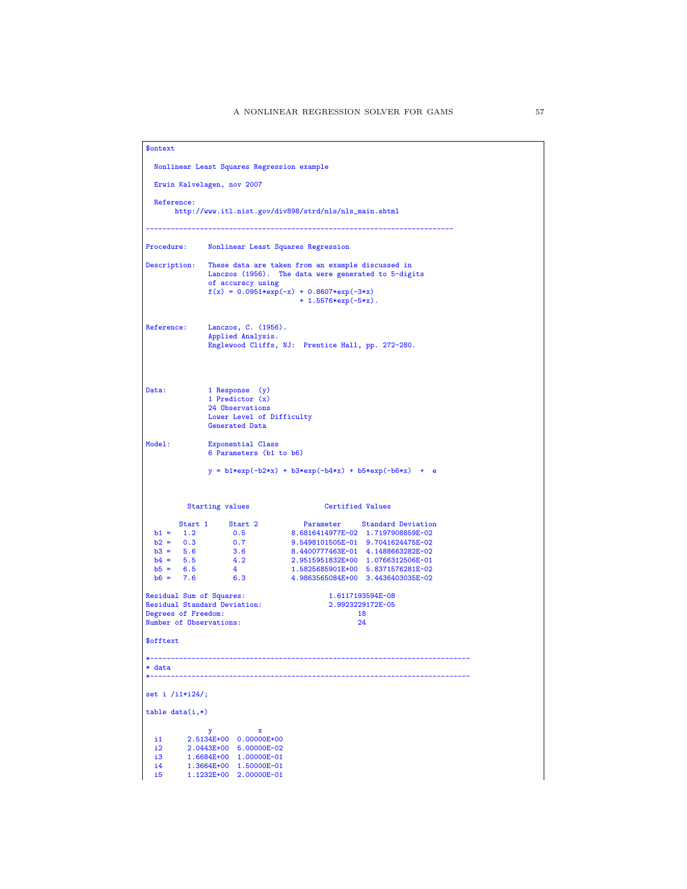```
$ontext

  Nonlinear Least Squares Regression example

  Erwin Kalvelagen, nov 2007

  Reference:
       http://www.itl.nist.gov/div898/strd/nls/nls_main.shtml

---------------------------------------------------------------------------

Procedure:     Nonlinear Least Squares Regression

Description:   These data are taken from an example discussed in
               Lanczos (1956).  The data were generated to 5-digits
               of accuracy using
               f(x) = 0.0951*exp(-x) + 0.8607*exp(-3*x)
                                     + 1.5576*exp(-5*x).


Reference:     Lanczos, C. (1956).
               Applied Analysis.
               Englewood Cliffs, NJ:  Prentice Hall, pp. 272-280.




Data:          1 Response  (y)
               1 Predictor (x)
               24 Observations
               Lower Level of Difficulty
               Generated Data

Model:         Exponential Class
               6 Parameters (b1 to b6)

               y = b1*exp(-b2*x) + b3*exp(-b4*x) + b5*exp(-b6*x)  +  e



          Starting values                  Certified Values

        Start 1     Start 2           Parameter     Standard Deviation
  b1 =    1.2         0.5          8.6816414977E-02  1.7197908859E-02
  b2 =    0.3         0.7          9.5498101505E-01  9.7041624475E-02
  b3 =    5.6         3.6          8.4400777463E-01  4.1488663282E-02
  b4 =    5.5         4.2          2.9515951832E+00  1.0766312506E-01
  b5 =    6.5         4            1.5825685901E+00  5.8371576281E-02
  b6 =    7.6         6.3          4.9863565084E+00  3.4436403035E-02

Residual Sum of Squares:                    1.6117193594E-08
Residual Standard Deviation:                2.9923229172E-05
Degrees of Freedom:                                18
Number of Observations:                            24

$offtext

*-----------------------------------------------------------------------------
* data
*-----------------------------------------------------------------------------

set i /i1*i24/;

table data(i,*)

               y           x
  i1      2.5134E+00  0.00000E+00
  i2      2.0443E+00  5.00000E-02
  i3      1.6684E+00  1.00000E-01
  i4      1.3664E+00  1.50000E-01
  i5      1.1232E+00  2.00000E-01
```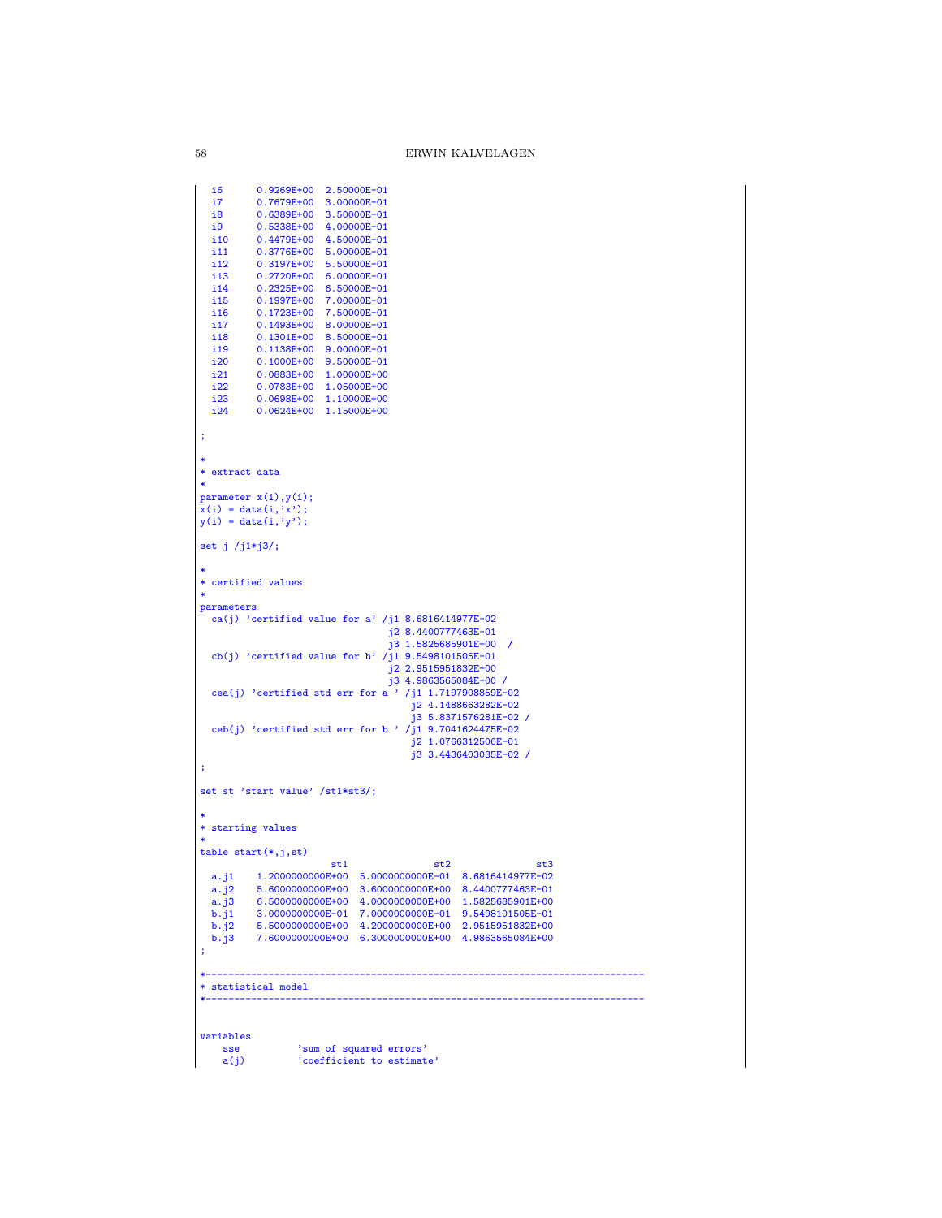```
  i6      0.9269E+00  2.50000E-01
  i7      0.7679E+00  3.00000E-01
  i8      0.6389E+00  3.50000E-01
  i9      0.5338E+00  4.00000E-01
  i10     0.4479E+00  4.50000E-01
  i11     0.3776E+00  5.00000E-01
  i12     0.3197E+00  5.50000E-01
  i13     0.2720E+00  6.00000E-01
  i14     0.2325E+00  6.50000E-01
  i15     0.1997E+00  7.00000E-01
  i16     0.1723E+00  7.50000E-01
  i17     0.1493E+00  8.00000E-01
  i18     0.1301E+00  8.50000E-01
  i19     0.1138E+00  9.00000E-01
  i20     0.1000E+00  9.50000E-01
  i21     0.0883E+00  1.00000E+00
  i22     0.0783E+00  1.05000E+00
  i23     0.0698E+00  1.10000E+00
  i24     0.0624E+00  1.15000E+00

;

*
* extract data
*
parameter x(i),y(i);
x(i) = data(i,'x');
y(i) = data(i,'y');

set j /j1*j3/;

*
* certified values
*
parameters
  ca(j) 'certified value for a' /j1 8.6816414977E-02
                                 j2 8.4400777463E-01
                                 j3 1.5825685901E+00  /
  cb(j) 'certified value for b' /j1 9.5498101505E-01
                                 j2 2.9515951832E+00
                                 j3 4.9863565084E+00 /
  cea(j) 'certified std err for a ' /j1 1.7197908859E-02
                                     j2 4.1488663282E-02
                                     j3 5.8371576281E-02 /
  ceb(j) 'certified std err for b ' /j1 9.7041624475E-02
                                     j2 1.0766312506E-01
                                     j3 3.4436403035E-02 /
;

set st 'start value' /st1*st3/;

*
* starting values
*
table start(*,j,st)
                    st1              st2               st3
  a.j1    1.2000000000E+00  5.0000000000E-01  8.6816414977E-02
  a.j2    5.6000000000E+00  3.6000000000E+00  8.4400777463E-01
  a.j3    6.5000000000E+00  4.0000000000E+00  1.5825685901E+00
  b.j1    3.0000000000E-01  7.0000000000E-01  9.5498101505E-01
  b.j2    5.5000000000E+00  4.2000000000E+00  2.9515951832E+00
  b.j3    7.6000000000E+00  6.3000000000E+00  4.9863565084E+00
;

*-----------------------------------------------------------------------------
* statistical model
*-----------------------------------------------------------------------------


variables
    sse          'sum of squared errors'
    a(j)         'coefficient to estimate'
```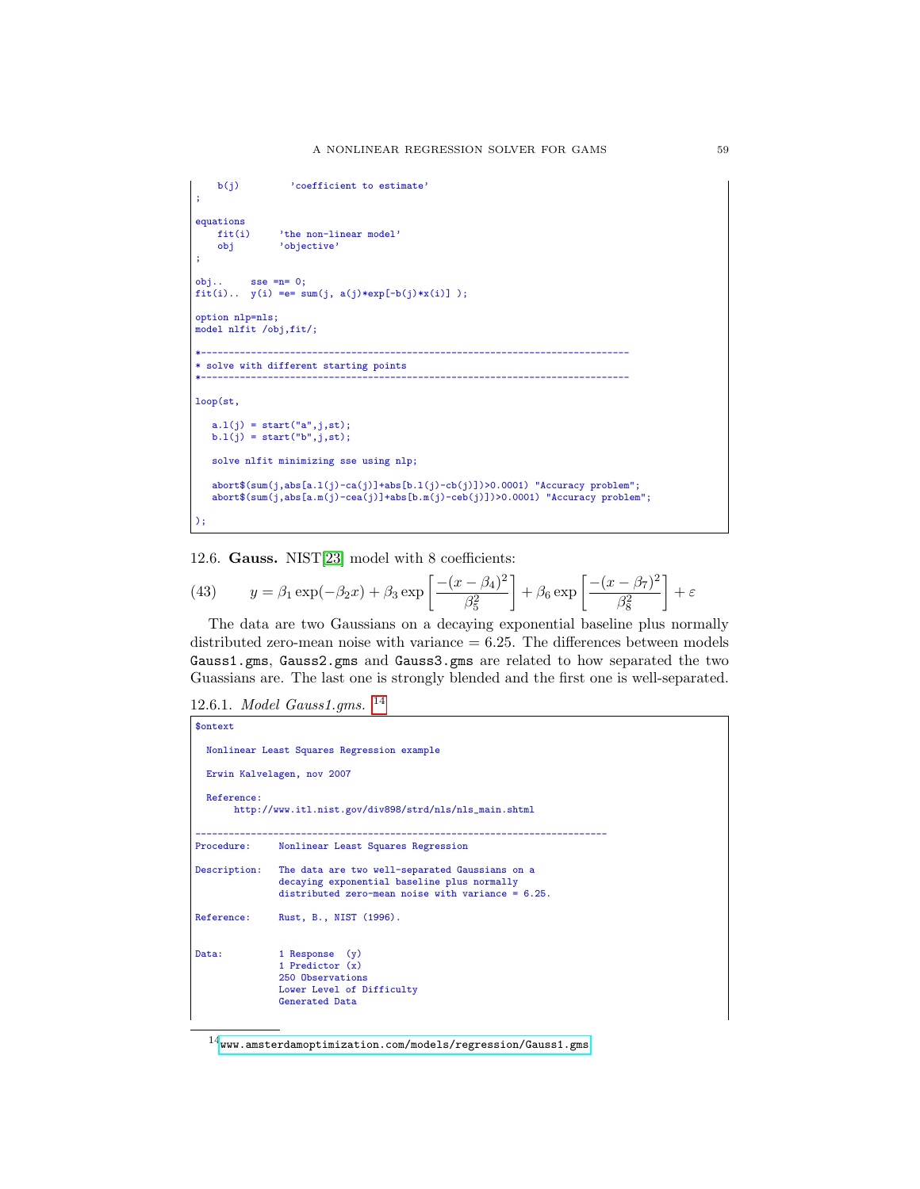```
    b(j)         'coefficient to estimate'
;

equations
    fit(i)     'the non-linear model'
    obj        'objective'
;

obj..     sse =n= 0;
fit(i)..  y(i) =e= sum(j, a(j)*exp[-b(j)*x(i)] );

option nlp=nls;
model nlfit /obj,fit/;

*-----------------------------------------------------------------------------
* solve with different starting points
*-----------------------------------------------------------------------------

loop(st,

   a.l(j) = start("a",j,st);
   b.l(j) = start("b",j,st);

   solve nlfit minimizing sse using nlp;

   abort$(sum(j,abs[a.l(j)-ca(j)]+abs[b.l(j)-cb(j)])>0.0001) "Accuracy problem";
   abort$(sum(j,abs[a.m(j)-cea(j)]+abs[b.m(j)-ceb(j)])>0.0001) "Accuracy problem";

);
```

12.6. **Gauss.** NIST[23] model with 8 coefficients:

$$y = \beta_1 \exp(-\beta_2 x) + \beta_3 \exp\left[\frac{-(x-\beta_4)^2}{\beta_5^2}\right] + \beta_6 \exp\left[\frac{-(x-\beta_7)^2}{\beta_8^2}\right] + \varepsilon \tag{43}$$

The data are two Gaussians on a decaying exponential baseline plus normally distributed zero-mean noise with variance = 6.25. The differences between models `Gauss1.gms`, `Gauss2.gms` and `Gauss3.gms` are related to how separated the two Guassians are. The last one is strongly blended and the first one is well-separated.

12.6.1. *Model Gauss1.gms.* [14]

```
$ontext

  Nonlinear Least Squares Regression example

  Erwin Kalvelagen, nov 2007

  Reference:
       http://www.itl.nist.gov/div898/strd/nls/nls_main.shtml

--------------------------------------------------------------------------
Procedure:     Nonlinear Least Squares Regression

Description:   The data are two well-separated Gaussians on a
               decaying exponential baseline plus normally
               distributed zero-mean noise with variance = 6.25.

Reference:     Rust, B., NIST (1996).


Data:          1 Response  (y)
               1 Predictor (x)
               250 Observations
               Lower Level of Difficulty
               Generated Data
```

[14] www.amsterdamoptimization.com/models/regression/Gauss1.gms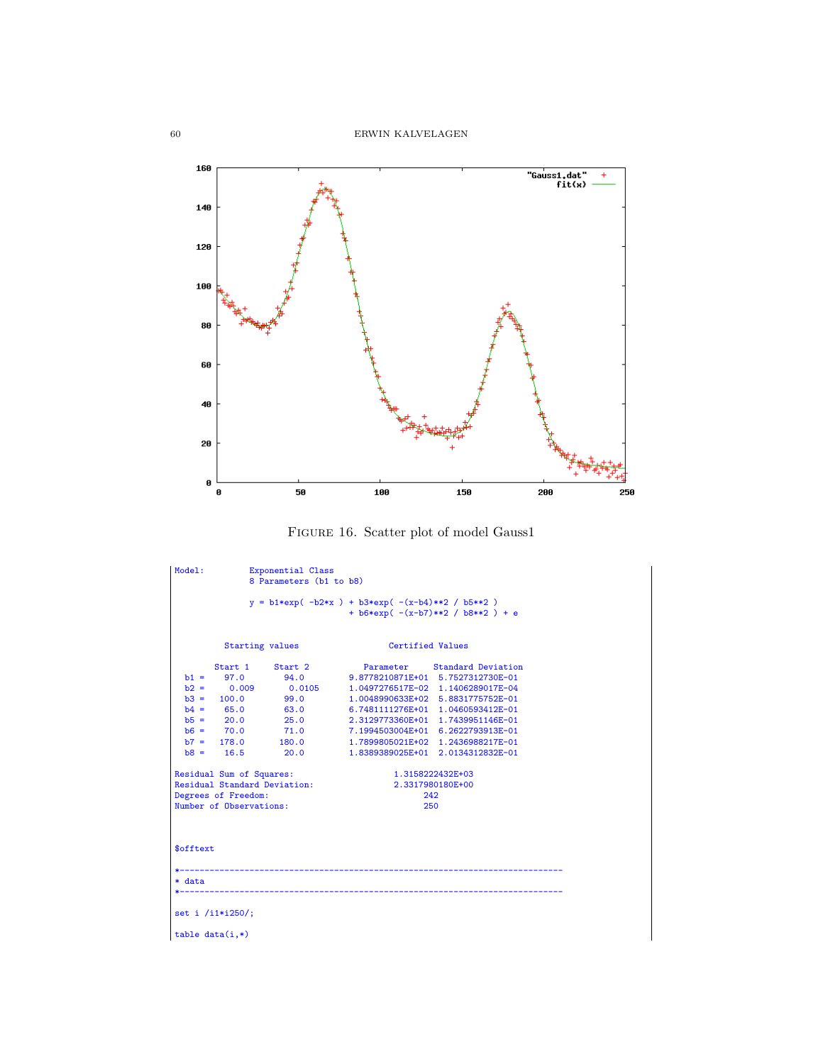Figure 16. Scatter plot of model Gauss1

```
Model:          Exponential Class
                8 Parameters (b1 to b8)

                y = b1*exp( -b2*x ) + b3*exp( -(x-b4)**2 / b5**2 )
                                    + b6*exp( -(x-b7)**2 / b8**2 ) + e


          Starting values                  Certified Values

        Start 1     Start 2          Parameter     Standard Deviation
  b1 =    97.0        94.0        9.8778210871E+01  5.7527312730E-01
  b2 =     0.009       0.0105     1.0497276517E-02  1.1406289017E-04
  b3 =   100.0        99.0        1.0048990633E+02  5.8831775752E-01
  b4 =    65.0        63.0        6.7481111276E+01  1.0460593412E-01
  b5 =    20.0        25.0        2.3129773360E+01  1.7439951146E-01
  b6 =    70.0        71.0        7.1994503004E+01  6.2622793913E-01
  b7 =   178.0       180.0        1.7899805021E+02  1.2436988217E-01
  b8 =    16.5        20.0        1.8389389025E+01  2.0134312832E-01

Residual Sum of Squares:                    1.3158222432E+03
Residual Standard Deviation:                2.3317980180E+00
Degrees of Freedom:                               242
Number of Observations:                           250



$offtext

*-----------------------------------------------------------------------------
* data
*-----------------------------------------------------------------------------

set i /i1*i250/;

table data(i,*)
```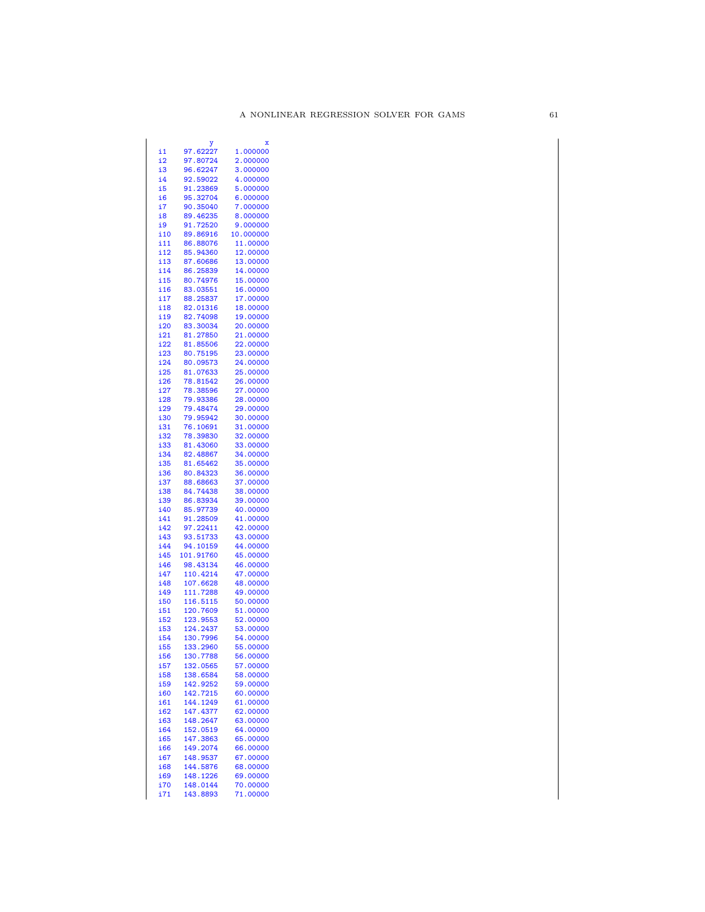|  | y | x |
|---|---|---|
| i1 | 97.62227 | 1.000000 |
| i2 | 97.80724 | 2.000000 |
| i3 | 96.62247 | 3.000000 |
| i4 | 92.59022 | 4.000000 |
| i5 | 91.23869 | 5.000000 |
| i6 | 95.32704 | 6.000000 |
| i7 | 90.35040 | 7.000000 |
| i8 | 89.46235 | 8.000000 |
| i9 | 91.72520 | 9.000000 |
| i10 | 89.86916 | 10.000000 |
| i11 | 86.88076 | 11.00000 |
| i12 | 85.94360 | 12.00000 |
| i13 | 87.60686 | 13.00000 |
| i14 | 86.25839 | 14.00000 |
| i15 | 80.74976 | 15.00000 |
| i16 | 83.03551 | 16.00000 |
| i17 | 88.25837 | 17.00000 |
| i18 | 82.01316 | 18.00000 |
| i19 | 82.74098 | 19.00000 |
| i20 | 83.30034 | 20.00000 |
| i21 | 81.27850 | 21.00000 |
| i22 | 81.85506 | 22.00000 |
| i23 | 80.75195 | 23.00000 |
| i24 | 80.09573 | 24.00000 |
| i25 | 81.07633 | 25.00000 |
| i26 | 78.81542 | 26.00000 |
| i27 | 78.38596 | 27.00000 |
| i28 | 79.93386 | 28.00000 |
| i29 | 79.48474 | 29.00000 |
| i30 | 79.95942 | 30.00000 |
| i31 | 76.10691 | 31.00000 |
| i32 | 78.39830 | 32.00000 |
| i33 | 81.43060 | 33.00000 |
| i34 | 82.48867 | 34.00000 |
| i35 | 81.65462 | 35.00000 |
| i36 | 80.84323 | 36.00000 |
| i37 | 88.68663 | 37.00000 |
| i38 | 84.74438 | 38.00000 |
| i39 | 86.83934 | 39.00000 |
| i40 | 85.97739 | 40.00000 |
| i41 | 91.28509 | 41.00000 |
| i42 | 97.22411 | 42.00000 |
| i43 | 93.51733 | 43.00000 |
| i44 | 94.10159 | 44.00000 |
| i45 | 101.91760 | 45.00000 |
| i46 | 98.43134 | 46.00000 |
| i47 | 110.4214 | 47.00000 |
| i48 | 107.6628 | 48.00000 |
| i49 | 111.7288 | 49.00000 |
| i50 | 116.5115 | 50.00000 |
| i51 | 120.7609 | 51.00000 |
| i52 | 123.9553 | 52.00000 |
| i53 | 124.2437 | 53.00000 |
| i54 | 130.7996 | 54.00000 |
| i55 | 133.2960 | 55.00000 |
| i56 | 130.7788 | 56.00000 |
| i57 | 132.0565 | 57.00000 |
| i58 | 138.6584 | 58.00000 |
| i59 | 142.9252 | 59.00000 |
| i60 | 142.7215 | 60.00000 |
| i61 | 144.1249 | 61.00000 |
| i62 | 147.4377 | 62.00000 |
| i63 | 148.2647 | 63.00000 |
| i64 | 152.0519 | 64.00000 |
| i65 | 147.3863 | 65.00000 |
| i66 | 149.2074 | 66.00000 |
| i67 | 148.9537 | 67.00000 |
| i68 | 144.5876 | 68.00000 |
| i69 | 148.1226 | 69.00000 |
| i70 | 148.0144 | 70.00000 |
| i71 | 143.8893 | 71.00000 |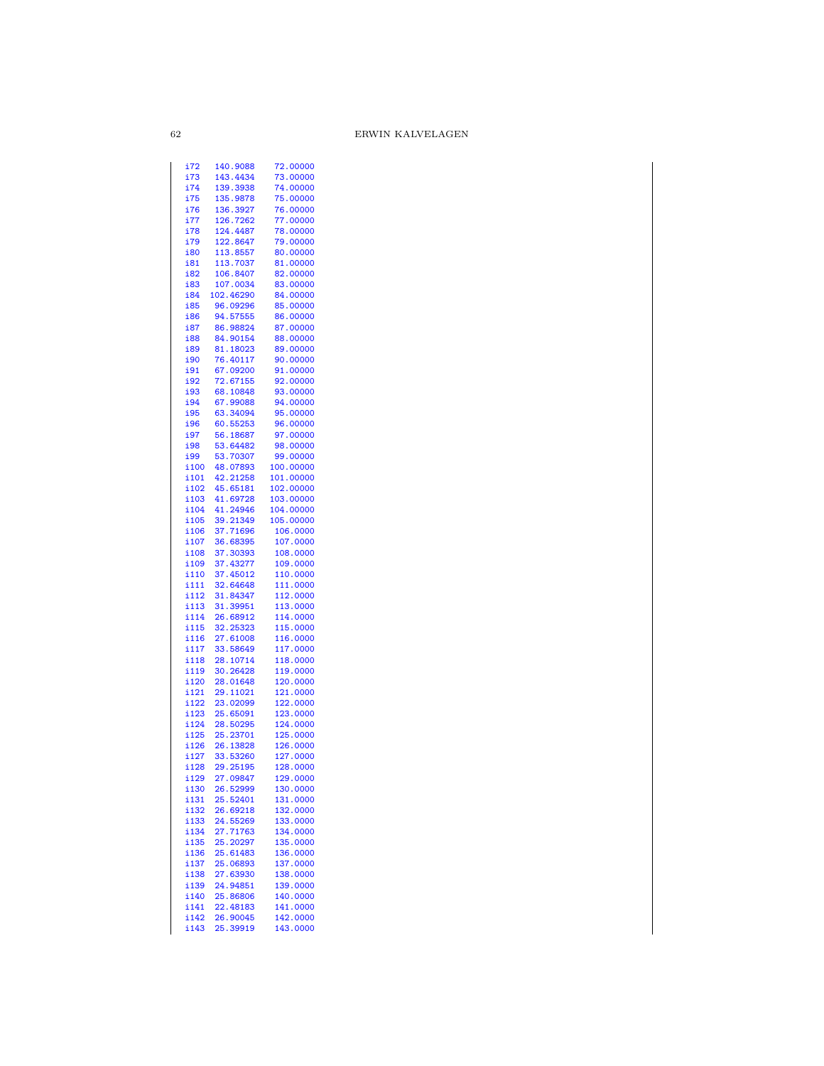```
i72   140.9088    72.00000
i73   143.4434    73.00000
i74   139.3938    74.00000
i75   135.9878    75.00000
i76   136.3927    76.00000
i77   126.7262    77.00000
i78   124.4487    78.00000
i79   122.8647    79.00000
i80   113.8557    80.00000
i81   113.7037    81.00000
i82   106.8407    82.00000
i83   107.0034    83.00000
i84  102.46290    84.00000
i85   96.09296    85.00000
i86   94.57555    86.00000
i87   86.98824    87.00000
i88   84.90154    88.00000
i89   81.18023    89.00000
i90   76.40117    90.00000
i91   67.09200    91.00000
i92   72.67155    92.00000
i93   68.10848    93.00000
i94   67.99088    94.00000
i95   63.34094    95.00000
i96   60.55253    96.00000
i97   56.18687    97.00000
i98   53.64482    98.00000
i99   53.70307    99.00000
i100  48.07893   100.00000
i101  42.21258   101.00000
i102  45.65181   102.00000
i103  41.69728   103.00000
i104  41.24946   104.00000
i105  39.21349   105.00000
i106  37.71696    106.0000
i107  36.68395    107.0000
i108  37.30393    108.0000
i109  37.43277    109.0000
i110  37.45012    110.0000
i111  32.64648    111.0000
i112  31.84347    112.0000
i113  31.39951    113.0000
i114  26.68912    114.0000
i115  32.25323    115.0000
i116  27.61008    116.0000
i117  33.58649    117.0000
i118  28.10714    118.0000
i119  30.26428    119.0000
i120  28.01648    120.0000
i121  29.11021    121.0000
i122  23.02099    122.0000
i123  25.65091    123.0000
i124  28.50295    124.0000
i125  25.23701    125.0000
i126  26.13828    126.0000
i127  33.53260    127.0000
i128  29.25195    128.0000
i129  27.09847    129.0000
i130  26.52999    130.0000
i131  25.52401    131.0000
i132  26.69218    132.0000
i133  24.55269    133.0000
i134  27.71763    134.0000
i135  25.20297    135.0000
i136  25.61483    136.0000
i137  25.06893    137.0000
i138  27.63930    138.0000
i139  24.94851    139.0000
i140  25.86806    140.0000
i141  22.48183    141.0000
i142  26.90045    142.0000
i143  25.39919    143.0000
```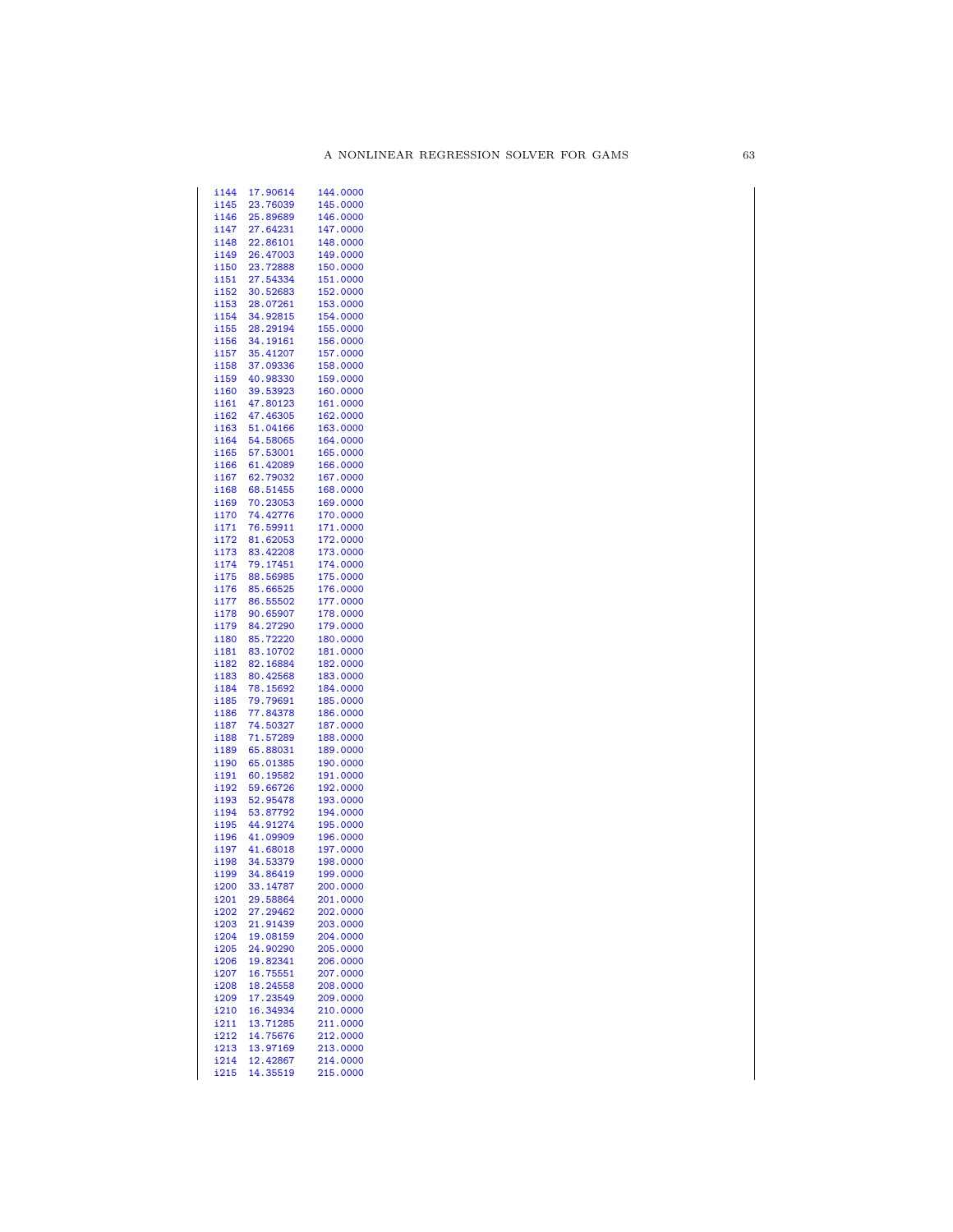```
i144   17.90614    144.0000
i145   23.76039    145.0000
i146   25.89689    146.0000
i147   27.64231    147.0000
i148   22.86101    148.0000
i149   26.47003    149.0000
i150   23.72888    150.0000
i151   27.54334    151.0000
i152   30.52683    152.0000
i153   28.07261    153.0000
i154   34.92815    154.0000
i155   28.29194    155.0000
i156   34.19161    156.0000
i157   35.41207    157.0000
i158   37.09336    158.0000
i159   40.98330    159.0000
i160   39.53923    160.0000
i161   47.80123    161.0000
i162   47.46305    162.0000
i163   51.04166    163.0000
i164   54.58065    164.0000
i165   57.53001    165.0000
i166   61.42089    166.0000
i167   62.79032    167.0000
i168   68.51455    168.0000
i169   70.23053    169.0000
i170   74.42776    170.0000
i171   76.59911    171.0000
i172   81.62053    172.0000
i173   83.42208    173.0000
i174   79.17451    174.0000
i175   88.56985    175.0000
i176   85.66525    176.0000
i177   86.55502    177.0000
i178   90.65907    178.0000
i179   84.27290    179.0000
i180   85.72220    180.0000
i181   83.10702    181.0000
i182   82.16884    182.0000
i183   80.42568    183.0000
i184   78.15692    184.0000
i185   79.79691    185.0000
i186   77.84378    186.0000
i187   74.50327    187.0000
i188   71.57289    188.0000
i189   65.88031    189.0000
i190   65.01385    190.0000
i191   60.19582    191.0000
i192   59.66726    192.0000
i193   52.95478    193.0000
i194   53.87792    194.0000
i195   44.91274    195.0000
i196   41.09909    196.0000
i197   41.68018    197.0000
i198   34.53379    198.0000
i199   34.86419    199.0000
i200   33.14787    200.0000
i201   29.58864    201.0000
i202   27.29462    202.0000
i203   21.91439    203.0000
i204   19.08159    204.0000
i205   24.90290    205.0000
i206   19.82341    206.0000
i207   16.75551    207.0000
i208   18.24558    208.0000
i209   17.23549    209.0000
i210   16.34934    210.0000
i211   13.71285    211.0000
i212   14.75676    212.0000
i213   13.97169    213.0000
i214   12.42867    214.0000
i215   14.35519    215.0000
```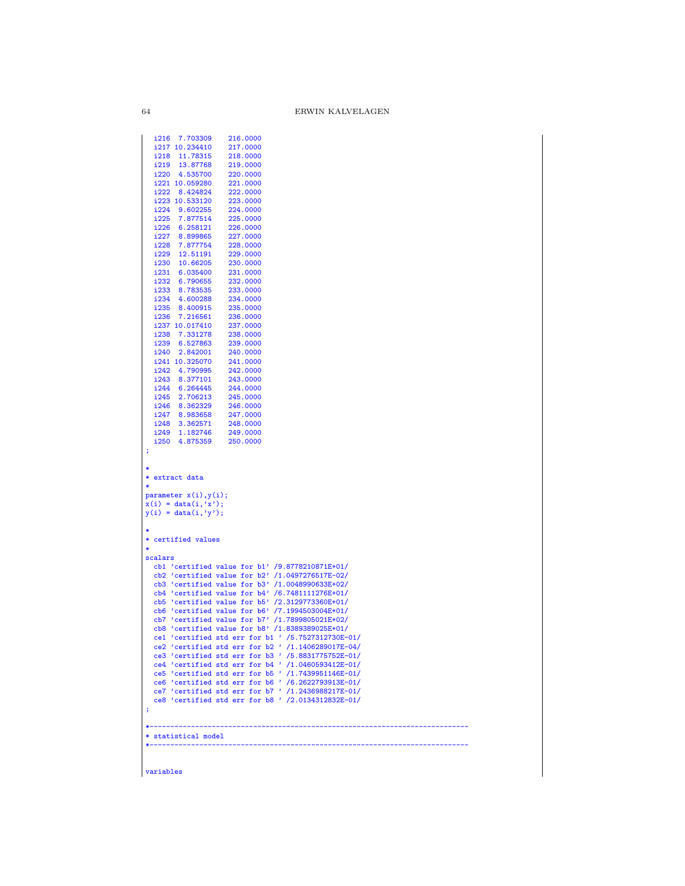```
  i216  7.703309    216.0000
  i217 10.234410    217.0000
  i218  11.78315    218.0000
  i219  13.87768    219.0000
  i220  4.535700    220.0000
  i221 10.059280    221.0000
  i222  8.424824    222.0000
  i223 10.533120    223.0000
  i224  9.602255    224.0000
  i225  7.877514    225.0000
  i226  6.258121    226.0000
  i227  8.899865    227.0000
  i228  7.877754    228.0000
  i229  12.51191    229.0000
  i230  10.66205    230.0000
  i231  6.035400    231.0000
  i232  6.790655    232.0000
  i233  8.783535    233.0000
  i234  4.600288    234.0000
  i235  8.400915    235.0000
  i236  7.216561    236.0000
  i237 10.017410    237.0000
  i238  7.331278    238.0000
  i239  6.527863    239.0000
  i240  2.842001    240.0000
  i241 10.325070    241.0000
  i242  4.790995    242.0000
  i243  8.377101    243.0000
  i244  6.264445    244.0000
  i245  2.706213    245.0000
  i246  8.362329    246.0000
  i247  8.983658    247.0000
  i248  3.362571    248.0000
  i249  1.182746    249.0000
  i250  4.875359    250.0000
;

*
* extract data
*
parameter x(i),y(i);
x(i) = data(i,'x');
y(i) = data(i,'y');

*
* certified values
*
scalars
  cb1 'certified value for b1' /9.8778210871E+01/
  cb2 'certified value for b2' /1.0497276517E-02/
  cb3 'certified value for b3' /1.0048990633E+02/
  cb4 'certified value for b4' /6.7481111276E+01/
  cb5 'certified value for b5' /2.3129773360E+01/
  cb6 'certified value for b6' /7.1994503004E+01/
  cb7 'certified value for b7' /1.7899805021E+02/
  cb8 'certified value for b8' /1.8389389025E+01/
  ce1 'certified std err for b1 ' /5.7527312730E-01/
  ce2 'certified std err for b2 ' /1.1406289017E-04/
  ce3 'certified std err for b3 ' /5.8831775752E-01/
  ce4 'certified std err for b4 ' /1.0460593412E-01/
  ce5 'certified std err for b5 ' /1.7439951146E-01/
  ce6 'certified std err for b6 ' /6.2622793913E-01/
  ce7 'certified std err for b7 ' /1.2436988217E-01/
  ce8 'certified std err for b8 ' /2.0134312832E-01/
;

*-----------------------------------------------------------------------------
* statistical model
*-----------------------------------------------------------------------------


variables
```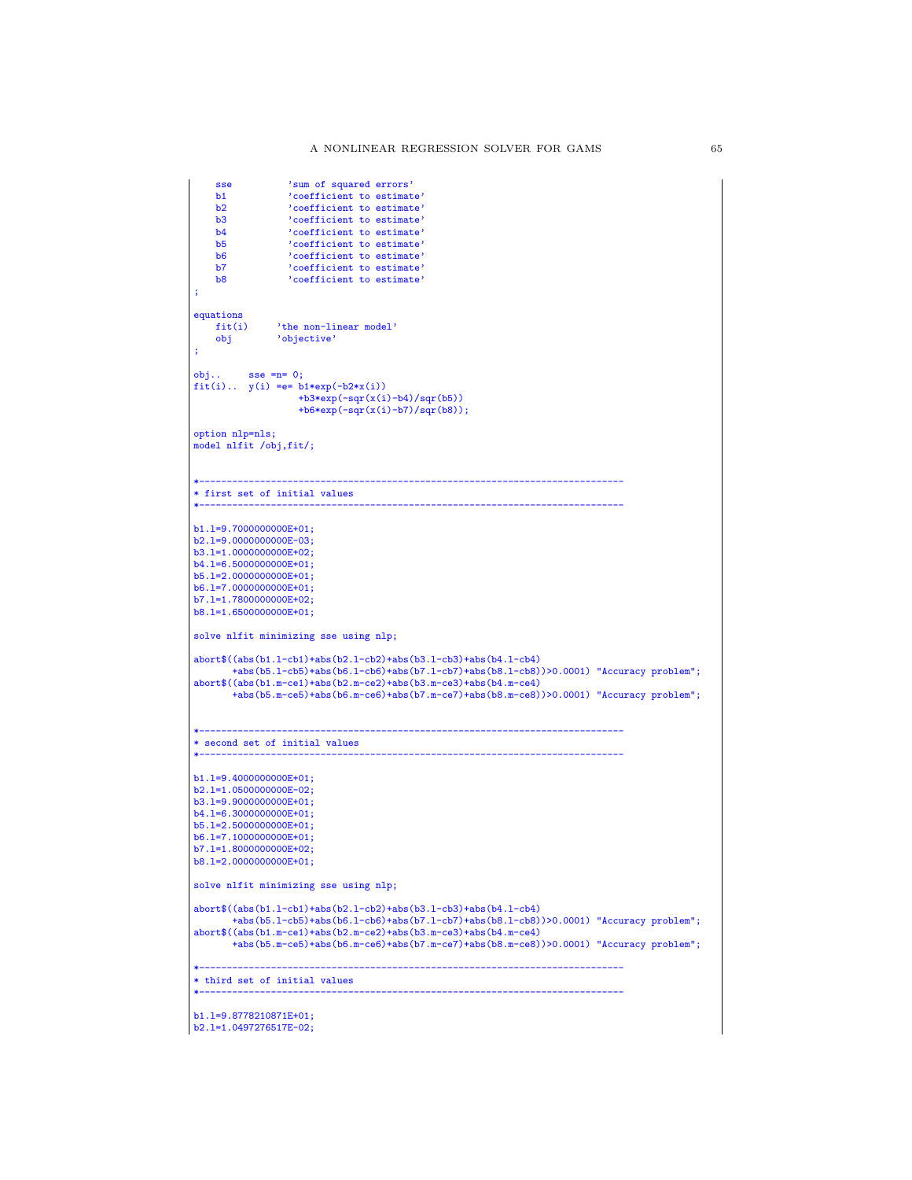```
    sse          'sum of squared errors'
    b1           'coefficient to estimate'
    b2           'coefficient to estimate'
    b3           'coefficient to estimate'
    b4           'coefficient to estimate'
    b5           'coefficient to estimate'
    b6           'coefficient to estimate'
    b7           'coefficient to estimate'
    b8           'coefficient to estimate'
;

equations
    fit(i)     'the non-linear model'
    obj        'objective'
;

obj..     sse =n= 0;
fit(i)..  y(i) =e= b1*exp(-b2*x(i))
                 +b3*exp(-sqr(x(i)-b4)/sqr(b5))
                 +b6*exp(-sqr(x(i)-b7)/sqr(b8));

option nlp=nls;
model nlfit /obj,fit/;


*-----------------------------------------------------------------------------
* first set of initial values
*-----------------------------------------------------------------------------

b1.l=9.7000000000E+01;
b2.l=9.0000000000E-03;
b3.l=1.0000000000E+02;
b4.l=6.5000000000E+01;
b5.l=2.0000000000E+01;
b6.l=7.0000000000E+01;
b7.l=1.7800000000E+02;
b8.l=1.6500000000E+01;

solve nlfit minimizing sse using nlp;

abort$((abs(b1.l-cb1)+abs(b2.l-cb2)+abs(b3.l-cb3)+abs(b4.l-cb4)
       +abs(b5.l-cb5)+abs(b6.l-cb6)+abs(b7.l-cb7)+abs(b8.l-cb8))>0.0001) "Accuracy problem";
abort$((abs(b1.m-ce1)+abs(b2.m-ce2)+abs(b3.m-ce3)+abs(b4.m-ce4)
       +abs(b5.m-ce5)+abs(b6.m-ce6)+abs(b7.m-ce7)+abs(b8.m-ce8))>0.0001) "Accuracy problem";


*-----------------------------------------------------------------------------
* second set of initial values
*-----------------------------------------------------------------------------

b1.l=9.4000000000E+01;
b2.l=1.0500000000E-02;
b3.l=9.9000000000E+01;
b4.l=6.3000000000E+01;
b5.l=2.5000000000E+01;
b6.l=7.1000000000E+01;
b7.l=1.8000000000E+02;
b8.l=2.0000000000E+01;

solve nlfit minimizing sse using nlp;

abort$((abs(b1.l-cb1)+abs(b2.l-cb2)+abs(b3.l-cb3)+abs(b4.l-cb4)
       +abs(b5.l-cb5)+abs(b6.l-cb6)+abs(b7.l-cb7)+abs(b8.l-cb8))>0.0001) "Accuracy problem";
abort$((abs(b1.m-ce1)+abs(b2.m-ce2)+abs(b3.m-ce3)+abs(b4.m-ce4)
       +abs(b5.m-ce5)+abs(b6.m-ce6)+abs(b7.m-ce7)+abs(b8.m-ce8))>0.0001) "Accuracy problem";

*-----------------------------------------------------------------------------
* third set of initial values
*-----------------------------------------------------------------------------

b1.l=9.8778210871E+01;
b2.l=1.0497276517E-02;
```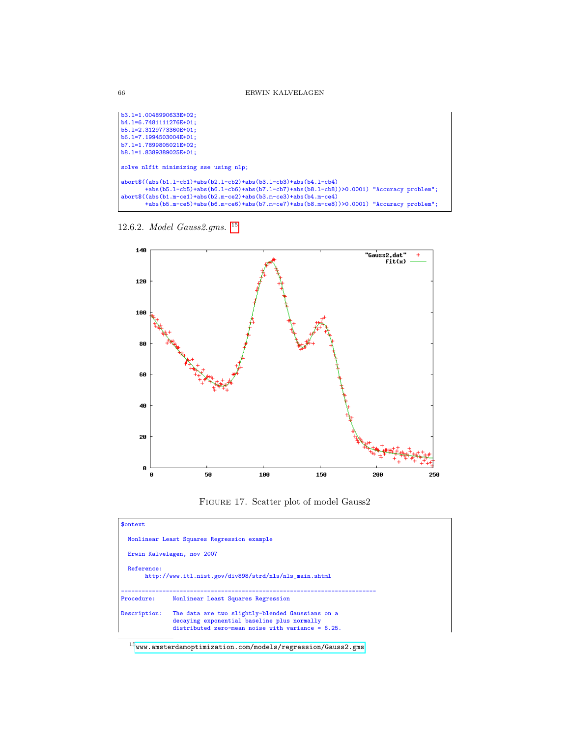```
b3.l=1.0048990633E+02;
b4.l=6.7481111276E+01;
b5.l=2.3129773360E+01;
b6.l=7.1994503004E+01;
b7.l=1.7899805021E+02;
b8.l=1.8389389025E+01;

solve nlfit minimizing sse using nlp;

abort$((abs(b1.l-cb1)+abs(b2.l-cb2)+abs(b3.l-cb3)+abs(b4.l-cb4)
       +abs(b5.l-cb5)+abs(b6.l-cb6)+abs(b7.l-cb7)+abs(b8.l-cb8))>0.0001) "Accuracy problem";
abort$((abs(b1.m-ce1)+abs(b2.m-ce2)+abs(b3.m-ce3)+abs(b4.m-ce4)
       +abs(b5.m-ce5)+abs(b6.m-ce6)+abs(b7.m-ce7)+abs(b8.m-ce8))>0.0001) "Accuracy problem";
```

12.6.2. *Model Gauss2.gms.* [15]

FIGURE 17. Scatter plot of model Gauss2

```
$ontext

  Nonlinear Least Squares Regression example

  Erwin Kalvelagen, nov 2007

  Reference:
       http://www.itl.nist.gov/div898/strd/nls/nls_main.shtml

--------------------------------------------------------------------------
Procedure:      Nonlinear Least Squares Regression

Description:    The data are two slightly-blended Gaussians on a
                decaying exponential baseline plus normally
                distributed zero-mean noise with variance = 6.25.
```

[15] www.amsterdamoptimization.com/models/regression/Gauss2.gms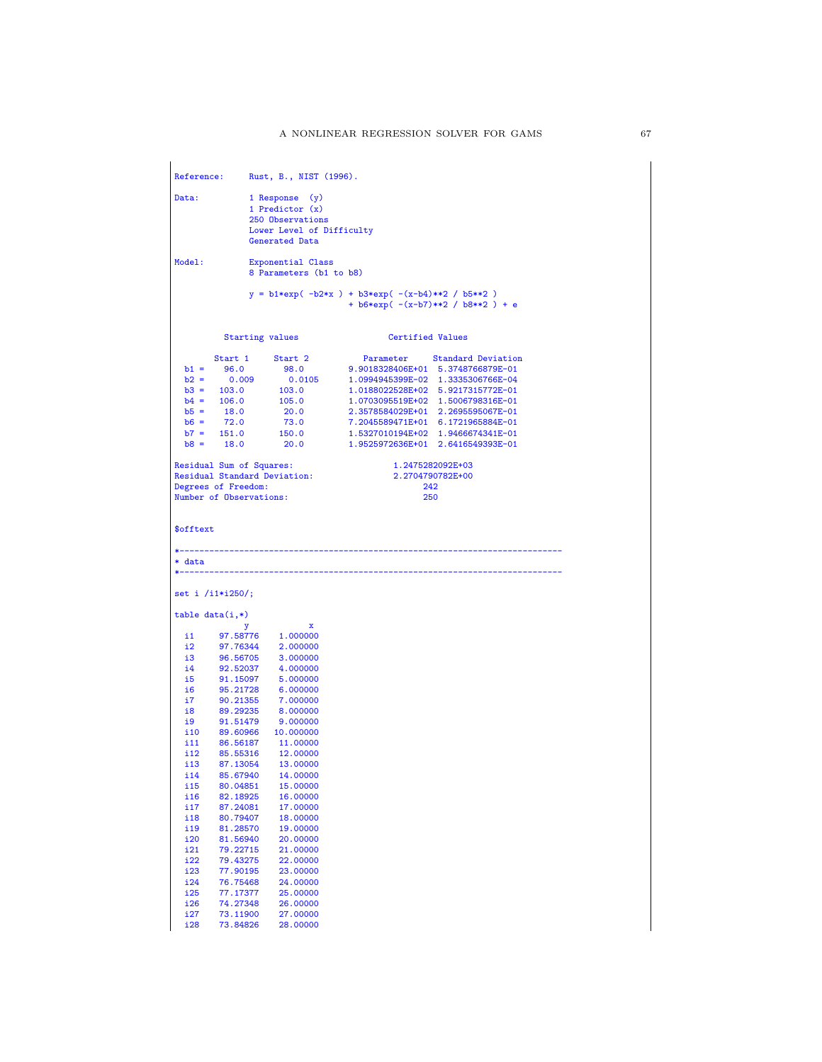```
Reference:     Rust, B., NIST (1996).

Data:          1 Response  (y)
               1 Predictor (x)
               250 Observations
               Lower Level of Difficulty
               Generated Data

Model:         Exponential Class
               8 Parameters (b1 to b8)

               y = b1*exp( -b2*x ) + b3*exp( -(x-b4)**2 / b5**2 )
                                   + b6*exp( -(x-b7)**2 / b8**2 ) + e


         Starting values                  Certified Values

       Start 1     Start 2          Parameter     Standard Deviation
  b1 =    96.0        98.0         9.9018328406E+01  5.3748766879E-01
  b2 =     0.009       0.0105      1.0994945399E-02  1.3335306766E-04
  b3 =   103.0       103.0         1.0188022528E+02  5.9217315772E-01
  b4 =   106.0       105.0         1.0703095519E+02  1.5006798316E-01
  b5 =    18.0        20.0         2.3578584029E+01  2.2695595067E-01
  b6 =    72.0        73.0         7.2045589471E+01  6.1721965884E-01
  b7 =   151.0       150.0         1.5327010194E+02  1.9466674341E-01
  b8 =    18.0        20.0         1.9525972636E+01  2.6416549393E-01

Residual Sum of Squares:                    1.2475282092E+03
Residual Standard Deviation:                2.2704790782E+00
Degrees of Freedom:                               242
Number of Observations:                           250


$offtext

*-----------------------------------------------------------------------------
* data
*-----------------------------------------------------------------------------

set i /i1*i250/;

table data(i,*)
            y           x
  i1     97.58776    1.000000
  i2     97.76344    2.000000
  i3     96.56705    3.000000
  i4     92.52037    4.000000
  i5     91.15097    5.000000
  i6     95.21728    6.000000
  i7     90.21355    7.000000
  i8     89.29235    8.000000
  i9     91.51479    9.000000
  i10    89.60966   10.000000
  i11    86.56187    11.00000
  i12    85.55316    12.00000
  i13    87.13054    13.00000
  i14    85.67940    14.00000
  i15    80.04851    15.00000
  i16    82.18925    16.00000
  i17    87.24081    17.00000
  i18    80.79407    18.00000
  i19    81.28570    19.00000
  i20    81.56940    20.00000
  i21    79.22715    21.00000
  i22    79.43275    22.00000
  i23    77.90195    23.00000
  i24    76.75468    24.00000
  i25    77.17377    25.00000
  i26    74.27348    26.00000
  i27    73.11900    27.00000
  i28    73.84826    28.00000
```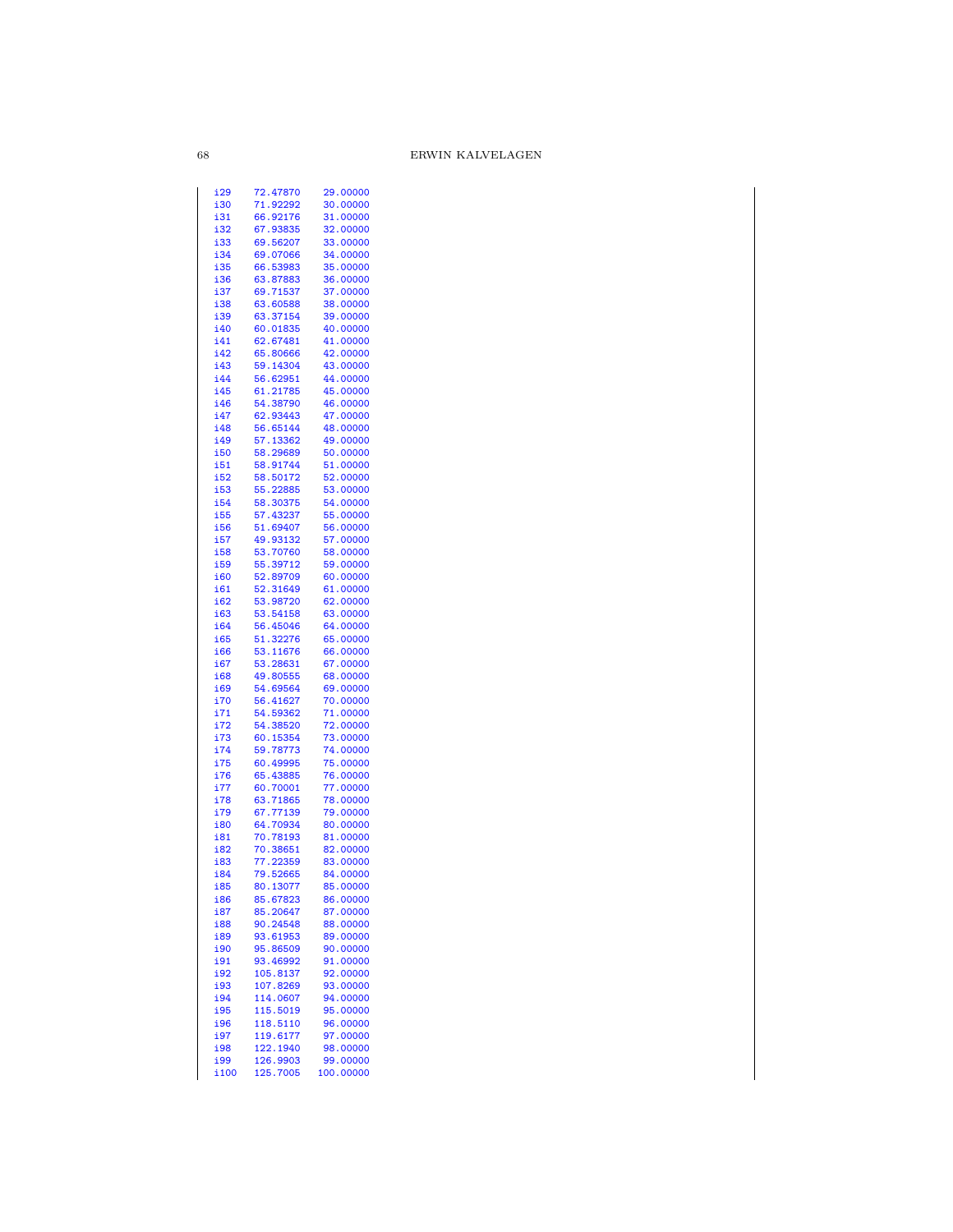```
i29     72.47870     29.00000
i30     71.92292     30.00000
i31     66.92176     31.00000
i32     67.93835     32.00000
i33     69.56207     33.00000
i34     69.07066     34.00000
i35     66.53983     35.00000
i36     63.87883     36.00000
i37     69.71537     37.00000
i38     63.60588     38.00000
i39     63.37154     39.00000
i40     60.01835     40.00000
i41     62.67481     41.00000
i42     65.80666     42.00000
i43     59.14304     43.00000
i44     56.62951     44.00000
i45     61.21785     45.00000
i46     54.38790     46.00000
i47     62.93443     47.00000
i48     56.65144     48.00000
i49     57.13362     49.00000
i50     58.29689     50.00000
i51     58.91744     51.00000
i52     58.50172     52.00000
i53     55.22885     53.00000
i54     58.30375     54.00000
i55     57.43237     55.00000
i56     51.69407     56.00000
i57     49.93132     57.00000
i58     53.70760     58.00000
i59     55.39712     59.00000
i60     52.89709     60.00000
i61     52.31649     61.00000
i62     53.98720     62.00000
i63     53.54158     63.00000
i64     56.45046     64.00000
i65     51.32276     65.00000
i66     53.11676     66.00000
i67     53.28631     67.00000
i68     49.80555     68.00000
i69     54.69564     69.00000
i70     56.41627     70.00000
i71     54.59362     71.00000
i72     54.38520     72.00000
i73     60.15354     73.00000
i74     59.78773     74.00000
i75     60.49995     75.00000
i76     65.43885     76.00000
i77     60.70001     77.00000
i78     63.71865     78.00000
i79     67.77139     79.00000
i80     64.70934     80.00000
i81     70.78193     81.00000
i82     70.38651     82.00000
i83     77.22359     83.00000
i84     79.52665     84.00000
i85     80.13077     85.00000
i86     85.67823     86.00000
i87     85.20647     87.00000
i88     90.24548     88.00000
i89     93.61953     89.00000
i90     95.86509     90.00000
i91     93.46992     91.00000
i92     105.8137     92.00000
i93     107.8269     93.00000
i94     114.0607     94.00000
i95     115.5019     95.00000
i96     118.5110     96.00000
i97     119.6177     97.00000
i98     122.1940     98.00000
i99     126.9903     99.00000
i100    125.7005    100.00000
```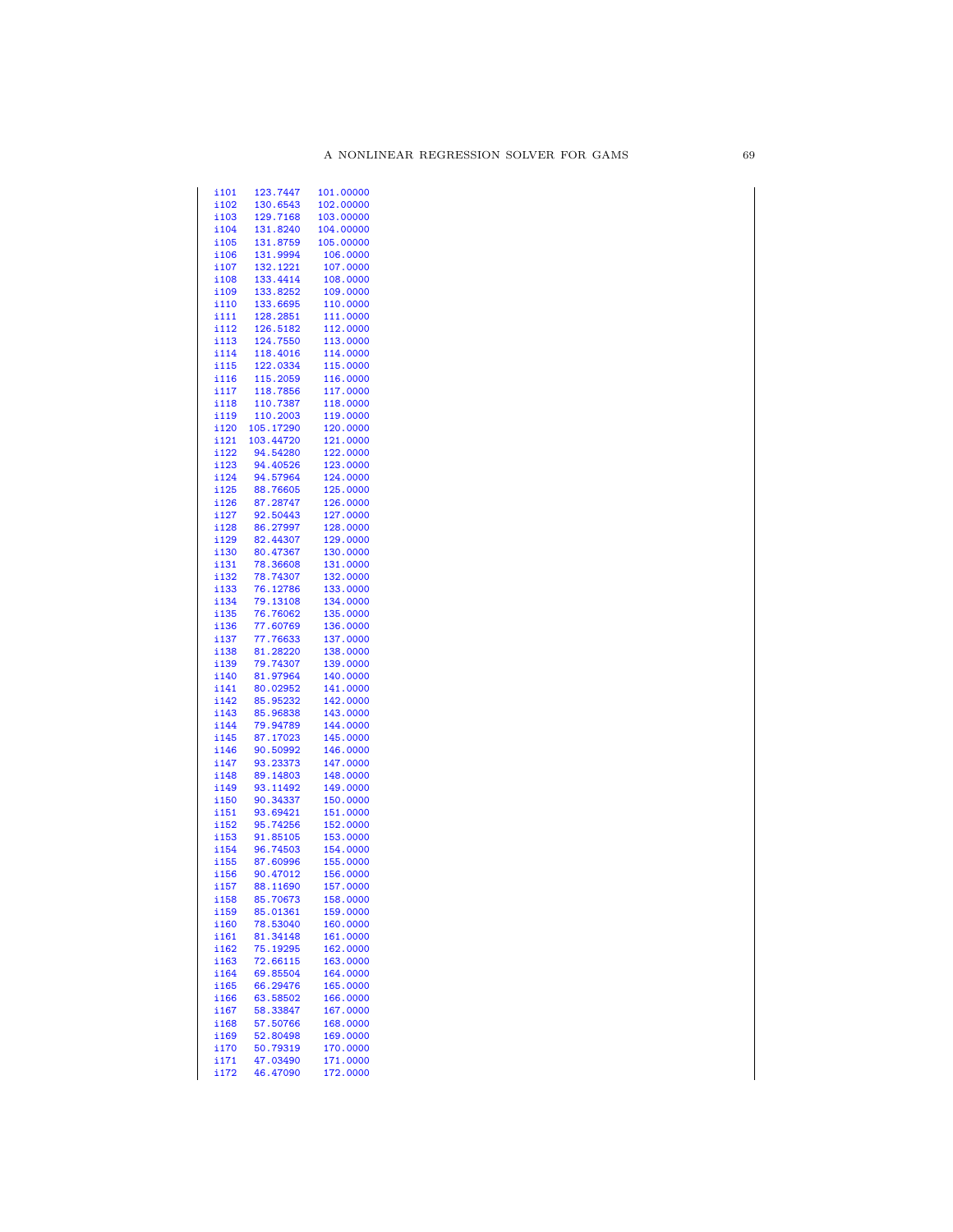```
i101   123.7447   101.00000
i102   130.6543   102.00000
i103   129.7168   103.00000
i104   131.8240   104.00000
i105   131.8759   105.00000
i106   131.9994    106.0000
i107   132.1221    107.0000
i108   133.4414    108.0000
i109   133.8252    109.0000
i110   133.6695    110.0000
i111   128.2851    111.0000
i112   126.5182    112.0000
i113   124.7550    113.0000
i114   118.4016    114.0000
i115   122.0334    115.0000
i116   115.2059    116.0000
i117   118.7856    117.0000
i118   110.7387    118.0000
i119   110.2003    119.0000
i120  105.17290    120.0000
i121  103.44720    121.0000
i122   94.54280    122.0000
i123   94.40526    123.0000
i124   94.57964    124.0000
i125   88.76605    125.0000
i126   87.28747    126.0000
i127   92.50443    127.0000
i128   86.27997    128.0000
i129   82.44307    129.0000
i130   80.47367    130.0000
i131   78.36608    131.0000
i132   78.74307    132.0000
i133   76.12786    133.0000
i134   79.13108    134.0000
i135   76.76062    135.0000
i136   77.60769    136.0000
i137   77.76633    137.0000
i138   81.28220    138.0000
i139   79.74307    139.0000
i140   81.97964    140.0000
i141   80.02952    141.0000
i142   85.95232    142.0000
i143   85.96838    143.0000
i144   79.94789    144.0000
i145   87.17023    145.0000
i146   90.50992    146.0000
i147   93.23373    147.0000
i148   89.14803    148.0000
i149   93.11492    149.0000
i150   90.34337    150.0000
i151   93.69421    151.0000
i152   95.74256    152.0000
i153   91.85105    153.0000
i154   96.74503    154.0000
i155   87.60996    155.0000
i156   90.47012    156.0000
i157   88.11690    157.0000
i158   85.70673    158.0000
i159   85.01361    159.0000
i160   78.53040    160.0000
i161   81.34148    161.0000
i162   75.19295    162.0000
i163   72.66115    163.0000
i164   69.85504    164.0000
i165   66.29476    165.0000
i166   63.58502    166.0000
i167   58.33847    167.0000
i168   57.50766    168.0000
i169   52.80498    169.0000
i170   50.79319    170.0000
i171   47.03490    171.0000
i172   46.47090    172.0000
```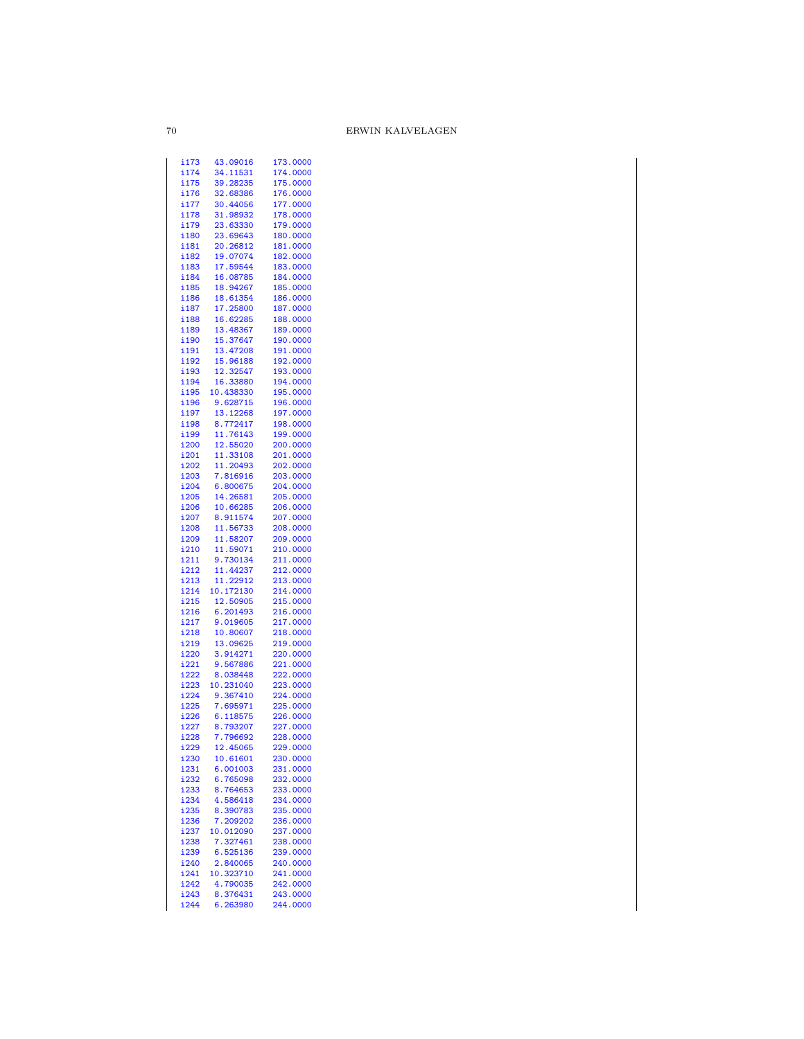```
i173   43.09016    173.0000
i174   34.11531    174.0000
i175   39.28235    175.0000
i176   32.68386    176.0000
i177   30.44056    177.0000
i178   31.98932    178.0000
i179   23.63330    179.0000
i180   23.69643    180.0000
i181   20.26812    181.0000
i182   19.07074    182.0000
i183   17.59544    183.0000
i184   16.08785    184.0000
i185   18.94267    185.0000
i186   18.61354    186.0000
i187   17.25800    187.0000
i188   16.62285    188.0000
i189   13.48367    189.0000
i190   15.37647    190.0000
i191   13.47208    191.0000
i192   15.96188    192.0000
i193   12.32547    193.0000
i194   16.33880    194.0000
i195   10.438330   195.0000
i196    9.628715   196.0000
i197   13.12268    197.0000
i198    8.772417   198.0000
i199   11.76143    199.0000
i200   12.55020    200.0000
i201   11.33108    201.0000
i202   11.20493    202.0000
i203    7.816916   203.0000
i204    6.800675   204.0000
i205   14.26581    205.0000
i206   10.66285    206.0000
i207    8.911574   207.0000
i208   11.56733    208.0000
i209   11.58207    209.0000
i210   11.59071    210.0000
i211    9.730134   211.0000
i212   11.44237    212.0000
i213   11.22912    213.0000
i214   10.172130   214.0000
i215   12.50905    215.0000
i216    6.201493   216.0000
i217    9.019605   217.0000
i218   10.80607    218.0000
i219   13.09625    219.0000
i220    3.914271   220.0000
i221    9.567886   221.0000
i222    8.038448   222.0000
i223   10.231040   223.0000
i224    9.367410   224.0000
i225    7.695971   225.0000
i226    6.118575   226.0000
i227    8.793207   227.0000
i228    7.796692   228.0000
i229   12.45065    229.0000
i230   10.61601    230.0000
i231    6.001003   231.0000
i232    6.765098   232.0000
i233    8.764653   233.0000
i234    4.586418   234.0000
i235    8.390783   235.0000
i236    7.209202   236.0000
i237   10.012090   237.0000
i238    7.327461   238.0000
i239    6.525136   239.0000
i240    2.840065   240.0000
i241   10.323710   241.0000
i242    4.790035   242.0000
i243    8.376431   243.0000
i244    6.263980   244.0000
```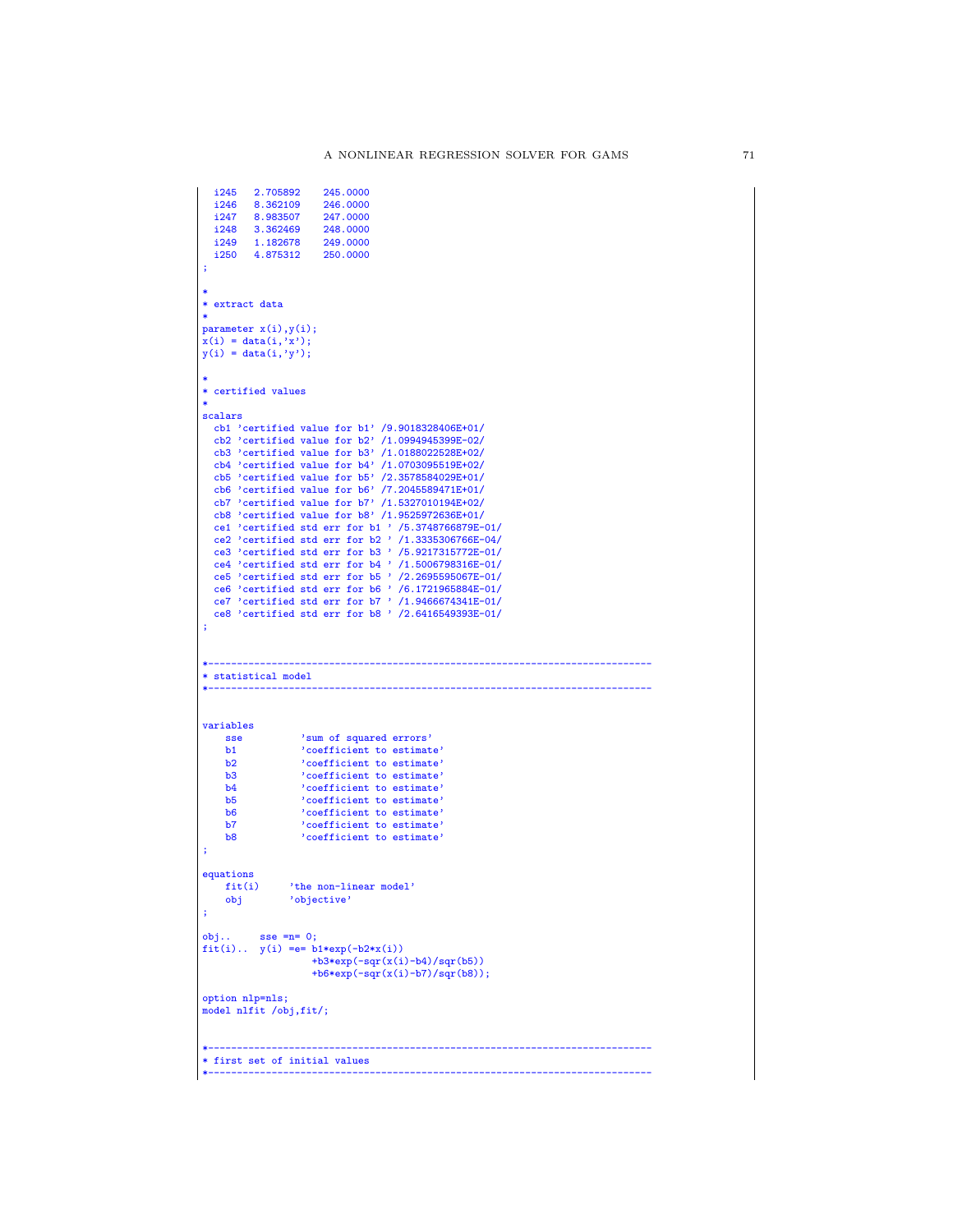```
  i245   2.705892    245.0000
  i246   8.362109    246.0000
  i247   8.983507    247.0000
  i248   3.362469    248.0000
  i249   1.182678    249.0000
  i250   4.875312    250.0000
;

*
* extract data
*
parameter x(i),y(i);
x(i) = data(i,'x');
y(i) = data(i,'y');

*
* certified values
*
scalars
  cb1 'certified value for b1' /9.9018328406E+01/
  cb2 'certified value for b2' /1.0994945399E-02/
  cb3 'certified value for b3' /1.0188022528E+02/
  cb4 'certified value for b4' /1.0703095519E+02/
  cb5 'certified value for b5' /2.3578584029E+01/
  cb6 'certified value for b6' /7.2045589471E+01/
  cb7 'certified value for b7' /1.5327010194E+02/
  cb8 'certified value for b8' /1.9525972636E+01/
  ce1 'certified std err for b1 ' /5.3748766879E-01/
  ce2 'certified std err for b2 ' /1.3335306766E-04/
  ce3 'certified std err for b3 ' /5.9217315772E-01/
  ce4 'certified std err for b4 ' /1.5006798316E-01/
  ce5 'certified std err for b5 ' /2.2695595067E-01/
  ce6 'certified std err for b6 ' /6.1721965884E-01/
  ce7 'certified std err for b7 ' /1.9466674341E-01/
  ce8 'certified std err for b8 ' /2.6416549393E-01/
;


*-----------------------------------------------------------------------------
* statistical model
*-----------------------------------------------------------------------------


variables
    sse          'sum of squared errors'
    b1           'coefficient to estimate'
    b2           'coefficient to estimate'
    b3           'coefficient to estimate'
    b4           'coefficient to estimate'
    b5           'coefficient to estimate'
    b6           'coefficient to estimate'
    b7           'coefficient to estimate'
    b8           'coefficient to estimate'
;

equations
    fit(i)     'the non-linear model'
    obj        'objective'
;

obj..     sse =n= 0;
fit(i)..  y(i) =e= b1*exp(-b2*x(i))
                   +b3*exp(-sqr(x(i)-b4)/sqr(b5))
                   +b6*exp(-sqr(x(i)-b7)/sqr(b8));

option nlp=nls;
model nlfit /obj,fit/;


*-----------------------------------------------------------------------------
* first set of initial values
*-----------------------------------------------------------------------------
```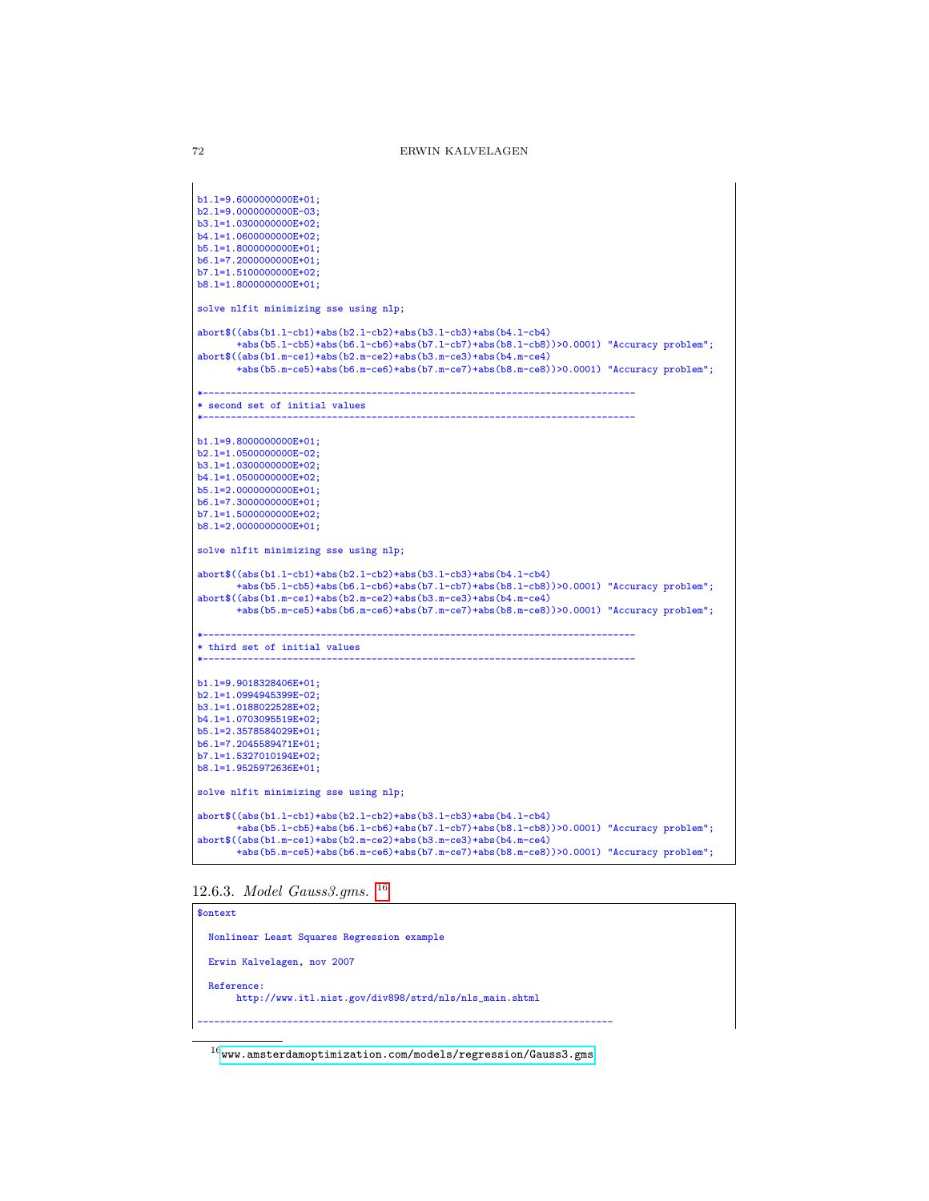```
b1.l=9.6000000000E+01;
b2.l=9.0000000000E-03;
b3.l=1.0300000000E+02;
b4.l=1.0600000000E+02;
b5.l=1.8000000000E+01;
b6.l=7.2000000000E+01;
b7.l=1.5100000000E+02;
b8.l=1.8000000000E+01;

solve nlfit minimizing sse using nlp;

abort$((abs(b1.l-cb1)+abs(b2.l-cb2)+abs(b3.l-cb3)+abs(b4.l-cb4)
       +abs(b5.l-cb5)+abs(b6.l-cb6)+abs(b7.l-cb7)+abs(b8.l-cb8))>0.0001) "Accuracy problem";
abort$((abs(b1.m-ce1)+abs(b2.m-ce2)+abs(b3.m-ce3)+abs(b4.m-ce4)
       +abs(b5.m-ce5)+abs(b6.m-ce6)+abs(b7.m-ce7)+abs(b8.m-ce8))>0.0001) "Accuracy problem";

*-----------------------------------------------------------------------------
* second set of initial values
*-----------------------------------------------------------------------------

b1.l=9.8000000000E+01;
b2.l=1.0500000000E-02;
b3.l=1.0300000000E+02;
b4.l=1.0500000000E+02;
b5.l=2.0000000000E+01;
b6.l=7.3000000000E+01;
b7.l=1.5000000000E+02;
b8.l=2.0000000000E+01;

solve nlfit minimizing sse using nlp;

abort$((abs(b1.l-cb1)+abs(b2.l-cb2)+abs(b3.l-cb3)+abs(b4.l-cb4)
       +abs(b5.l-cb5)+abs(b6.l-cb6)+abs(b7.l-cb7)+abs(b8.l-cb8))>0.0001) "Accuracy problem";
abort$((abs(b1.m-ce1)+abs(b2.m-ce2)+abs(b3.m-ce3)+abs(b4.m-ce4)
       +abs(b5.m-ce5)+abs(b6.m-ce6)+abs(b7.m-ce7)+abs(b8.m-ce8))>0.0001) "Accuracy problem";

*-----------------------------------------------------------------------------
* third set of initial values
*-----------------------------------------------------------------------------

b1.l=9.9018328406E+01;
b2.l=1.0994945399E-02;
b3.l=1.0188022528E+02;
b4.l=1.0703095519E+02;
b5.l=2.3578584029E+01;
b6.l=7.2045589471E+01;
b7.l=1.5327010194E+02;
b8.l=1.9525972636E+01;

solve nlfit minimizing sse using nlp;

abort$((abs(b1.l-cb1)+abs(b2.l-cb2)+abs(b3.l-cb3)+abs(b4.l-cb4)
       +abs(b5.l-cb5)+abs(b6.l-cb6)+abs(b7.l-cb7)+abs(b8.l-cb8))>0.0001) "Accuracy problem";
abort$((abs(b1.m-ce1)+abs(b2.m-ce2)+abs(b3.m-ce3)+abs(b4.m-ce4)
       +abs(b5.m-ce5)+abs(b6.m-ce6)+abs(b7.m-ce7)+abs(b8.m-ce8))>0.0001) "Accuracy problem";
```

### 12.6.3. *Model Gauss3.gms.* [16]

```
$ontext

  Nonlinear Least Squares Regression example

  Erwin Kalvelagen, nov 2007

  Reference:
       http://www.itl.nist.gov/div898/strd/nls/nls_main.shtml

---------------------------------------------------------------------------
```

[16] www.amsterdamoptimization.com/models/regression/Gauss3.gms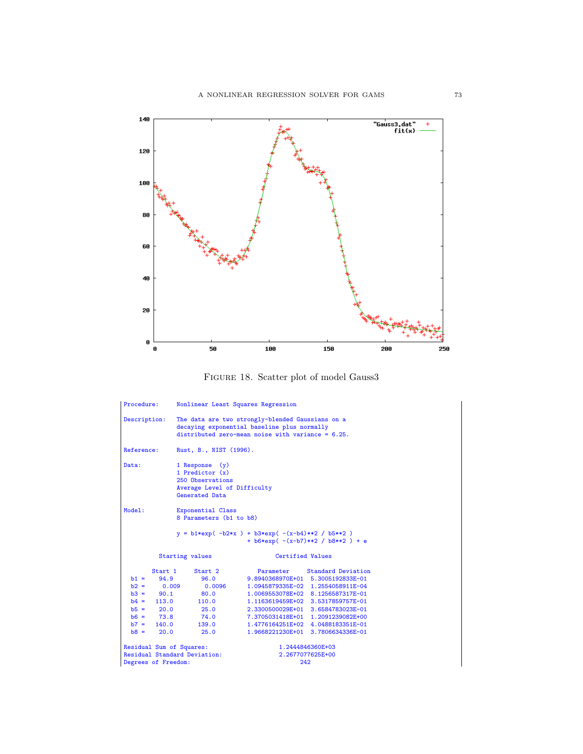FIGURE 18. Scatter plot of model Gauss3

```
Procedure:     Nonlinear Least Squares Regression

Description:   The data are two strongly-blended Gaussians on a
               decaying exponential baseline plus normally
               distributed zero-mean noise with variance = 6.25.

Reference:     Rust, B., NIST (1996).

Data:          1 Response  (y)
               1 Predictor (x)
               250 Observations
               Average Level of Difficulty
               Generated Data

Model:         Exponential Class
               8 Parameters (b1 to b8)

               y = b1*exp( -b2*x ) + b3*exp( -(x-b4)**2 / b5**2 )
                                   + b6*exp( -(x-b7)**2 / b8**2 ) + e

         Starting values                  Certified Values

        Start 1     Start 2           Parameter     Standard Deviation
  b1 =    94.9        96.0         9.8940368970E+01  5.3005192833E-01
  b2 =     0.009       0.0096      1.0945879335E-02  1.2554058911E-04
  b3 =    90.1        80.0         1.0069553078E+02  8.1256587317E-01
  b4 =   113.0       110.0         1.1163619459E+02  3.5317859757E-01
  b5 =    20.0        25.0         2.3300500029E+01  3.6584783023E-01
  b6 =    73.8        74.0         7.3705031418E+01  1.2091239082E+00
  b7 =   140.0       139.0         1.4776164251E+02  4.0488183351E-01
  b8 =    20.0        25.0         1.9668221230E+01  3.7806634336E-01

Residual Sum of Squares:                    1.2444846360E+03
Residual Standard Deviation:                2.2677077625E+00
Degrees of Freedom:                               242
```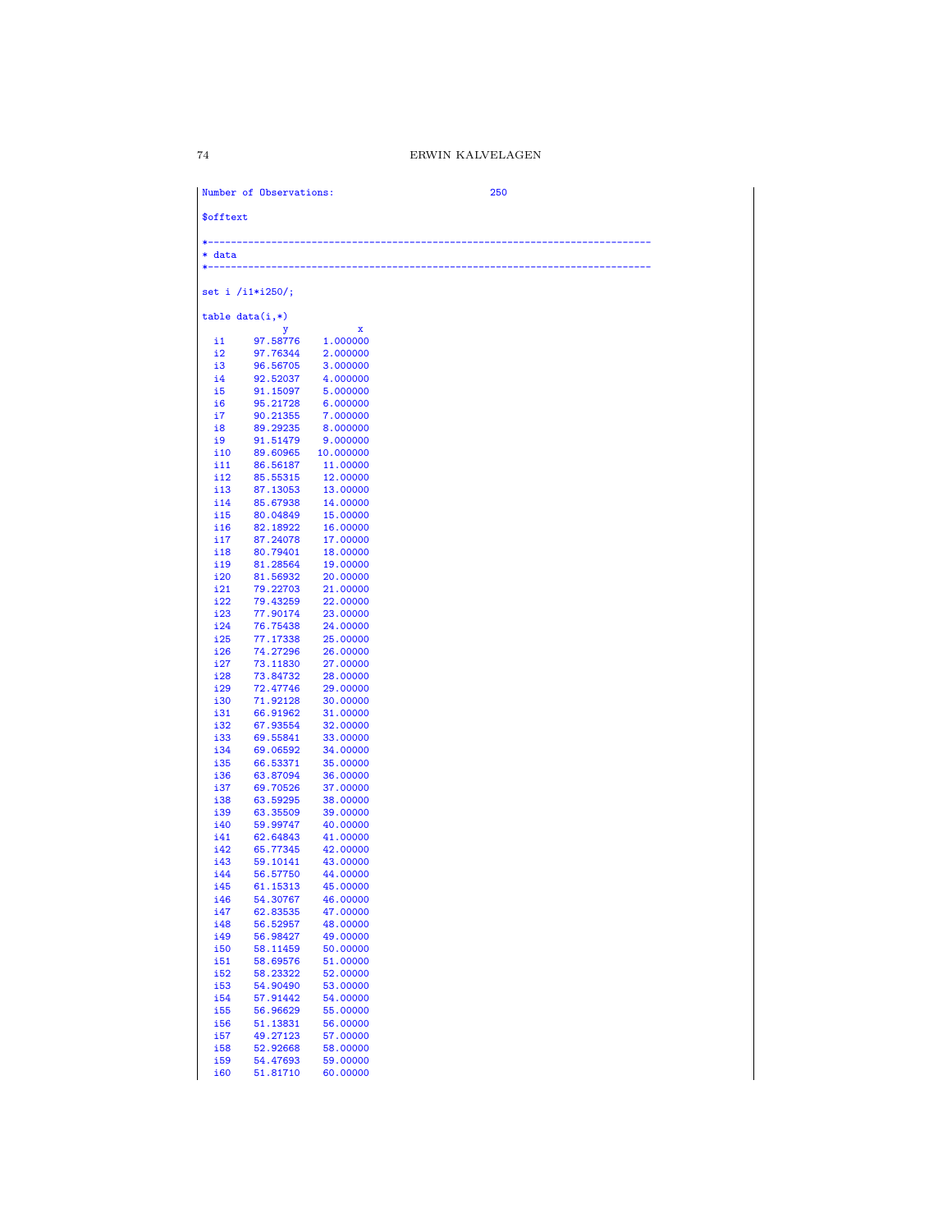```
Number of Observations:                             250

$offtext

*-----------------------------------------------------------------------------
* data
*-----------------------------------------------------------------------------

set i /i1*i250/;

table data(i,*)
             y          x
  i1     97.58776    1.000000
  i2     97.76344    2.000000
  i3     96.56705    3.000000
  i4     92.52037    4.000000
  i5     91.15097    5.000000
  i6     95.21728    6.000000
  i7     90.21355    7.000000
  i8     89.29235    8.000000
  i9     91.51479    9.000000
  i10    89.60965   10.000000
  i11    86.56187    11.00000
  i12    85.55315    12.00000
  i13    87.13053    13.00000
  i14    85.67938    14.00000
  i15    80.04849    15.00000
  i16    82.18922    16.00000
  i17    87.24078    17.00000
  i18    80.79401    18.00000
  i19    81.28564    19.00000
  i20    81.56932    20.00000
  i21    79.22703    21.00000
  i22    79.43259    22.00000
  i23    77.90174    23.00000
  i24    76.75438    24.00000
  i25    77.17338    25.00000
  i26    74.27296    26.00000
  i27    73.11830    27.00000
  i28    73.84732    28.00000
  i29    72.47746    29.00000
  i30    71.92128    30.00000
  i31    66.91962    31.00000
  i32    67.93554    32.00000
  i33    69.55841    33.00000
  i34    69.06592    34.00000
  i35    66.53371    35.00000
  i36    63.87094    36.00000
  i37    69.70526    37.00000
  i38    63.59295    38.00000
  i39    63.35509    39.00000
  i40    59.99747    40.00000
  i41    62.64843    41.00000
  i42    65.77345    42.00000
  i43    59.10141    43.00000
  i44    56.57750    44.00000
  i45    61.15313    45.00000
  i46    54.30767    46.00000
  i47    62.83535    47.00000
  i48    56.52957    48.00000
  i49    56.98427    49.00000
  i50    58.11459    50.00000
  i51    58.69576    51.00000
  i52    58.23322    52.00000
  i53    54.90490    53.00000
  i54    57.91442    54.00000
  i55    56.96629    55.00000
  i56    51.13831    56.00000
  i57    49.27123    57.00000
  i58    52.92668    58.00000
  i59    54.47693    59.00000
  i60    51.81710    60.00000
```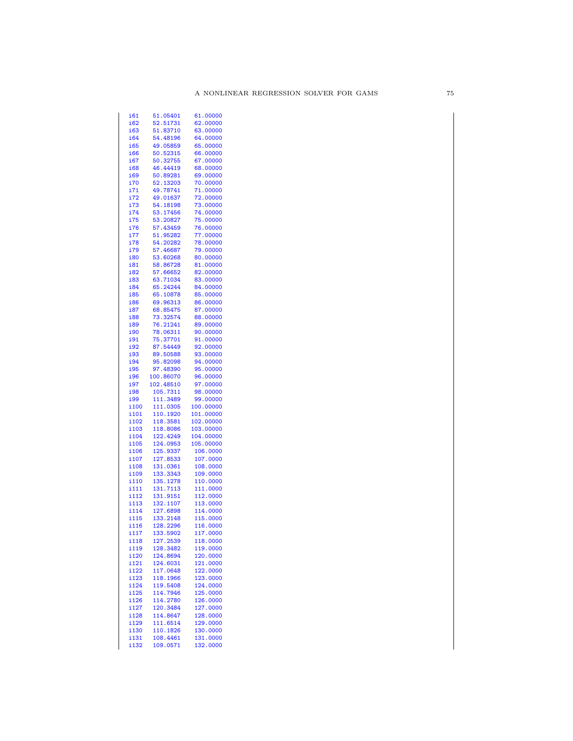```
i61     51.05401     61.00000
i62     52.51731     62.00000
i63     51.83710     63.00000
i64     54.48196     64.00000
i65     49.05859     65.00000
i66     50.52315     66.00000
i67     50.32755     67.00000
i68     46.44419     68.00000
i69     50.89281     69.00000
i70     52.13203     70.00000
i71     49.78741     71.00000
i72     49.01637     72.00000
i73     54.18198     73.00000
i74     53.17456     74.00000
i75     53.20827     75.00000
i76     57.43459     76.00000
i77     51.95282     77.00000
i78     54.20282     78.00000
i79     57.46687     79.00000
i80     53.60268     80.00000
i81     58.86728     81.00000
i82     57.66652     82.00000
i83     63.71034     83.00000
i84     65.24244     84.00000
i85     65.10878     85.00000
i86     69.96313     86.00000
i87     68.85475     87.00000
i88     73.32574     88.00000
i89     76.21241     89.00000
i90     78.06311     90.00000
i91     75.37701     91.00000
i92     87.54449     92.00000
i93     89.50588     93.00000
i94     95.82098     94.00000
i95     97.48390     95.00000
i96    100.86070     96.00000
i97    102.48510     97.00000
i98     105.7311     98.00000
i99     111.3489     99.00000
i100    111.0305    100.00000
i101    110.1920    101.00000
i102    118.3581    102.00000
i103    118.8086    103.00000
i104    122.4249    104.00000
i105    124.0953    105.00000
i106    125.9337     106.0000
i107    127.8533     107.0000
i108    131.0361     108.0000
i109    133.3343     109.0000
i110    135.1278     110.0000
i111    131.7113     111.0000
i112    131.9151     112.0000
i113    132.1107     113.0000
i114    127.6898     114.0000
i115    133.2148     115.0000
i116    128.2296     116.0000
i117    133.5902     117.0000
i118    127.2539     118.0000
i119    128.3482     119.0000
i120    124.8694     120.0000
i121    124.6031     121.0000
i122    117.0648     122.0000
i123    118.1966     123.0000
i124    119.5408     124.0000
i125    114.7946     125.0000
i126    114.2780     126.0000
i127    120.3484     127.0000
i128    114.8647     128.0000
i129    111.6514     129.0000
i130    110.1826     130.0000
i131    108.4461     131.0000
i132    109.0571     132.0000
```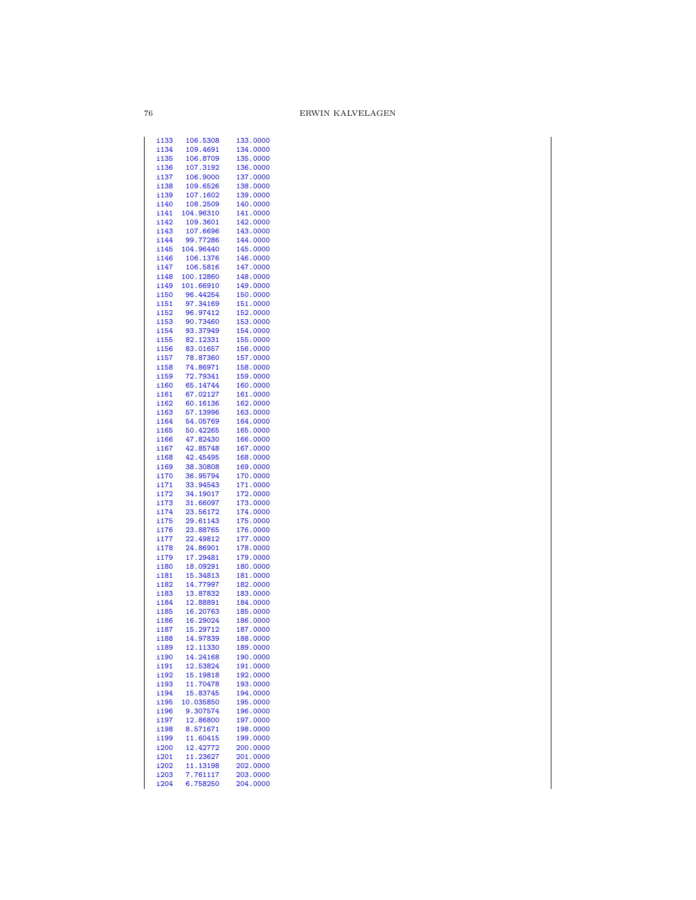```
i133   106.5308    133.0000
i134   109.4691    134.0000
i135   106.8709    135.0000
i136   107.3192    136.0000
i137   106.9000    137.0000
i138   109.6526    138.0000
i139   107.1602    139.0000
i140   108.2509    140.0000
i141  104.96310    141.0000
i142   109.3601    142.0000
i143   107.6696    143.0000
i144   99.77286    144.0000
i145  104.96440    145.0000
i146   106.1376    146.0000
i147   106.5816    147.0000
i148  100.12860    148.0000
i149  101.66910    149.0000
i150   96.44254    150.0000
i151   97.34169    151.0000
i152   96.97412    152.0000
i153   90.73460    153.0000
i154   93.37949    154.0000
i155   82.12331    155.0000
i156   83.01657    156.0000
i157   78.87360    157.0000
i158   74.86971    158.0000
i159   72.79341    159.0000
i160   65.14744    160.0000
i161   67.02127    161.0000
i162   60.16136    162.0000
i163   57.13996    163.0000
i164   54.05769    164.0000
i165   50.42265    165.0000
i166   47.82430    166.0000
i167   42.85748    167.0000
i168   42.45495    168.0000
i169   38.30808    169.0000
i170   36.95794    170.0000
i171   33.94543    171.0000
i172   34.19017    172.0000
i173   31.66097    173.0000
i174   23.56172    174.0000
i175   29.61143    175.0000
i176   23.88765    176.0000
i177   22.49812    177.0000
i178   24.86901    178.0000
i179   17.29481    179.0000
i180   18.09291    180.0000
i181   15.34813    181.0000
i182   14.77997    182.0000
i183   13.87832    183.0000
i184   12.88891    184.0000
i185   16.20763    185.0000
i186   16.29024    186.0000
i187   15.29712    187.0000
i188   14.97839    188.0000
i189   12.11330    189.0000
i190   14.24168    190.0000
i191   12.53824    191.0000
i192   15.19818    192.0000
i193   11.70478    193.0000
i194   15.83745    194.0000
i195  10.035850    195.0000
i196   9.307574    196.0000
i197   12.86800    197.0000
i198   8.571671    198.0000
i199   11.60415    199.0000
i200   12.42772    200.0000
i201   11.23627    201.0000
i202   11.13198    202.0000
i203   7.761117    203.0000
i204   6.758250    204.0000
```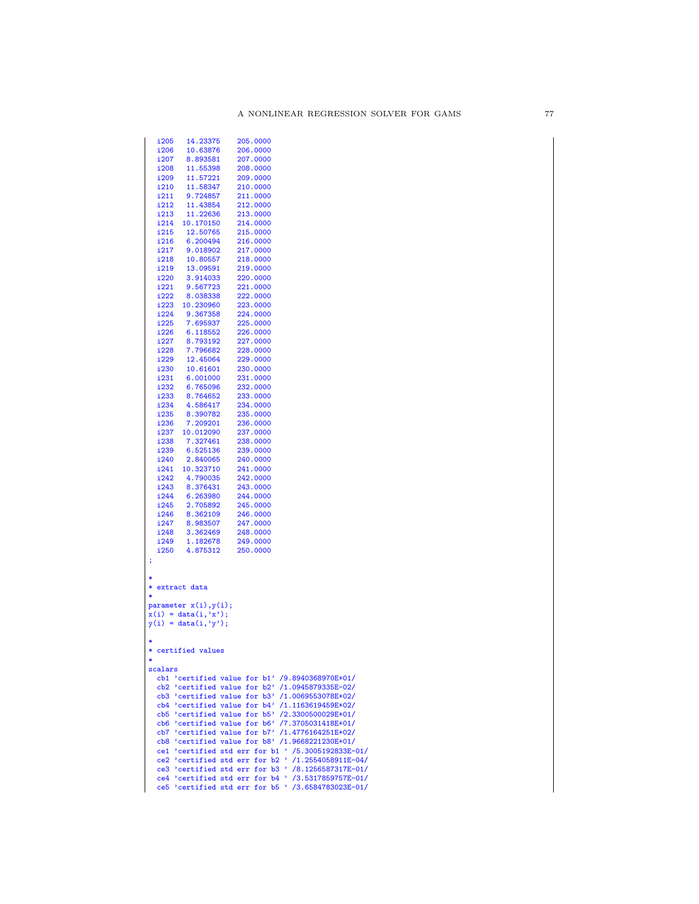```
  i205    14.23375     205.0000
  i206    10.63876     206.0000
  i207    8.893581     207.0000
  i208    11.55398     208.0000
  i209    11.57221     209.0000
  i210    11.58347     210.0000
  i211    9.724857     211.0000
  i212    11.43854     212.0000
  i213    11.22636     213.0000
  i214   10.170150     214.0000
  i215    12.50765     215.0000
  i216    6.200494     216.0000
  i217    9.018902     217.0000
  i218    10.80557     218.0000
  i219    13.09591     219.0000
  i220    3.914033     220.0000
  i221    9.567723     221.0000
  i222    8.038338     222.0000
  i223   10.230960     223.0000
  i224    9.367358     224.0000
  i225    7.695937     225.0000
  i226    6.118552     226.0000
  i227    8.793192     227.0000
  i228    7.796682     228.0000
  i229    12.45064     229.0000
  i230    10.61601     230.0000
  i231    6.001000     231.0000
  i232    6.765096     232.0000
  i233    8.764652     233.0000
  i234    4.586417     234.0000
  i235    8.390782     235.0000
  i236    7.209201     236.0000
  i237   10.012090     237.0000
  i238    7.327461     238.0000
  i239    6.525136     239.0000
  i240    2.840065     240.0000
  i241   10.323710     241.0000
  i242    4.790035     242.0000
  i243    8.376431     243.0000
  i244    6.263980     244.0000
  i245    2.705892     245.0000
  i246    8.362109     246.0000
  i247    8.983507     247.0000
  i248    3.362469     248.0000
  i249    1.182678     249.0000
  i250    4.875312     250.0000
;

*
* extract data
*
parameter x(i),y(i);
x(i) = data(i,'x');
y(i) = data(i,'y');

*
* certified values
*
scalars
  cb1 'certified value for b1' /9.8940368970E+01/
  cb2 'certified value for b2' /1.0945879335E-02/
  cb3 'certified value for b3' /1.0069553078E+02/
  cb4 'certified value for b4' /1.1163619459E+02/
  cb5 'certified value for b5' /2.3300500029E+01/
  cb6 'certified value for b6' /7.3705031418E+01/
  cb7 'certified value for b7' /1.4776164251E+02/
  cb8 'certified value for b8' /1.9668221230E+01/
  ce1 'certified std err for b1 ' /5.3005192833E-01/
  ce2 'certified std err for b2 ' /1.2554058911E-04/
  ce3 'certified std err for b3 ' /8.1256587317E-01/
  ce4 'certified std err for b4 ' /3.5317859757E-01/
  ce5 'certified std err for b5 ' /3.6584783023E-01/
```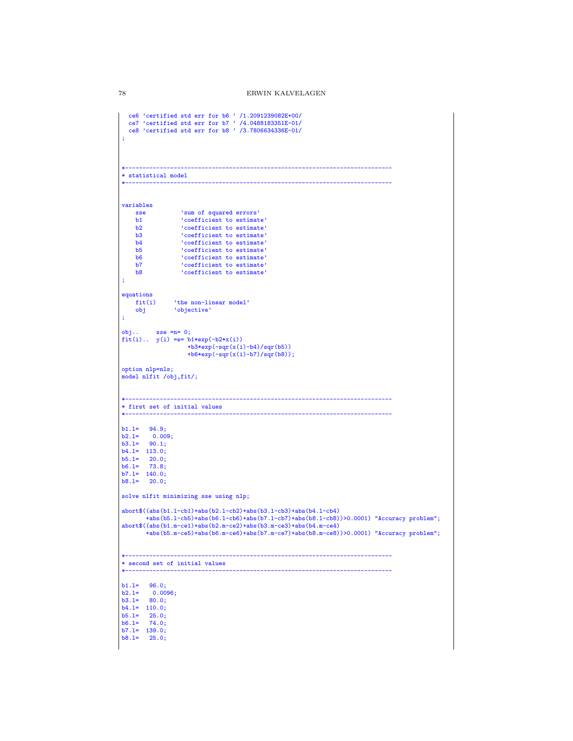```
  ce6 'certified std err for b6 ' /1.2091239082E+00/
  ce7 'certified std err for b7 ' /4.0488183351E-01/
  ce8 'certified std err for b8 ' /3.7806634336E-01/
;



*-----------------------------------------------------------------------------
* statistical model
*-----------------------------------------------------------------------------


variables
    sse          'sum of squared errors'
    b1           'coefficient to estimate'
    b2           'coefficient to estimate'
    b3           'coefficient to estimate'
    b4           'coefficient to estimate'
    b5           'coefficient to estimate'
    b6           'coefficient to estimate'
    b7           'coefficient to estimate'
    b8           'coefficient to estimate'
;

equations
    fit(i)     'the non-linear model'
    obj        'objective'
;

obj..     sse =n= 0;
fit(i)..  y(i) =e= b1*exp(-b2*x(i))
                   +b3*exp(-sqr(x(i)-b4)/sqr(b5))
                   +b6*exp(-sqr(x(i)-b7)/sqr(b8));

option nlp=nls;
model nlfit /obj,fit/;


*-----------------------------------------------------------------------------
* first set of initial values
*-----------------------------------------------------------------------------

b1.l=   94.9;
b2.l=    0.009;
b3.l=   90.1;
b4.l=  113.0;
b5.l=   20.0;
b6.l=   73.8;
b7.l=  140.0;
b8.l=   20.0;

solve nlfit minimizing sse using nlp;

abort$((abs(b1.l-cb1)+abs(b2.l-cb2)+abs(b3.l-cb3)+abs(b4.l-cb4)
       +abs(b5.l-cb5)+abs(b6.l-cb6)+abs(b7.l-cb7)+abs(b8.l-cb8))>0.0001) "Accuracy problem";
abort$((abs(b1.m-ce1)+abs(b2.m-ce2)+abs(b3.m-ce3)+abs(b4.m-ce4)
       +abs(b5.m-ce5)+abs(b6.m-ce6)+abs(b7.m-ce7)+abs(b8.m-ce8))>0.0001) "Accuracy problem";


*-----------------------------------------------------------------------------
* second set of initial values
*-----------------------------------------------------------------------------

b1.l=   96.0;
b2.l=    0.0096;
b3.l=   80.0;
b4.l=  110.0;
b5.l=   25.0;
b6.l=   74.0;
b7.l=  139.0;
b8.l=   25.0;
```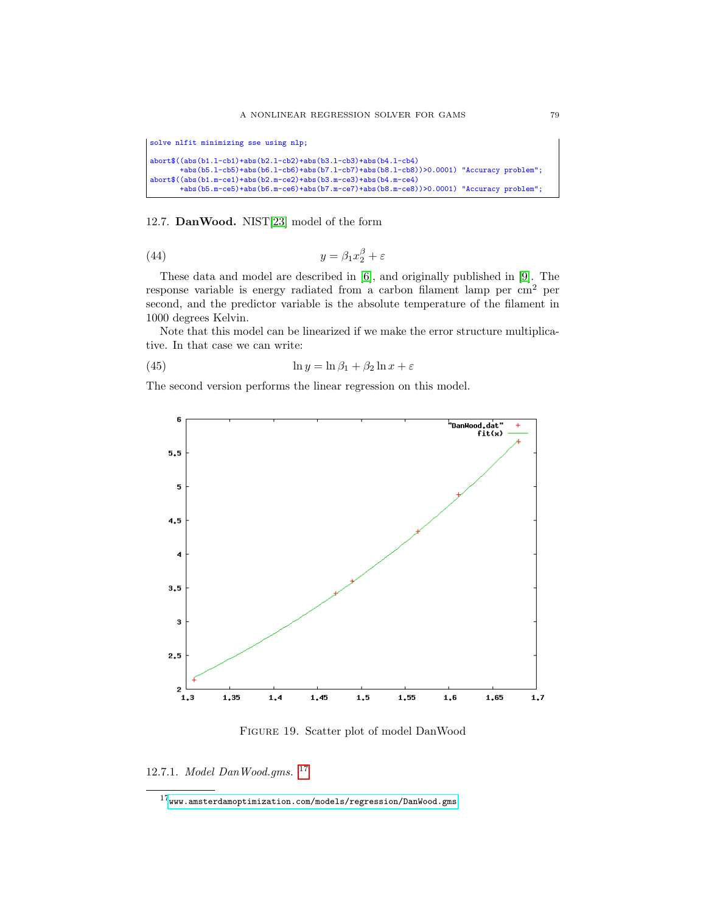```
solve nlfit minimizing sse using nlp;

abort$((abs(b1.l-cb1)+abs(b2.l-cb2)+abs(b3.l-cb3)+abs(b4.l-cb4)
       +abs(b5.l-cb5)+abs(b6.l-cb6)+abs(b7.l-cb7)+abs(b8.l-cb8))>0.0001) "Accuracy problem";
abort$((abs(b1.m-ce1)+abs(b2.m-ce2)+abs(b3.m-ce3)+abs(b4.m-ce4)
       +abs(b5.m-ce5)+abs(b6.m-ce6)+abs(b7.m-ce7)+abs(b8.m-ce8))>0.0001) "Accuracy problem";
```

## 12.7. **DanWood.** NIST[23] model of the form

$$y = \beta_1 x_2^{\beta} + \varepsilon \tag{44}$$

These data and model are described in [6], and originally published in [9]. The response variable is energy radiated from a carbon filament lamp per $cm^2$ per second, and the predictor variable is the absolute temperature of the filament in 1000 degrees Kelvin.

Note that this model can be linearized if we make the error structure multiplicative. In that case we can write:

$$\ln y = \ln \beta_1 + \beta_2 \ln x + \varepsilon \tag{45}$$

The second version performs the linear regression on this model.

Figure 19. Scatter plot of model DanWood

### 12.7.1. *Model DanWood.gms.* [17]

[17] www.amsterdamoptimization.com/models/regression/DanWood.gms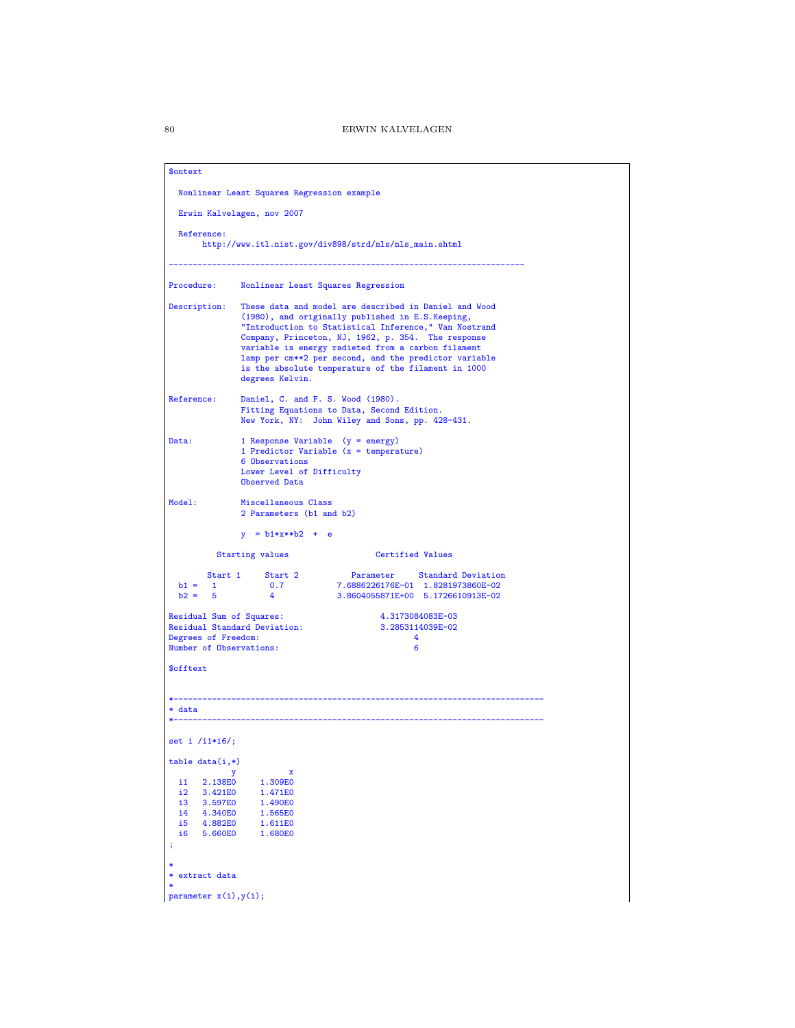```
$ontext

  Nonlinear Least Squares Regression example

  Erwin Kalvelagen, nov 2007

  Reference:
       http://www.itl.nist.gov/div898/strd/nls/nls_main.shtml

--------------------------------------------------------------------------


Procedure:     Nonlinear Least Squares Regression

Description:   These data and model are described in Daniel and Wood
               (1980), and originally published in E.S.Keeping,
               "Introduction to Statistical Inference," Van Nostrand
               Company, Princeton, NJ, 1962, p. 354.  The response
               variable is energy radieted from a carbon filament
               lamp per cm**2 per second, and the predictor variable
               is the absolute temperature of the filament in 1000
               degrees Kelvin.

Reference:     Daniel, C. and F. S. Wood (1980).
               Fitting Equations to Data, Second Edition.
               New York, NY:  John Wiley and Sons, pp. 428-431.

Data:          1 Response Variable  (y = energy)
               1 Predictor Variable (x = temperature)
               6 Observations
               Lower Level of Difficulty
               Observed Data

Model:         Miscellaneous Class
               2 Parameters (b1 and b2)

               y  = b1*x**b2  +  e

          Starting values                  Certified Values

        Start 1     Start 2           Parameter     Standard Deviation
  b1 =    1           0.7           7.6886226176E-01  1.8281973860E-02
  b2 =    5           4             3.8604055871E+00  5.1726610913E-02

Residual Sum of Squares:                    4.3173084083E-03
Residual Standard Deviation:                3.2853114039E-02
Degrees of Freedom:                                4
Number of Observations:                            6

$offtext


*-----------------------------------------------------------------------------
* data
*-----------------------------------------------------------------------------

set i /i1*i6/;

table data(i,*)
             y           x
  i1    2.138E0     1.309E0
  i2    3.421E0     1.471E0
  i3    3.597E0     1.490E0
  i4    4.340E0     1.565E0
  i5    4.882E0     1.611E0
  i6    5.660E0     1.680E0
;

*
* extract data
*
parameter x(i),y(i);
```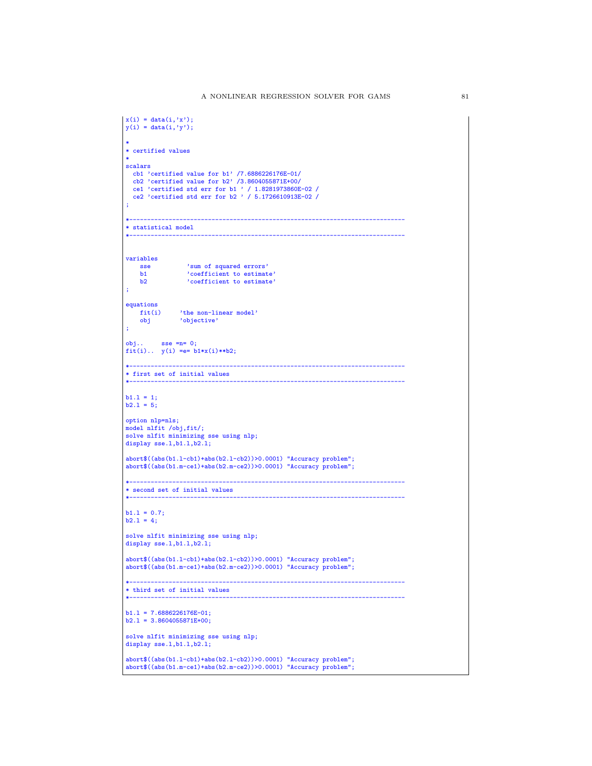```
x(i) = data(i,'x');
y(i) = data(i,'y');

*
* certified values
*
scalars
  cb1 'certified value for b1' /7.6886226176E-01/
  cb2 'certified value for b2' /3.8604055871E+00/
  ce1 'certified std err for b1 ' / 1.8281973860E-02 /
  ce2 'certified std err for b2 ' / 5.1726610913E-02 /
;

*-----------------------------------------------------------------------------
* statistical model
*-----------------------------------------------------------------------------


variables
    sse          'sum of squared errors'
    b1           'coefficient to estimate'
    b2           'coefficient to estimate'
;

equations
    fit(i)     'the non-linear model'
    obj        'objective'
;

obj..     sse =n= 0;
fit(i)..  y(i) =e= b1*x(i)**b2;

*-----------------------------------------------------------------------------
* first set of initial values
*-----------------------------------------------------------------------------

b1.l = 1;
b2.l = 5;

option nlp=nls;
model nlfit /obj,fit/;
solve nlfit minimizing sse using nlp;
display sse.l,b1.l,b2.l;

abort$((abs(b1.l-cb1)+abs(b2.l-cb2))>0.0001) "Accuracy problem";
abort$((abs(b1.m-ce1)+abs(b2.m-ce2))>0.0001) "Accuracy problem";

*-----------------------------------------------------------------------------
* second set of initial values
*-----------------------------------------------------------------------------

b1.l = 0.7;
b2.l = 4;

solve nlfit minimizing sse using nlp;
display sse.l,b1.l,b2.l;

abort$((abs(b1.l-cb1)+abs(b2.l-cb2))>0.0001) "Accuracy problem";
abort$((abs(b1.m-ce1)+abs(b2.m-ce2))>0.0001) "Accuracy problem";

*-----------------------------------------------------------------------------
* third set of initial values
*-----------------------------------------------------------------------------

b1.l = 7.6886226176E-01;
b2.l = 3.8604055871E+00;

solve nlfit minimizing sse using nlp;
display sse.l,b1.l,b2.l;

abort$((abs(b1.l-cb1)+abs(b2.l-cb2))>0.0001) "Accuracy problem";
abort$((abs(b1.m-ce1)+abs(b2.m-ce2))>0.0001) "Accuracy problem";
```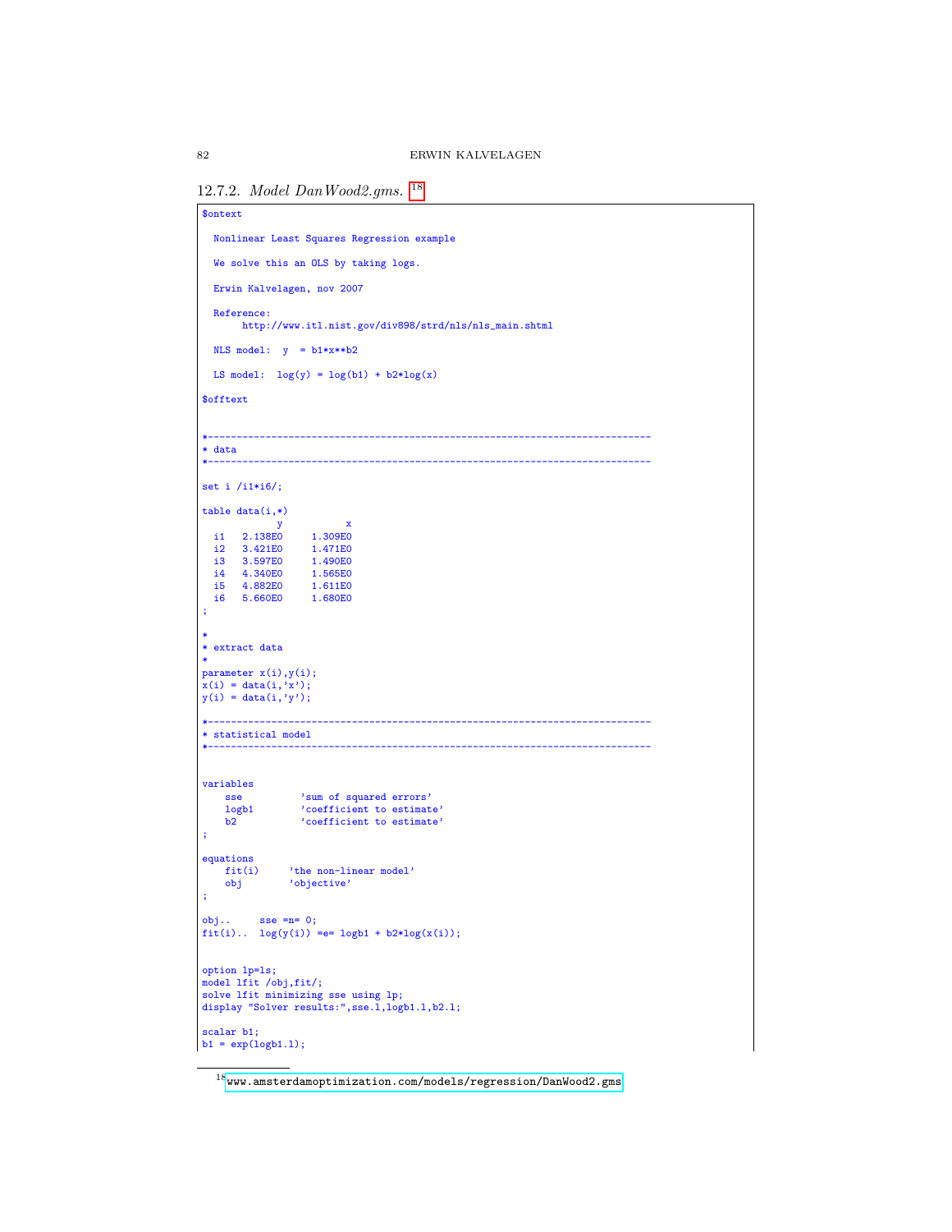#### 12.7.2. *Model DanWood2.gms.* [18]

```
$ontext

  Nonlinear Least Squares Regression example

  We solve this an OLS by taking logs.

  Erwin Kalvelagen, nov 2007

  Reference:
       http://www.itl.nist.gov/div898/strd/nls/nls_main.shtml

  NLS model:  y  = b1*x**b2

  LS model:  log(y) = log(b1) + b2*log(x)

$offtext


*-----------------------------------------------------------------------------
* data
*-----------------------------------------------------------------------------

set i /i1*i6/;

table data(i,*)
             y           x
  i1   2.138E0     1.309E0
  i2   3.421E0     1.471E0
  i3   3.597E0     1.490E0
  i4   4.340E0     1.565E0
  i5   4.882E0     1.611E0
  i6   5.660E0     1.680E0
;

*
* extract data
*
parameter x(i),y(i);
x(i) = data(i,'x');
y(i) = data(i,'y');

*-----------------------------------------------------------------------------
* statistical model
*-----------------------------------------------------------------------------


variables
    sse          'sum of squared errors'
    logb1        'coefficient to estimate'
    b2           'coefficient to estimate'
;

equations
    fit(i)     'the non-linear model'
    obj        'objective'
;

obj..     sse =n= 0;
fit(i)..  log(y(i)) =e= logb1 + b2*log(x(i));


option lp=ls;
model lfit /obj,fit/;
solve lfit minimizing sse using lp;
display "Solver results:",sse.l,logb1.l,b2.l;

scalar b1;
b1 = exp(logb1.l);
```

[18] www.amsterdamoptimization.com/models/regression/DanWood2.gms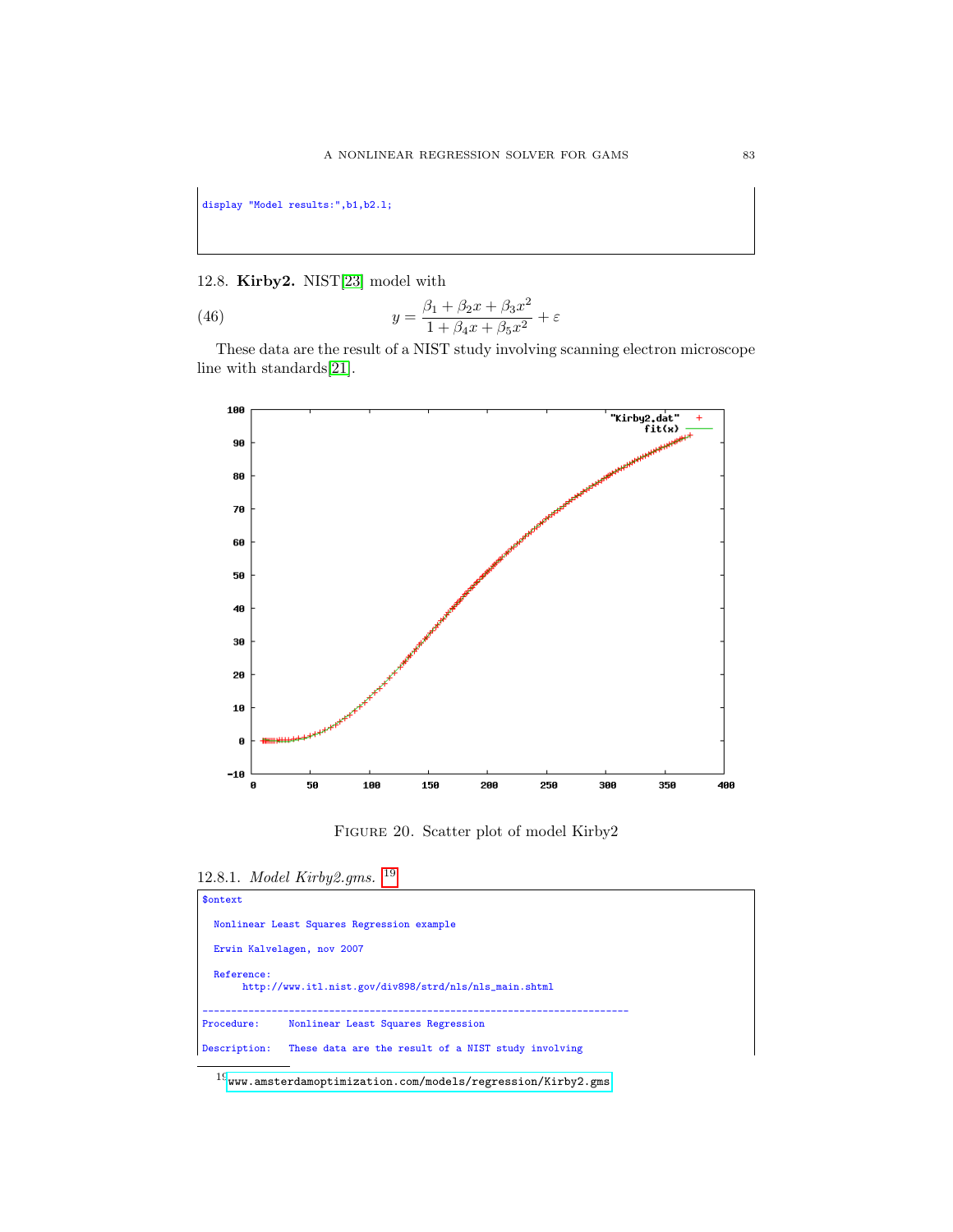```
display "Model results:",b1,b2.l;
```

12.8. **Kirby2.** NIST[23] model with

$$y = \frac{\beta_1 + \beta_2 x + \beta_3 x^2}{1 + \beta_4 x + \beta_5 x^2} + \varepsilon \tag{46}$$

These data are the result of a NIST study involving scanning electron microscope line with standards[21].

FIGURE 20. Scatter plot of model Kirby2

12.8.1. *Model Kirby2.gms.* [19]

```
$ontext

  Nonlinear Least Squares Regression example

  Erwin Kalvelagen, nov 2007

  Reference:
       http://www.itl.nist.gov/div898/strd/nls/nls_main.shtml

--------------------------------------------------------------------------
Procedure:     Nonlinear Least Squares Regression

Description:   These data are the result of a NIST study involving
```

[19] www.amsterdamoptimization.com/models/regression/Kirby2.gms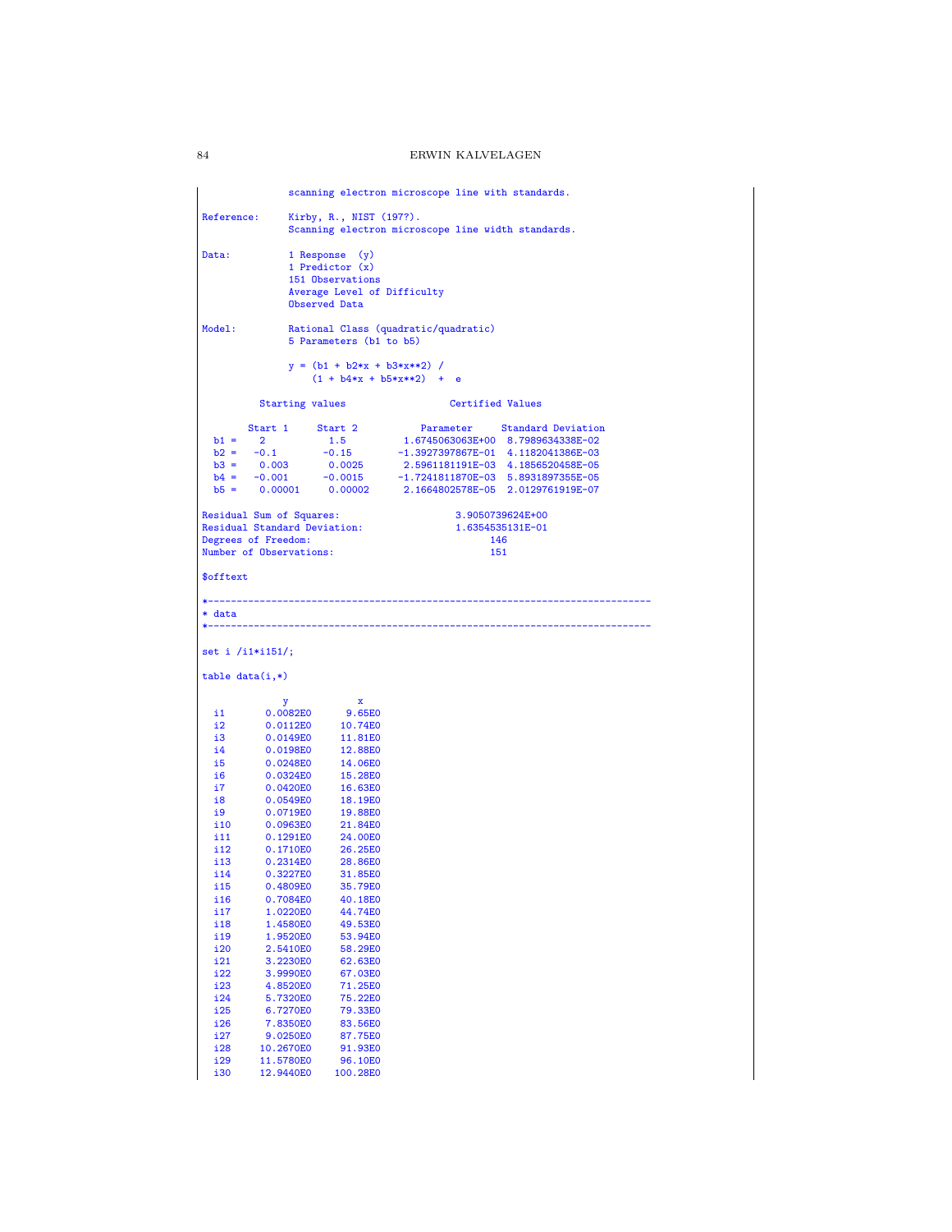```
                scanning electron microscope line with standards.

Reference:      Kirby, R., NIST (197?).
                Scanning electron microscope line width standards.

Data:           1 Response  (y)
                1 Predictor (x)
                151 Observations
                Average Level of Difficulty
                Observed Data

Model:          Rational Class (quadratic/quadratic)
                5 Parameters (b1 to b5)

                y = (b1 + b2*x + b3*x**2) /
                    (1 + b4*x + b5*x**2)  +  e

          Starting values                  Certified Values

        Start 1     Start 2           Parameter     Standard Deviation
  b1 =    2           1.5         1.6745063063E+00  8.7989634338E-02
  b2 =   -0.1        -0.15       -1.3927397867E-01  4.1182041386E-03
  b3 =    0.003       0.0025      2.5961181191E-03  4.1856520458E-05
  b4 =   -0.001      -0.0015     -1.7241811870E-03  5.8931897355E-05
  b5 =    0.00001     0.00002     2.1664802578E-05  2.0129761919E-07

Residual Sum of Squares:                    3.9050739624E+00
Residual Standard Deviation:                1.6354535131E-01
Degrees of Freedom:                               146
Number of Observations:                           151

$offtext

*-----------------------------------------------------------------------------
* data
*-----------------------------------------------------------------------------

set i /i1*i151/;

table data(i,*)

             y            x
  i1       0.0082E0      9.65E0
  i2       0.0112E0     10.74E0
  i3       0.0149E0     11.81E0
  i4       0.0198E0     12.88E0
  i5       0.0248E0     14.06E0
  i6       0.0324E0     15.28E0
  i7       0.0420E0     16.63E0
  i8       0.0549E0     18.19E0
  i9       0.0719E0     19.88E0
  i10      0.0963E0     21.84E0
  i11      0.1291E0     24.00E0
  i12      0.1710E0     26.25E0
  i13      0.2314E0     28.86E0
  i14      0.3227E0     31.85E0
  i15      0.4809E0     35.79E0
  i16      0.7084E0     40.18E0
  i17      1.0220E0     44.74E0
  i18      1.4580E0     49.53E0
  i19      1.9520E0     53.94E0
  i20      2.5410E0     58.29E0
  i21      3.2230E0     62.63E0
  i22      3.9990E0     67.03E0
  i23      4.8520E0     71.25E0
  i24      5.7320E0     75.22E0
  i25      6.7270E0     79.33E0
  i26      7.8350E0     83.56E0
  i27      9.0250E0     87.75E0
  i28     10.2670E0     91.93E0
  i29     11.5780E0     96.10E0
  i30     12.9440E0    100.28E0
```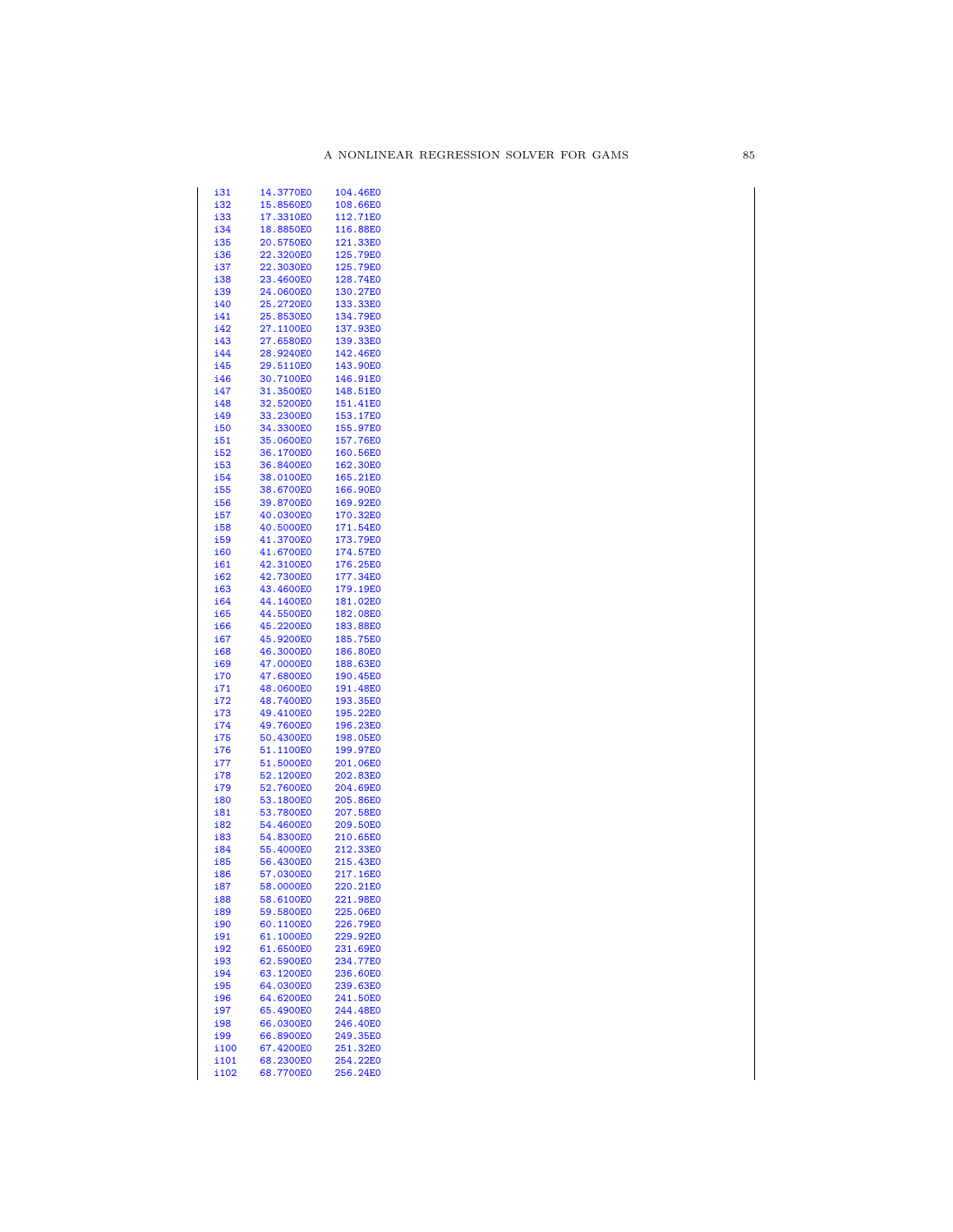```
i31     14.3770E0     104.46E0
i32     15.8560E0     108.66E0
i33     17.3310E0     112.71E0
i34     18.8850E0     116.88E0
i35     20.5750E0     121.33E0
i36     22.3200E0     125.79E0
i37     22.3030E0     125.79E0
i38     23.4600E0     128.74E0
i39     24.0600E0     130.27E0
i40     25.2720E0     133.33E0
i41     25.8530E0     134.79E0
i42     27.1100E0     137.93E0
i43     27.6580E0     139.33E0
i44     28.9240E0     142.46E0
i45     29.5110E0     143.90E0
i46     30.7100E0     146.91E0
i47     31.3500E0     148.51E0
i48     32.5200E0     151.41E0
i49     33.2300E0     153.17E0
i50     34.3300E0     155.97E0
i51     35.0600E0     157.76E0
i52     36.1700E0     160.56E0
i53     36.8400E0     162.30E0
i54     38.0100E0     165.21E0
i55     38.6700E0     166.90E0
i56     39.8700E0     169.92E0
i57     40.0300E0     170.32E0
i58     40.5000E0     171.54E0
i59     41.3700E0     173.79E0
i60     41.6700E0     174.57E0
i61     42.3100E0     176.25E0
i62     42.7300E0     177.34E0
i63     43.4600E0     179.19E0
i64     44.1400E0     181.02E0
i65     44.5500E0     182.08E0
i66     45.2200E0     183.88E0
i67     45.9200E0     185.75E0
i68     46.3000E0     186.80E0
i69     47.0000E0     188.63E0
i70     47.6800E0     190.45E0
i71     48.0600E0     191.48E0
i72     48.7400E0     193.35E0
i73     49.4100E0     195.22E0
i74     49.7600E0     196.23E0
i75     50.4300E0     198.05E0
i76     51.1100E0     199.97E0
i77     51.5000E0     201.06E0
i78     52.1200E0     202.83E0
i79     52.7600E0     204.69E0
i80     53.1800E0     205.86E0
i81     53.7800E0     207.58E0
i82     54.4600E0     209.50E0
i83     54.8300E0     210.65E0
i84     55.4000E0     212.33E0
i85     56.4300E0     215.43E0
i86     57.0300E0     217.16E0
i87     58.0000E0     220.21E0
i88     58.6100E0     221.98E0
i89     59.5800E0     225.06E0
i90     60.1100E0     226.79E0
i91     61.1000E0     229.92E0
i92     61.6500E0     231.69E0
i93     62.5900E0     234.77E0
i94     63.1200E0     236.60E0
i95     64.0300E0     239.63E0
i96     64.6200E0     241.50E0
i97     65.4900E0     244.48E0
i98     66.0300E0     246.40E0
i99     66.8900E0     249.35E0
i100    67.4200E0     251.32E0
i101    68.2300E0     254.22E0
i102    68.7700E0     256.24E0
```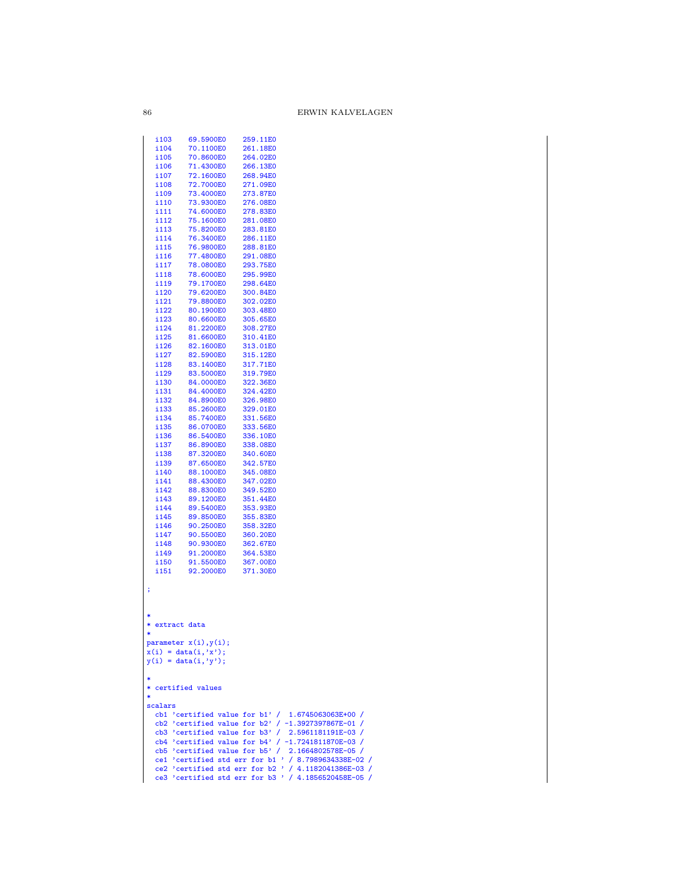```
  i103    69.5900E0    259.11E0
  i104    70.1100E0    261.18E0
  i105    70.8600E0    264.02E0
  i106    71.4300E0    266.13E0
  i107    72.1600E0    268.94E0
  i108    72.7000E0    271.09E0
  i109    73.4000E0    273.87E0
  i110    73.9300E0    276.08E0
  i111    74.6000E0    278.83E0
  i112    75.1600E0    281.08E0
  i113    75.8200E0    283.81E0
  i114    76.3400E0    286.11E0
  i115    76.9800E0    288.81E0
  i116    77.4800E0    291.08E0
  i117    78.0800E0    293.75E0
  i118    78.6000E0    295.99E0
  i119    79.1700E0    298.64E0
  i120    79.6200E0    300.84E0
  i121    79.8800E0    302.02E0
  i122    80.1900E0    303.48E0
  i123    80.6600E0    305.65E0
  i124    81.2200E0    308.27E0
  i125    81.6600E0    310.41E0
  i126    82.1600E0    313.01E0
  i127    82.5900E0    315.12E0
  i128    83.1400E0    317.71E0
  i129    83.5000E0    319.79E0
  i130    84.0000E0    322.36E0
  i131    84.4000E0    324.42E0
  i132    84.8900E0    326.98E0
  i133    85.2600E0    329.01E0
  i134    85.7400E0    331.56E0
  i135    86.0700E0    333.56E0
  i136    86.5400E0    336.10E0
  i137    86.8900E0    338.08E0
  i138    87.3200E0    340.60E0
  i139    87.6500E0    342.57E0
  i140    88.1000E0    345.08E0
  i141    88.4300E0    347.02E0
  i142    88.8300E0    349.52E0
  i143    89.1200E0    351.44E0
  i144    89.5400E0    353.93E0
  i145    89.8500E0    355.83E0
  i146    90.2500E0    358.32E0
  i147    90.5500E0    360.20E0
  i148    90.9300E0    362.67E0
  i149    91.2000E0    364.53E0
  i150    91.5500E0    367.00E0
  i151    92.2000E0    371.30E0

;

*
* extract data
*
parameter x(i),y(i);
x(i) = data(i,'x');
y(i) = data(i,'y');

*
* certified values
*
scalars
  cb1 'certified value for b1' /  1.6745063063E+00 /
  cb2 'certified value for b2' / -1.3927397867E-01 /
  cb3 'certified value for b3' /  2.5961181191E-03 /
  cb4 'certified value for b4' / -1.7241811870E-03 /
  cb5 'certified value for b5' /  2.1664802578E-05 /
  ce1 'certified std err for b1 ' / 8.7989634338E-02 /
  ce2 'certified std err for b2 ' / 4.1182041386E-03 /
  ce3 'certified std err for b3 ' / 4.1856520458E-05 /
```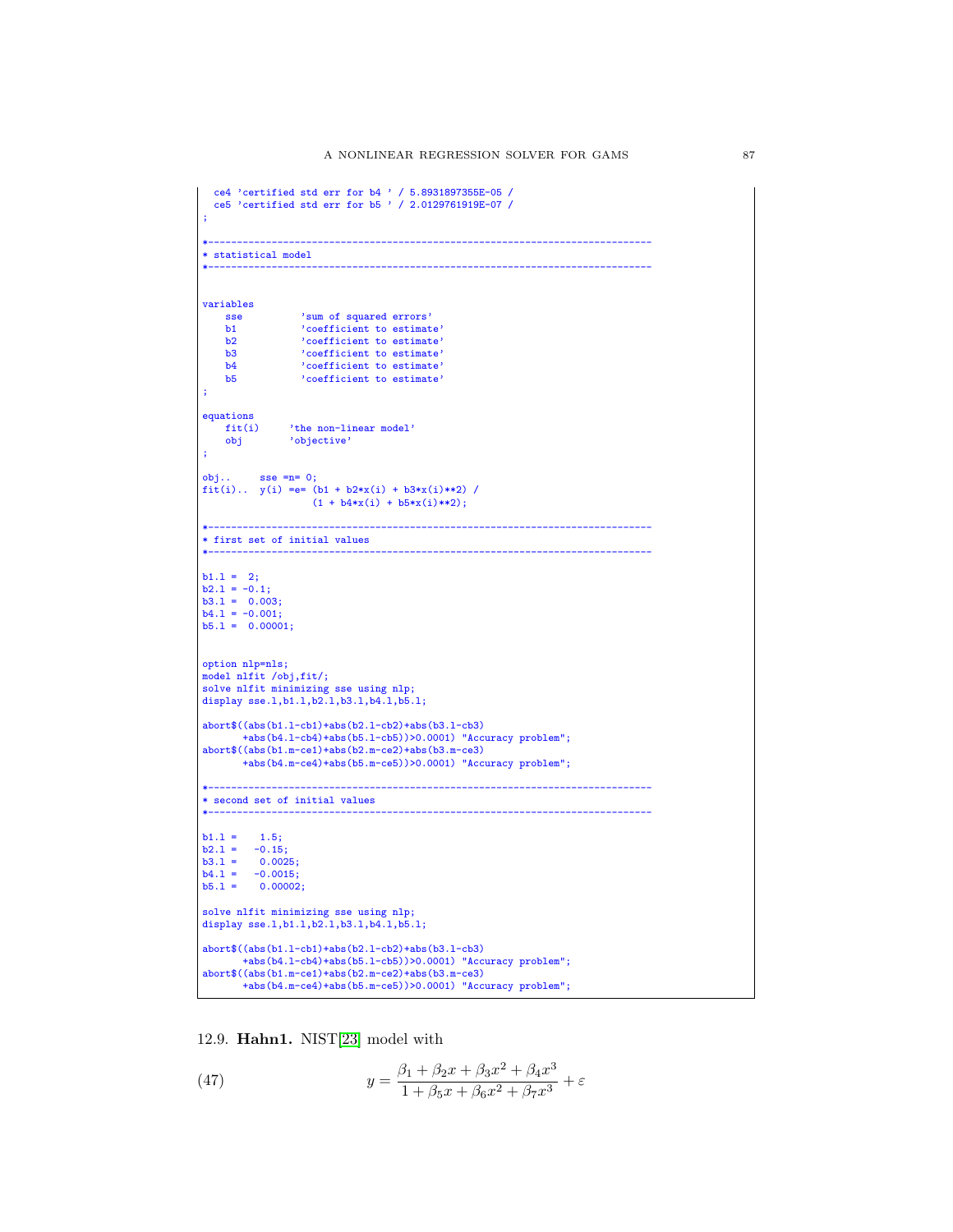```
  ce4 'certified std err for b4 ' / 5.8931897355E-05 /
  ce5 'certified std err for b5 ' / 2.0129761919E-07 /
;

*-----------------------------------------------------------------------------
* statistical model
*-----------------------------------------------------------------------------


variables
    sse          'sum of squared errors'
    b1           'coefficient to estimate'
    b2           'coefficient to estimate'
    b3           'coefficient to estimate'
    b4           'coefficient to estimate'
    b5           'coefficient to estimate'
;

equations
    fit(i)     'the non-linear model'
    obj        'objective'
;

obj..     sse =n= 0;
fit(i)..  y(i) =e= (b1 + b2*x(i) + b3*x(i)**2) /
                   (1 + b4*x(i) + b5*x(i)**2);

*-----------------------------------------------------------------------------
* first set of initial values
*-----------------------------------------------------------------------------

b1.l =  2;
b2.l = -0.1;
b3.l =  0.003;
b4.l = -0.001;
b5.l =  0.00001;


option nlp=nls;
model nlfit /obj,fit/;
solve nlfit minimizing sse using nlp;
display sse.l,b1.l,b2.l,b3.l,b4.l,b5.l;

abort$((abs(b1.l-cb1)+abs(b2.l-cb2)+abs(b3.l-cb3)
       +abs(b4.l-cb4)+abs(b5.l-cb5))>0.0001) "Accuracy problem";
abort$((abs(b1.m-ce1)+abs(b2.m-ce2)+abs(b3.m-ce3)
       +abs(b4.m-ce4)+abs(b5.m-ce5))>0.0001) "Accuracy problem";

*-----------------------------------------------------------------------------
* second set of initial values
*-----------------------------------------------------------------------------

b1.l =    1.5;
b2.l =   -0.15;
b3.l =    0.0025;
b4.l =   -0.0015;
b5.l =    0.00002;

solve nlfit minimizing sse using nlp;
display sse.l,b1.l,b2.l,b3.l,b4.l,b5.l;

abort$((abs(b1.l-cb1)+abs(b2.l-cb2)+abs(b3.l-cb3)
       +abs(b4.l-cb4)+abs(b5.l-cb5))>0.0001) "Accuracy problem";
abort$((abs(b1.m-ce1)+abs(b2.m-ce2)+abs(b3.m-ce3)
       +abs(b4.m-ce4)+abs(b5.m-ce5))>0.0001) "Accuracy problem";
```

12.9. **Hahn1.** NIST[23] model with

$$y = \frac{\beta_1 + \beta_2 x + \beta_3 x^2 + \beta_4 x^3}{1 + \beta_5 x + \beta_6 x^2 + \beta_7 x^3} + \varepsilon \tag{47}$$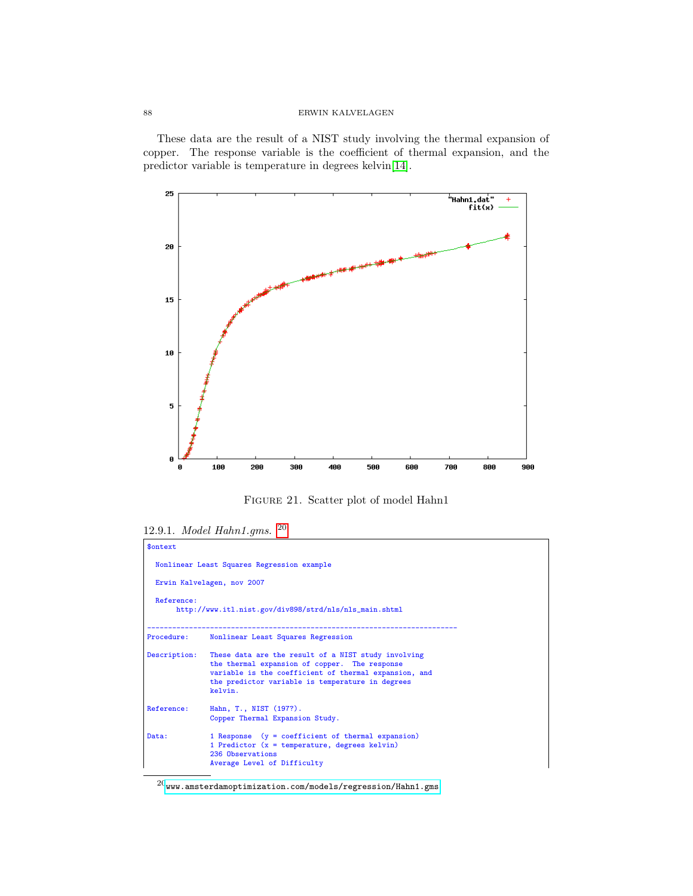These data are the result of a NIST study involving the thermal expansion of copper. The response variable is the coefficient of thermal expansion, and the predictor variable is temperature in degrees kelvin[14].

FIGURE 21. Scatter plot of model Hahn1

12.9.1. *Model Hahn1.gms.* [20]

```
$ontext

  Nonlinear Least Squares Regression example

  Erwin Kalvelagen, nov 2007

  Reference:
       http://www.itl.nist.gov/div898/strd/nls/nls_main.shtml

--------------------------------------------------------------------------
Procedure:      Nonlinear Least Squares Regression

Description:    These data are the result of a NIST study involving
                the thermal expansion of copper.  The response
                variable is the coefficient of thermal expansion, and
                the predictor variable is temperature in degrees
                kelvin.

Reference:      Hahn, T., NIST (197?).
                Copper Thermal Expansion Study.

Data:           1 Response  (y = coefficient of thermal expansion)
                1 Predictor (x = temperature, degrees kelvin)
                236 Observations
                Average Level of Difficulty
```

[20] www.amsterdamoptimization.com/models/regression/Hahn1.gms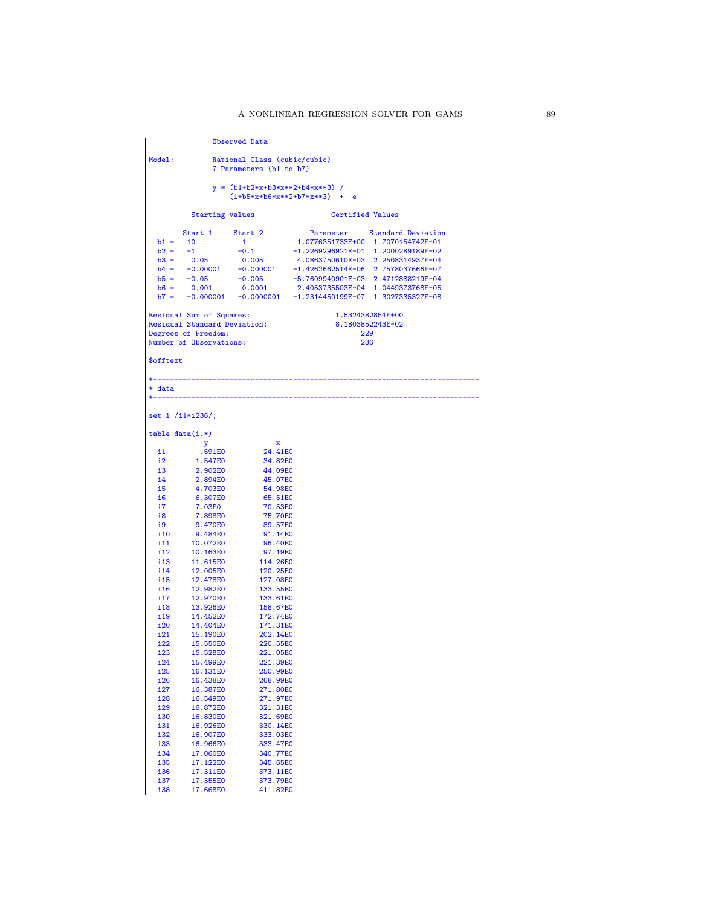```
               Observed Data

Model:         Rational Class (cubic/cubic)
               7 Parameters (b1 to b7)

               y = (b1+b2*x+b3*x**2+b4*x**3) /
                   (1+b5*x+b6*x**2+b7*x**3)  +  e

          Starting values                  Certified Values

        Start 1     Start 2           Parameter     Standard Deviation
  b1 =   10          1            1.0776351733E+00  1.7070154742E-01
  b2 =   -1         -0.1         -1.2269296921E-01  1.2000289189E-02
  b3 =    0.05       0.005        4.0863750610E-03  2.2508314937E-04
  b4 =   -0.00001   -0.000001    -1.4262662514E-06  2.7578037666E-07
  b5 =   -0.05      -0.005       -5.7609940901E-03  2.4712888219E-04
  b6 =    0.001      0.0001       2.4053735503E-04  1.0449373768E-05
  b7 =   -0.000001  -0.0000001   -1.2314450199E-07  1.3027335327E-08

Residual Sum of Squares:                    1.5324382854E+00
Residual Standard Deviation:                8.1803852243E-02
Degrees of Freedom:                               229
Number of Observations:                           236

$offtext

*-----------------------------------------------------------------------------
* data
*-----------------------------------------------------------------------------

set i /i1*i236/;

table data(i,*)
             y              x
  i1        .591E0         24.41E0
  i2       1.547E0         34.82E0
  i3       2.902E0         44.09E0
  i4       2.894E0         45.07E0
  i5       4.703E0         54.98E0
  i6       6.307E0         65.51E0
  i7       7.03E0          70.53E0
  i8       7.898E0         75.70E0
  i9       9.470E0         89.57E0
  i10      9.484E0         91.14E0
  i11     10.072E0         96.40E0
  i12     10.163E0         97.19E0
  i13     11.615E0        114.26E0
  i14     12.005E0        120.25E0
  i15     12.478E0        127.08E0
  i16     12.982E0        133.55E0
  i17     12.970E0        133.61E0
  i18     13.926E0        158.67E0
  i19     14.452E0        172.74E0
  i20     14.404E0        171.31E0
  i21     15.190E0        202.14E0
  i22     15.550E0        220.55E0
  i23     15.528E0        221.05E0
  i24     15.499E0        221.39E0
  i25     16.131E0        250.99E0
  i26     16.438E0        268.99E0
  i27     16.387E0        271.80E0
  i28     16.549E0        271.97E0
  i29     16.872E0        321.31E0
  i30     16.830E0        321.69E0
  i31     16.926E0        330.14E0
  i32     16.907E0        333.03E0
  i33     16.966E0        333.47E0
  i34     17.060E0        340.77E0
  i35     17.122E0        345.65E0
  i36     17.311E0        373.11E0
  i37     17.355E0        373.79E0
  i38     17.668E0        411.82E0
```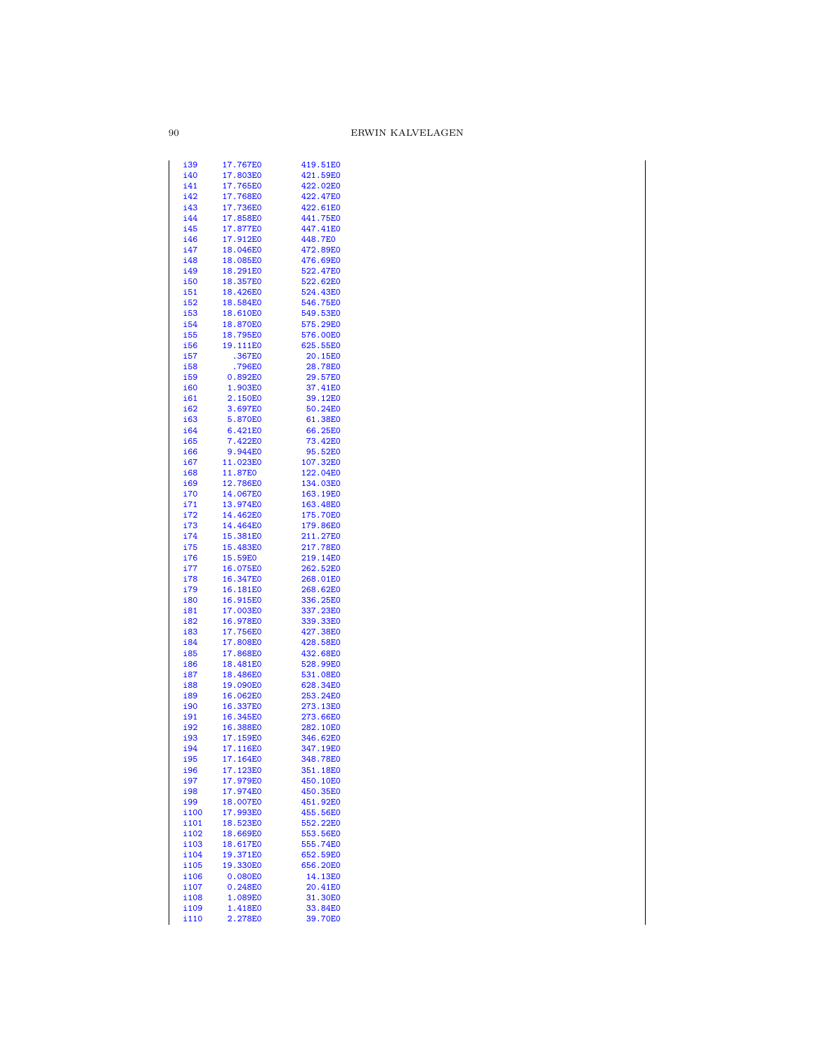```
i39      17.767E0        419.51E0
i40      17.803E0        421.59E0
i41      17.765E0        422.02E0
i42      17.768E0        422.47E0
i43      17.736E0        422.61E0
i44      17.858E0        441.75E0
i45      17.877E0        447.41E0
i46      17.912E0        448.7E0
i47      18.046E0        472.89E0
i48      18.085E0        476.69E0
i49      18.291E0        522.47E0
i50      18.357E0        522.62E0
i51      18.426E0        524.43E0
i52      18.584E0        546.75E0
i53      18.610E0        549.53E0
i54      18.870E0        575.29E0
i55      18.795E0        576.00E0
i56      19.111E0        625.55E0
i57        .367E0         20.15E0
i58        .796E0         28.78E0
i59       0.892E0         29.57E0
i60       1.903E0         37.41E0
i61       2.150E0         39.12E0
i62       3.697E0         50.24E0
i63       5.870E0         61.38E0
i64       6.421E0         66.25E0
i65       7.422E0         73.42E0
i66       9.944E0         95.52E0
i67      11.023E0        107.32E0
i68      11.87E0         122.04E0
i69      12.786E0        134.03E0
i70      14.067E0        163.19E0
i71      13.974E0        163.48E0
i72      14.462E0        175.70E0
i73      14.464E0        179.86E0
i74      15.381E0        211.27E0
i75      15.483E0        217.78E0
i76      15.59E0         219.14E0
i77      16.075E0        262.52E0
i78      16.347E0        268.01E0
i79      16.181E0        268.62E0
i80      16.915E0        336.25E0
i81      17.003E0        337.23E0
i82      16.978E0        339.33E0
i83      17.756E0        427.38E0
i84      17.808E0        428.58E0
i85      17.868E0        432.68E0
i86      18.481E0        528.99E0
i87      18.486E0        531.08E0
i88      19.090E0        628.34E0
i89      16.062E0        253.24E0
i90      16.337E0        273.13E0
i91      16.345E0        273.66E0
i92      16.388E0        282.10E0
i93      17.159E0        346.62E0
i94      17.116E0        347.19E0
i95      17.164E0        348.78E0
i96      17.123E0        351.18E0
i97      17.979E0        450.10E0
i98      17.974E0        450.35E0
i99      18.007E0        451.92E0
i100     17.993E0        455.56E0
i101     18.523E0        552.22E0
i102     18.669E0        553.56E0
i103     18.617E0        555.74E0
i104     19.371E0        652.59E0
i105     19.330E0        656.20E0
i106      0.080E0         14.13E0
i107      0.248E0         20.41E0
i108      1.089E0         31.30E0
i109      1.418E0         33.84E0
i110      2.278E0         39.70E0
```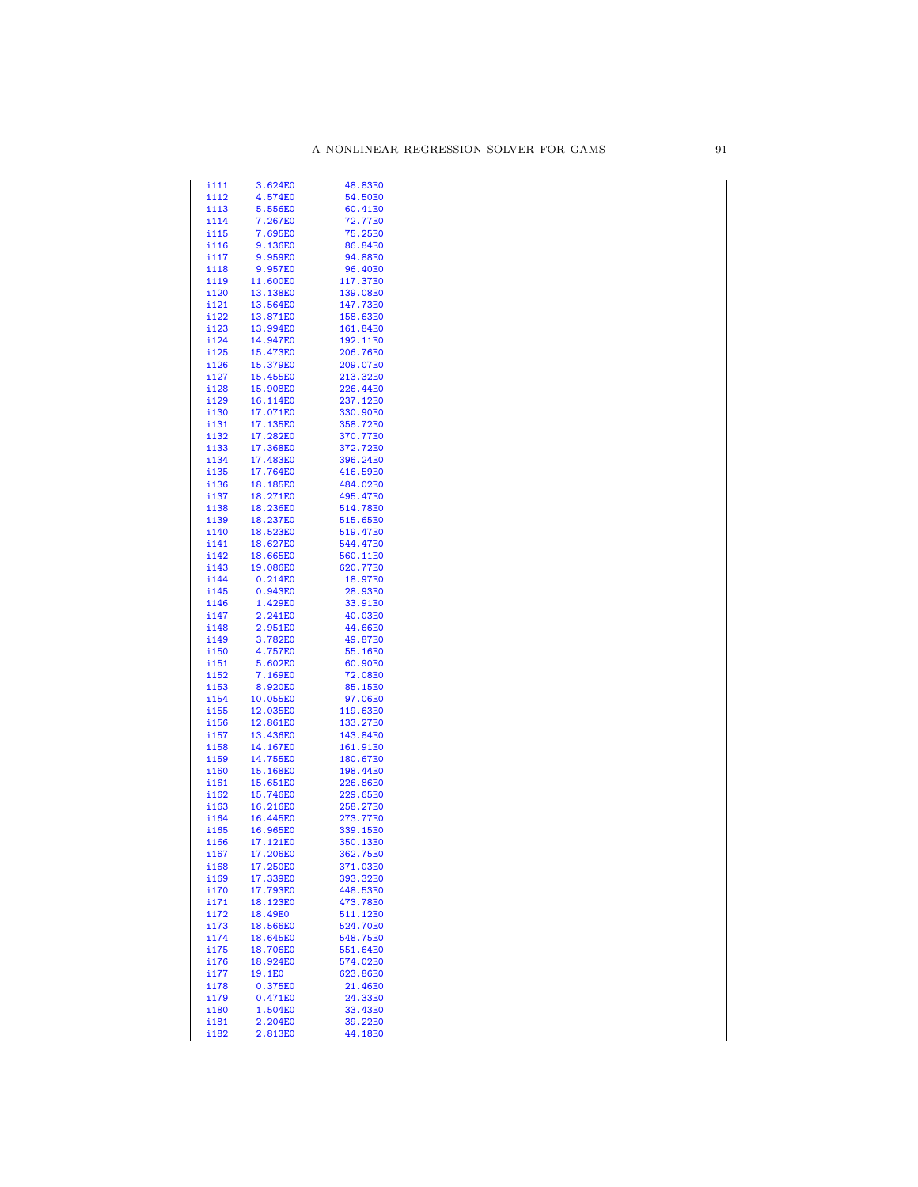```
i111     3.624E0        48.83E0
i112     4.574E0        54.50E0
i113     5.556E0        60.41E0
i114     7.267E0        72.77E0
i115     7.695E0        75.25E0
i116     9.136E0        86.84E0
i117     9.959E0        94.88E0
i118     9.957E0        96.40E0
i119    11.600E0       117.37E0
i120    13.138E0       139.08E0
i121    13.564E0       147.73E0
i122    13.871E0       158.63E0
i123    13.994E0       161.84E0
i124    14.947E0       192.11E0
i125    15.473E0       206.76E0
i126    15.379E0       209.07E0
i127    15.455E0       213.32E0
i128    15.908E0       226.44E0
i129    16.114E0       237.12E0
i130    17.071E0       330.90E0
i131    17.135E0       358.72E0
i132    17.282E0       370.77E0
i133    17.368E0       372.72E0
i134    17.483E0       396.24E0
i135    17.764E0       416.59E0
i136    18.185E0       484.02E0
i137    18.271E0       495.47E0
i138    18.236E0       514.78E0
i139    18.237E0       515.65E0
i140    18.523E0       519.47E0
i141    18.627E0       544.47E0
i142    18.665E0       560.11E0
i143    19.086E0       620.77E0
i144     0.214E0        18.97E0
i145     0.943E0        28.93E0
i146     1.429E0        33.91E0
i147     2.241E0        40.03E0
i148     2.951E0        44.66E0
i149     3.782E0        49.87E0
i150     4.757E0        55.16E0
i151     5.602E0        60.90E0
i152     7.169E0        72.08E0
i153     8.920E0        85.15E0
i154    10.055E0        97.06E0
i155    12.035E0       119.63E0
i156    12.861E0       133.27E0
i157    13.436E0       143.84E0
i158    14.167E0       161.91E0
i159    14.755E0       180.67E0
i160    15.168E0       198.44E0
i161    15.651E0       226.86E0
i162    15.746E0       229.65E0
i163    16.216E0       258.27E0
i164    16.445E0       273.77E0
i165    16.965E0       339.15E0
i166    17.121E0       350.13E0
i167    17.206E0       362.75E0
i168    17.250E0       371.03E0
i169    17.339E0       393.32E0
i170    17.793E0       448.53E0
i171    18.123E0       473.78E0
i172    18.49E0        511.12E0
i173    18.566E0       524.70E0
i174    18.645E0       548.75E0
i175    18.706E0       551.64E0
i176    18.924E0       574.02E0
i177    19.1E0         623.86E0
i178     0.375E0        21.46E0
i179     0.471E0        24.33E0
i180     1.504E0        33.43E0
i181     2.204E0        39.22E0
i182     2.813E0        44.18E0
```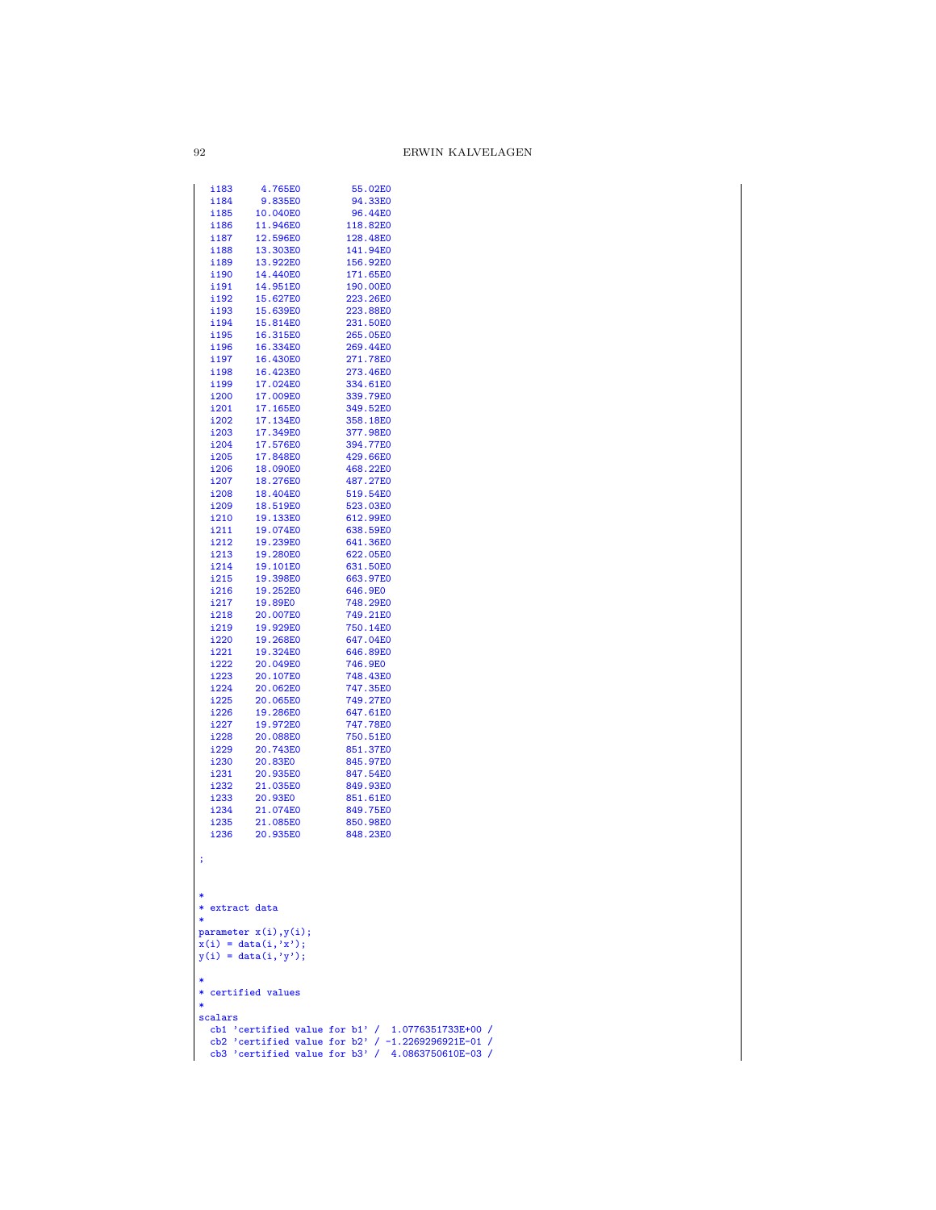```
  i183     4.765E0         55.02E0
  i184     9.835E0         94.33E0
  i185    10.040E0         96.44E0
  i186    11.946E0        118.82E0
  i187    12.596E0        128.48E0
  i188    13.303E0        141.94E0
  i189    13.922E0        156.92E0
  i190    14.440E0        171.65E0
  i191    14.951E0        190.00E0
  i192    15.627E0        223.26E0
  i193    15.639E0        223.88E0
  i194    15.814E0        231.50E0
  i195    16.315E0        265.05E0
  i196    16.334E0        269.44E0
  i197    16.430E0        271.78E0
  i198    16.423E0        273.46E0
  i199    17.024E0        334.61E0
  i200    17.009E0        339.79E0
  i201    17.165E0        349.52E0
  i202    17.134E0        358.18E0
  i203    17.349E0        377.98E0
  i204    17.576E0        394.77E0
  i205    17.848E0        429.66E0
  i206    18.090E0        468.22E0
  i207    18.276E0        487.27E0
  i208    18.404E0        519.54E0
  i209    18.519E0        523.03E0
  i210    19.133E0        612.99E0
  i211    19.074E0        638.59E0
  i212    19.239E0        641.36E0
  i213    19.280E0        622.05E0
  i214    19.101E0        631.50E0
  i215    19.398E0        663.97E0
  i216    19.252E0        646.9E0
  i217    19.89E0         748.29E0
  i218    20.007E0        749.21E0
  i219    19.929E0        750.14E0
  i220    19.268E0        647.04E0
  i221    19.324E0        646.89E0
  i222    20.049E0        746.9E0
  i223    20.107E0        748.43E0
  i224    20.062E0        747.35E0
  i225    20.065E0        749.27E0
  i226    19.286E0        647.61E0
  i227    19.972E0        747.78E0
  i228    20.088E0        750.51E0
  i229    20.743E0        851.37E0
  i230    20.83E0         845.97E0
  i231    20.935E0        847.54E0
  i232    21.035E0        849.93E0
  i233    20.93E0         851.61E0
  i234    21.074E0        849.75E0
  i235    21.085E0        850.98E0
  i236    20.935E0        848.23E0

;


*
* extract data
*
parameter x(i),y(i);
x(i) = data(i,'x');
y(i) = data(i,'y');

*
* certified values
*
scalars
  cb1 'certified value for b1' /  1.0776351733E+00 /
  cb2 'certified value for b2' / -1.2269296921E-01 /
  cb3 'certified value for b3' /  4.0863750610E-03 /
```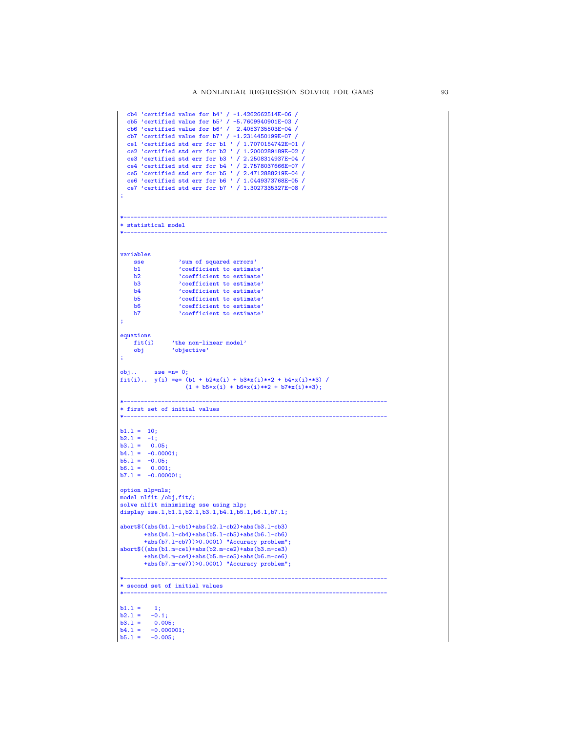```
  cb4 'certified value for b4' / -1.4262662514E-06 /
  cb5 'certified value for b5' / -5.7609940901E-03 /
  cb6 'certified value for b6' /  2.4053735503E-04 /
  cb7 'certified value for b7' / -1.2314450199E-07 /
  ce1 'certified std err for b1 ' / 1.7070154742E-01 /
  ce2 'certified std err for b2 ' / 1.2000289189E-02 /
  ce3 'certified std err for b3 ' / 2.2508314937E-04 /
  ce4 'certified std err for b4 ' / 2.7578037666E-07 /
  ce5 'certified std err for b5 ' / 2.4712888219E-04 /
  ce6 'certified std err for b6 ' / 1.0449373768E-05 /
  ce7 'certified std err for b7 ' / 1.3027335327E-08 /
;


*-----------------------------------------------------------------------------
* statistical model
*-----------------------------------------------------------------------------


variables
    sse          'sum of squared errors'
    b1           'coefficient to estimate'
    b2           'coefficient to estimate'
    b3           'coefficient to estimate'
    b4           'coefficient to estimate'
    b5           'coefficient to estimate'
    b6           'coefficient to estimate'
    b7           'coefficient to estimate'
;

equations
    fit(i)     'the non-linear model'
    obj        'objective'
;

obj..     sse =n= 0;
fit(i)..  y(i) =e= (b1 + b2*x(i) + b3*x(i)**2 + b4*x(i)**3) /
                   (1 + b5*x(i) + b6*x(i)**2 + b7*x(i)**3);

*-----------------------------------------------------------------------------
* first set of initial values
*-----------------------------------------------------------------------------

b1.l =  10;
b2.l =  -1;
b3.l =   0.05;
b4.l =  -0.00001;
b5.l =  -0.05;
b6.l =   0.001;
b7.l =  -0.000001;

option nlp=nls;
model nlfit /obj,fit/;
solve nlfit minimizing sse using nlp;
display sse.l,b1.l,b2.l,b3.l,b4.l,b5.l,b6.l,b7.l;

abort$((abs(b1.l-cb1)+abs(b2.l-cb2)+abs(b3.l-cb3)
       +abs(b4.l-cb4)+abs(b5.l-cb5)+abs(b6.l-cb6)
       +abs(b7.l-cb7))>0.0001) "Accuracy problem";
abort$((abs(b1.m-ce1)+abs(b2.m-ce2)+abs(b3.m-ce3)
       +abs(b4.m-ce4)+abs(b5.m-ce5)+abs(b6.m-ce6)
       +abs(b7.m-ce7))>0.0001) "Accuracy problem";

*-----------------------------------------------------------------------------
* second set of initial values
*-----------------------------------------------------------------------------

b1.l =    1;
b2.l =   -0.1;
b3.l =    0.005;
b4.l =   -0.000001;
b5.l =   -0.005;
```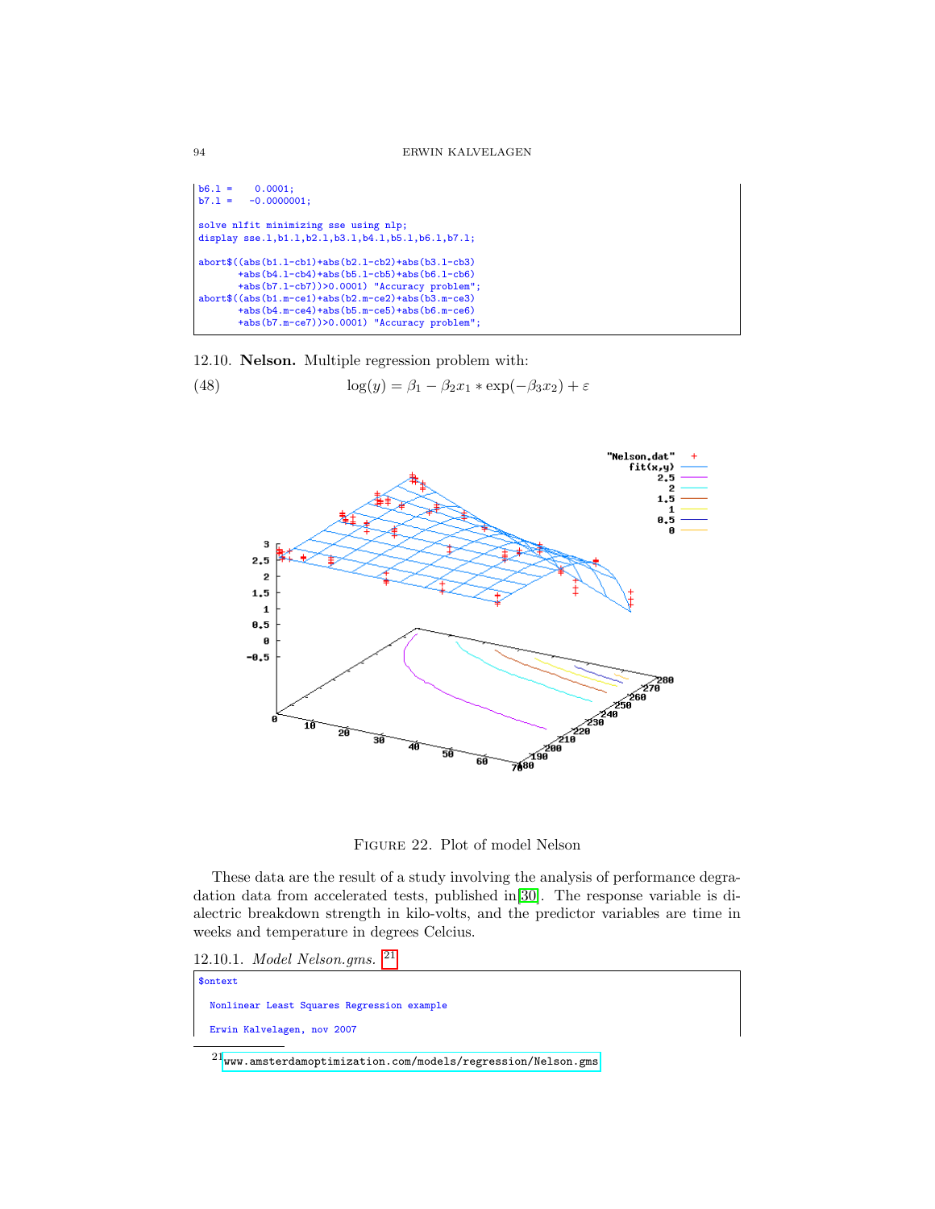```
b6.l =    0.0001;
b7.l =   -0.0000001;

solve nlfit minimizing sse using nlp;
display sse.l,b1.l,b2.l,b3.l,b4.l,b5.l,b6.l,b7.l;

abort$((abs(b1.l-cb1)+abs(b2.l-cb2)+abs(b3.l-cb3)
       +abs(b4.l-cb4)+abs(b5.l-cb5)+abs(b6.l-cb6)
       +abs(b7.l-cb7))>0.0001) "Accuracy problem";
abort$((abs(b1.m-ce1)+abs(b2.m-ce2)+abs(b3.m-ce3)
       +abs(b4.m-ce4)+abs(b5.m-ce5)+abs(b6.m-ce6)
       +abs(b7.m-ce7))>0.0001) "Accuracy problem";
```

### 12.10. Nelson.

Multiple regression problem with:

$$\log(y) = \beta_1 - \beta_2 x_1 * \exp(-\beta_3 x_2) + \varepsilon \qquad (48)$$

FIGURE 22. Plot of model Nelson

These data are the result of a study involving the analysis of performance degradation data from accelerated tests, published in[30]. The response variable is dialectric breakdown strength in kilo-volts, and the predictor variables are time in weeks and temperature in degrees Celcius.

#### 12.10.1. *Model Nelson.gms.* [21]

```
$ontext

  Nonlinear Least Squares Regression example

  Erwin Kalvelagen, nov 2007
```

[21] www.amsterdamoptimization.com/models/regression/Nelson.gms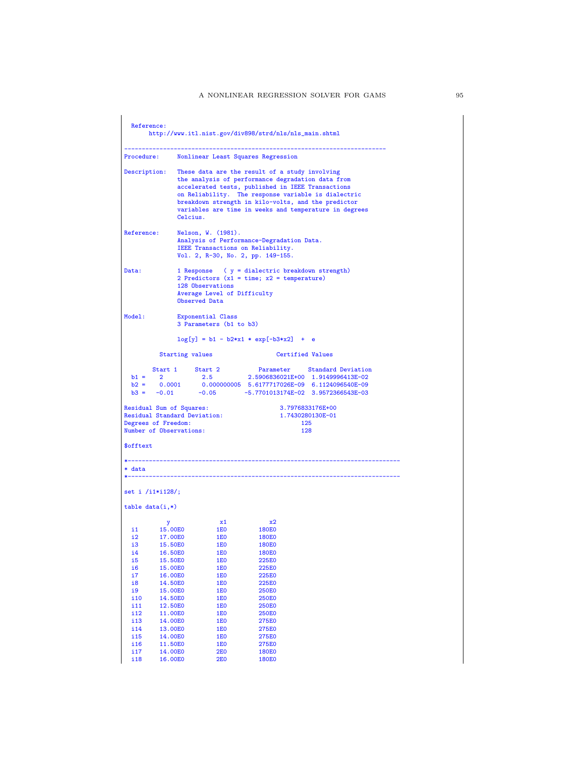```
  Reference:
       http://www.itl.nist.gov/div898/strd/nls/nls_main.shtml

--------------------------------------------------------------------------
Procedure:     Nonlinear Least Squares Regression

Description:   These data are the result of a study involving
               the analysis of performance degradation data from
               accelerated tests, published in IEEE Transactions
               on Reliability.  The response variable is dialectric
               breakdown strength in kilo-volts, and the predictor
               variables are time in weeks and temperature in degrees
               Celcius.

Reference:     Nelson, W. (1981).
               Analysis of Performance-Degradation Data.
               IEEE Transactions on Reliability.
               Vol. 2, R-30, No. 2, pp. 149-155.

Data:          1 Response   ( y = dialectric breakdown strength)
               2 Predictors (x1 = time; x2 = temperature)
               128 Observations
               Average Level of Difficulty
               Observed Data

Model:         Exponential Class
               3 Parameters (b1 to b3)

               log[y] = b1 - b2*x1 * exp[-b3*x2]  +  e

          Starting values                  Certified Values

        Start 1     Start 2           Parameter     Standard Deviation
  b1 =    2           2.5          2.5906836021E+00  1.9149996413E-02
  b2 =    0.0001      0.000000005  5.6177717026E-09  6.1124096540E-09
  b3 =   -0.01       -0.05        -5.7701013174E-02  3.9572366543E-03

Residual Sum of Squares:                    3.7976833176E+00
Residual Standard Deviation:                1.7430280130E-01
Degrees of Freedom:                               125
Number of Observations:                           128

$offtext

*-----------------------------------------------------------------------------
* data
*-----------------------------------------------------------------------------

set i /i1*i128/;

table data(i,*)

            y              x1            x2
  i1      15.00E0         1E0         180E0
  i2      17.00E0         1E0         180E0
  i3      15.50E0         1E0         180E0
  i4      16.50E0         1E0         180E0
  i5      15.50E0         1E0         225E0
  i6      15.00E0         1E0         225E0
  i7      16.00E0         1E0         225E0
  i8      14.50E0         1E0         225E0
  i9      15.00E0         1E0         250E0
  i10     14.50E0         1E0         250E0
  i11     12.50E0         1E0         250E0
  i12     11.00E0         1E0         250E0
  i13     14.00E0         1E0         275E0
  i14     13.00E0         1E0         275E0
  i15     14.00E0         1E0         275E0
  i16     11.50E0         1E0         275E0
  i17     14.00E0         2E0         180E0
  i18     16.00E0         2E0         180E0
```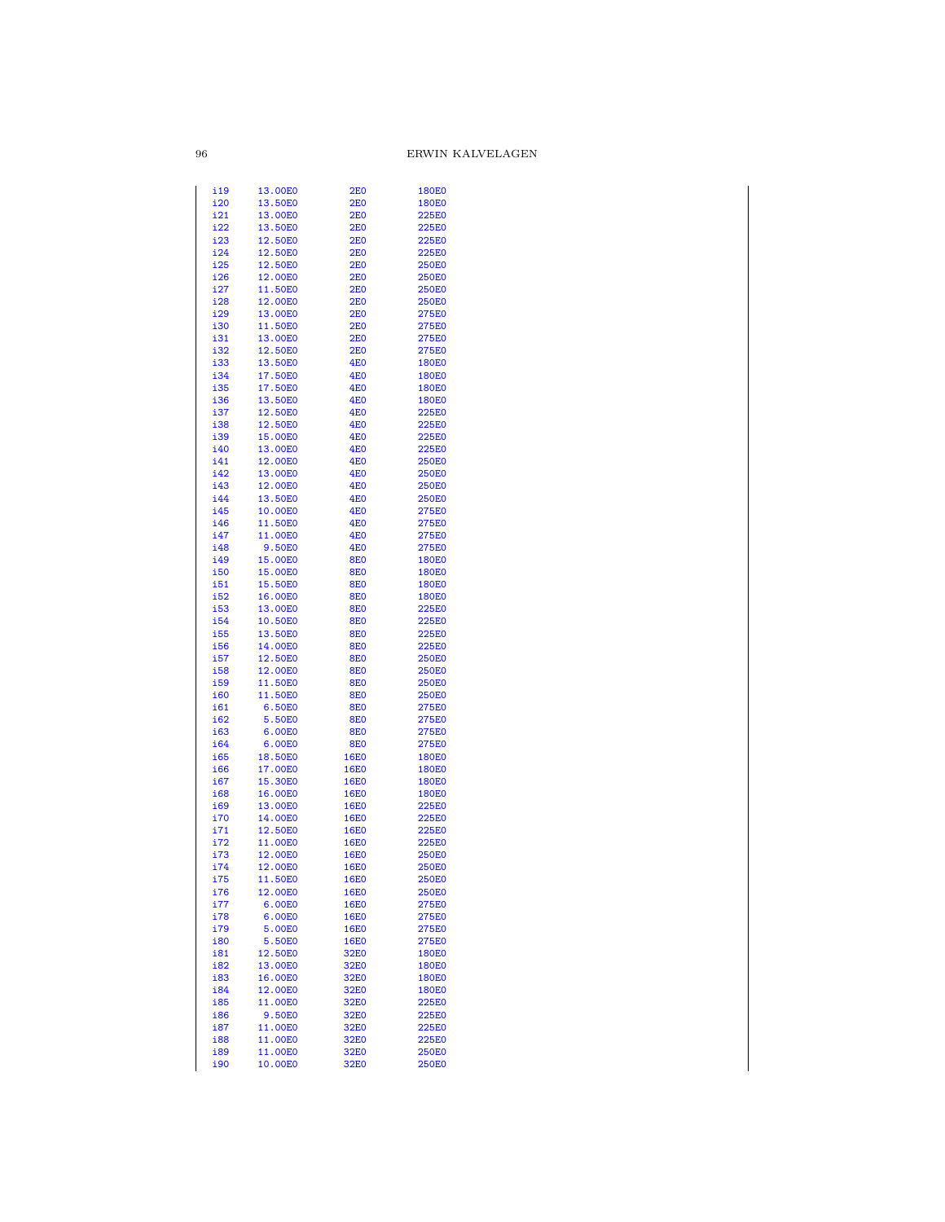```
i19    13.00E0     2E0     180E0
i20    13.50E0     2E0     180E0
i21    13.00E0     2E0     225E0
i22    13.50E0     2E0     225E0
i23    12.50E0     2E0     225E0
i24    12.50E0     2E0     225E0
i25    12.50E0     2E0     250E0
i26    12.00E0     2E0     250E0
i27    11.50E0     2E0     250E0
i28    12.00E0     2E0     250E0
i29    13.00E0     2E0     275E0
i30    11.50E0     2E0     275E0
i31    13.00E0     2E0     275E0
i32    12.50E0     2E0     275E0
i33    13.50E0     4E0     180E0
i34    17.50E0     4E0     180E0
i35    17.50E0     4E0     180E0
i36    13.50E0     4E0     180E0
i37    12.50E0     4E0     225E0
i38    12.50E0     4E0     225E0
i39    15.00E0     4E0     225E0
i40    13.00E0     4E0     225E0
i41    12.00E0     4E0     250E0
i42    13.00E0     4E0     250E0
i43    12.00E0     4E0     250E0
i44    13.50E0     4E0     250E0
i45    10.00E0     4E0     275E0
i46    11.50E0     4E0     275E0
i47    11.00E0     4E0     275E0
i48     9.50E0     4E0     275E0
i49    15.00E0     8E0     180E0
i50    15.00E0     8E0     180E0
i51    15.50E0     8E0     180E0
i52    16.00E0     8E0     180E0
i53    13.00E0     8E0     225E0
i54    10.50E0     8E0     225E0
i55    13.50E0     8E0     225E0
i56    14.00E0     8E0     225E0
i57    12.50E0     8E0     250E0
i58    12.00E0     8E0     250E0
i59    11.50E0     8E0     250E0
i60    11.50E0     8E0     250E0
i61     6.50E0     8E0     275E0
i62     5.50E0     8E0     275E0
i63     6.00E0     8E0     275E0
i64     6.00E0     8E0     275E0
i65    18.50E0    16E0     180E0
i66    17.00E0    16E0     180E0
i67    15.30E0    16E0     180E0
i68    16.00E0    16E0     180E0
i69    13.00E0    16E0     225E0
i70    14.00E0    16E0     225E0
i71    12.50E0    16E0     225E0
i72    11.00E0    16E0     225E0
i73    12.00E0    16E0     250E0
i74    12.00E0    16E0     250E0
i75    11.50E0    16E0     250E0
i76    12.00E0    16E0     250E0
i77     6.00E0    16E0     275E0
i78     6.00E0    16E0     275E0
i79     5.00E0    16E0     275E0
i80     5.50E0    16E0     275E0
i81    12.50E0    32E0     180E0
i82    13.00E0    32E0     180E0
i83    16.00E0    32E0     180E0
i84    12.00E0    32E0     180E0
i85    11.00E0    32E0     225E0
i86     9.50E0    32E0     225E0
i87    11.00E0    32E0     225E0
i88    11.00E0    32E0     225E0
i89    11.00E0    32E0     250E0
i90    10.00E0    32E0     250E0
```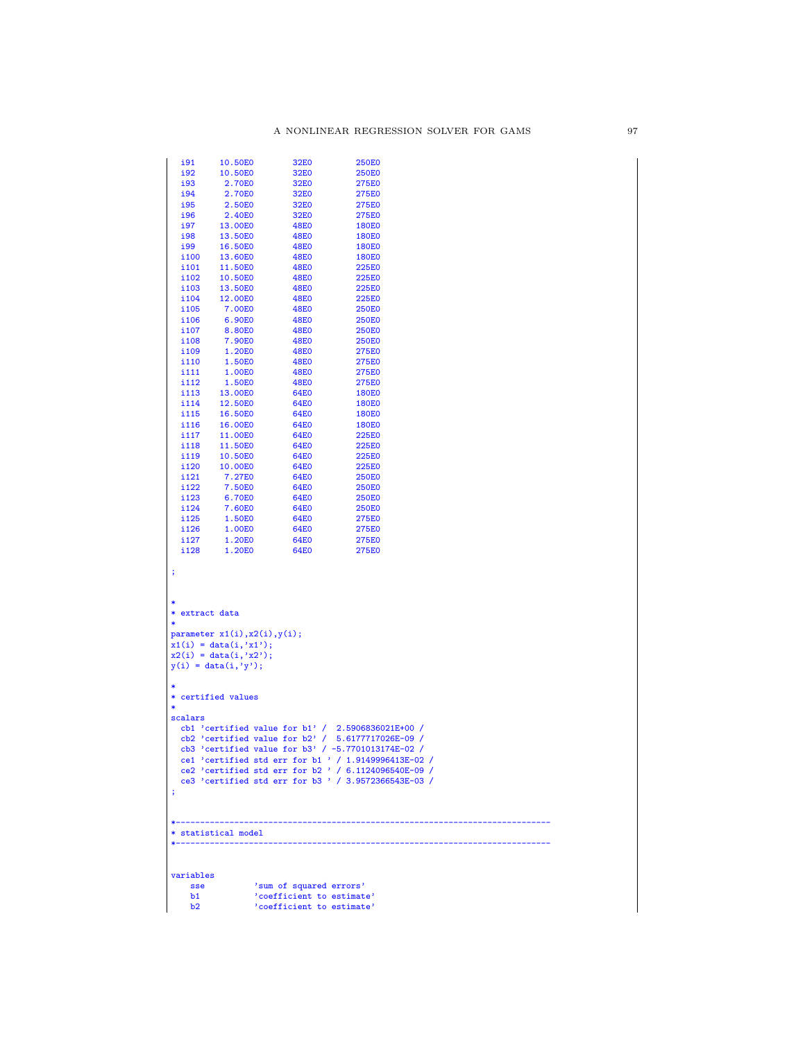```
  i91     10.50E0        32E0        250E0
  i92     10.50E0        32E0        250E0
  i93      2.70E0        32E0        275E0
  i94      2.70E0        32E0        275E0
  i95      2.50E0        32E0        275E0
  i96      2.40E0        32E0        275E0
  i97     13.00E0        48E0        180E0
  i98     13.50E0        48E0        180E0
  i99     16.50E0        48E0        180E0
  i100    13.60E0        48E0        180E0
  i101    11.50E0        48E0        225E0
  i102    10.50E0        48E0        225E0
  i103    13.50E0        48E0        225E0
  i104    12.00E0        48E0        225E0
  i105     7.00E0        48E0        250E0
  i106     6.90E0        48E0        250E0
  i107     8.80E0        48E0        250E0
  i108     7.90E0        48E0        250E0
  i109     1.20E0        48E0        275E0
  i110     1.50E0        48E0        275E0
  i111     1.00E0        48E0        275E0
  i112     1.50E0        48E0        275E0
  i113    13.00E0        64E0        180E0
  i114    12.50E0        64E0        180E0
  i115    16.50E0        64E0        180E0
  i116    16.00E0        64E0        180E0
  i117    11.00E0        64E0        225E0
  i118    11.50E0        64E0        225E0
  i119    10.50E0        64E0        225E0
  i120    10.00E0        64E0        225E0
  i121     7.27E0        64E0        250E0
  i122     7.50E0        64E0        250E0
  i123     6.70E0        64E0        250E0
  i124     7.60E0        64E0        250E0
  i125     1.50E0        64E0        275E0
  i126     1.00E0        64E0        275E0
  i127     1.20E0        64E0        275E0
  i128     1.20E0        64E0        275E0

;


*
* extract data
*
parameter x1(i),x2(i),y(i);
x1(i) = data(i,'x1');
x2(i) = data(i,'x2');
y(i) = data(i,'y');

*
* certified values
*
scalars
  cb1 'certified value for b1' /  2.5906836021E+00 /
  cb2 'certified value for b2' /  5.6177717026E-09 /
  cb3 'certified value for b3' / -5.7701013174E-02 /
  ce1 'certified std err for b1 ' / 1.9149996413E-02 /
  ce2 'certified std err for b2 ' / 6.1124096540E-09 /
  ce3 'certified std err for b3 ' / 3.9572366543E-03 /
;


*-----------------------------------------------------------------------------
* statistical model
*-----------------------------------------------------------------------------


variables
    sse          'sum of squared errors'
    b1           'coefficient to estimate'
    b2           'coefficient to estimate'
```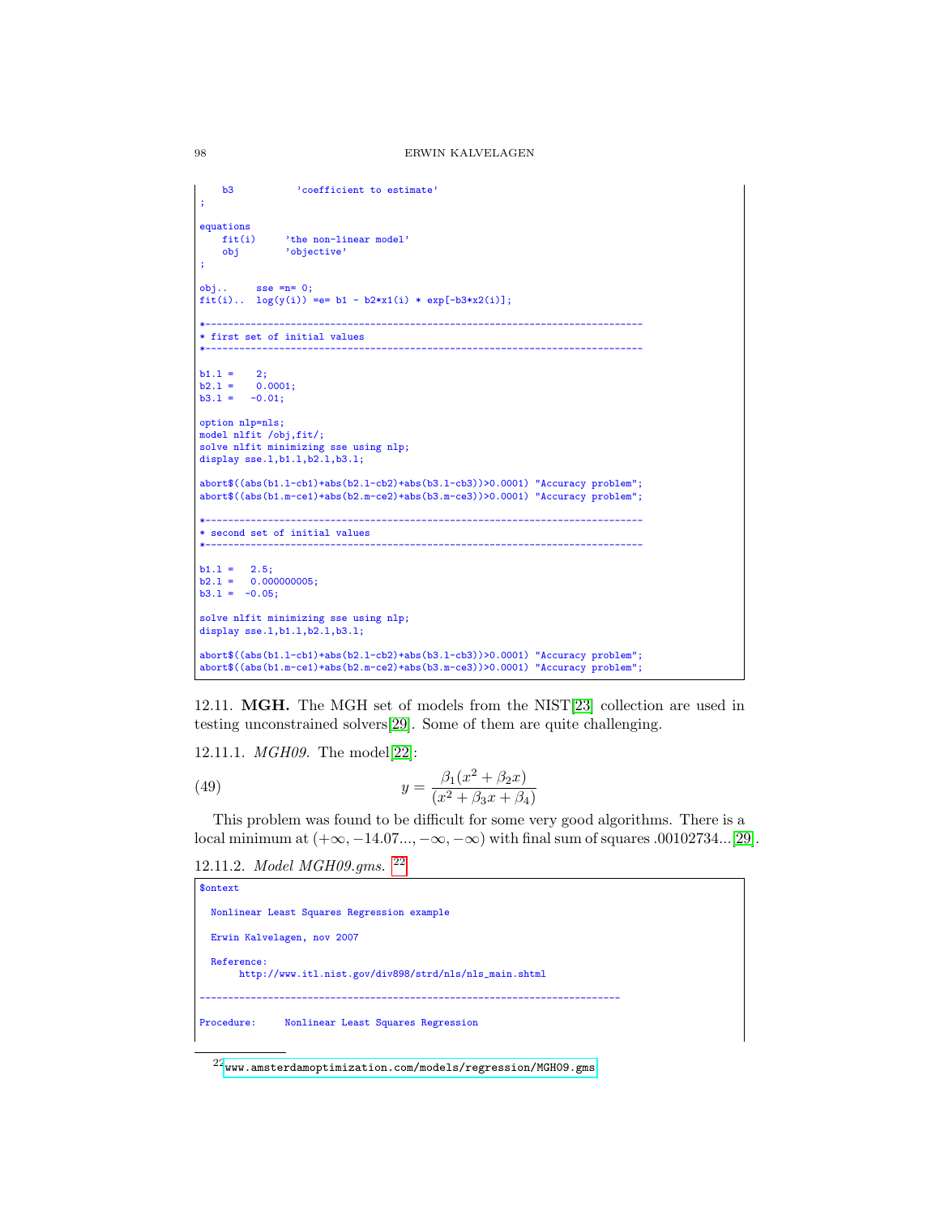```
    b3          'coefficient to estimate'
;

equations
    fit(i)     'the non-linear model'
    obj        'objective'
;

obj..     sse =n= 0;
fit(i)..  log(y(i)) =e= b1 - b2*x1(i) * exp[-b3*x2(i)];

*-----------------------------------------------------------------------------
* first set of initial values
*-----------------------------------------------------------------------------

b1.l =    2;
b2.l =    0.0001;
b3.l =   -0.01;

option nlp=nls;
model nlfit /obj,fit/;
solve nlfit minimizing sse using nlp;
display sse.l,b1.l,b2.l,b3.l;

abort$((abs(b1.l-cb1)+abs(b2.l-cb2)+abs(b3.l-cb3))>0.0001) "Accuracy problem";
abort$((abs(b1.m-ce1)+abs(b2.m-ce2)+abs(b3.m-ce3))>0.0001) "Accuracy problem";

*-----------------------------------------------------------------------------
* second set of initial values
*-----------------------------------------------------------------------------

b1.l =   2.5;
b2.l =   0.000000005;
b3.l =  -0.05;

solve nlfit minimizing sse using nlp;
display sse.l,b1.l,b2.l,b3.l;

abort$((abs(b1.l-cb1)+abs(b2.l-cb2)+abs(b3.l-cb3))>0.0001) "Accuracy problem";
abort$((abs(b1.m-ce1)+abs(b2.m-ce2)+abs(b3.m-ce3))>0.0001) "Accuracy problem";
```

12.11. **MGH.** The MGH set of models from the NIST[23] collection are used in testing unconstrained solvers[29]. Some of them are quite challenging.

12.11.1. *MGH09.* The model[22]:

$$y = \frac{\beta_1(x^2 + \beta_2 x)}{(x^2 + \beta_3 x + \beta_4)} \tag{49}$$

This problem was found to be difficult for some very good algorithms. There is a local minimum at $(+\infty, -14.07..., -\infty, -\infty)$ with final sum of squares .00102734...[29].

12.11.2. *Model MGH09.gms.* [22]

```
$ontext

  Nonlinear Least Squares Regression example

  Erwin Kalvelagen, nov 2007

  Reference:
       http://www.itl.nist.gov/div898/strd/nls/nls_main.shtml

--------------------------------------------------------------------------

Procedure:     Nonlinear Least Squares Regression
```

[22] www.amsterdamoptimization.com/models/regression/MGH09.gms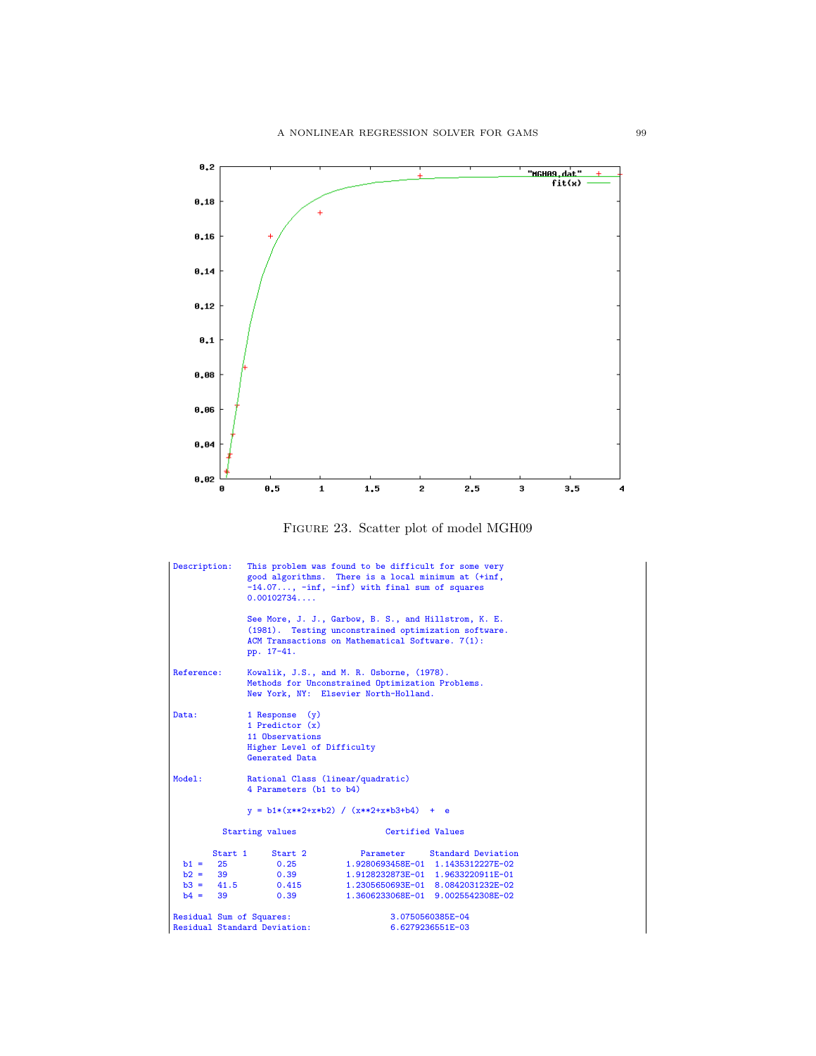FIGURE 23. Scatter plot of model MGH09

```
Description:   This problem was found to be difficult for some very
               good algorithms.  There is a local minimum at (+inf,
               -14.07..., -inf, -inf) with final sum of squares
               0.00102734....

               See More, J. J., Garbow, B. S., and Hillstrom, K. E.
               (1981).  Testing unconstrained optimization software.
               ACM Transactions on Mathematical Software. 7(1):
               pp. 17-41.

Reference:     Kowalik, J.S., and M. R. Osborne, (1978).
               Methods for Unconstrained Optimization Problems.
               New York, NY:  Elsevier North-Holland.

Data:          1 Response  (y)
               1 Predictor (x)
               11 Observations
               Higher Level of Difficulty
               Generated Data

Model:         Rational Class (linear/quadratic)
               4 Parameters (b1 to b4)

               y = b1*(x**2+x*b2) / (x**2+x*b3+b4)  +  e

          Starting values                  Certified Values

        Start 1     Start 2           Parameter     Standard Deviation
  b1 =   25          0.25          1.9280693458E-01  1.1435312227E-02
  b2 =   39          0.39          1.9128232873E-01  1.9633220911E-01
  b3 =   41.5        0.415         1.2305650693E-01  8.0842031232E-02
  b4 =   39          0.39          1.3606233068E-01  9.0025542308E-02

Residual Sum of Squares:                    3.0750560385E-04
Residual Standard Deviation:                6.6279236551E-03
```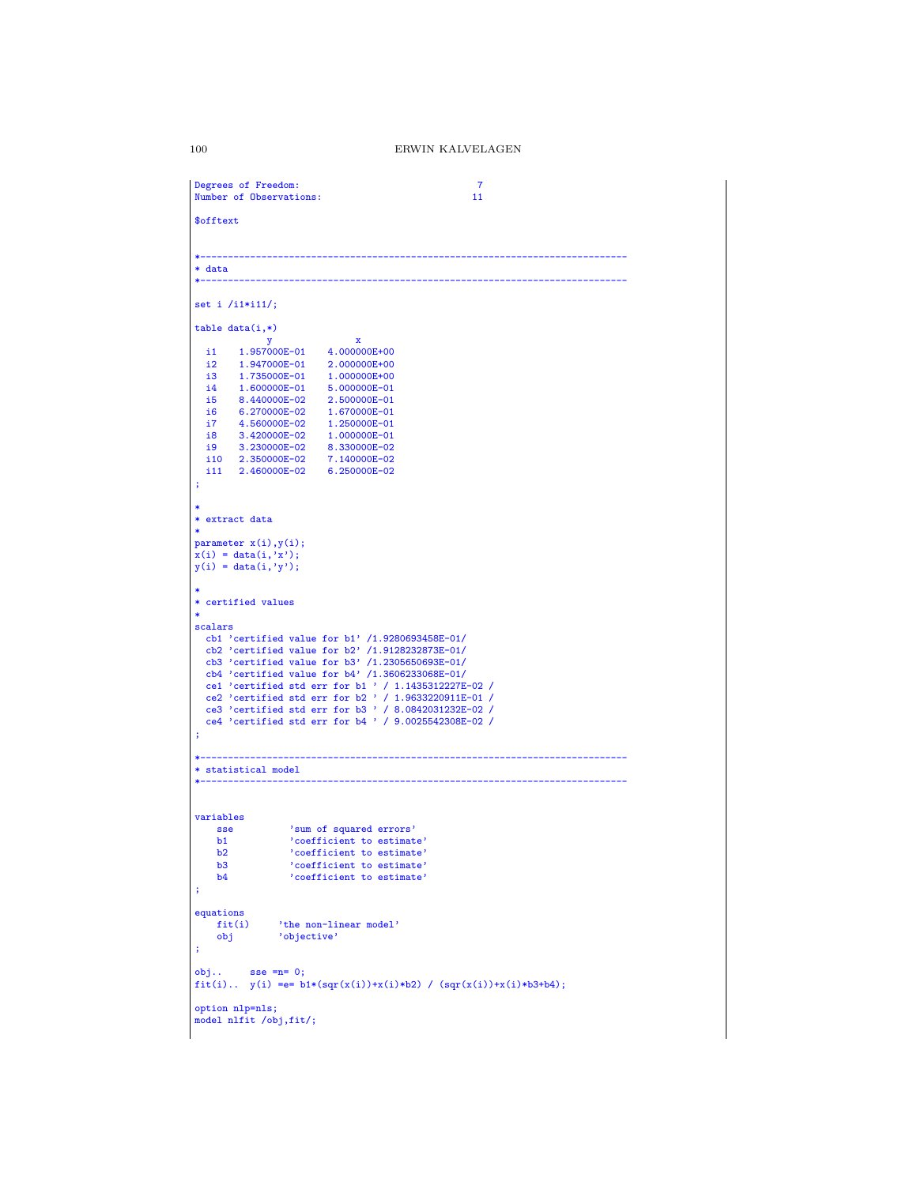```
Degrees of Freedom:                               7
Number of Observations:                          11

$offtext


*-----------------------------------------------------------------------------
* data
*-----------------------------------------------------------------------------

set i /i1*i11/;

table data(i,*)
             y               x
  i1    1.957000E-01    4.000000E+00
  i2    1.947000E-01    2.000000E+00
  i3    1.735000E-01    1.000000E+00
  i4    1.600000E-01    5.000000E-01
  i5    8.440000E-02    2.500000E-01
  i6    6.270000E-02    1.670000E-01
  i7    4.560000E-02    1.250000E-01
  i8    3.420000E-02    1.000000E-01
  i9    3.230000E-02    8.330000E-02
  i10   2.350000E-02    7.140000E-02
  i11   2.460000E-02    6.250000E-02
;

*
* extract data
*
parameter x(i),y(i);
x(i) = data(i,'x');
y(i) = data(i,'y');

*
* certified values
*
scalars
  cb1 'certified value for b1' /1.9280693458E-01/
  cb2 'certified value for b2' /1.9128232873E-01/
  cb3 'certified value for b3' /1.2305650693E-01/
  cb4 'certified value for b4' /1.3606233068E-01/
  ce1 'certified std err for b1 ' / 1.1435312227E-02 /
  ce2 'certified std err for b2 ' / 1.9633220911E-01 /
  ce3 'certified std err for b3 ' / 8.0842031232E-02 /
  ce4 'certified std err for b4 ' / 9.0025542308E-02 /
;

*-----------------------------------------------------------------------------
* statistical model
*-----------------------------------------------------------------------------


variables
    sse          'sum of squared errors'
    b1           'coefficient to estimate'
    b2           'coefficient to estimate'
    b3           'coefficient to estimate'
    b4           'coefficient to estimate'
;

equations
    fit(i)     'the non-linear model'
    obj        'objective'
;

obj..     sse =n= 0;
fit(i)..  y(i) =e= b1*(sqr(x(i))+x(i)*b2) / (sqr(x(i))+x(i)*b3+b4);

option nlp=nls;
model nlfit /obj,fit/;
```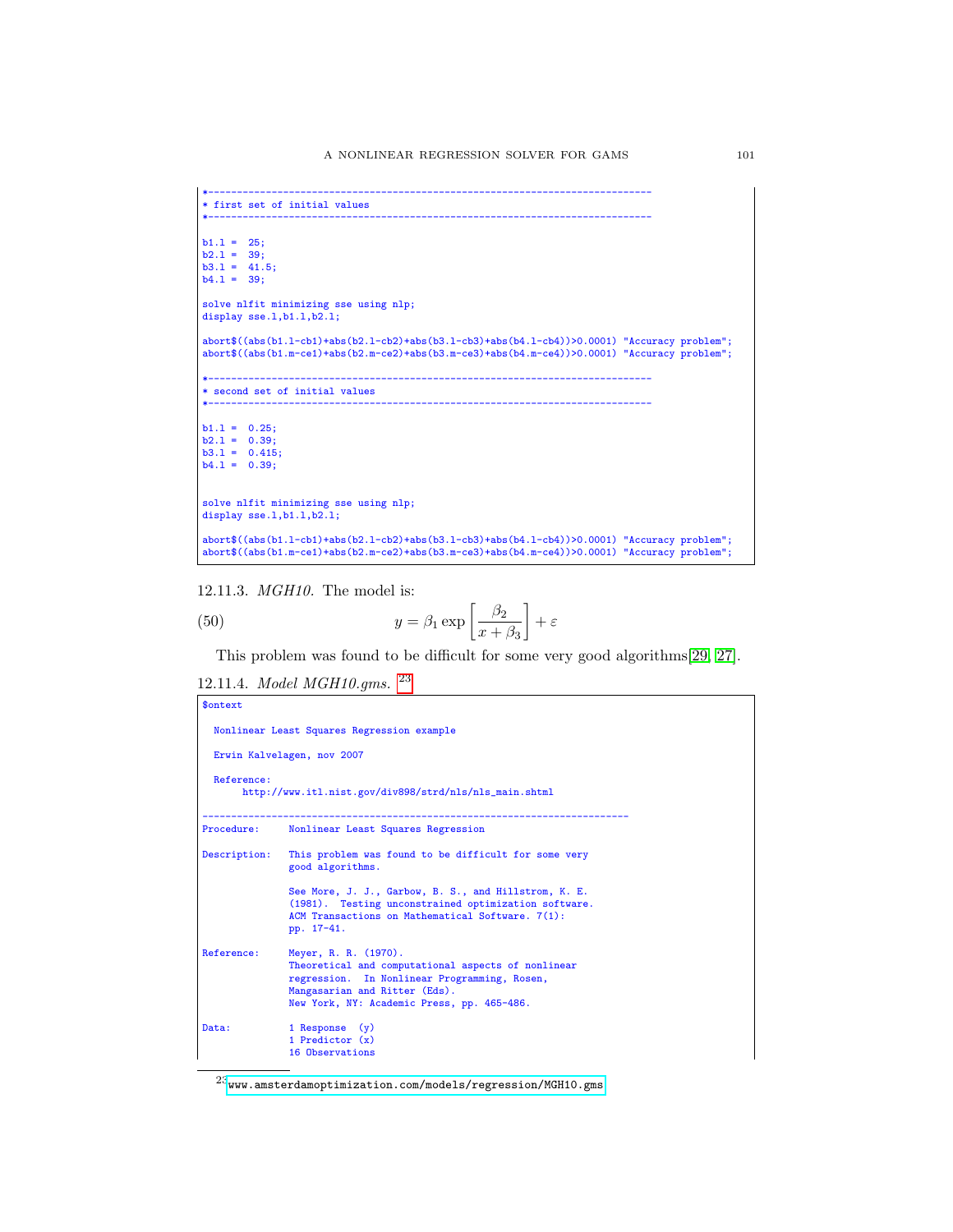```
*------------------------------------------------------------------------------
* first set of initial values
*------------------------------------------------------------------------------

b1.l =  25;
b2.l =  39;
b3.l =  41.5;
b4.l =  39;

solve nlfit minimizing sse using nlp;
display sse.l,b1.l,b2.l;

abort$((abs(b1.l-cb1)+abs(b2.l-cb2)+abs(b3.l-cb3)+abs(b4.l-cb4))>0.0001) "Accuracy problem";
abort$((abs(b1.m-ce1)+abs(b2.m-ce2)+abs(b3.m-ce3)+abs(b4.m-ce4))>0.0001) "Accuracy problem";

*------------------------------------------------------------------------------
* second set of initial values
*------------------------------------------------------------------------------

b1.l =  0.25;
b2.l =  0.39;
b3.l =  0.415;
b4.l =  0.39;


solve nlfit minimizing sse using nlp;
display sse.l,b1.l,b2.l;

abort$((abs(b1.l-cb1)+abs(b2.l-cb2)+abs(b3.l-cb3)+abs(b4.l-cb4))>0.0001) "Accuracy problem";
abort$((abs(b1.m-ce1)+abs(b2.m-ce2)+abs(b3.m-ce3)+abs(b4.m-ce4))>0.0001) "Accuracy problem";
```

12.11.3. *MGH10.* The model is:

$$y = \beta_1 \exp\left[\frac{\beta_2}{x + \beta_3}\right] + \varepsilon \tag{50}$$

This problem was found to be difficult for some very good algorithms[29, 27].

12.11.4. *Model MGH10.gms.* [23]

```
$ontext

  Nonlinear Least Squares Regression example

  Erwin Kalvelagen, nov 2007

  Reference:
       http://www.itl.nist.gov/div898/strd/nls/nls_main.shtml

--------------------------------------------------------------------------
Procedure:     Nonlinear Least Squares Regression

Description:   This problem was found to be difficult for some very
               good algorithms.

               See More, J. J., Garbow, B. S., and Hillstrom, K. E.
               (1981).  Testing unconstrained optimization software.
               ACM Transactions on Mathematical Software. 7(1):
               pp. 17-41.

Reference:     Meyer, R. R. (1970).
               Theoretical and computational aspects of nonlinear
               regression.  In Nonlinear Programming, Rosen,
               Mangasarian and Ritter (Eds).
               New York, NY: Academic Press, pp. 465-486.

Data:          1 Response  (y)
               1 Predictor (x)
               16 Observations
```

[23] www.amsterdamoptimization.com/models/regression/MGH10.gms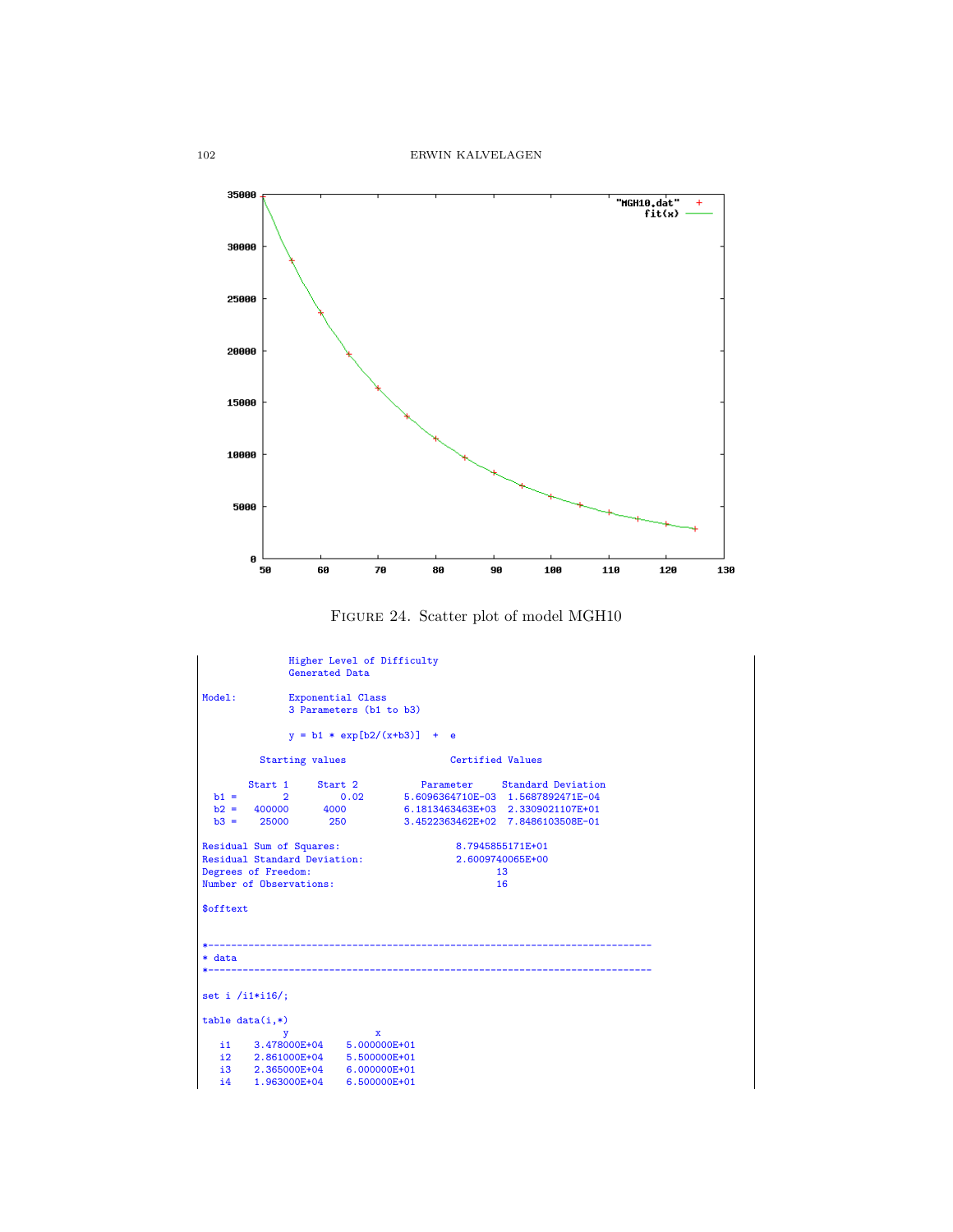FIGURE 24. Scatter plot of model MGH10

```
               Higher Level of Difficulty
               Generated Data

Model:         Exponential Class
               3 Parameters (b1 to b3)

               y = b1 * exp[b2/(x+b3)]  +  e

          Starting values                  Certified Values

        Start 1     Start 2           Parameter     Standard Deviation
  b1 =        2        0.02       5.6096364710E-03  1.5687892471E-04
  b2 =   400000        4000       6.1813463463E+03  2.3309021107E+01
  b3 =    25000         250       3.4522363462E+02  7.8486103508E-01

Residual Sum of Squares:                    8.7945855171E+01
Residual Standard Deviation:                2.6009740065E+00
Degrees of Freedom:                               13
Number of Observations:                           16

$offtext


*-----------------------------------------------------------------------------
* data
*-----------------------------------------------------------------------------

set i /i1*i16/;

table data(i,*)
              y               x
   i1    3.478000E+04    5.000000E+01
   i2    2.861000E+04    5.500000E+01
   i3    2.365000E+04    6.000000E+01
   i4    1.963000E+04    6.500000E+01
```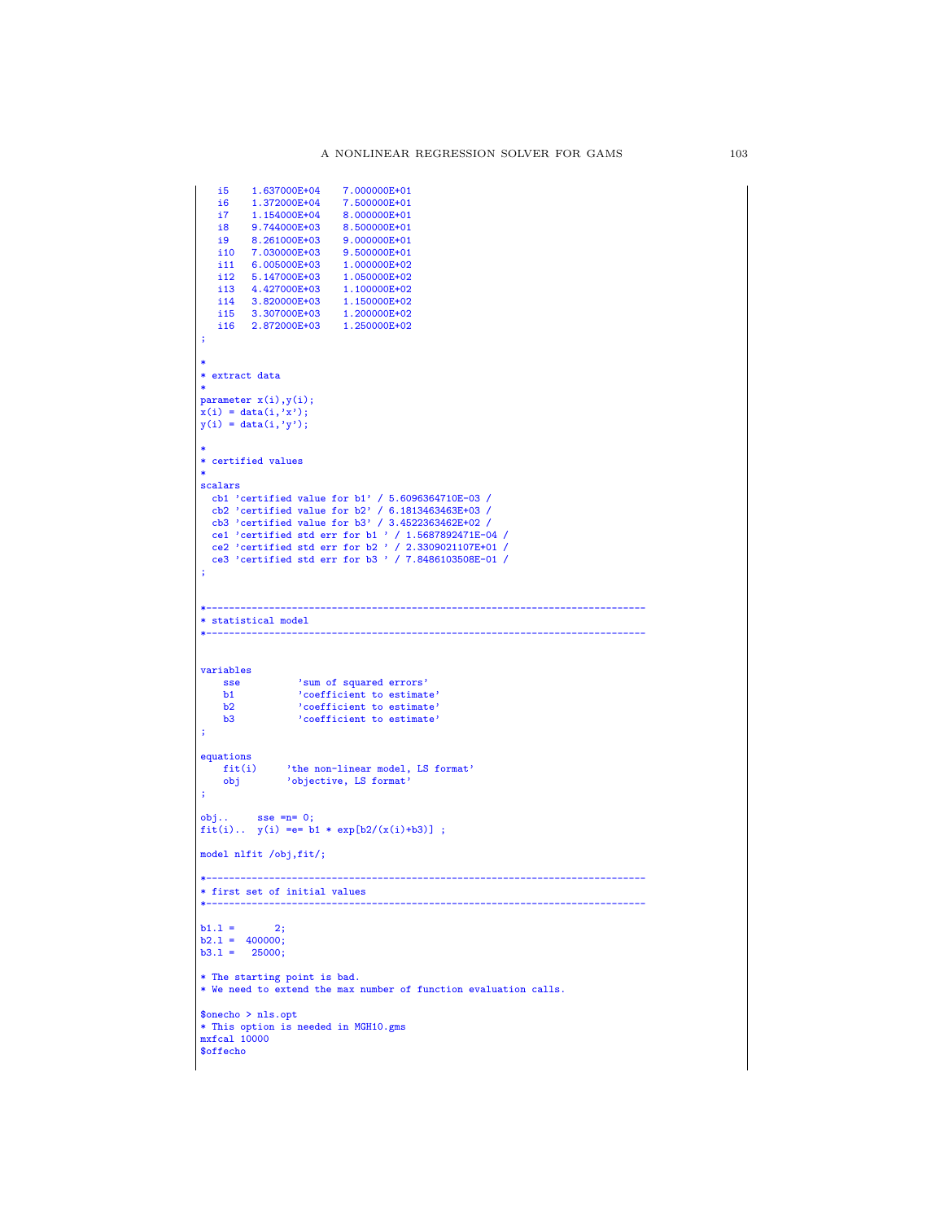```
   i5    1.637000E+04    7.000000E+01
   i6    1.372000E+04    7.500000E+01
   i7    1.154000E+04    8.000000E+01
   i8    9.744000E+03    8.500000E+01
   i9    8.261000E+03    9.000000E+01
   i10   7.030000E+03    9.500000E+01
   i11   6.005000E+03    1.000000E+02
   i12   5.147000E+03    1.050000E+02
   i13   4.427000E+03    1.100000E+02
   i14   3.820000E+03    1.150000E+02
   i15   3.307000E+03    1.200000E+02
   i16   2.872000E+03    1.250000E+02
;

*
* extract data
*
parameter x(i),y(i);
x(i) = data(i,'x');
y(i) = data(i,'y');

*
* certified values
*
scalars
  cb1 'certified value for b1' / 5.6096364710E-03 /
  cb2 'certified value for b2' / 6.1813463463E+03 /
  cb3 'certified value for b3' / 3.4522363462E+02 /
  ce1 'certified std err for b1 ' / 1.5687892471E-04 /
  ce2 'certified std err for b2 ' / 2.3309021107E+01 /
  ce3 'certified std err for b3 ' / 7.8486103508E-01 /
;


*-----------------------------------------------------------------------------
* statistical model
*-----------------------------------------------------------------------------


variables
    sse          'sum of squared errors'
    b1           'coefficient to estimate'
    b2           'coefficient to estimate'
    b3           'coefficient to estimate'
;

equations
    fit(i)     'the non-linear model, LS format'
    obj        'objective, LS format'
;

obj..     sse =n= 0;
fit(i)..  y(i) =e= b1 * exp[b2/(x(i)+b3)] ;

model nlfit /obj,fit/;

*-----------------------------------------------------------------------------
* first set of initial values
*-----------------------------------------------------------------------------

b1.l =       2;
b2.l =  400000;
b3.l =   25000;

* The starting point is bad.
* We need to extend the max number of function evaluation calls.

$onecho > nls.opt
* This option is needed in MGH10.gms
mxfcal 10000
$offecho
```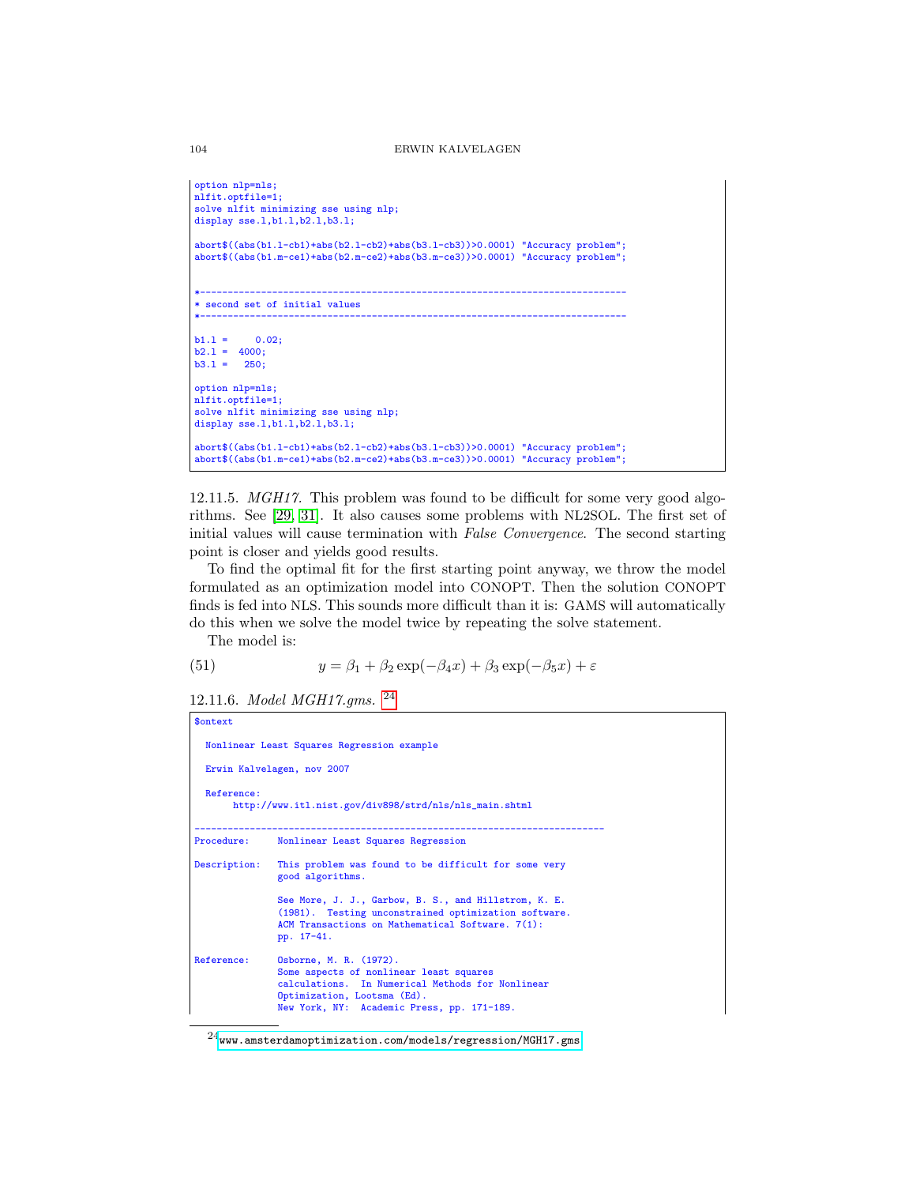```
option nlp=nls;
nlfit.optfile=1;
solve nlfit minimizing sse using nlp;
display sse.l,b1.l,b2.l,b3.l;

abort$((abs(b1.l-cb1)+abs(b2.l-cb2)+abs(b3.l-cb3))>0.0001) "Accuracy problem";
abort$((abs(b1.m-ce1)+abs(b2.m-ce2)+abs(b3.m-ce3))>0.0001) "Accuracy problem";


*-----------------------------------------------------------------------------
* second set of initial values
*-----------------------------------------------------------------------------

b1.l =     0.02;
b2.l =  4000;
b3.l =   250;

option nlp=nls;
nlfit.optfile=1;
solve nlfit minimizing sse using nlp;
display sse.l,b1.l,b2.l,b3.l;

abort$((abs(b1.l-cb1)+abs(b2.l-cb2)+abs(b3.l-cb3))>0.0001) "Accuracy problem";
abort$((abs(b1.m-ce1)+abs(b2.m-ce2)+abs(b3.m-ce3))>0.0001) "Accuracy problem";
```

12.11.5. *MGH17.* This problem was found to be difficult for some very good algorithms. See [29, 31]. It also causes some problems with NL2SOL. The first set of initial values will cause termination with *False Convergence*. The second starting point is closer and yields good results.

To find the optimal fit for the first starting point anyway, we throw the model formulated as an optimization model into CONOPT. Then the solution CONOPT finds is fed into NLS. This sounds more difficult than it is: GAMS will automatically do this when we solve the model twice by repeating the solve statement.

The model is:

$$y = \beta_1 + \beta_2 \exp(-\beta_4 x) + \beta_3 \exp(-\beta_5 x) + \varepsilon \tag{51}$$

12.11.6. *Model MGH17.gms.* [24]

```
$ontext

  Nonlinear Least Squares Regression example

  Erwin Kalvelagen, nov 2007

  Reference:
       http://www.itl.nist.gov/div898/strd/nls/nls_main.shtml

---------------------------------------------------------------------------
Procedure:     Nonlinear Least Squares Regression

Description:   This problem was found to be difficult for some very
               good algorithms.

               See More, J. J., Garbow, B. S., and Hillstrom, K. E.
               (1981).  Testing unconstrained optimization software.
               ACM Transactions on Mathematical Software. 7(1):
               pp. 17-41.

Reference:     Osborne, M. R. (1972).
               Some aspects of nonlinear least squares
               calculations.  In Numerical Methods for Nonlinear
               Optimization, Lootsma (Ed).
               New York, NY:  Academic Press, pp. 171-189.
```

[24] www.amsterdamoptimization.com/models/regression/MGH17.gms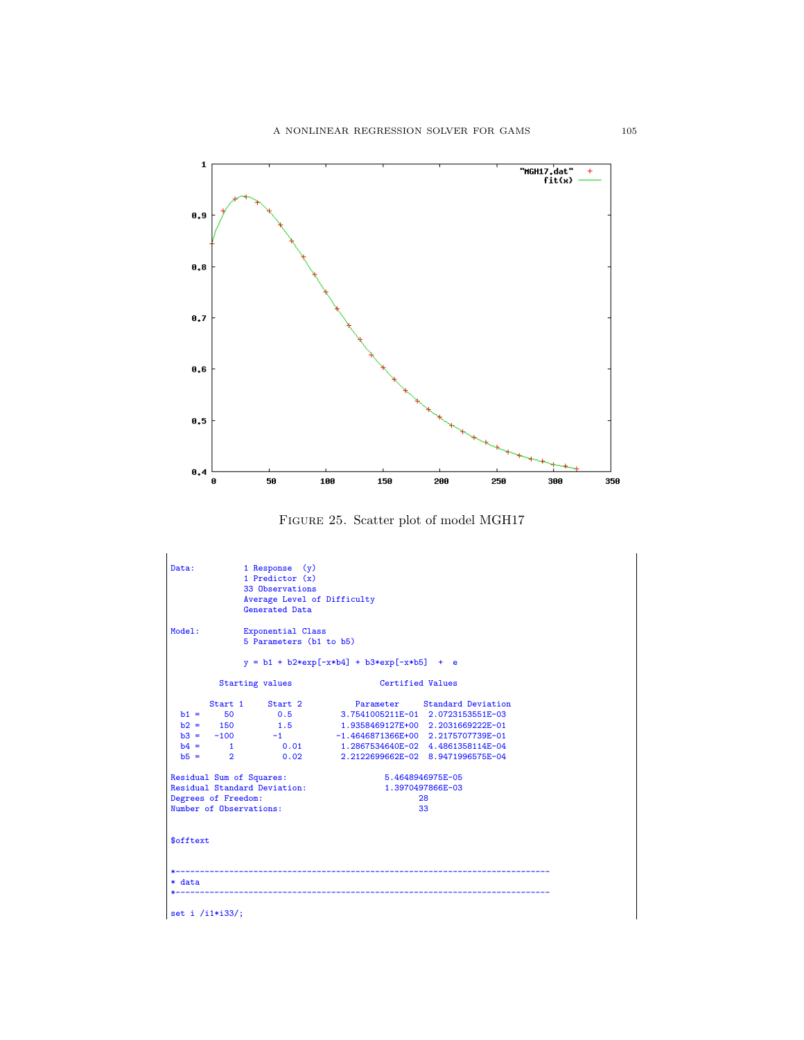FIGURE 25. Scatter plot of model MGH17

```
Data:          1 Response  (y)
               1 Predictor (x)
               33 Observations
               Average Level of Difficulty
               Generated Data

Model:         Exponential Class
               5 Parameters (b1 to b5)

               y = b1 + b2*exp[-x*b4] + b3*exp[-x*b5]  +  e

          Starting values                  Certified Values

        Start 1     Start 2           Parameter     Standard Deviation
  b1 =     50         0.5          3.7541005211E-01  2.0723153551E-03
  b2 =    150         1.5          1.9358469127E+00  2.2031669222E-01
  b3 =   -100        -1           -1.4646871366E+00  2.2175707739E-01
  b4 =      1         0.01         1.2867534640E-02  4.4861358114E-04
  b5 =      2         0.02         2.2122699662E-02  8.9471996575E-04

Residual Sum of Squares:                    5.4648946975E-05
Residual Standard Deviation:                1.3970497866E-03
Degrees of Freedom:                               28
Number of Observations:                           33


$offtext


*-----------------------------------------------------------------------------
* data
*-----------------------------------------------------------------------------

set i /i1*i33/;
```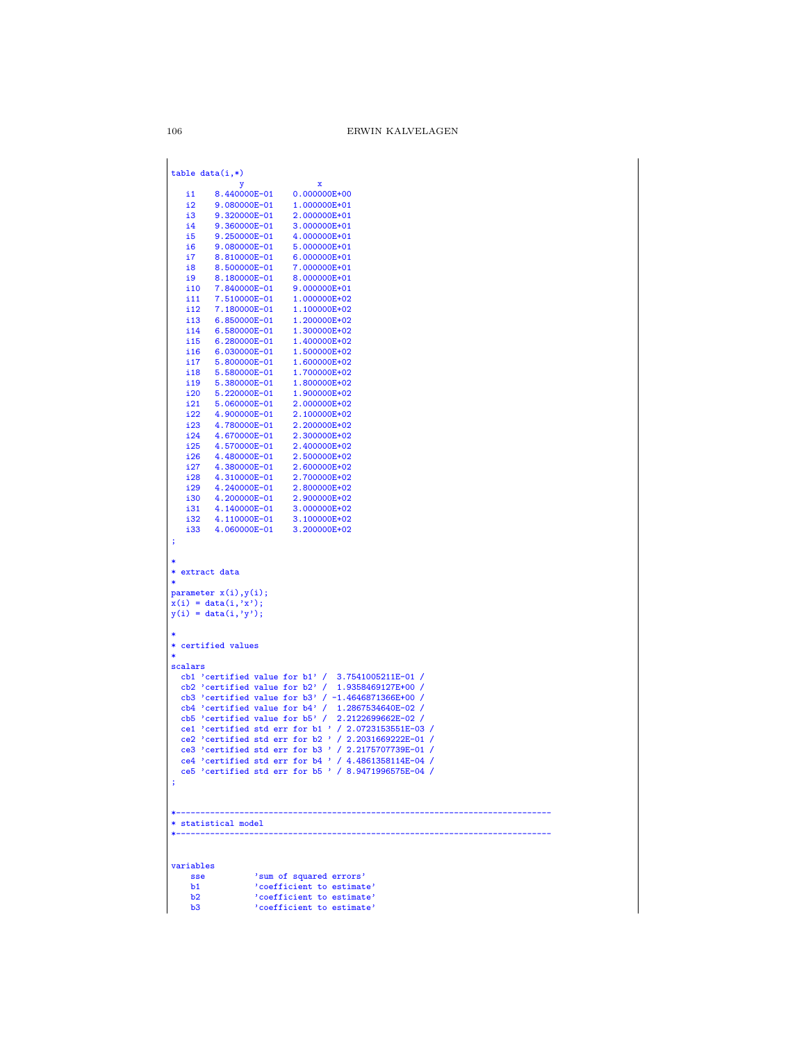```
table data(i,*)
            y              x
   i1    8.440000E-01    0.000000E+00
   i2    9.080000E-01    1.000000E+01
   i3    9.320000E-01    2.000000E+01
   i4    9.360000E-01    3.000000E+01
   i5    9.250000E-01    4.000000E+01
   i6    9.080000E-01    5.000000E+01
   i7    8.810000E-01    6.000000E+01
   i8    8.500000E-01    7.000000E+01
   i9    8.180000E-01    8.000000E+01
   i10   7.840000E-01    9.000000E+01
   i11   7.510000E-01    1.000000E+02
   i12   7.180000E-01    1.100000E+02
   i13   6.850000E-01    1.200000E+02
   i14   6.580000E-01    1.300000E+02
   i15   6.280000E-01    1.400000E+02
   i16   6.030000E-01    1.500000E+02
   i17   5.800000E-01    1.600000E+02
   i18   5.580000E-01    1.700000E+02
   i19   5.380000E-01    1.800000E+02
   i20   5.220000E-01    1.900000E+02
   i21   5.060000E-01    2.000000E+02
   i22   4.900000E-01    2.100000E+02
   i23   4.780000E-01    2.200000E+02
   i24   4.670000E-01    2.300000E+02
   i25   4.570000E-01    2.400000E+02
   i26   4.480000E-01    2.500000E+02
   i27   4.380000E-01    2.600000E+02
   i28   4.310000E-01    2.700000E+02
   i29   4.240000E-01    2.800000E+02
   i30   4.200000E-01    2.900000E+02
   i31   4.140000E-01    3.000000E+02
   i32   4.110000E-01    3.100000E+02
   i33   4.060000E-01    3.200000E+02
;

*
* extract data
*
parameter x(i),y(i);
x(i) = data(i,'x');
y(i) = data(i,'y');

*
* certified values
*
scalars
  cb1 'certified value for b1' /  3.7541005211E-01 /
  cb2 'certified value for b2' /  1.9358469127E+00 /
  cb3 'certified value for b3' / -1.4646871366E+00 /
  cb4 'certified value for b4' /  1.2867534640E-02 /
  cb5 'certified value for b5' /  2.2122699662E-02 /
  ce1 'certified std err for b1 ' / 2.0723153551E-03 /
  ce2 'certified std err for b2 ' / 2.2031669222E-01 /
  ce3 'certified std err for b3 ' / 2.2175707739E-01 /
  ce4 'certified std err for b4 ' / 4.4861358114E-04 /
  ce5 'certified std err for b5 ' / 8.9471996575E-04 /
;


*-----------------------------------------------------------------------------
* statistical model
*-----------------------------------------------------------------------------


variables
    sse          'sum of squared errors'
    b1           'coefficient to estimate'
    b2           'coefficient to estimate'
    b3           'coefficient to estimate'
```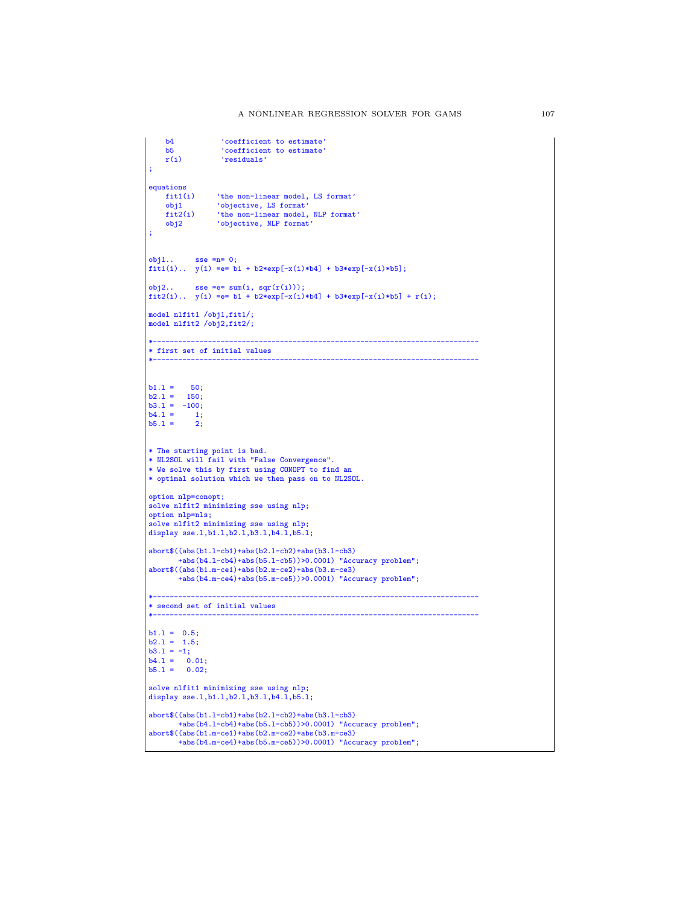```
    b4           'coefficient to estimate'
    b5           'coefficient to estimate'
    r(i)         'residuals'
;

equations
    fit1(i)     'the non-linear model, LS format'
    obj1        'objective, LS format'
    fit2(i)     'the non-linear model, NLP format'
    obj2        'objective, NLP format'
;


obj1..     sse =n= 0;
fit1(i)..  y(i) =e= b1 + b2*exp[-x(i)*b4] + b3*exp[-x(i)*b5];

obj2..     sse =e= sum(i, sqr(r(i)));
fit2(i)..  y(i) =e= b1 + b2*exp[-x(i)*b4] + b3*exp[-x(i)*b5] + r(i);

model nlfit1 /obj1,fit1/;
model nlfit2 /obj2,fit2/;

*-----------------------------------------------------------------------------
* first set of initial values
*-----------------------------------------------------------------------------



b1.l =    50;
b2.l =   150;
b3.l =  -100;
b4.l =     1;
b5.l =     2;


* The starting point is bad.
* NL2SOL will fail with "False Convergence".
* We solve this by first using CONOPT to find an
* optimal solution which we then pass on to NL2SOL.

option nlp=conopt;
solve nlfit2 minimizing sse using nlp;
option nlp=nls;
solve nlfit2 minimizing sse using nlp;
display sse.l,b1.l,b2.l,b3.l,b4.l,b5.l;

abort$((abs(b1.l-cb1)+abs(b2.l-cb2)+abs(b3.l-cb3)
       +abs(b4.l-cb4)+abs(b5.l-cb5))>0.0001) "Accuracy problem";
abort$((abs(b1.m-ce1)+abs(b2.m-ce2)+abs(b3.m-ce3)
       +abs(b4.m-ce4)+abs(b5.m-ce5))>0.0001) "Accuracy problem";

*-----------------------------------------------------------------------------
* second set of initial values
*-----------------------------------------------------------------------------

b1.l =  0.5;
b2.l =  1.5;
b3.l = -1;
b4.l =   0.01;
b5.l =   0.02;

solve nlfit1 minimizing sse using nlp;
display sse.l,b1.l,b2.l,b3.l,b4.l,b5.l;

abort$((abs(b1.l-cb1)+abs(b2.l-cb2)+abs(b3.l-cb3)
       +abs(b4.l-cb4)+abs(b5.l-cb5))>0.0001) "Accuracy problem";
abort$((abs(b1.m-ce1)+abs(b2.m-ce2)+abs(b3.m-ce3)
       +abs(b4.m-ce4)+abs(b5.m-ce5))>0.0001) "Accuracy problem";
```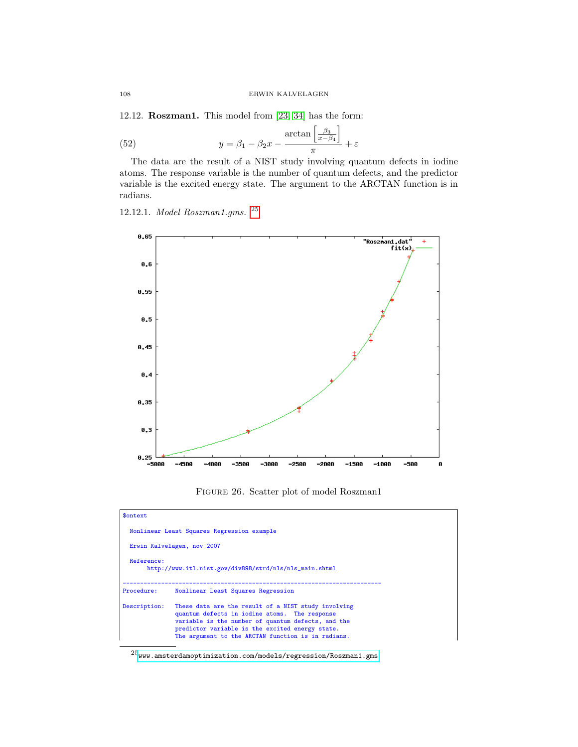12.12. **Roszman1.** This model from [23] [34] has the form:

$$y = \beta_1 - \beta_2 x - \frac{\arctan\left[\frac{\beta_3}{x-\beta_4}\right]}{\pi} + \varepsilon \tag{52}$$

The data are the result of a NIST study involving quantum defects in iodine atoms. The response variable is the number of quantum defects, and the predictor variable is the excited energy state. The argument to the ARCTAN function is in radians.

12.12.1. *Model Roszman1.gms.* [25]

FIGURE 26. Scatter plot of model Roszman1

```
$ontext

  Nonlinear Least Squares Regression example

  Erwin Kalvelagen, nov 2007

  Reference:
       http://www.itl.nist.gov/div898/strd/nls/nls_main.shtml

--------------------------------------------------------------------------
Procedure:     Nonlinear Least Squares Regression

Description:   These data are the result of a NIST study involving
               quantum defects in iodine atoms.  The response
               variable is the number of quantum defects, and the
               predictor variable is the excited energy state.
               The argument to the ARCTAN function is in radians.
```

[25] www.amsterdamoptimization.com/models/regression/Roszman1.gms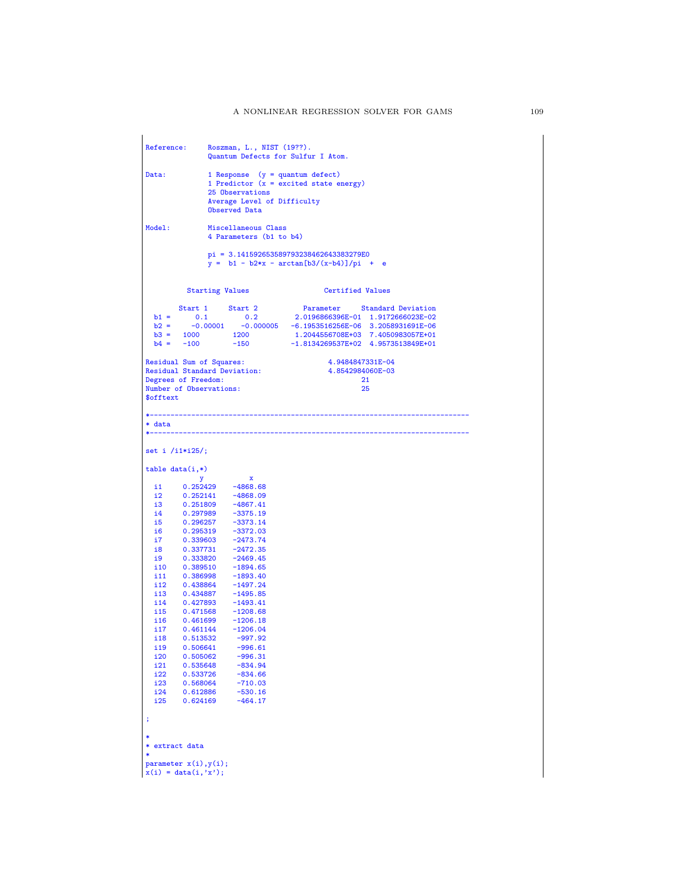```
Reference:     Roszman, L., NIST (19??).
               Quantum Defects for Sulfur I Atom.

Data:          1 Response  (y = quantum defect)
               1 Predictor (x = excited state energy)
               25 Observations
               Average Level of Difficulty
               Observed Data

Model:         Miscellaneous Class
               4 Parameters (b1 to b4)

               pi = 3.1415926535897932384626433832795E0
               y =  b1 - b2*x - arctan[b3/(x-b4)]/pi  +  e


         Starting Values                  Certified Values

       Start 1     Start 2           Parameter     Standard Deviation
  b1 =      0.1         0.2         2.0196866396E-01  1.9172666023E-02
  b2 =     -0.00001    -0.000005   -6.1953516256E-06  3.2058931691E-06
  b3 =   1000        1200           1.2044556708E+03  7.4050983057E+01
  b4 =   -100        -150          -1.8134269537E+02  4.9573513849E+01

Residual Sum of Squares:                    4.9484847331E-04
Residual Standard Deviation:                4.8542984060E-03
Degrees of Freedom:                                21
Number of Observations:                            25
$offtext

*-----------------------------------------------------------------------------
* data
*-----------------------------------------------------------------------------

set i /i1*i25/;

table data(i,*)
            y           x
  i1     0.252429    -4868.68
  i2     0.252141    -4868.09
  i3     0.251809    -4867.41
  i4     0.297989    -3375.19
  i5     0.296257    -3373.14
  i6     0.295319    -3372.03
  i7     0.339603    -2473.74
  i8     0.337731    -2472.35
  i9     0.333820    -2469.45
  i10    0.389510    -1894.65
  i11    0.386998    -1893.40
  i12    0.438864    -1497.24
  i13    0.434887    -1495.85
  i14    0.427893    -1493.41
  i15    0.471568    -1208.68
  i16    0.461699    -1206.18
  i17    0.461144    -1206.04
  i18    0.513532     -997.92
  i19    0.506641     -996.61
  i20    0.505062     -996.31
  i21    0.535648     -834.94
  i22    0.533726     -834.66
  i23    0.568064     -710.03
  i24    0.612886     -530.16
  i25    0.624169     -464.17

;

*
* extract data
*
parameter x(i),y(i);
x(i) = data(i,'x');
```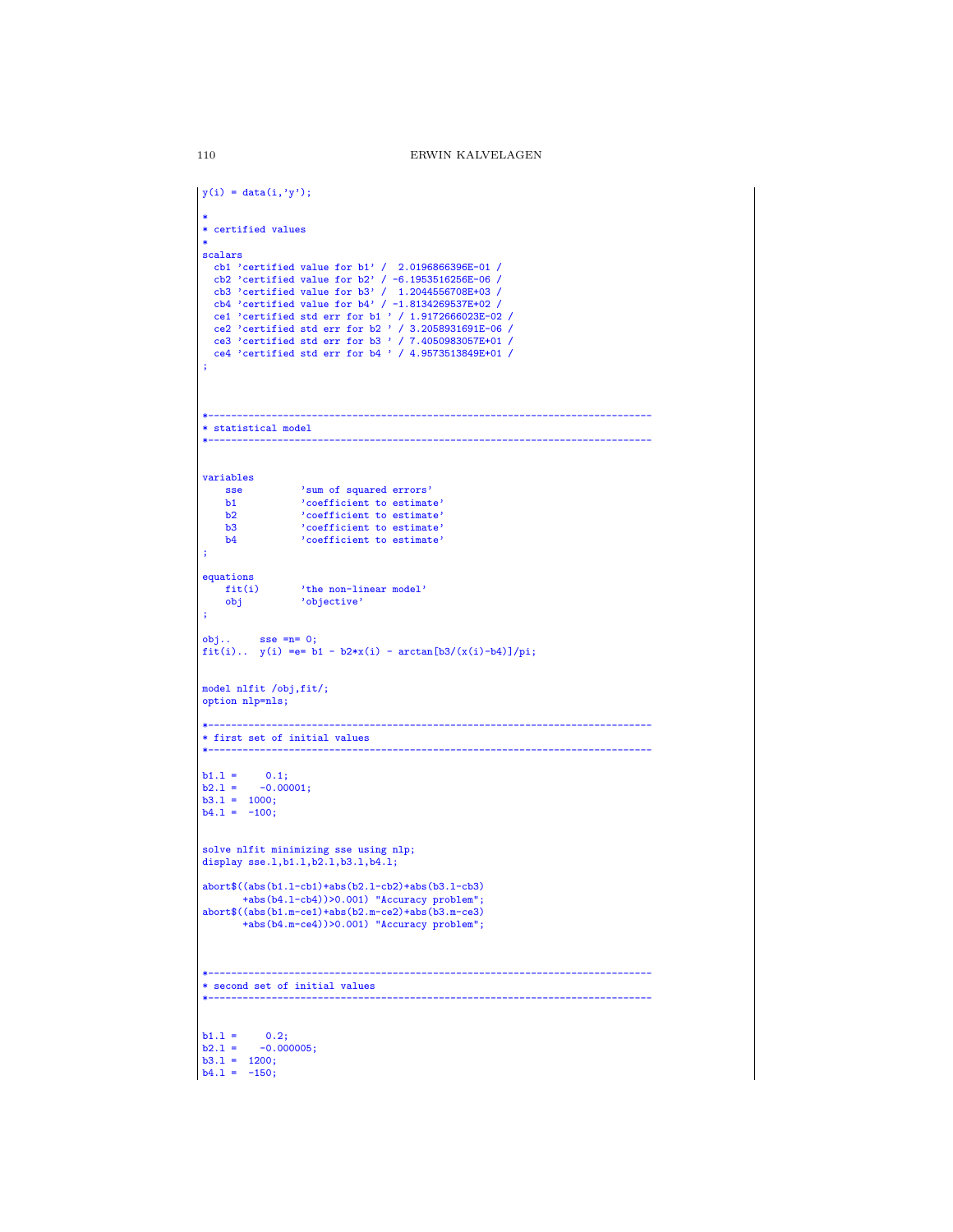```
y(i) = data(i,'y');

*
* certified values
*
scalars
  cb1 'certified value for b1' /  2.0196866396E-01 /
  cb2 'certified value for b2' / -6.1953516256E-06 /
  cb3 'certified value for b3' /  1.2044556708E+03 /
  cb4 'certified value for b4' / -1.8134269537E+02 /
  ce1 'certified std err for b1 ' / 1.9172666023E-02 /
  ce2 'certified std err for b2 ' / 3.2058931691E-06 /
  ce3 'certified std err for b3 ' / 7.4050983057E+01 /
  ce4 'certified std err for b4 ' / 4.9573513849E+01 /
;



*-----------------------------------------------------------------------------
* statistical model
*-----------------------------------------------------------------------------


variables
    sse          'sum of squared errors'
    b1           'coefficient to estimate'
    b2           'coefficient to estimate'
    b3           'coefficient to estimate'
    b4           'coefficient to estimate'
;

equations
    fit(i)       'the non-linear model'
    obj          'objective'
;

obj..     sse =n= 0;
fit(i)..  y(i) =e= b1 - b2*x(i) - arctan[b3/(x(i)-b4)]/pi;


model nlfit /obj,fit/;
option nlp=nls;

*-----------------------------------------------------------------------------
* first set of initial values
*-----------------------------------------------------------------------------

b1.l =     0.1;
b2.l =    -0.00001;
b3.l =  1000;
b4.l =  -100;


solve nlfit minimizing sse using nlp;
display sse.l,b1.l,b2.l,b3.l,b4.l;

abort$((abs(b1.l-cb1)+abs(b2.l-cb2)+abs(b3.l-cb3)
       +abs(b4.l-cb4))>0.001) "Accuracy problem";
abort$((abs(b1.m-ce1)+abs(b2.m-ce2)+abs(b3.m-ce3)
       +abs(b4.m-ce4))>0.001) "Accuracy problem";



*-----------------------------------------------------------------------------
* second set of initial values
*-----------------------------------------------------------------------------


b1.l =     0.2;
b2.l =    -0.000005;
b3.l =  1200;
b4.l =  -150;
```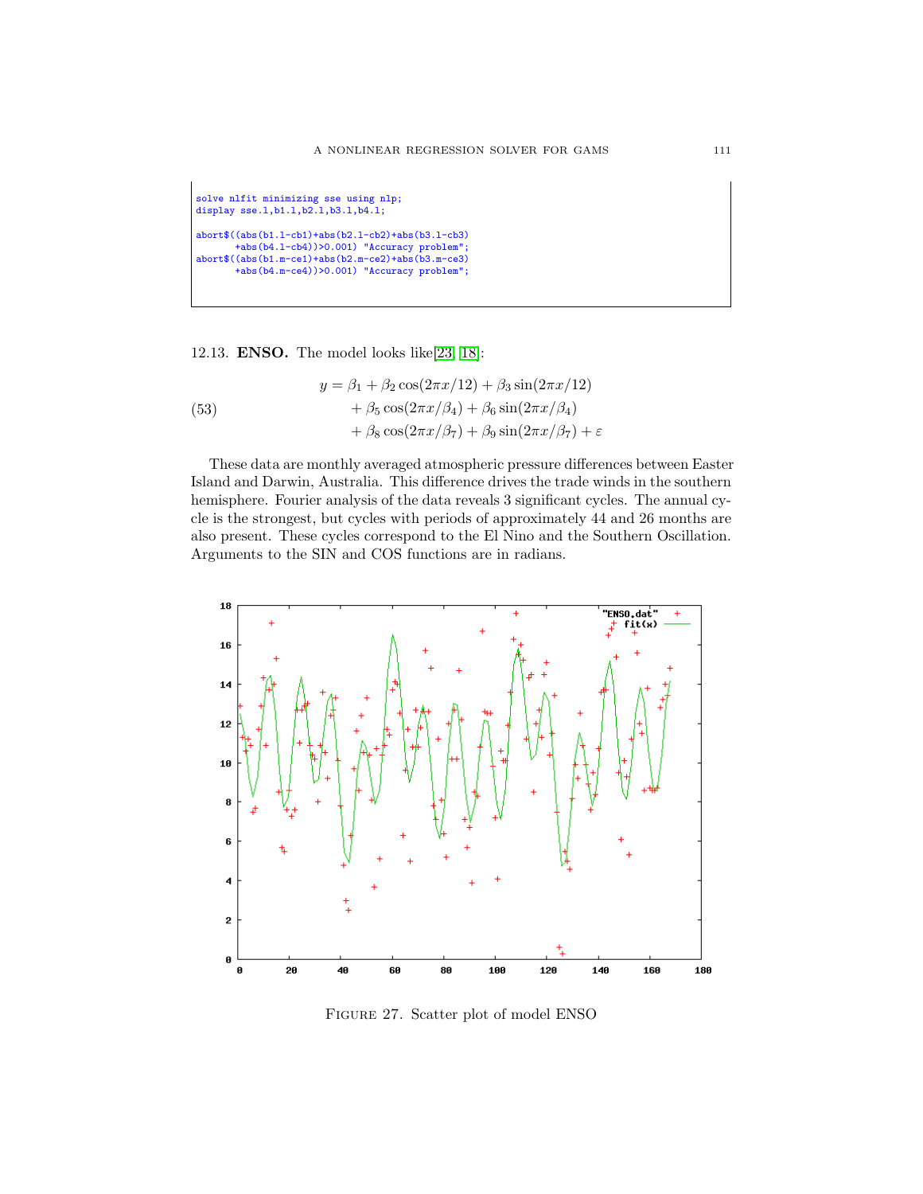```
solve nlfit minimizing sse using nlp;
display sse.l,b1.l,b2.l,b3.l,b4.l;

abort$((abs(b1.l-cb1)+abs(b2.l-cb2)+abs(b3.l-cb3)
       +abs(b4.l-cb4))>0.001) "Accuracy problem";
abort$((abs(b1.m-ce1)+abs(b2.m-ce2)+abs(b3.m-ce3)
       +abs(b4.m-ce4))>0.001) "Accuracy problem";
```

12.13. **ENSO.** The model looks like[23, 18]:

$$
\begin{aligned}
y = \beta_1 &+ \beta_2 \cos(2\pi x/12) + \beta_3 \sin(2\pi x/12) \\
&+ \beta_5 \cos(2\pi x/\beta_4) + \beta_6 \sin(2\pi x/\beta_4) \\
&+ \beta_8 \cos(2\pi x/\beta_7) + \beta_9 \sin(2\pi x/\beta_7) + \varepsilon
\end{aligned} \tag{53}
$$

These data are monthly averaged atmospheric pressure differences between Easter Island and Darwin, Australia. This difference drives the trade winds in the southern hemisphere. Fourier analysis of the data reveals 3 significant cycles. The annual cycle is the strongest, but cycles with periods of approximately 44 and 26 months are also present. These cycles correspond to the El Nino and the Southern Oscillation. Arguments to the SIN and COS functions are in radians.

Figure 27. Scatter plot of model ENSO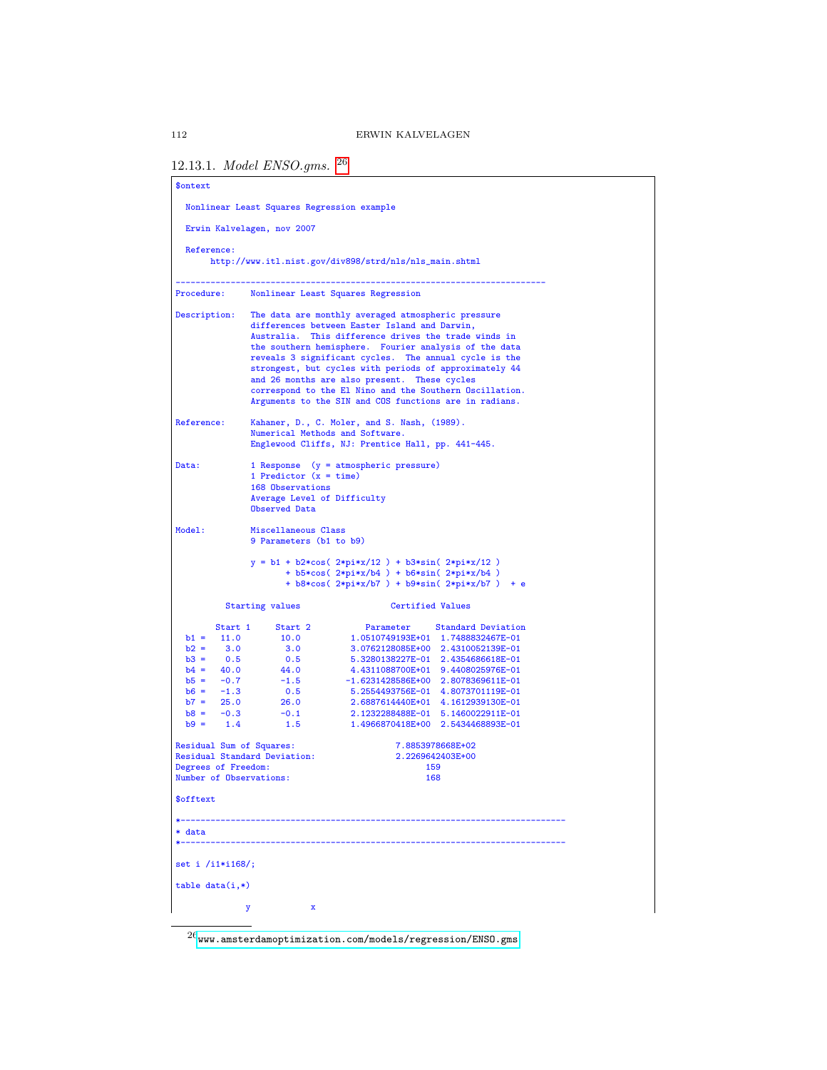### 12.13.1. *Model ENSO.gms.* [26]

```
$ontext

  Nonlinear Least Squares Regression example

  Erwin Kalvelagen, nov 2007

  Reference:
       http://www.itl.nist.gov/div898/strd/nls/nls_main.shtml

---------------------------------------------------------------------------
Procedure:     Nonlinear Least Squares Regression

Description:   The data are monthly averaged atmospheric pressure
               differences between Easter Island and Darwin,
               Australia.  This difference drives the trade winds in
               the southern hemisphere.  Fourier analysis of the data
               reveals 3 significant cycles.  The annual cycle is the
               strongest, but cycles with periods of approximately 44
               and 26 months are also present.  These cycles
               correspond to the El Nino and the Southern Oscillation.
               Arguments to the SIN and COS functions are in radians.

Reference:     Kahaner, D., C. Moler, and S. Nash, (1989).
               Numerical Methods and Software.
               Englewood Cliffs, NJ: Prentice Hall, pp. 441-445.

Data:          1 Response  (y = atmospheric pressure)
               1 Predictor (x = time)
               168 Observations
               Average Level of Difficulty
               Observed Data

Model:         Miscellaneous Class
               9 Parameters (b1 to b9)

               y = b1 + b2*cos( 2*pi*x/12 ) + b3*sin( 2*pi*x/12 )
                      + b5*cos( 2*pi*x/b4 ) + b6*sin( 2*pi*x/b4 )
                      + b8*cos( 2*pi*x/b7 ) + b9*sin( 2*pi*x/b7 )  + e

         Starting values                  Certified Values

       Start 1     Start 2           Parameter     Standard Deviation
  b1 =   11.0        10.0         1.0510749193E+01  1.7488832467E-01
  b2 =    3.0         3.0         3.0762128085E+00  2.4310052139E-01
  b3 =    0.5         0.5         5.3280138227E-01  2.4354686618E-01
  b4 =   40.0        44.0         4.4311088700E+01  9.4408025976E-01
  b5 =   -0.7        -1.5        -1.6231428586E+00  2.8078369611E-01
  b6 =   -1.3         0.5         5.2554493756E-01  4.8073701119E-01
  b7 =   25.0        26.0         2.6887614440E+01  4.1612939130E-01
  b8 =   -0.3        -0.1         2.1232288488E-01  5.1460022911E-01
  b9 =    1.4         1.5         1.4966870418E+00  2.5434468893E-01

Residual Sum of Squares:                    7.8853978668E+02
Residual Standard Deviation:                2.2269642403E+00
Degrees of Freedom:                               159
Number of Observations:                           168

$offtext

*-----------------------------------------------------------------------------
* data
*-----------------------------------------------------------------------------

set i /i1*i168/;

table data(i,*)

             y            x
```

[26] www.amsterdamoptimization.com/models/regression/ENSO.gms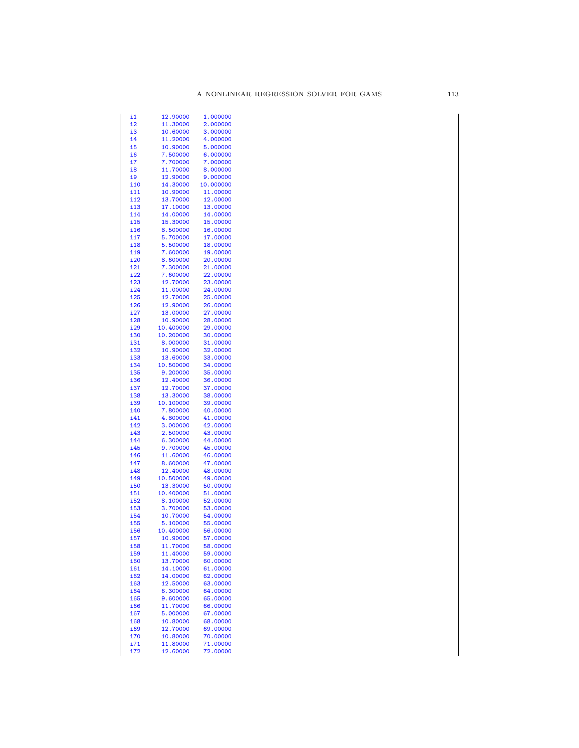```
i1       12.90000    1.000000
i2       11.30000    2.000000
i3       10.60000    3.000000
i4       11.20000    4.000000
i5       10.90000    5.000000
i6       7.500000    6.000000
i7       7.700000    7.000000
i8       11.70000    8.000000
i9       12.90000    9.000000
i10      14.30000   10.000000
i11      10.90000    11.00000
i12      13.70000    12.00000
i13      17.10000    13.00000
i14      14.00000    14.00000
i15      15.30000    15.00000
i16      8.500000    16.00000
i17      5.700000    17.00000
i18      5.500000    18.00000
i19      7.600000    19.00000
i20      8.600000    20.00000
i21      7.300000    21.00000
i22      7.600000    22.00000
i23      12.70000    23.00000
i24      11.00000    24.00000
i25      12.70000    25.00000
i26      12.90000    26.00000
i27      13.00000    27.00000
i28      10.90000    28.00000
i29     10.400000    29.00000
i30     10.200000    30.00000
i31      8.000000    31.00000
i32      10.90000    32.00000
i33      13.60000    33.00000
i34     10.500000    34.00000
i35      9.200000    35.00000
i36      12.40000    36.00000
i37      12.70000    37.00000
i38      13.30000    38.00000
i39     10.100000    39.00000
i40      7.800000    40.00000
i41      4.800000    41.00000
i42      3.000000    42.00000
i43      2.500000    43.00000
i44      6.300000    44.00000
i45      9.700000    45.00000
i46      11.60000    46.00000
i47      8.600000    47.00000
i48      12.40000    48.00000
i49     10.500000    49.00000
i50      13.30000    50.00000
i51     10.400000    51.00000
i52      8.100000    52.00000
i53      3.700000    53.00000
i54      10.70000    54.00000
i55      5.100000    55.00000
i56     10.400000    56.00000
i57      10.90000    57.00000
i58      11.70000    58.00000
i59      11.40000    59.00000
i60      13.70000    60.00000
i61      14.10000    61.00000
i62      14.00000    62.00000
i63      12.50000    63.00000
i64      6.300000    64.00000
i65      9.600000    65.00000
i66      11.70000    66.00000
i67      5.000000    67.00000
i68      10.80000    68.00000
i69      12.70000    69.00000
i70      10.80000    70.00000
i71      11.80000    71.00000
i72      12.60000    72.00000
```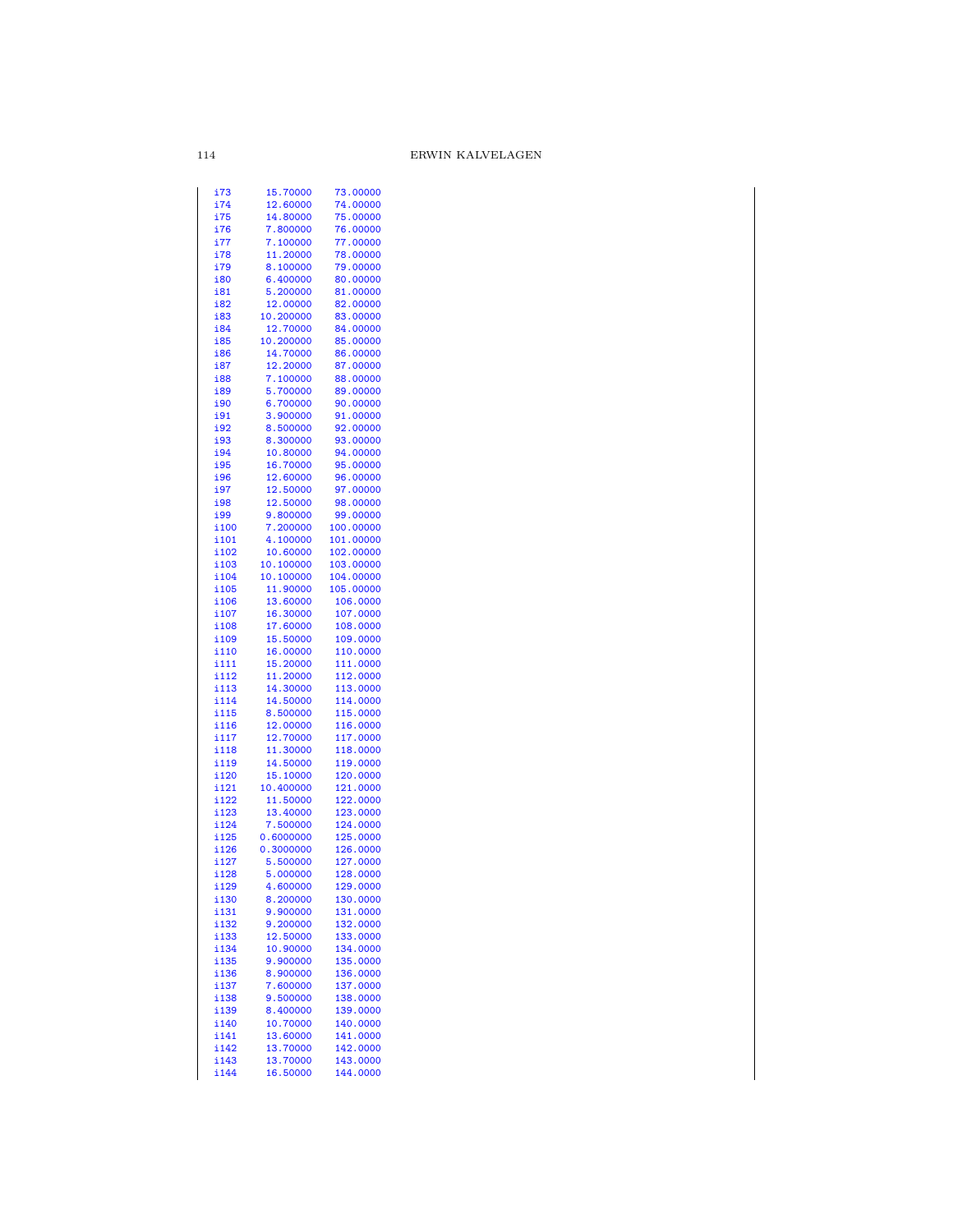```
i73       15.70000    73.00000
i74       12.60000    74.00000
i75       14.80000    75.00000
i76       7.800000    76.00000
i77       7.100000    77.00000
i78       11.20000    78.00000
i79       8.100000    79.00000
i80       6.400000    80.00000
i81       5.200000    81.00000
i82       12.00000    82.00000
i83       10.200000   83.00000
i84       12.70000    84.00000
i85       10.200000   85.00000
i86       14.70000    86.00000
i87       12.20000    87.00000
i88       7.100000    88.00000
i89       5.700000    89.00000
i90       6.700000    90.00000
i91       3.900000    91.00000
i92       8.500000    92.00000
i93       8.300000    93.00000
i94       10.80000    94.00000
i95       16.70000    95.00000
i96       12.60000    96.00000
i97       12.50000    97.00000
i98       12.50000    98.00000
i99       9.800000    99.00000
i100      7.200000    100.00000
i101      4.100000    101.00000
i102      10.60000    102.00000
i103      10.100000   103.00000
i104      10.100000   104.00000
i105      11.90000    105.00000
i106      13.60000    106.0000
i107      16.30000    107.0000
i108      17.60000    108.0000
i109      15.50000    109.0000
i110      16.00000    110.0000
i111      15.20000    111.0000
i112      11.20000    112.0000
i113      14.30000    113.0000
i114      14.50000    114.0000
i115      8.500000    115.0000
i116      12.00000    116.0000
i117      12.70000    117.0000
i118      11.30000    118.0000
i119      14.50000    119.0000
i120      15.10000    120.0000
i121      10.400000   121.0000
i122      11.50000    122.0000
i123      13.40000    123.0000
i124      7.500000    124.0000
i125      0.6000000   125.0000
i126      0.3000000   126.0000
i127      5.500000    127.0000
i128      5.000000    128.0000
i129      4.600000    129.0000
i130      8.200000    130.0000
i131      9.900000    131.0000
i132      9.200000    132.0000
i133      12.50000    133.0000
i134      10.90000    134.0000
i135      9.900000    135.0000
i136      8.900000    136.0000
i137      7.600000    137.0000
i138      9.500000    138.0000
i139      8.400000    139.0000
i140      10.70000    140.0000
i141      13.60000    141.0000
i142      13.70000    142.0000
i143      13.70000    143.0000
i144      16.50000    144.0000
```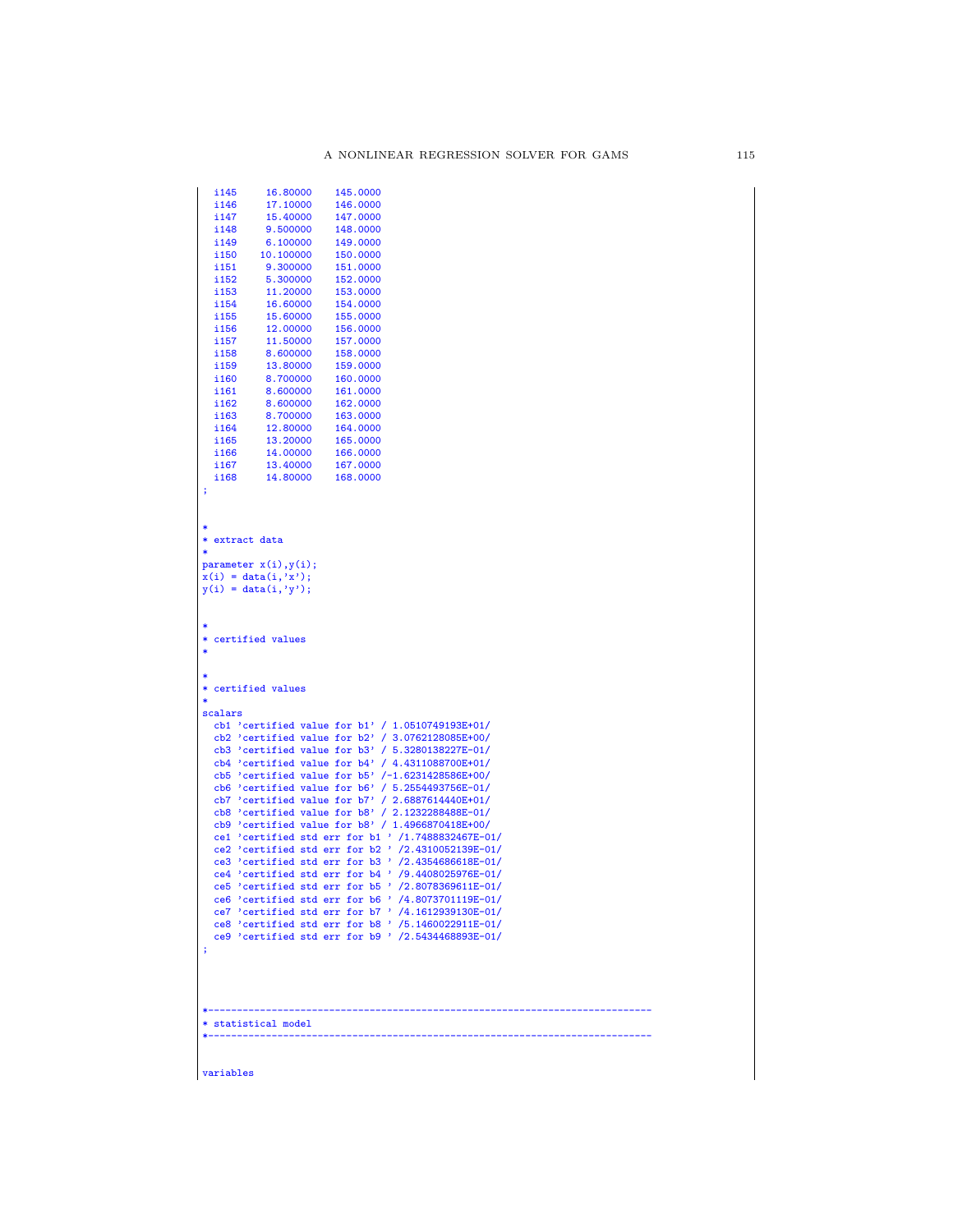```
  i145     16.80000    145.0000
  i146     17.10000    146.0000
  i147     15.40000    147.0000
  i148     9.500000    148.0000
  i149     6.100000    149.0000
  i150    10.100000    150.0000
  i151     9.300000    151.0000
  i152     5.300000    152.0000
  i153     11.20000    153.0000
  i154     16.60000    154.0000
  i155     15.60000    155.0000
  i156     12.00000    156.0000
  i157     11.50000    157.0000
  i158     8.600000    158.0000
  i159     13.80000    159.0000
  i160     8.700000    160.0000
  i161     8.600000    161.0000
  i162     8.600000    162.0000
  i163     8.700000    163.0000
  i164     12.80000    164.0000
  i165     13.20000    165.0000
  i166     14.00000    166.0000
  i167     13.40000    167.0000
  i168     14.80000    168.0000
;


*
* extract data
*
parameter x(i),y(i);
x(i) = data(i,'x');
y(i) = data(i,'y');


*
* certified values
*

*
* certified values
*
scalars
  cb1 'certified value for b1' / 1.0510749193E+01/
  cb2 'certified value for b2' / 3.0762128085E+00/
  cb3 'certified value for b3' / 5.3280138227E-01/
  cb4 'certified value for b4' / 4.4311088700E+01/
  cb5 'certified value for b5' /-1.6231428586E+00/
  cb6 'certified value for b6' / 5.2554493756E-01/
  cb7 'certified value for b7' / 2.6887614440E+01/
  cb8 'certified value for b8' / 2.1232288488E-01/
  cb9 'certified value for b8' / 1.4966870418E+00/
  ce1 'certified std err for b1 ' /1.7488832467E-01/
  ce2 'certified std err for b2 ' /2.4310052139E-01/
  ce3 'certified std err for b3 ' /2.4354686618E-01/
  ce4 'certified std err for b4 ' /9.4408025976E-01/
  ce5 'certified std err for b5 ' /2.8078369611E-01/
  ce6 'certified std err for b6 ' /4.8073701119E-01/
  ce7 'certified std err for b7 ' /4.1612939130E-01/
  ce8 'certified std err for b8 ' /5.1460022911E-01/
  ce9 'certified std err for b9 ' /2.5434468893E-01/
;



*-----------------------------------------------------------------------------
* statistical model
*-----------------------------------------------------------------------------


variables
```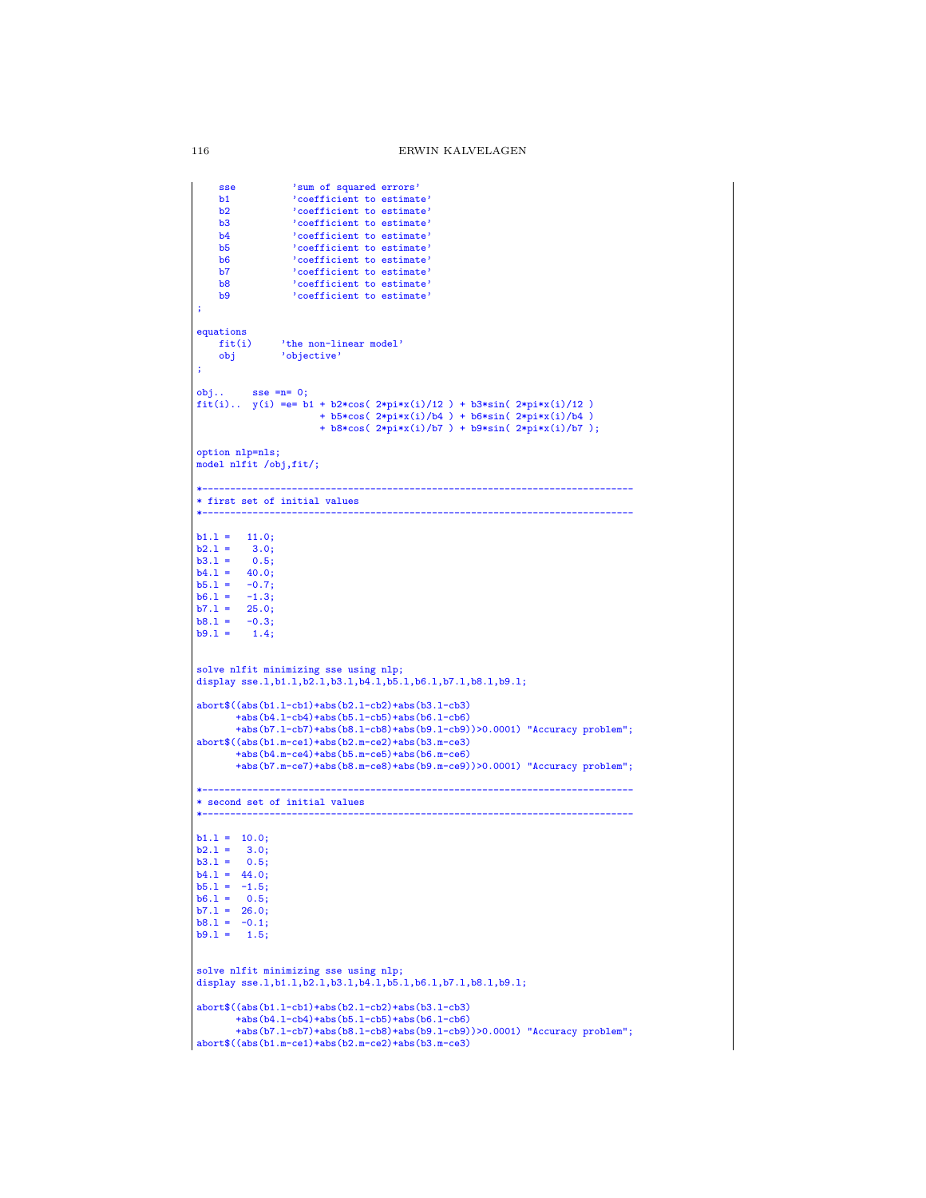```
    sse          'sum of squared errors'
    b1           'coefficient to estimate'
    b2           'coefficient to estimate'
    b3           'coefficient to estimate'
    b4           'coefficient to estimate'
    b5           'coefficient to estimate'
    b6           'coefficient to estimate'
    b7           'coefficient to estimate'
    b8           'coefficient to estimate'
    b9           'coefficient to estimate'
;

equations
    fit(i)     'the non-linear model'
    obj        'objective'
;

obj..     sse =n= 0;
fit(i)..  y(i) =e= b1 + b2*cos( 2*pi*x(i)/12 ) + b3*sin( 2*pi*x(i)/12 )
                      + b5*cos( 2*pi*x(i)/b4 ) + b6*sin( 2*pi*x(i)/b4 )
                      + b8*cos( 2*pi*x(i)/b7 ) + b9*sin( 2*pi*x(i)/b7 );

option nlp=nls;
model nlfit /obj,fit/;

*-----------------------------------------------------------------------------
* first set of initial values
*-----------------------------------------------------------------------------

b1.l =   11.0;
b2.l =    3.0;
b3.l =    0.5;
b4.l =   40.0;
b5.l =   -0.7;
b6.l =   -1.3;
b7.l =   25.0;
b8.l =   -0.3;
b9.l =    1.4;


solve nlfit minimizing sse using nlp;
display sse.l,b1.l,b2.l,b3.l,b4.l,b5.l,b6.l,b7.l,b8.l,b9.l;

abort$((abs(b1.l-cb1)+abs(b2.l-cb2)+abs(b3.l-cb3)
       +abs(b4.l-cb4)+abs(b5.l-cb5)+abs(b6.l-cb6)
       +abs(b7.l-cb7)+abs(b8.l-cb8)+abs(b9.l-cb9))>0.0001) "Accuracy problem";
abort$((abs(b1.m-ce1)+abs(b2.m-ce2)+abs(b3.m-ce3)
       +abs(b4.m-ce4)+abs(b5.m-ce5)+abs(b6.m-ce6)
       +abs(b7.m-ce7)+abs(b8.m-ce8)+abs(b9.m-ce9))>0.0001) "Accuracy problem";

*-----------------------------------------------------------------------------
* second set of initial values
*-----------------------------------------------------------------------------

b1.l =  10.0;
b2.l =   3.0;
b3.l =   0.5;
b4.l =  44.0;
b5.l =  -1.5;
b6.l =   0.5;
b7.l =  26.0;
b8.l =  -0.1;
b9.l =   1.5;


solve nlfit minimizing sse using nlp;
display sse.l,b1.l,b2.l,b3.l,b4.l,b5.l,b6.l,b7.l,b8.l,b9.l;

abort$((abs(b1.l-cb1)+abs(b2.l-cb2)+abs(b3.l-cb3)
       +abs(b4.l-cb4)+abs(b5.l-cb5)+abs(b6.l-cb6)
       +abs(b7.l-cb7)+abs(b8.l-cb8)+abs(b9.l-cb9))>0.0001) "Accuracy problem";
abort$((abs(b1.m-ce1)+abs(b2.m-ce2)+abs(b3.m-ce3)
```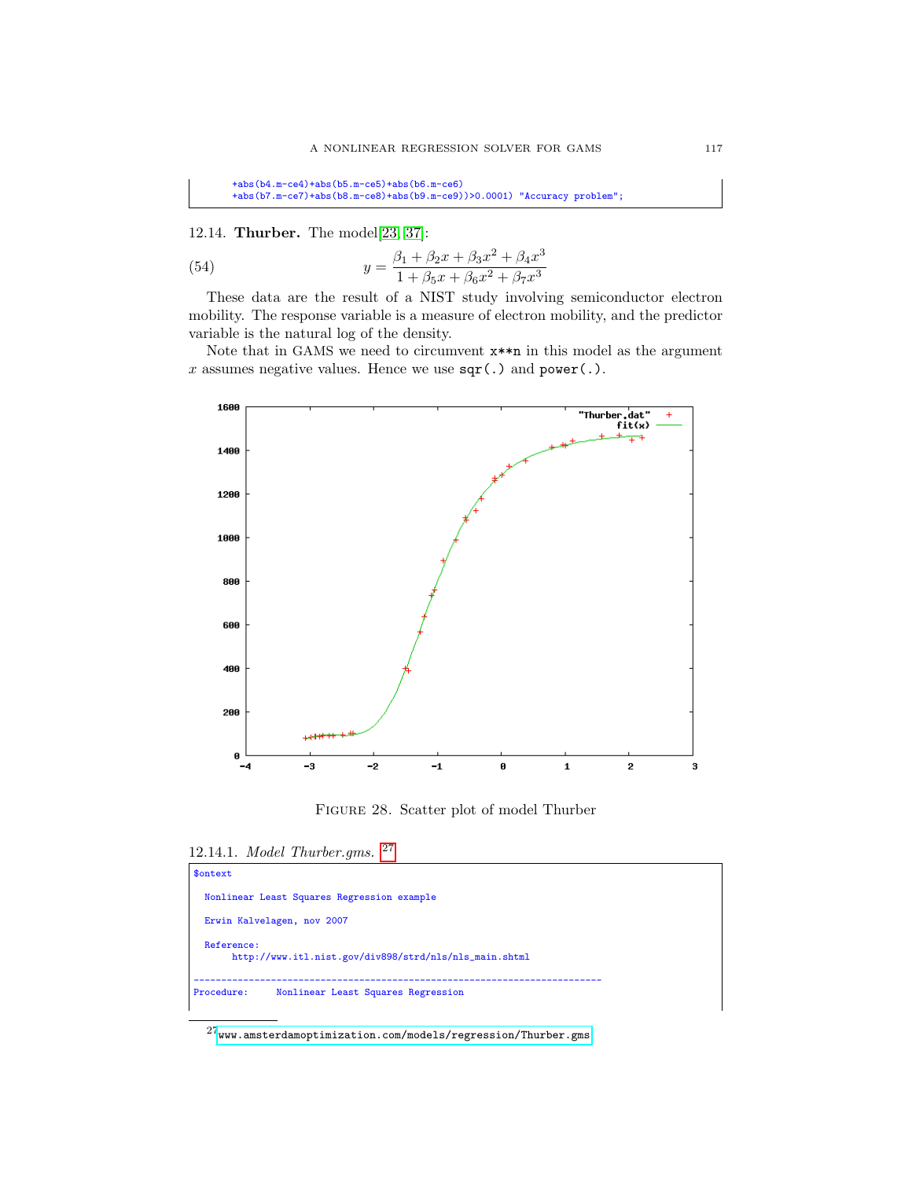```
    +abs(b4.m-ce4)+abs(b5.m-ce5)+abs(b6.m-ce6)
    +abs(b7.m-ce7)+abs(b8.m-ce8)+abs(b9.m-ce9))>0.0001) "Accuracy problem";
```

### 12.14. **Thurber.** The model[23, 37]:

$$y = \frac{\beta_1 + \beta_2 x + \beta_3 x^2 + \beta_4 x^3}{1 + \beta_5 x + \beta_6 x^2 + \beta_7 x^3} \tag{54}$$

These data are the result of a NIST study involving semiconductor electron mobility. The response variable is a measure of electron mobility, and the predictor variable is the natural log of the density.

Note that in GAMS we need to circumvent `x**n` in this model as the argument $x$ assumes negative values. Hence we use `sqr(.)` and `power(.)`.

FIGURE 28. Scatter plot of model Thurber

#### 12.14.1. *Model Thurber.gms.* [27]

```
$ontext

  Nonlinear Least Squares Regression example

  Erwin Kalvelagen, nov 2007

  Reference:
       http://www.itl.nist.gov/div898/strd/nls/nls_main.shtml

--------------------------------------------------------------------------
Procedure:     Nonlinear Least Squares Regression
```

[27] www.amsterdamoptimization.com/models/regression/Thurber.gms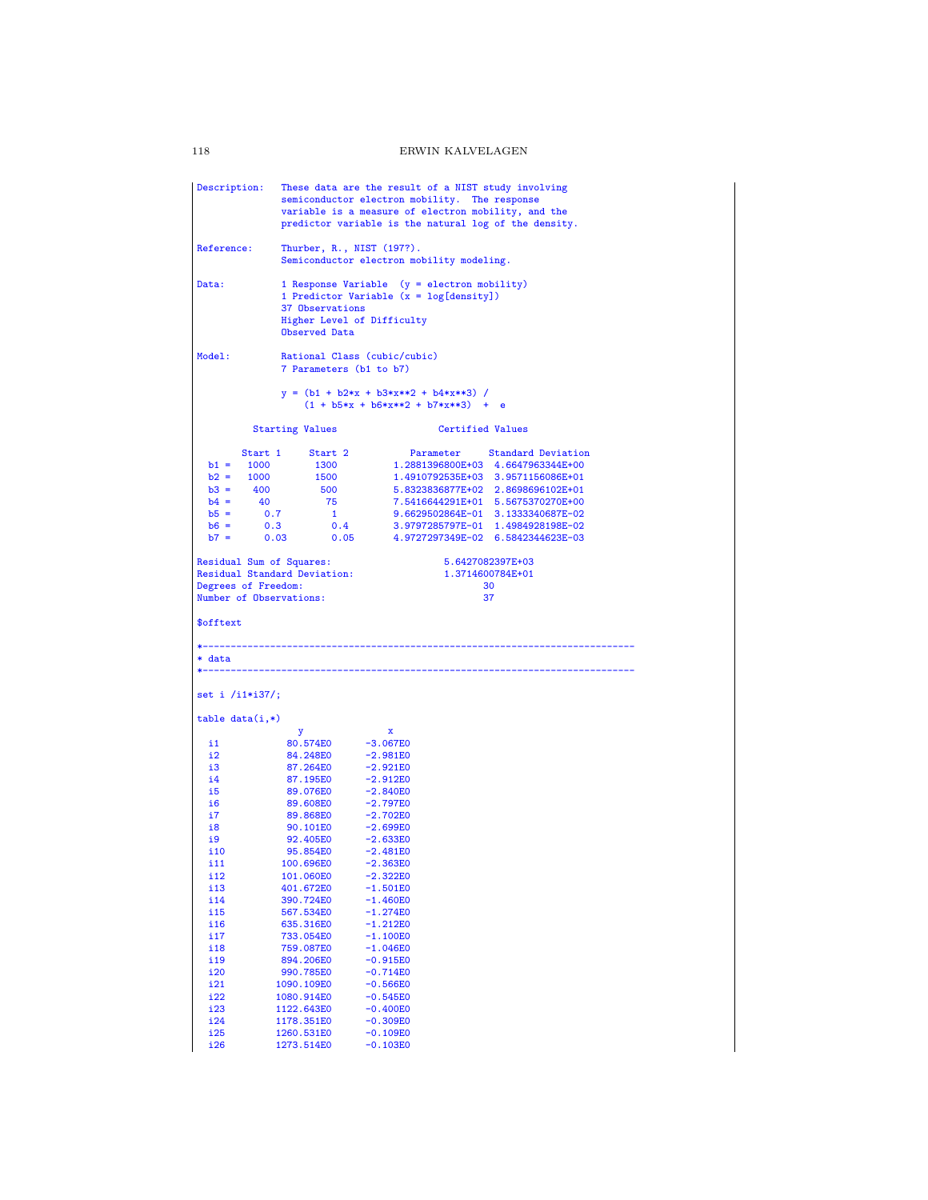```
Description:   These data are the result of a NIST study involving
               semiconductor electron mobility.  The response
               variable is a measure of electron mobility, and the
               predictor variable is the natural log of the density.

Reference:     Thurber, R., NIST (197?).
               Semiconductor electron mobility modeling.

Data:          1 Response Variable  (y = electron mobility)
               1 Predictor Variable (x = log[density])
               37 Observations
               Higher Level of Difficulty
               Observed Data

Model:         Rational Class (cubic/cubic)
               7 Parameters (b1 to b7)

               y = (b1 + b2*x + b3*x**2 + b4*x**3) /
                   (1 + b5*x + b6*x**2 + b7*x**3)  +  e

          Starting Values                  Certified Values

        Start 1     Start 2           Parameter     Standard Deviation
  b1 =   1000        1300          1.2881396800E+03  4.6647963344E+00
  b2 =   1000        1500          1.4910792535E+03  3.9571156086E+01
  b3 =    400         500          5.8323836877E+02  2.8698696102E+01
  b4 =     40          75          7.5416644291E+01  5.5675370270E+00
  b5 =      0.7         1          9.6629502864E-01  3.1333340687E-02
  b6 =      0.3         0.4        3.9797285797E-01  1.4984928198E-02
  b7 =      0.03        0.05       4.9727297349E-02  6.5842344623E-03

Residual Sum of Squares:                    5.6427082397E+03
Residual Standard Deviation:                1.3714600784E+01
Degrees of Freedom:                                30
Number of Observations:                            37

$offtext

*-----------------------------------------------------------------------------
* data
*-----------------------------------------------------------------------------

set i /i1*i37/;

table data(i,*)
                 y              x
  i1           80.574E0      -3.067E0
  i2           84.248E0      -2.981E0
  i3           87.264E0      -2.921E0
  i4           87.195E0      -2.912E0
  i5           89.076E0      -2.840E0
  i6           89.608E0      -2.797E0
  i7           89.868E0      -2.702E0
  i8           90.101E0      -2.699E0
  i9           92.405E0      -2.633E0
  i10          95.854E0      -2.481E0
  i11         100.696E0      -2.363E0
  i12         101.060E0      -2.322E0
  i13         401.672E0      -1.501E0
  i14         390.724E0      -1.460E0
  i15         567.534E0      -1.274E0
  i16         635.316E0      -1.212E0
  i17         733.054E0      -1.100E0
  i18         759.087E0      -1.046E0
  i19         894.206E0      -0.915E0
  i20         990.785E0      -0.714E0
  i21        1090.109E0      -0.566E0
  i22        1080.914E0      -0.545E0
  i23        1122.643E0      -0.400E0
  i24        1178.351E0      -0.309E0
  i25        1260.531E0      -0.109E0
  i26        1273.514E0      -0.103E0
```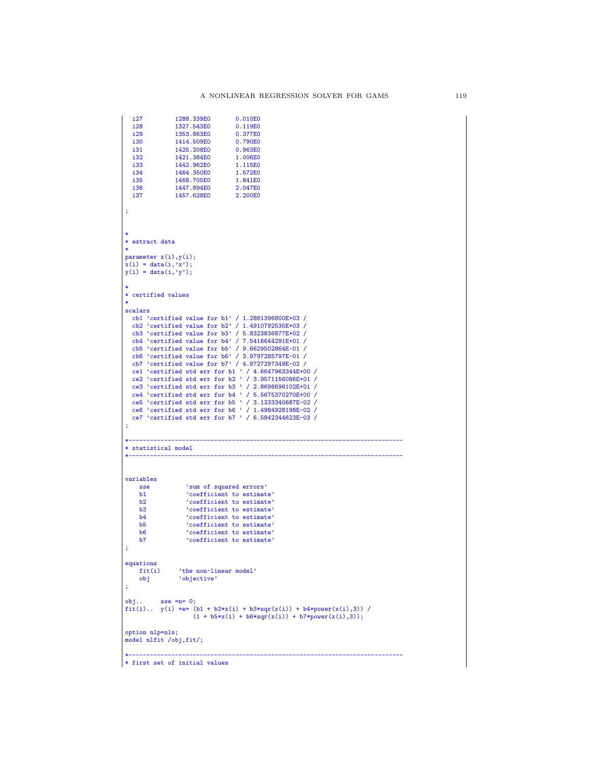```
  i27         1288.339E0       0.010E0
  i28         1327.543E0       0.119E0
  i29         1353.863E0       0.377E0
  i30         1414.509E0       0.790E0
  i31         1425.208E0       0.963E0
  i32         1421.384E0       1.006E0
  i33         1442.962E0       1.115E0
  i34         1464.350E0       1.572E0
  i35         1468.705E0       1.841E0
  i36         1447.894E0       2.047E0
  i37         1457.628E0       2.200E0

;



*
* extract data
*
parameter x(i),y(i);
x(i) = data(i,'x');
y(i) = data(i,'y');

*
* certified values
*
scalars
  cb1 'certified value for b1' / 1.2881396800E+03 /
  cb2 'certified value for b2' / 1.4910792535E+03 /
  cb3 'certified value for b3' / 5.8323836877E+02 /
  cb4 'certified value for b4' / 7.5416644291E+01 /
  cb5 'certified value for b5' / 9.6629502864E-01 /
  cb6 'certified value for b6' / 3.9797285797E-01 /
  cb7 'certified value for b7' / 4.9727297349E-02 /
  ce1 'certified std err for b1 ' / 4.6647963344E+00 /
  ce2 'certified std err for b2 ' / 3.9571156086E+01 /
  ce3 'certified std err for b3 ' / 2.8698696102E+01 /
  ce4 'certified std err for b4 ' / 5.5675370270E+00 /
  ce5 'certified std err for b5 ' / 3.1333340687E-02 /
  ce6 'certified std err for b6 ' / 1.4984928198E-02 /
  ce7 'certified std err for b7 ' / 6.5842344623E-03 /
;

*-----------------------------------------------------------------------------
* statistical model
*-----------------------------------------------------------------------------



variables
    sse          'sum of squared errors'
    b1           'coefficient to estimate'
    b2           'coefficient to estimate'
    b3           'coefficient to estimate'
    b4           'coefficient to estimate'
    b5           'coefficient to estimate'
    b6           'coefficient to estimate'
    b7           'coefficient to estimate'
;

equations
    fit(i)     'the non-linear model'
    obj        'objective'
;

obj..     sse =n= 0;
fit(i)..  y(i) =e= (b1 + b2*x(i) + b3*sqr(x(i)) + b4*power(x(i),3)) /
                   (1 + b5*x(i) + b6*sqr(x(i)) + b7*power(x(i),3));

option nlp=nls;
model nlfit /obj,fit/;

*-----------------------------------------------------------------------------
* first set of initial values
```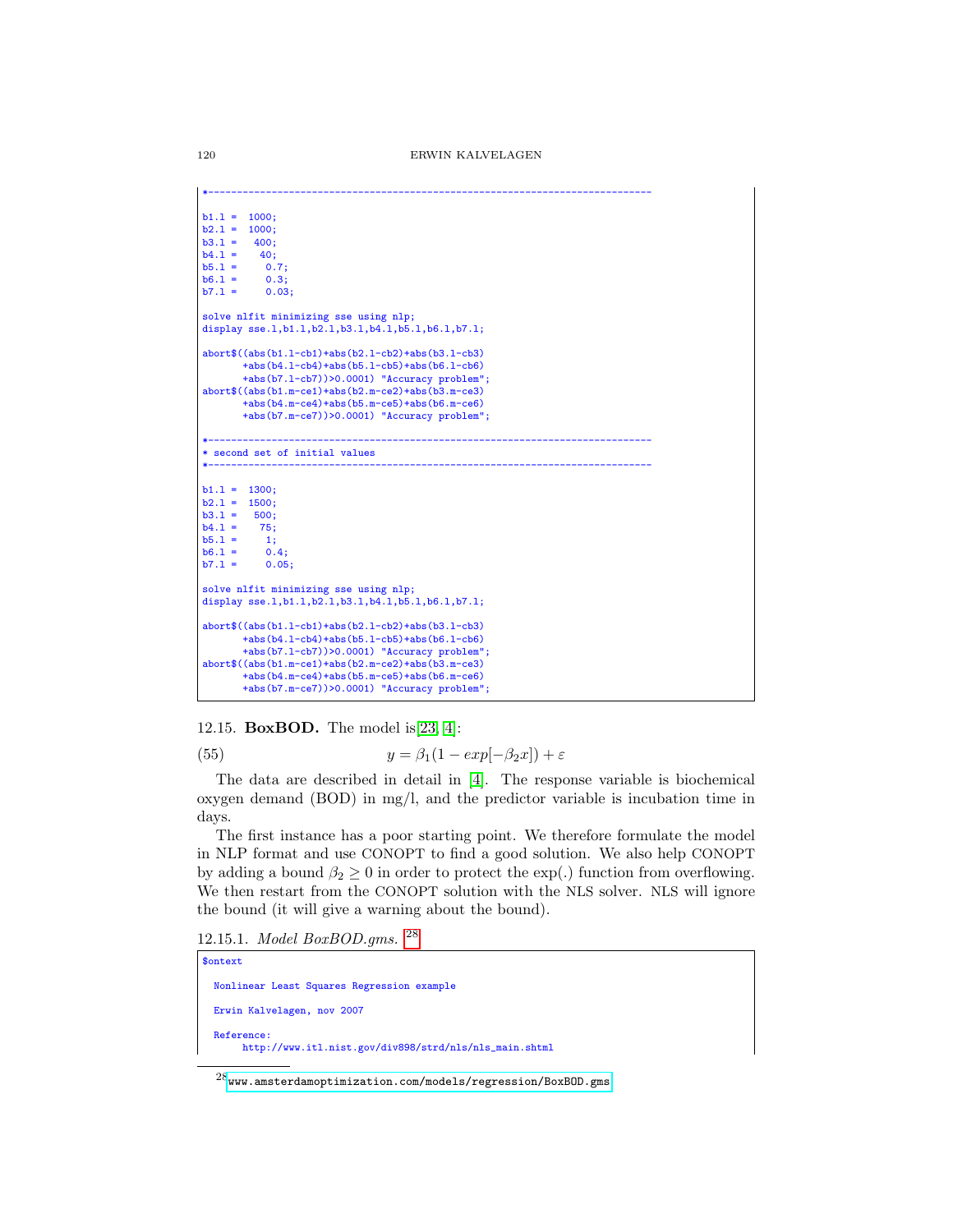```
*-----------------------------------------------------------------------------

b1.l =  1000;
b2.l =  1000;
b3.l =   400;
b4.l =    40;
b5.l =     0.7;
b6.l =     0.3;
b7.l =     0.03;

solve nlfit minimizing sse using nlp;
display sse.l,b1.l,b2.l,b3.l,b4.l,b5.l,b6.l,b7.l;

abort$((abs(b1.l-cb1)+abs(b2.l-cb2)+abs(b3.l-cb3)
       +abs(b4.l-cb4)+abs(b5.l-cb5)+abs(b6.l-cb6)
       +abs(b7.l-cb7))>0.0001) "Accuracy problem";
abort$((abs(b1.m-ce1)+abs(b2.m-ce2)+abs(b3.m-ce3)
       +abs(b4.m-ce4)+abs(b5.m-ce5)+abs(b6.m-ce6)
       +abs(b7.m-ce7))>0.0001) "Accuracy problem";

*-----------------------------------------------------------------------------
* second set of initial values
*-----------------------------------------------------------------------------

b1.l =  1300;
b2.l =  1500;
b3.l =   500;
b4.l =    75;
b5.l =     1;
b6.l =     0.4;
b7.l =     0.05;

solve nlfit minimizing sse using nlp;
display sse.l,b1.l,b2.l,b3.l,b4.l,b5.l,b6.l,b7.l;

abort$((abs(b1.l-cb1)+abs(b2.l-cb2)+abs(b3.l-cb3)
       +abs(b4.l-cb4)+abs(b5.l-cb5)+abs(b6.l-cb6)
       +abs(b7.l-cb7))>0.0001) "Accuracy problem";
abort$((abs(b1.m-ce1)+abs(b2.m-ce2)+abs(b3.m-ce3)
       +abs(b4.m-ce4)+abs(b5.m-ce5)+abs(b6.m-ce6)
       +abs(b7.m-ce7))>0.0001) "Accuracy problem";
```

12.15. **BoxBOD.** The model is[23, 4]:

$$y = \beta_1(1 - exp[-\beta_2 x]) + \varepsilon \tag{55}$$

The data are described in detail in [4]. The response variable is biochemical oxygen demand (BOD) in mg/l, and the predictor variable is incubation time in days.

The first instance has a poor starting point. We therefore formulate the model in NLP format and use CONOPT to find a good solution. We also help CONOPT by adding a bound $\beta_2 \geq 0$ in order to protect the exp(.) function from overflowing. We then restart from the CONOPT solution with the NLS solver. NLS will ignore the bound (it will give a warning about the bound).

12.15.1. *Model BoxBOD.gms.* [28]

```
$ontext

  Nonlinear Least Squares Regression example

  Erwin Kalvelagen, nov 2007

  Reference:
       http://www.itl.nist.gov/div898/strd/nls/nls_main.shtml
```

[28] www.amsterdamoptimization.com/models/regression/BoxBOD.gms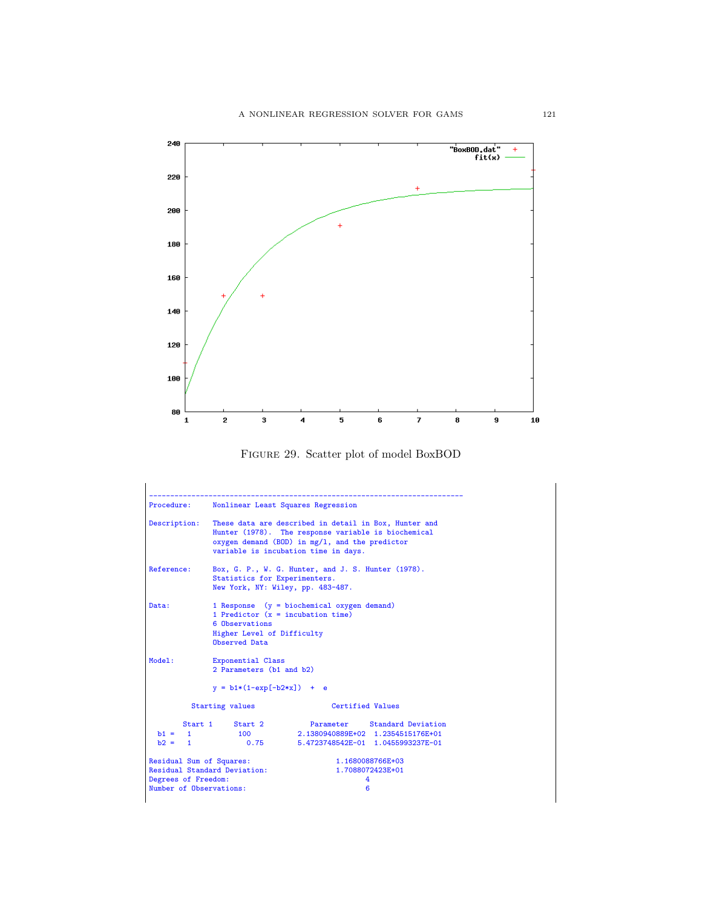FIGURE 29. Scatter plot of model BoxBOD

```
--------------------------------------------------------------------------
Procedure:     Nonlinear Least Squares Regression

Description:   These data are described in detail in Box, Hunter and
               Hunter (1978).  The response variable is biochemical
               oxygen demand (BOD) in mg/l, and the predictor
               variable is incubation time in days.

Reference:     Box, G. P., W. G. Hunter, and J. S. Hunter (1978).
               Statistics for Experimenters.
               New York, NY: Wiley, pp. 483-487.

Data:          1 Response  (y = biochemical oxygen demand)
               1 Predictor (x = incubation time)
               6 Observations
               Higher Level of Difficulty
               Observed Data

Model:         Exponential Class
               2 Parameters (b1 and b2)

               y = b1*(1-exp[-b2*x])  +  e

          Starting values                  Certified Values

        Start 1     Start 2           Parameter     Standard Deviation
  b1 =    1          100           2.1380940889E+02  1.2354515176E+01
  b2 =    1            0.75        5.4723748542E-01  1.0455993237E-01

Residual Sum of Squares:                    1.1680088766E+03
Residual Standard Deviation:                1.7088072423E+01
Degrees of Freedom:                                4
Number of Observations:                            6
```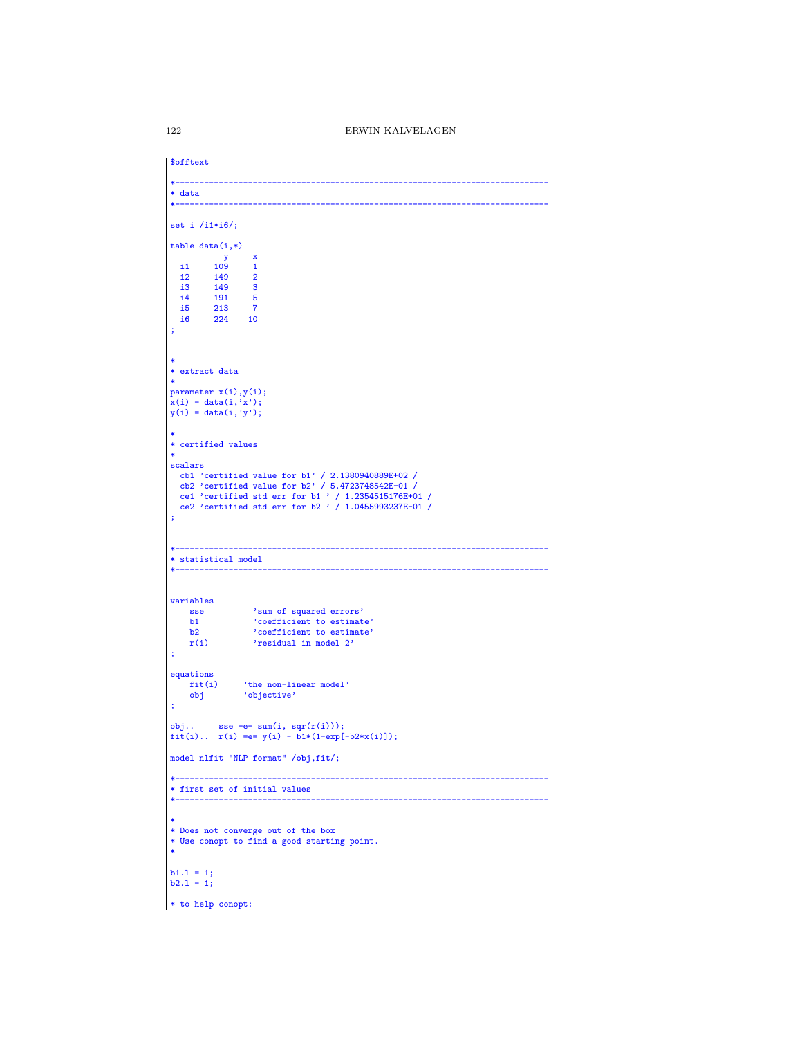```
$offtext

*-----------------------------------------------------------------------------
* data
*-----------------------------------------------------------------------------

set i /i1*i6/;

table data(i,*)
          y     x
  i1     109     1
  i2     149     2
  i3     149     3
  i4     191     5
  i5     213     7
  i6     224    10
;


*
* extract data
*
parameter x(i),y(i);
x(i) = data(i,'x');
y(i) = data(i,'y');

*
* certified values
*
scalars
  cb1 'certified value for b1' / 2.1380940889E+02 /
  cb2 'certified value for b2' / 5.4723748542E-01 /
  ce1 'certified std err for b1 ' / 1.2354515176E+01 /
  ce2 'certified std err for b2 ' / 1.0455993237E-01 /
;


*-----------------------------------------------------------------------------
* statistical model
*-----------------------------------------------------------------------------


variables
    sse          'sum of squared errors'
    b1           'coefficient to estimate'
    b2           'coefficient to estimate'
    r(i)         'residual in model 2'
;

equations
    fit(i)     'the non-linear model'
    obj        'objective'
;

obj..     sse =e= sum(i, sqr(r(i)));
fit(i)..  r(i) =e= y(i) - b1*(1-exp[-b2*x(i)]);

model nlfit "NLP format" /obj,fit/;

*-----------------------------------------------------------------------------
* first set of initial values
*-----------------------------------------------------------------------------

*
* Does not converge out of the box
* Use conopt to find a good starting point.
*

b1.l = 1;
b2.l = 1;

* to help conopt:
```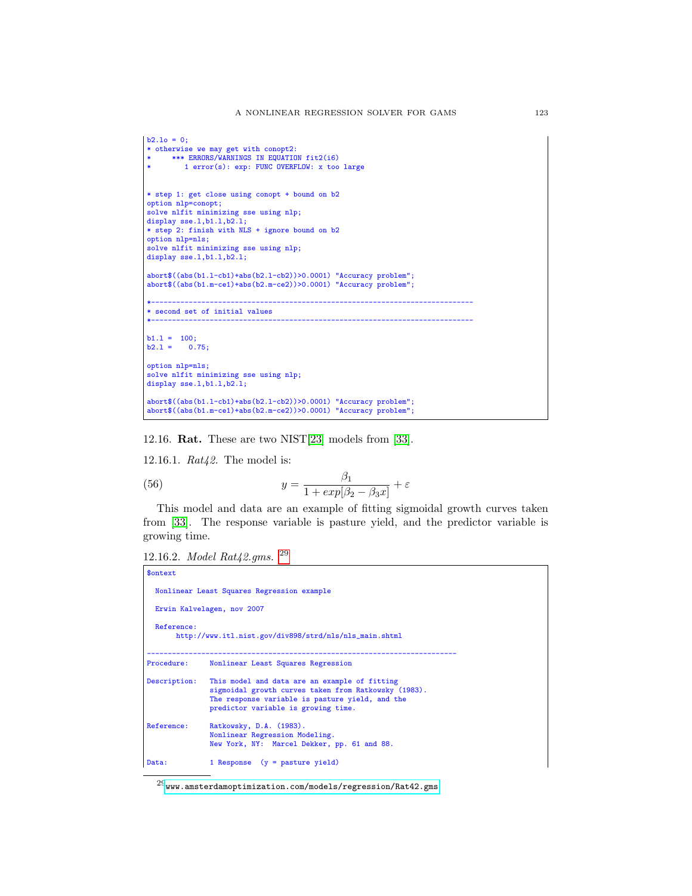```
b2.lo = 0;
* otherwise we may get with conopt2:
*     *** ERRORS/WARNINGS IN EQUATION fit2(i6)
*        1 error(s): exp: FUNC OVERFLOW: x too large


* step 1: get close using conopt + bound on b2
option nlp=conopt;
solve nlfit minimizing sse using nlp;
display sse.l,b1.l,b2.l;
* step 2: finish with NLS + ignore bound on b2
option nlp=nls;
solve nlfit minimizing sse using nlp;
display sse.l,b1.l,b2.l;

abort$((abs(b1.l-cb1)+abs(b2.l-cb2))>0.0001) "Accuracy problem";
abort$((abs(b1.m-ce1)+abs(b2.m-ce2))>0.0001) "Accuracy problem";

*-----------------------------------------------------------------------------
* second set of initial values
*-----------------------------------------------------------------------------

b1.l =  100;
b2.l =    0.75;

option nlp=nls;
solve nlfit minimizing sse using nlp;
display sse.l,b1.l,b2.l;

abort$((abs(b1.l-cb1)+abs(b2.l-cb2))>0.0001) "Accuracy problem";
abort$((abs(b1.m-ce1)+abs(b2.m-ce2))>0.0001) "Accuracy problem";
```

12.16. **Rat.** These are two NIST[23] models from [33].

12.16.1. *Rat42.* The model is:

$$y = \frac{\beta_1}{1 + exp[\beta_2 - \beta_3 x]} + \varepsilon \tag{56}$$

This model and data are an example of fitting sigmoidal growth curves taken from [33]. The response variable is pasture yield, and the predictor variable is growing time.

12.16.2. *Model Rat42.gms.* [29]

```
$ontext

  Nonlinear Least Squares Regression example

  Erwin Kalvelagen, nov 2007

  Reference:
       http://www.itl.nist.gov/div898/strd/nls/nls_main.shtml

--------------------------------------------------------------------------
Procedure:     Nonlinear Least Squares Regression

Description:   This model and data are an example of fitting
               sigmoidal growth curves taken from Ratkowsky (1983).
               The response variable is pasture yield, and the
               predictor variable is growing time.

Reference:     Ratkowsky, D.A. (1983).
               Nonlinear Regression Modeling.
               New York, NY:  Marcel Dekker, pp. 61 and 88.

Data:          1 Response  (y = pasture yield)
```

[29] www.amsterdamoptimization.com/models/regression/Rat42.gms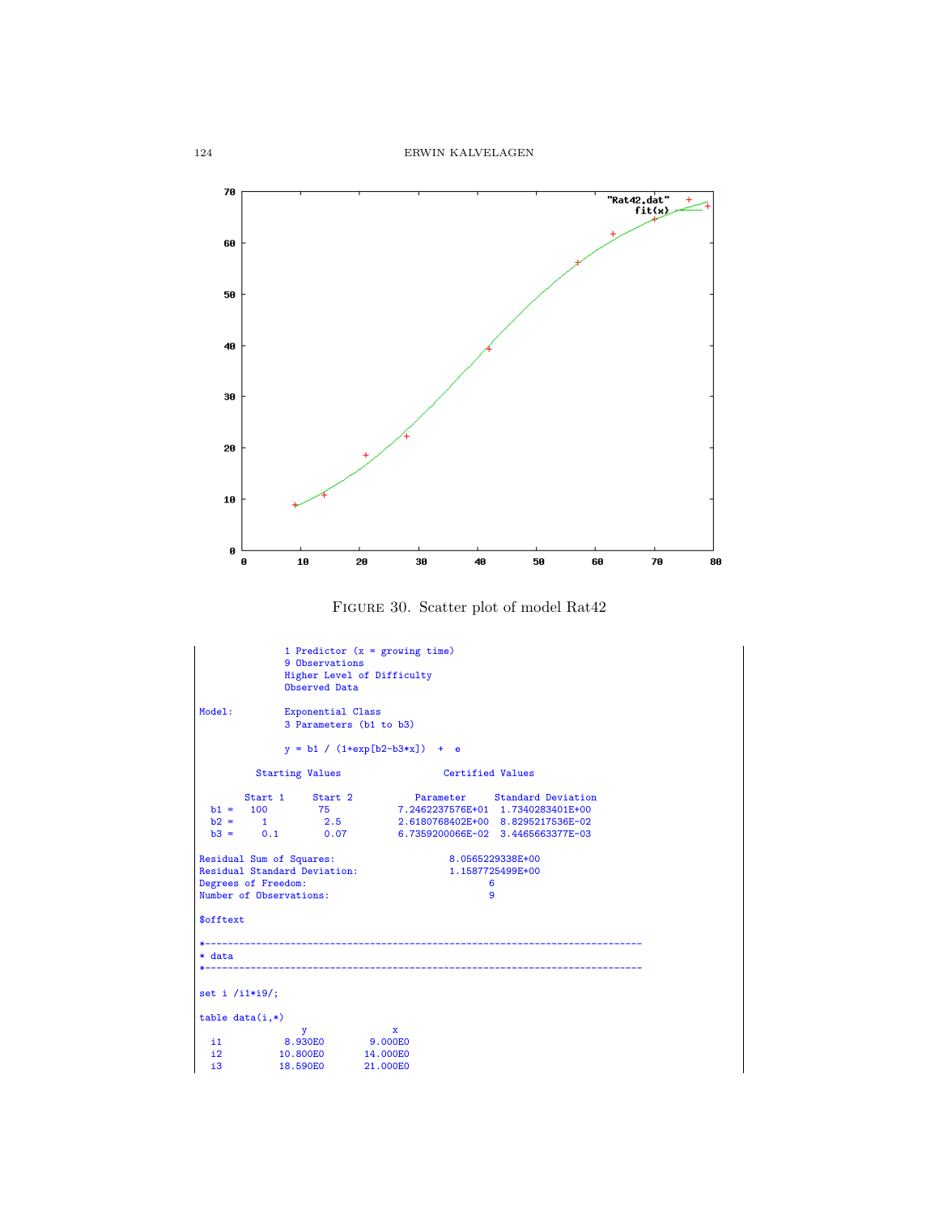FIGURE 30. Scatter plot of model Rat42

```
              1 Predictor (x = growing time)
              9 Observations
              Higher Level of Difficulty
              Observed Data

Model:        Exponential Class
              3 Parameters (b1 to b3)

              y = b1 / (1+exp[b2-b3*x])  +  e

         Starting Values                  Certified Values

       Start 1     Start 2           Parameter     Standard Deviation
  b1 =   100         75           7.2462237576E+01  1.7340283401E+00
  b2 =     1          2.5         2.6180768402E+00  8.8295217536E-02
  b3 =     0.1        0.07        6.7359200066E-02  3.4465663377E-03

Residual Sum of Squares:                    8.0565229338E+00
Residual Standard Deviation:                1.1587725499E+00
Degrees of Freedom:                                6
Number of Observations:                            9

$offtext

*-----------------------------------------------------------------------------
* data
*-----------------------------------------------------------------------------

set i /i1*i9/;

table data(i,*)
                 y              x
  i1           8.930E0        9.000E0
  i2          10.800E0       14.000E0
  i3          18.590E0       21.000E0
```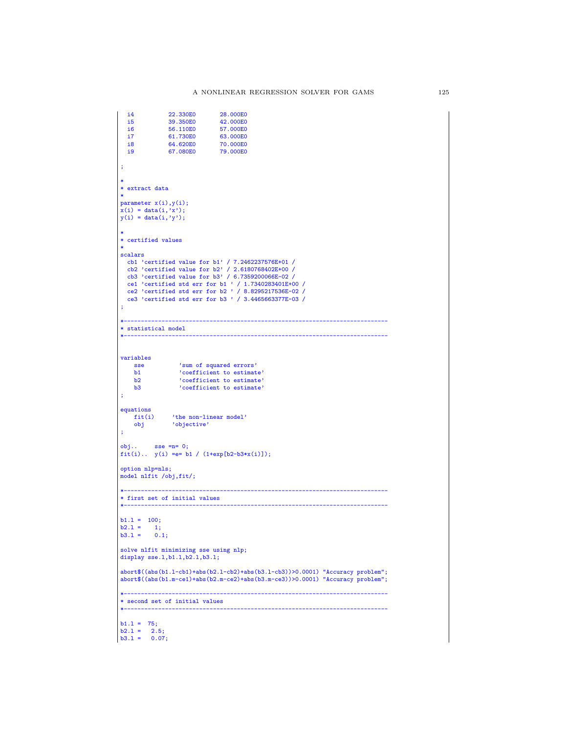```
  i4         22.330E0       28.000E0
  i5         39.350E0       42.000E0
  i6         56.110E0       57.000E0
  i7         61.730E0       63.000E0
  i8         64.620E0       70.000E0
  i9         67.080E0       79.000E0

;

*
* extract data
*
parameter x(i),y(i);
x(i) = data(i,'x');
y(i) = data(i,'y');

*
* certified values
*
scalars
  cb1 'certified value for b1' / 7.2462237576E+01 /
  cb2 'certified value for b2' / 2.6180768402E+00 /
  cb3 'certified value for b3' / 6.7359200066E-02 /
  ce1 'certified std err for b1 ' / 1.7340283401E+00 /
  ce2 'certified std err for b2 ' / 8.8295217536E-02 /
  ce3 'certified std err for b3 ' / 3.4465663377E-03 /
;

*-----------------------------------------------------------------------------
* statistical model
*-----------------------------------------------------------------------------


variables
    sse          'sum of squared errors'
    b1           'coefficient to estimate'
    b2           'coefficient to estimate'
    b3           'coefficient to estimate'
;

equations
    fit(i)     'the non-linear model'
    obj        'objective'
;

obj..     sse =n= 0;
fit(i)..  y(i) =e= b1 / (1+exp[b2-b3*x(i)]);

option nlp=nls;
model nlfit /obj,fit/;

*-----------------------------------------------------------------------------
* first set of initial values
*-----------------------------------------------------------------------------

b1.l =  100;
b2.l =    1;
b3.l =    0.1;

solve nlfit minimizing sse using nlp;
display sse.l,b1.l,b2.l,b3.l;

abort$((abs(b1.l-cb1)+abs(b2.l-cb2)+abs(b3.l-cb3))>0.0001) "Accuracy problem";
abort$((abs(b1.m-ce1)+abs(b2.m-ce2)+abs(b3.m-ce3))>0.0001) "Accuracy problem";

*-----------------------------------------------------------------------------
* second set of initial values
*-----------------------------------------------------------------------------

b1.l =  75;
b2.l =   2.5;
b3.l =   0.07;
```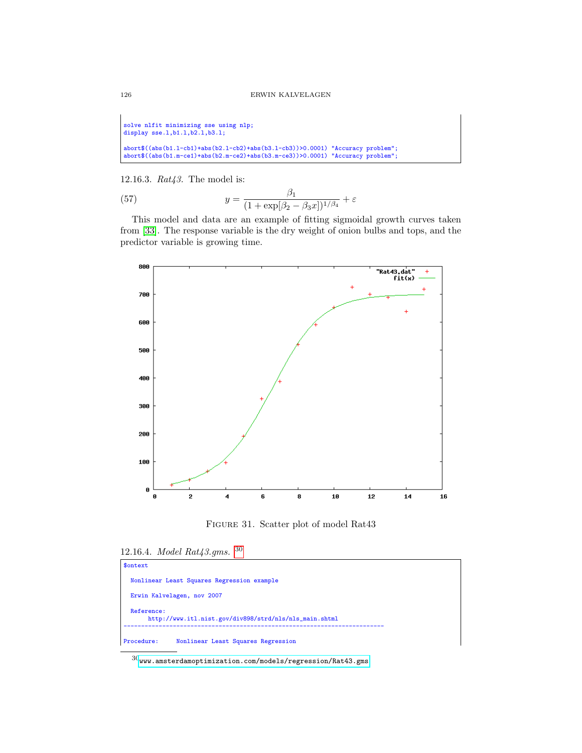```
solve nlfit minimizing sse using nlp;
display sse.l,b1.l,b2.l,b3.l;

abort$((abs(b1.l-cb1)+abs(b2.l-cb2)+abs(b3.l-cb3))>0.0001) "Accuracy problem";
abort$((abs(b1.m-ce1)+abs(b2.m-ce2)+abs(b3.m-ce3))>0.0001) "Accuracy problem";
```

12.16.3. *Rat43.* The model is:

$$y = \frac{\beta_1}{(1+\exp[\beta_2 - \beta_3 x])^{1/\beta_4}} + \varepsilon \tag{57}$$

This model and data are an example of fitting sigmoidal growth curves taken from [33]. The response variable is the dry weight of onion bulbs and tops, and the predictor variable is growing time.

FIGURE 31. Scatter plot of model Rat43

12.16.4. *Model Rat43.gms.* [30]

```
$ontext

  Nonlinear Least Squares Regression example

  Erwin Kalvelagen, nov 2007

  Reference:
       http://www.itl.nist.gov/div898/strd/nls/nls_main.shtml
---------------------------------------------------------------------------

Procedure:     Nonlinear Least Squares Regression
```

[30] www.amsterdamoptimization.com/models/regression/Rat43.gms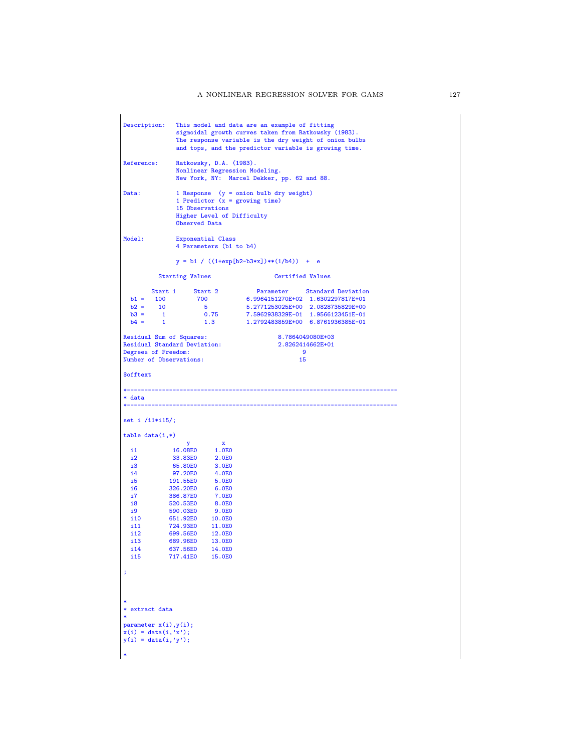```
Description:   This model and data are an example of fitting
               sigmoidal growth curves taken from Ratkowsky (1983).
               The response variable is the dry weight of onion bulbs
               and tops, and the predictor variable is growing time.

Reference:     Ratkowsky, D.A. (1983).
               Nonlinear Regression Modeling.
               New York, NY:  Marcel Dekker, pp. 62 and 88.

Data:          1 Response  (y = onion bulb dry weight)
               1 Predictor (x = growing time)
               15 Observations
               Higher Level of Difficulty
               Observed Data

Model:         Exponential Class
               4 Parameters (b1 to b4)

               y = b1 / ((1+exp[b2-b3*x])**(1/b4))  +  e

          Starting Values                  Certified Values

        Start 1     Start 2           Parameter     Standard Deviation
  b1 =   100         700           6.9964151270E+02  1.6302297817E+01
  b2 =    10           5           5.2771253025E+00  2.0828735829E+00
  b3 =     1           0.75        7.5962938329E-01  1.9566123451E-01
  b4 =     1           1.3         1.2792483859E+00  6.8761936385E-01

Residual Sum of Squares:                    8.7864049080E+03
Residual Standard Deviation:                2.8262414662E+01
Degrees of Freedom:                                9
Number of Observations:                           15

$offtext

*-----------------------------------------------------------------------------
* data
*-----------------------------------------------------------------------------

set i /i1*i15/;

table data(i,*)
                 y        x
  i1          16.08E0     1.0E0
  i2          33.83E0     2.0E0
  i3          65.80E0     3.0E0
  i4          97.20E0     4.0E0
  i5         191.55E0     5.0E0
  i6         326.20E0     6.0E0
  i7         386.87E0     7.0E0
  i8         520.53E0     8.0E0
  i9         590.03E0     9.0E0
  i10        651.92E0    10.0E0
  i11        724.93E0    11.0E0
  i12        699.56E0    12.0E0
  i13        689.96E0    13.0E0
  i14        637.56E0    14.0E0
  i15        717.41E0    15.0E0

;



*
* extract data
*
parameter x(i),y(i);
x(i) = data(i,'x');
y(i) = data(i,'y');

*
```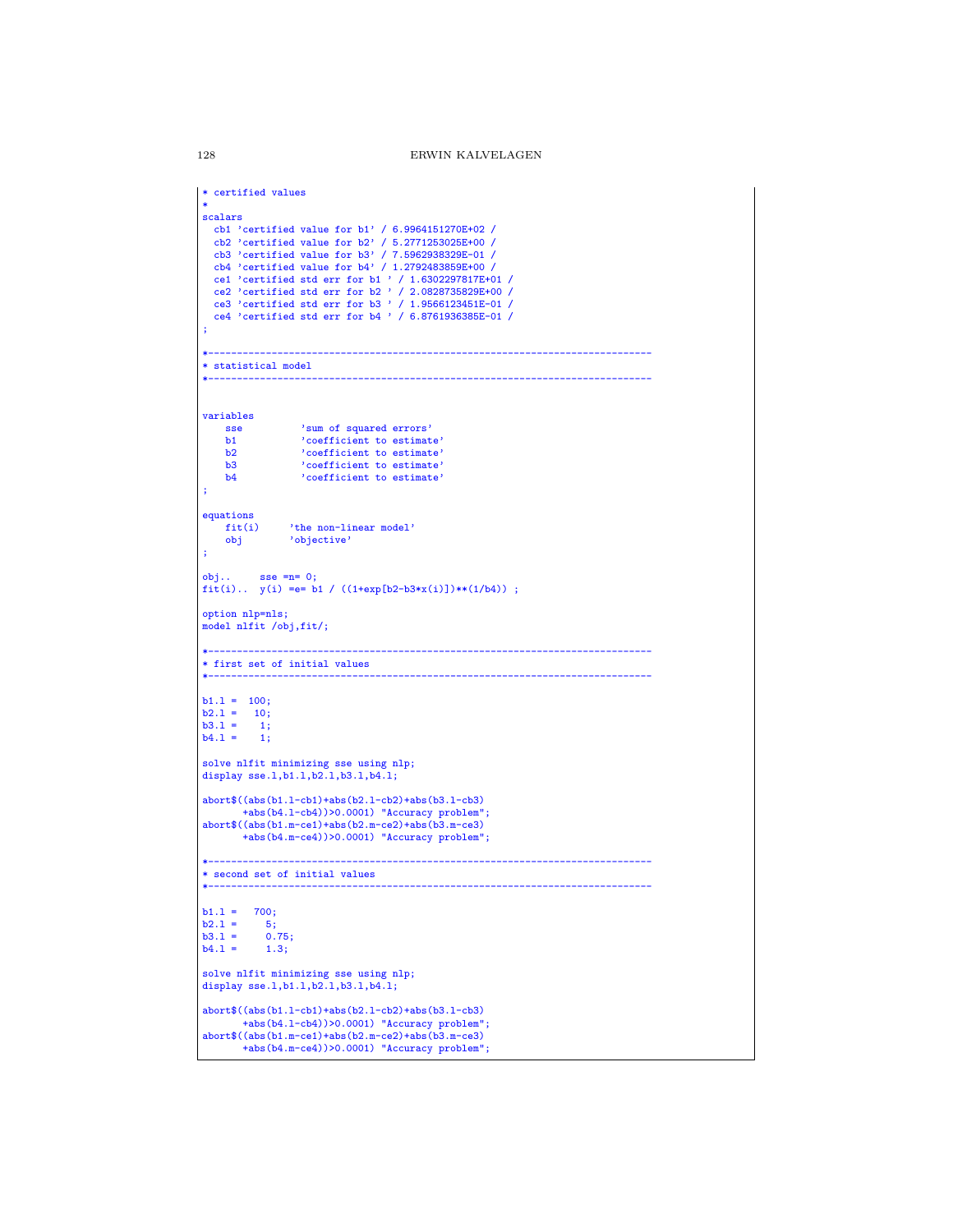```
* certified values
*
scalars
  cb1 'certified value for b1' / 6.9964151270E+02 /
  cb2 'certified value for b2' / 5.2771253025E+00 /
  cb3 'certified value for b3' / 7.5962938329E-01 /
  cb4 'certified value for b4' / 1.2792483859E+00 /
  ce1 'certified std err for b1 ' / 1.6302297817E+01 /
  ce2 'certified std err for b2 ' / 2.0828735829E+00 /
  ce3 'certified std err for b3 ' / 1.9566123451E-01 /
  ce4 'certified std err for b4 ' / 6.8761936385E-01 /
;

*-----------------------------------------------------------------------------
* statistical model
*-----------------------------------------------------------------------------


variables
    sse          'sum of squared errors'
    b1           'coefficient to estimate'
    b2           'coefficient to estimate'
    b3           'coefficient to estimate'
    b4           'coefficient to estimate'
;

equations
    fit(i)     'the non-linear model'
    obj        'objective'
;

obj..     sse =n= 0;
fit(i)..  y(i) =e= b1 / ((1+exp[b2-b3*x(i)])**(1/b4)) ;

option nlp=nls;
model nlfit /obj,fit/;

*-----------------------------------------------------------------------------
* first set of initial values
*-----------------------------------------------------------------------------

b1.l =  100;
b2.l =   10;
b3.l =    1;
b4.l =    1;

solve nlfit minimizing sse using nlp;
display sse.l,b1.l,b2.l,b3.l,b4.l;

abort$((abs(b1.l-cb1)+abs(b2.l-cb2)+abs(b3.l-cb3)
       +abs(b4.l-cb4))>0.0001) "Accuracy problem";
abort$((abs(b1.m-ce1)+abs(b2.m-ce2)+abs(b3.m-ce3)
       +abs(b4.m-ce4))>0.0001) "Accuracy problem";

*-----------------------------------------------------------------------------
* second set of initial values
*-----------------------------------------------------------------------------

b1.l =   700;
b2.l =     5;
b3.l =     0.75;
b4.l =     1.3;

solve nlfit minimizing sse using nlp;
display sse.l,b1.l,b2.l,b3.l,b4.l;

abort$((abs(b1.l-cb1)+abs(b2.l-cb2)+abs(b3.l-cb3)
       +abs(b4.l-cb4))>0.0001) "Accuracy problem";
abort$((abs(b1.m-ce1)+abs(b2.m-ce2)+abs(b3.m-ce3)
       +abs(b4.m-ce4))>0.0001) "Accuracy problem";
```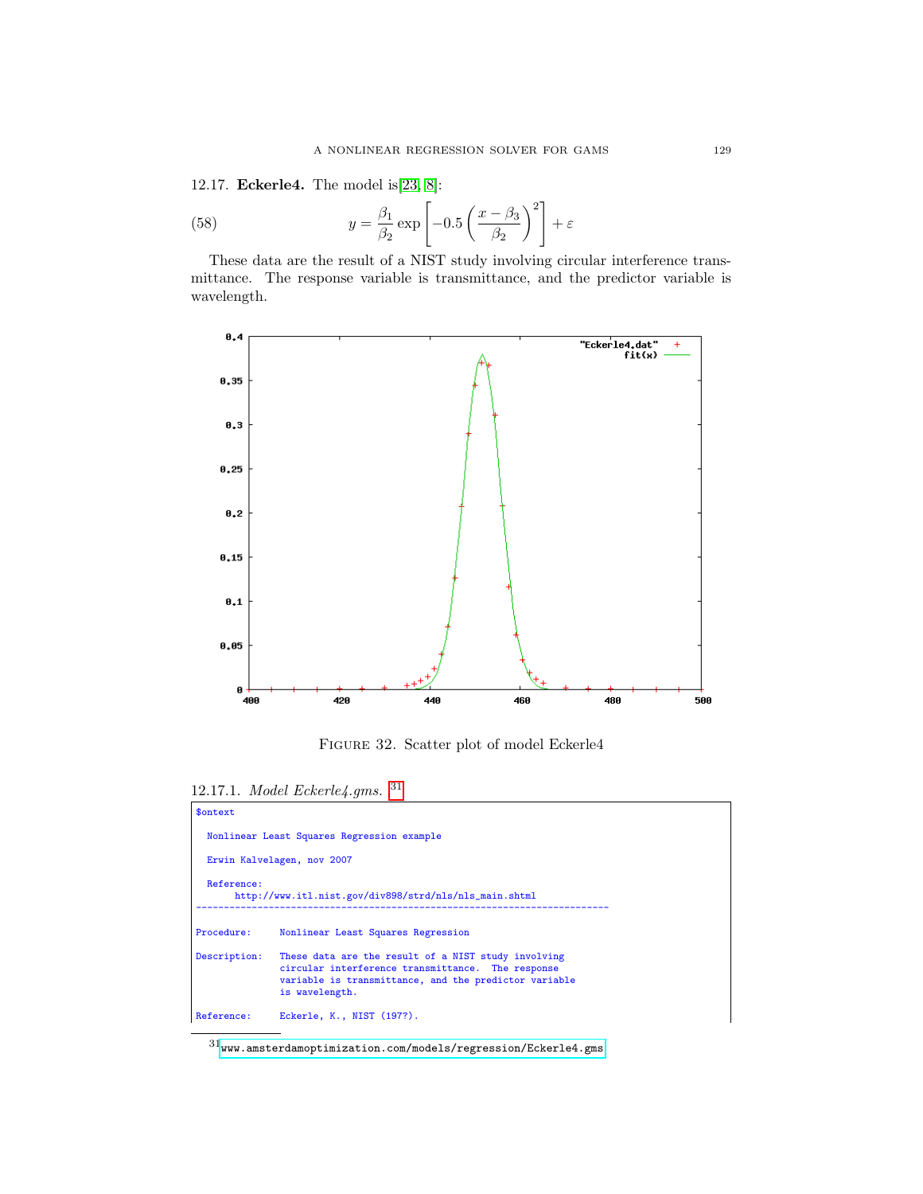12.17. **Eckerle4.** The model is[23, 8]:

$$y = \frac{\beta_1}{\beta_2} \exp\left[-0.5\left(\frac{x-\beta_3}{\beta_2}\right)^2\right] + \varepsilon \tag{58}$$

These data are the result of a NIST study involving circular interference transmittance. The response variable is transmittance, and the predictor variable is wavelength.

FIGURE 32. Scatter plot of model Eckerle4

12.17.1. *Model Eckerle4.gms.* [31]

```
$ontext

  Nonlinear Least Squares Regression example

  Erwin Kalvelagen, nov 2007

  Reference:
       http://www.itl.nist.gov/div898/strd/nls/nls_main.shtml
------------------------------------------------------------------------

Procedure:     Nonlinear Least Squares Regression

Description:   These data are the result of a NIST study involving
               circular interference transmittance.  The response
               variable is transmittance, and the predictor variable
               is wavelength.

Reference:     Eckerle, K., NIST (197?).
```

[31] www.amsterdamoptimization.com/models/regression/Eckerle4.gms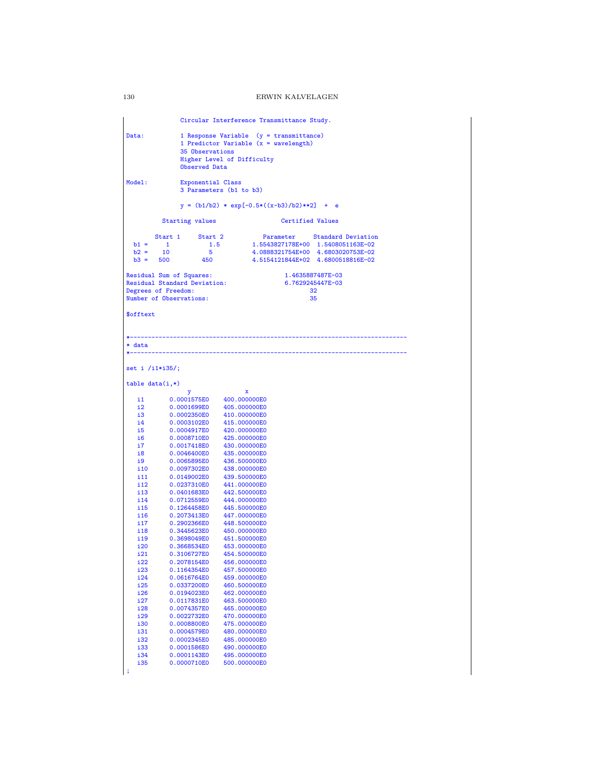```
               Circular Interference Transmittance Study.

Data:          1 Response Variable  (y = transmittance)
               1 Predictor Variable (x = wavelength)
               35 Observations
               Higher Level of Difficulty
               Observed Data

Model:         Exponential Class
               3 Parameters (b1 to b3)

               y = (b1/b2) * exp[-0.5*((x-b3)/b2)**2]  +  e

          Starting values                  Certified Values

        Start 1     Start 2           Parameter     Standard Deviation
  b1 =     1           1.5        1.5543827178E+00  1.5408051163E-02
  b2 =    10           5          4.0888321754E+00  4.6803020753E-02
  b3 =   500         450          4.5154121844E+02  4.6800518816E-02

Residual Sum of Squares:                    1.4635887487E-03
Residual Standard Deviation:                6.7629245447E-03
Degrees of Freedom:                                32
Number of Observations:                            35

$offtext


*-----------------------------------------------------------------------------
* data
*-----------------------------------------------------------------------------

set i /i1*i35/;

table data(i,*)
                 y              x
   i1       0.0001575E0    400.000000E0
   i2       0.0001699E0    405.000000E0
   i3       0.0002350E0    410.000000E0
   i4       0.0003102E0    415.000000E0
   i5       0.0004917E0    420.000000E0
   i6       0.0008710E0    425.000000E0
   i7       0.0017418E0    430.000000E0
   i8       0.0046400E0    435.000000E0
   i9       0.0065895E0    436.500000E0
   i10      0.0097302E0    438.000000E0
   i11      0.0149002E0    439.500000E0
   i12      0.0237310E0    441.000000E0
   i13      0.0401683E0    442.500000E0
   i14      0.0712559E0    444.000000E0
   i15      0.1264458E0    445.500000E0
   i16      0.2073413E0    447.000000E0
   i17      0.2902366E0    448.500000E0
   i18      0.3445623E0    450.000000E0
   i19      0.3698049E0    451.500000E0
   i20      0.3668534E0    453.000000E0
   i21      0.3106727E0    454.500000E0
   i22      0.2078154E0    456.000000E0
   i23      0.1164354E0    457.500000E0
   i24      0.0616764E0    459.000000E0
   i25      0.0337200E0    460.500000E0
   i26      0.0194023E0    462.000000E0
   i27      0.0117831E0    463.500000E0
   i28      0.0074357E0    465.000000E0
   i29      0.0022732E0    470.000000E0
   i30      0.0008800E0    475.000000E0
   i31      0.0004579E0    480.000000E0
   i32      0.0002345E0    485.000000E0
   i33      0.0001586E0    490.000000E0
   i34      0.0001143E0    495.000000E0
   i35      0.0000710E0    500.000000E0
;
```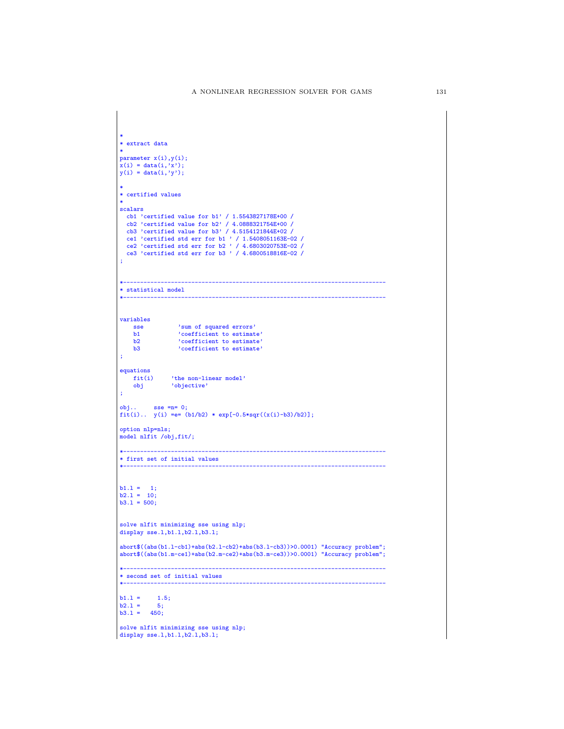```
*
* extract data
*
parameter x(i),y(i);
x(i) = data(i,'x');
y(i) = data(i,'y');

*
* certified values
*
scalars
  cb1 'certified value for b1' / 1.5543827178E+00 /
  cb2 'certified value for b2' / 4.0888321754E+00 /
  cb3 'certified value for b3' / 4.5154121844E+02 /
  ce1 'certified std err for b1 ' / 1.5408051163E-02 /
  ce2 'certified std err for b2 ' / 4.6803020753E-02 /
  ce3 'certified std err for b3 ' / 4.6800518816E-02 /
;


*-----------------------------------------------------------------------------
* statistical model
*-----------------------------------------------------------------------------


variables
    sse          'sum of squared errors'
    b1           'coefficient to estimate'
    b2           'coefficient to estimate'
    b3           'coefficient to estimate'
;

equations
    fit(i)     'the non-linear model'
    obj        'objective'
;

obj..     sse =n= 0;
fit(i)..  y(i) =e= (b1/b2) * exp[-0.5*sqr((x(i)-b3)/b2)];

option nlp=nls;
model nlfit /obj,fit/;

*-----------------------------------------------------------------------------
* first set of initial values
*-----------------------------------------------------------------------------


b1.l =   1;
b2.l =  10;
b3.l = 500;


solve nlfit minimizing sse using nlp;
display sse.l,b1.l,b2.l,b3.l;

abort$((abs(b1.l-cb1)+abs(b2.l-cb2)+abs(b3.l-cb3))>0.0001) "Accuracy problem";
abort$((abs(b1.m-ce1)+abs(b2.m-ce2)+abs(b3.m-ce3))>0.0001) "Accuracy problem";

*-----------------------------------------------------------------------------
* second set of initial values
*-----------------------------------------------------------------------------

b1.l =     1.5;
b2.l =     5;
b3.l =   450;

solve nlfit minimizing sse using nlp;
display sse.l,b1.l,b2.l,b3.l;
```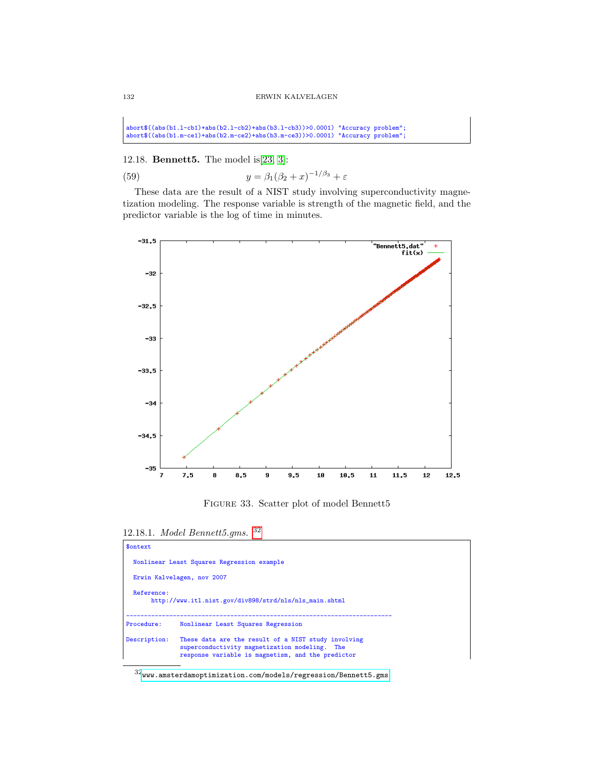```
abort$((abs(b1.l-cb1)+abs(b2.l-cb2)+abs(b3.l-cb3))>0.0001) "Accuracy problem";
abort$((abs(b1.m-ce1)+abs(b2.m-ce2)+abs(b3.m-ce3))>0.0001) "Accuracy problem";
```

12.18. **Bennett5.** The model is[23, 3]:

$$y = \beta_1(\beta_2 + x)^{-1/\beta_3} + \varepsilon \tag{59}$$

These data are the result of a NIST study involving superconductivity magnetization modeling. The response variable is strength of the magnetic field, and the predictor variable is the log of time in minutes.

FIGURE 33. Scatter plot of model Bennett5

12.18.1. *Model Bennett5.gms.* [32]

```
$ontext

  Nonlinear Least Squares Regression example

  Erwin Kalvelagen, nov 2007

  Reference:
       http://www.itl.nist.gov/div898/strd/nls/nls_main.shtml

--------------------------------------------------------------------------
Procedure:     Nonlinear Least Squares Regression

Description:   These data are the result of a NIST study involving
               superconductivity magnetization modeling.  The
               response variable is magnetism, and the predictor
```

[32] www.amsterdamoptimization.com/models/regression/Bennett5.gms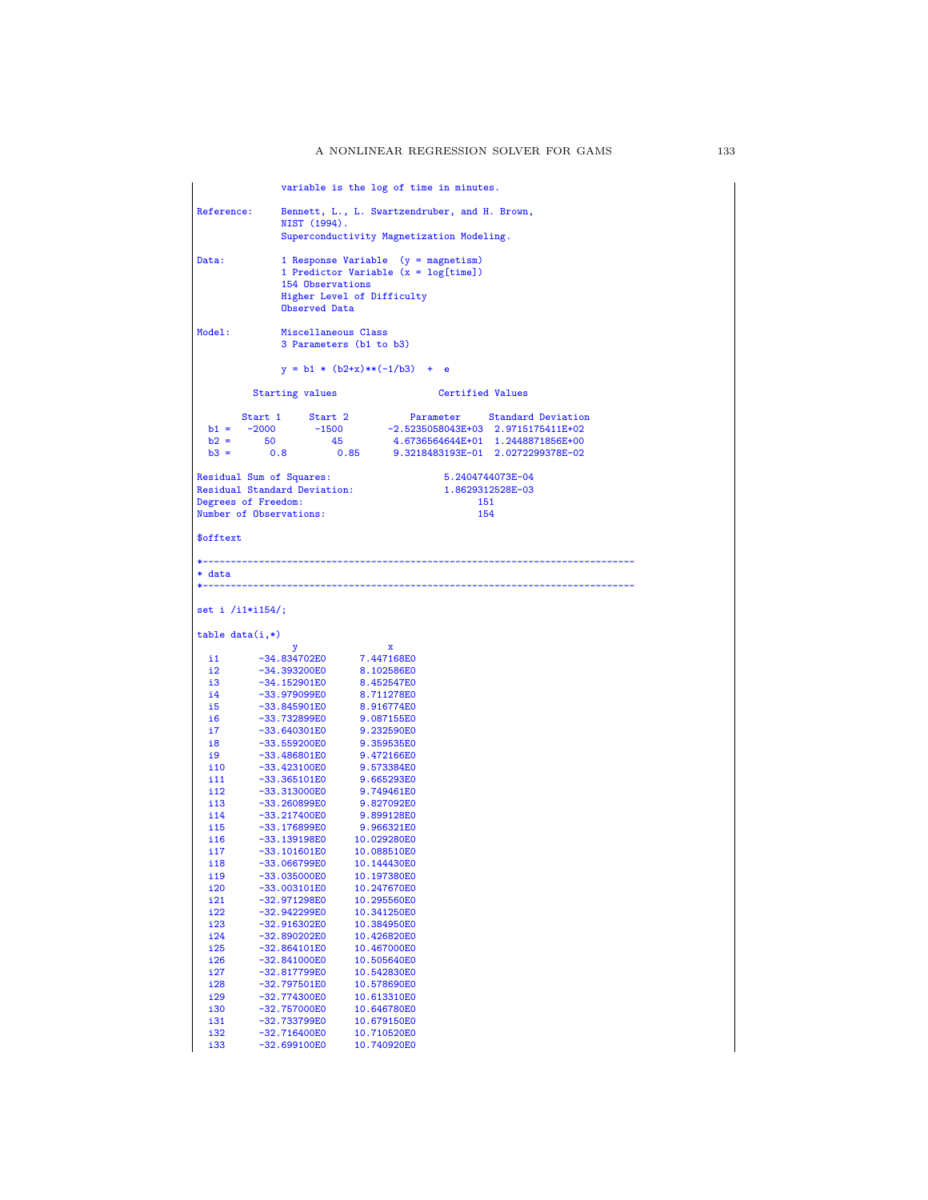```
               variable is the log of time in minutes.

Reference:     Bennett, L., L. Swartzendruber, and H. Brown,
               NIST (1994).
               Superconductivity Magnetization Modeling.

Data:          1 Response Variable  (y = magnetism)
               1 Predictor Variable (x = log[time])
               154 Observations
               Higher Level of Difficulty
               Observed Data

Model:         Miscellaneous Class
               3 Parameters (b1 to b3)

               y = b1 * (b2+x)**(-1/b3)  +  e

          Starting values                  Certified Values

        Start 1     Start 2           Parameter     Standard Deviation
  b1 =   -2000       -1500        -2.5235058043E+03  2.9715175411E+02
  b2 =     50          45          4.6736564644E+01  1.2448871856E+00
  b3 =      0.8         0.85       9.3218483193E-01  2.0272299378E-02

Residual Sum of Squares:                    5.2404744073E-04
Residual Standard Deviation:                1.8629312528E-03
Degrees of Freedom:                               151
Number of Observations:                           154

$offtext

*-----------------------------------------------------------------------------
* data
*-----------------------------------------------------------------------------

set i /i1*i154/;

table data(i,*)
                 y                x
  i1       -34.834702E0      7.447168E0
  i2       -34.393200E0      8.102586E0
  i3       -34.152901E0      8.452547E0
  i4       -33.979099E0      8.711278E0
  i5       -33.845901E0      8.916774E0
  i6       -33.732899E0      9.087155E0
  i7       -33.640301E0      9.232590E0
  i8       -33.559200E0      9.359535E0
  i9       -33.486801E0      9.472166E0
  i10      -33.423100E0      9.573384E0
  i11      -33.365101E0      9.665293E0
  i12      -33.313000E0      9.749461E0
  i13      -33.260899E0      9.827092E0
  i14      -33.217400E0      9.899128E0
  i15      -33.176899E0      9.966321E0
  i16      -33.139198E0     10.029280E0
  i17      -33.101601E0     10.088510E0
  i18      -33.066799E0     10.144430E0
  i19      -33.035000E0     10.197380E0
  i20      -33.003101E0     10.247670E0
  i21      -32.971298E0     10.295560E0
  i22      -32.942299E0     10.341250E0
  i23      -32.916302E0     10.384950E0
  i24      -32.890202E0     10.426820E0
  i25      -32.864101E0     10.467000E0
  i26      -32.841000E0     10.505640E0
  i27      -32.817799E0     10.542830E0
  i28      -32.797501E0     10.578690E0
  i29      -32.774300E0     10.613310E0
  i30      -32.757000E0     10.646780E0
  i31      -32.733799E0     10.679150E0
  i32      -32.716400E0     10.710520E0
  i33      -32.699100E0     10.740920E0
```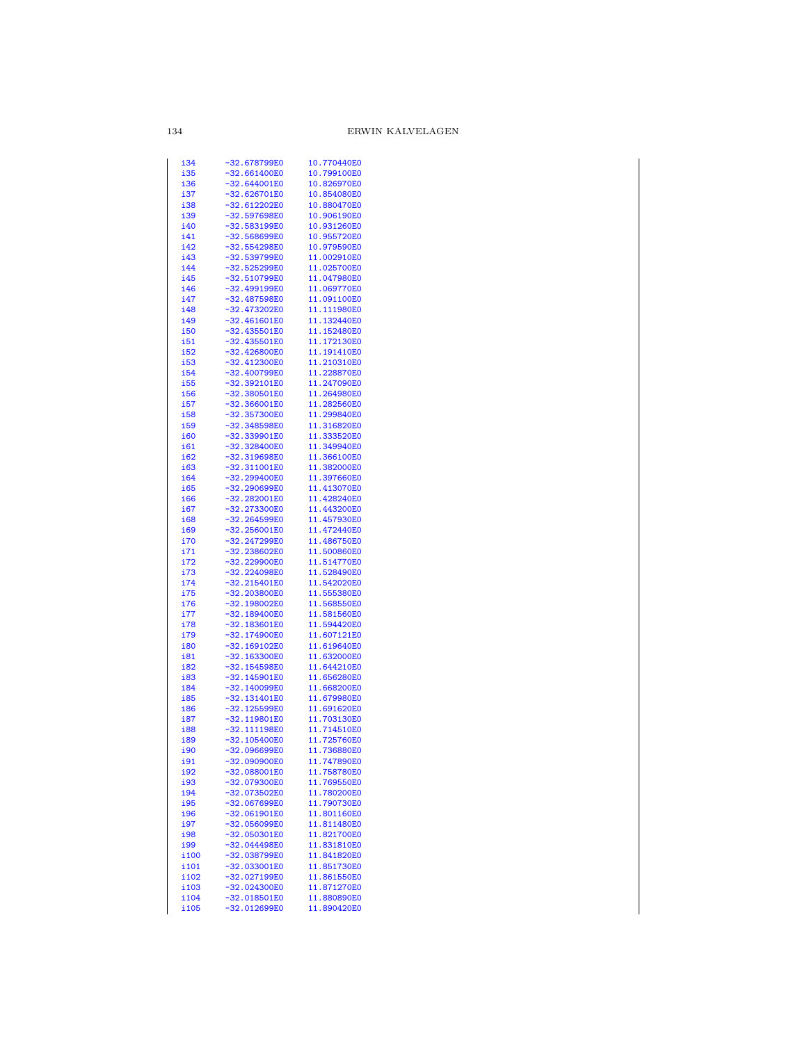```
i34      -32.678799E0     10.770440E0
i35      -32.661400E0     10.799100E0
i36      -32.644001E0     10.826970E0
i37      -32.626701E0     10.854080E0
i38      -32.612202E0     10.880470E0
i39      -32.597698E0     10.906190E0
i40      -32.583199E0     10.931260E0
i41      -32.568699E0     10.955720E0
i42      -32.554298E0     10.979590E0
i43      -32.539799E0     11.002910E0
i44      -32.525299E0     11.025700E0
i45      -32.510799E0     11.047980E0
i46      -32.499199E0     11.069770E0
i47      -32.487598E0     11.091100E0
i48      -32.473202E0     11.111980E0
i49      -32.461601E0     11.132440E0
i50      -32.435501E0     11.152480E0
i51      -32.435501E0     11.172130E0
i52      -32.426800E0     11.191410E0
i53      -32.412300E0     11.210310E0
i54      -32.400799E0     11.228870E0
i55      -32.392101E0     11.247090E0
i56      -32.380501E0     11.264980E0
i57      -32.366001E0     11.282560E0
i58      -32.357300E0     11.299840E0
i59      -32.348598E0     11.316820E0
i60      -32.339901E0     11.333520E0
i61      -32.328400E0     11.349940E0
i62      -32.319698E0     11.366100E0
i63      -32.311001E0     11.382000E0
i64      -32.299400E0     11.397660E0
i65      -32.290699E0     11.413070E0
i66      -32.282001E0     11.428240E0
i67      -32.273300E0     11.443200E0
i68      -32.264599E0     11.457930E0
i69      -32.256001E0     11.472440E0
i70      -32.247299E0     11.486750E0
i71      -32.238602E0     11.500860E0
i72      -32.229900E0     11.514770E0
i73      -32.224098E0     11.528490E0
i74      -32.215401E0     11.542020E0
i75      -32.203800E0     11.555380E0
i76      -32.198002E0     11.568550E0
i77      -32.189400E0     11.581560E0
i78      -32.183601E0     11.594420E0
i79      -32.174900E0     11.607121E0
i80      -32.169102E0     11.619640E0
i81      -32.163300E0     11.632000E0
i82      -32.154598E0     11.644210E0
i83      -32.145901E0     11.656280E0
i84      -32.140099E0     11.668200E0
i85      -32.131401E0     11.679980E0
i86      -32.125599E0     11.691620E0
i87      -32.119801E0     11.703130E0
i88      -32.111198E0     11.714510E0
i89      -32.105400E0     11.725760E0
i90      -32.096699E0     11.736880E0
i91      -32.090900E0     11.747890E0
i92      -32.088001E0     11.758780E0
i93      -32.079300E0     11.769550E0
i94      -32.073502E0     11.780200E0
i95      -32.067699E0     11.790730E0
i96      -32.061901E0     11.801160E0
i97      -32.056099E0     11.811480E0
i98      -32.050301E0     11.821700E0
i99      -32.044498E0     11.831810E0
i100     -32.038799E0     11.841820E0
i101     -32.033001E0     11.851730E0
i102     -32.027199E0     11.861550E0
i103     -32.024300E0     11.871270E0
i104     -32.018501E0     11.880890E0
i105     -32.012699E0     11.890420E0
```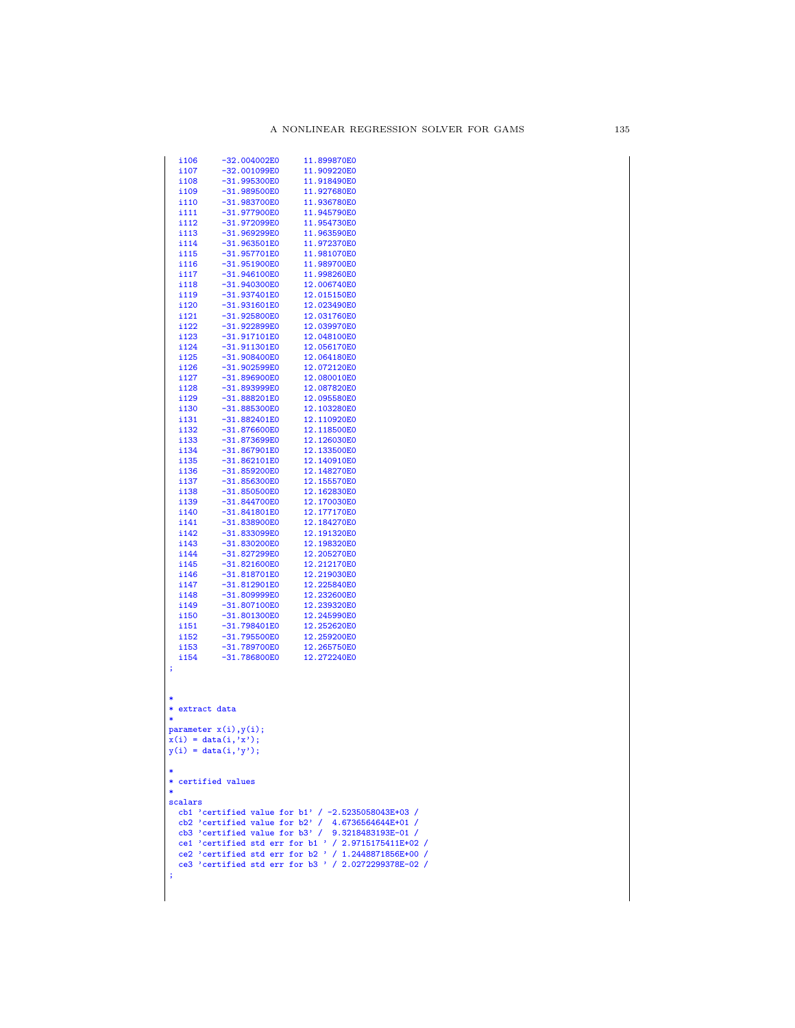```
  i106     -32.004002E0     11.899870E0
  i107     -32.001099E0     11.909220E0
  i108     -31.995300E0     11.918490E0
  i109     -31.989500E0     11.927680E0
  i110     -31.983700E0     11.936780E0
  i111     -31.977900E0     11.945790E0
  i112     -31.972099E0     11.954730E0
  i113     -31.969299E0     11.963590E0
  i114     -31.963501E0     11.972370E0
  i115     -31.957701E0     11.981070E0
  i116     -31.951900E0     11.989700E0
  i117     -31.946100E0     11.998260E0
  i118     -31.940300E0     12.006740E0
  i119     -31.937401E0     12.015150E0
  i120     -31.931601E0     12.023490E0
  i121     -31.925800E0     12.031760E0
  i122     -31.922899E0     12.039970E0
  i123     -31.917101E0     12.048100E0
  i124     -31.911301E0     12.056170E0
  i125     -31.908400E0     12.064180E0
  i126     -31.902599E0     12.072120E0
  i127     -31.896900E0     12.080010E0
  i128     -31.893999E0     12.087820E0
  i129     -31.888201E0     12.095580E0
  i130     -31.885300E0     12.103280E0
  i131     -31.882401E0     12.110920E0
  i132     -31.876600E0     12.118500E0
  i133     -31.873699E0     12.126030E0
  i134     -31.867901E0     12.133500E0
  i135     -31.862101E0     12.140910E0
  i136     -31.859200E0     12.148270E0
  i137     -31.856300E0     12.155570E0
  i138     -31.850500E0     12.162830E0
  i139     -31.844700E0     12.170030E0
  i140     -31.841801E0     12.177170E0
  i141     -31.838900E0     12.184270E0
  i142     -31.833099E0     12.191320E0
  i143     -31.830200E0     12.198320E0
  i144     -31.827299E0     12.205270E0
  i145     -31.821600E0     12.212170E0
  i146     -31.818701E0     12.219030E0
  i147     -31.812901E0     12.225840E0
  i148     -31.809999E0     12.232600E0
  i149     -31.807100E0     12.239320E0
  i150     -31.801300E0     12.245990E0
  i151     -31.798401E0     12.252620E0
  i152     -31.795500E0     12.259200E0
  i153     -31.789700E0     12.265750E0
  i154     -31.786800E0     12.272240E0
;


*
* extract data
*
parameter x(i),y(i);
x(i) = data(i,'x');
y(i) = data(i,'y');

*
* certified values
*
scalars
  cb1 'certified value for b1' / -2.5235058043E+03 /
  cb2 'certified value for b2' /  4.6736564644E+01 /
  cb3 'certified value for b3' /  9.3218483193E-01 /
  ce1 'certified std err for b1 ' / 2.9715175411E+02 /
  ce2 'certified std err for b2 ' / 1.2448871856E+00 /
  ce3 'certified std err for b3 ' / 2.0272299378E-02 /
;
```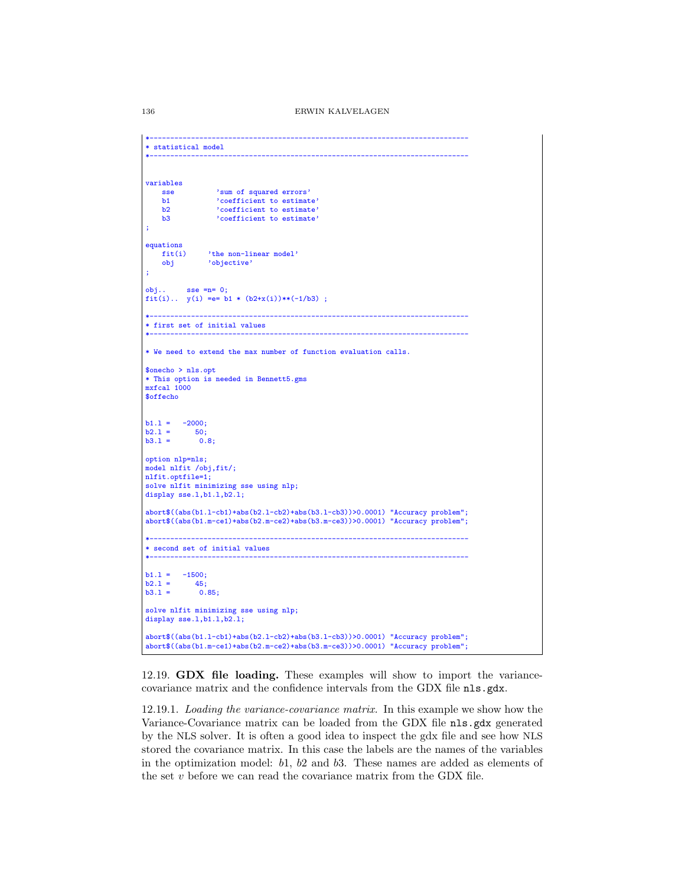```
*-----------------------------------------------------------------------------
* statistical model
*-----------------------------------------------------------------------------


variables
    sse          'sum of squared errors'
    b1           'coefficient to estimate'
    b2           'coefficient to estimate'
    b3           'coefficient to estimate'
;

equations
    fit(i)     'the non-linear model'
    obj        'objective'
;

obj..     sse =n= 0;
fit(i)..  y(i) =e= b1 * (b2+x(i))**(-1/b3) ;

*-----------------------------------------------------------------------------
* first set of initial values
*-----------------------------------------------------------------------------

* We need to extend the max number of function evaluation calls.

$onecho > nls.opt
* This option is needed in Bennett5.gms
mxfcal 1000
$offecho


b1.l =   -2000;
b2.l =      50;
b3.l =       0.8;

option nlp=nls;
model nlfit /obj,fit/;
nlfit.optfile=1;
solve nlfit minimizing sse using nlp;
display sse.l,b1.l,b2.l;

abort$((abs(b1.l-cb1)+abs(b2.l-cb2)+abs(b3.l-cb3))>0.0001) "Accuracy problem";
abort$((abs(b1.m-ce1)+abs(b2.m-ce2)+abs(b3.m-ce3))>0.0001) "Accuracy problem";

*-----------------------------------------------------------------------------
* second set of initial values
*-----------------------------------------------------------------------------

b1.l =   -1500;
b2.l =      45;
b3.l =       0.85;

solve nlfit minimizing sse using nlp;
display sse.l,b1.l,b2.l;

abort$((abs(b1.l-cb1)+abs(b2.l-cb2)+abs(b3.l-cb3))>0.0001) "Accuracy problem";
abort$((abs(b1.m-ce1)+abs(b2.m-ce2)+abs(b3.m-ce3))>0.0001) "Accuracy problem";
```

12.19. **GDX file loading.** These examples will show to import the variance-covariance matrix and the confidence intervals from the GDX file `nls.gdx`.

12.19.1. *Loading the variance-covariance matrix.* In this example we show how the Variance-Covariance matrix can be loaded from the GDX file `nls.gdx` generated by the NLS solver. It is often a good idea to inspect the gdx file and see how NLS stored the covariance matrix. In this case the labels are the names of the variables in the optimization model: $b1$, $b2$ and $b3$. These names are added as elements of the set $v$ before we can read the covariance matrix from the GDX file.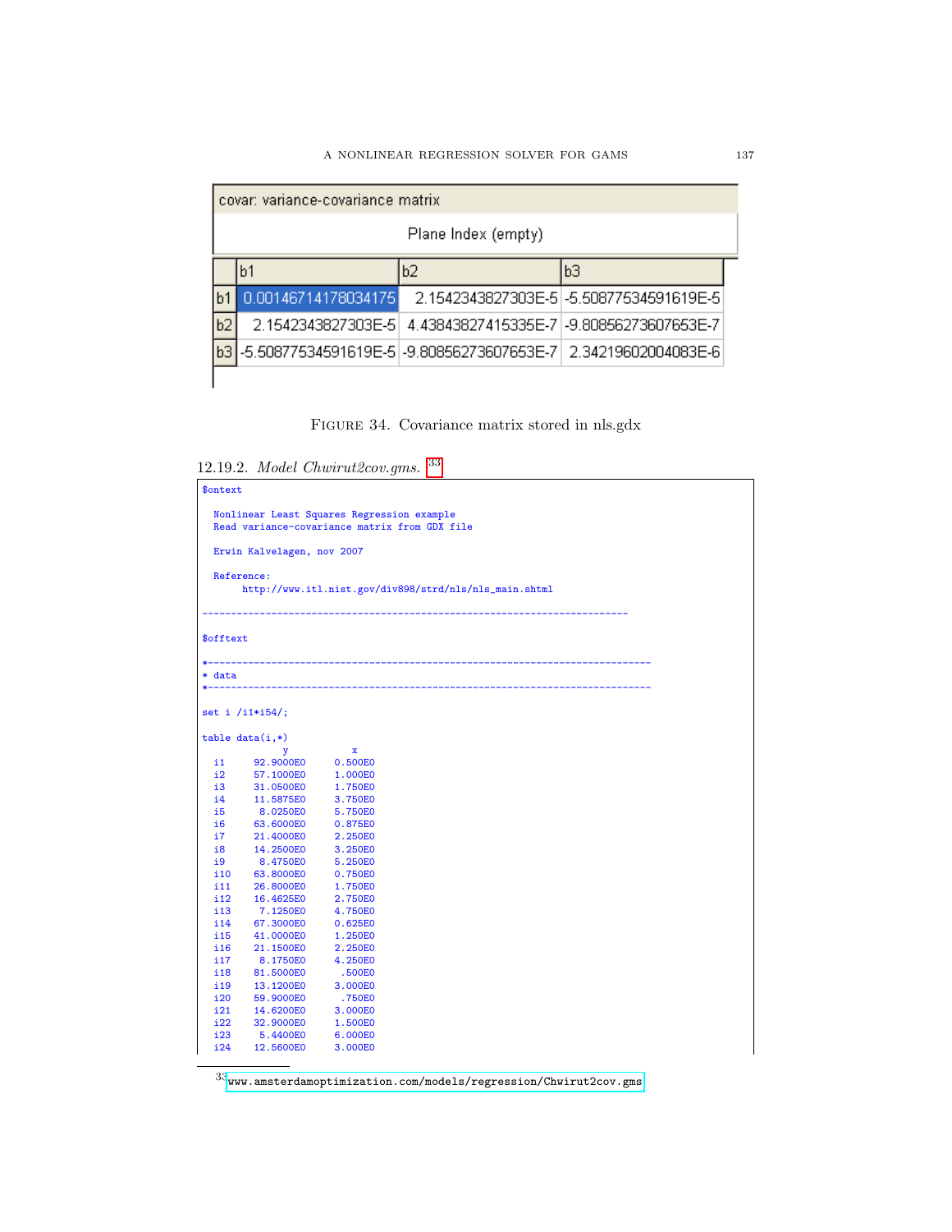| covar: variance-covariance matrix | | | |
|---|---|---|---|
| Plane Index (empty) | | | |
| | b1 | b2 | b3 |
| b1 | 0.00146714178034175 | 2.1542343827303E-5 | -5.50877534591619E-5 |
| b2 | 2.1542343827303E-5 | 4.43843827415335E-7 | -9.80856273607653E-7 |
| b3 | -5.50877534591619E-5 | -9.80856273607653E-7 | 2.34219602004083E-6 |

FIGURE 34. Covariance matrix stored in nls.gdx

### 12.19.2. *Model Chwirut2cov.gms.* [33]

```
$ontext

  Nonlinear Least Squares Regression example
  Read variance-covariance matrix from GDX file

  Erwin Kalvelagen, nov 2007

  Reference:
       http://www.itl.nist.gov/div898/strd/nls/nls_main.shtml

----------------------------------------------------------------------------

$offtext

*----------------------------------------------------------------------------
* data
*----------------------------------------------------------------------------

set i /i1*i54/;

table data(i,*)
              y           x
  i1      92.9000E0      0.500E0
  i2      57.1000E0      1.000E0
  i3      31.0500E0      1.750E0
  i4      11.5875E0      3.750E0
  i5       8.0250E0      5.750E0
  i6      63.6000E0      0.875E0
  i7      21.4000E0      2.250E0
  i8      14.2500E0      3.250E0
  i9       8.4750E0      5.250E0
  i10     63.8000E0      0.750E0
  i11     26.8000E0      1.750E0
  i12     16.4625E0      2.750E0
  i13      7.1250E0      4.750E0
  i14     67.3000E0      0.625E0
  i15     41.0000E0      1.250E0
  i16     21.1500E0      2.250E0
  i17      8.1750E0      4.250E0
  i18     81.5000E0       .500E0
  i19     13.1200E0      3.000E0
  i20     59.9000E0       .750E0
  i21     14.6200E0      3.000E0
  i22     32.9000E0      1.500E0
  i23      5.4400E0      6.000E0
  i24     12.5600E0      3.000E0
```

[33] www.amsterdamoptimization.com/models/regression/Chwirut2cov.gms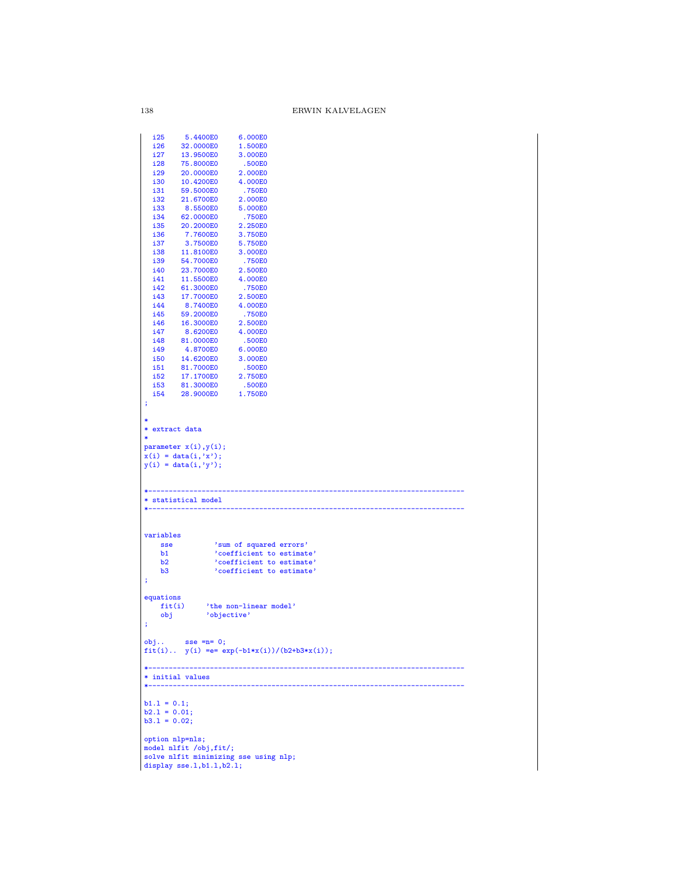```
  i25     5.4400E0     6.000E0
  i26    32.0000E0     1.500E0
  i27    13.9500E0     3.000E0
  i28    75.8000E0      .500E0
  i29    20.0000E0     2.000E0
  i30    10.4200E0     4.000E0
  i31    59.5000E0      .750E0
  i32    21.6700E0     2.000E0
  i33     8.5500E0     5.000E0
  i34    62.0000E0      .750E0
  i35    20.2000E0     2.250E0
  i36     7.7600E0     3.750E0
  i37     3.7500E0     5.750E0
  i38    11.8100E0     3.000E0
  i39    54.7000E0      .750E0
  i40    23.7000E0     2.500E0
  i41    11.5500E0     4.000E0
  i42    61.3000E0      .750E0
  i43    17.7000E0     2.500E0
  i44     8.7400E0     4.000E0
  i45    59.2000E0      .750E0
  i46    16.3000E0     2.500E0
  i47     8.6200E0     4.000E0
  i48    81.0000E0      .500E0
  i49     4.8700E0     6.000E0
  i50    14.6200E0     3.000E0
  i51    81.7000E0      .500E0
  i52    17.1700E0     2.750E0
  i53    81.3000E0      .500E0
  i54    28.9000E0     1.750E0
;

*
* extract data
*
parameter x(i),y(i);
x(i) = data(i,'x');
y(i) = data(i,'y');


*-----------------------------------------------------------------------------
* statistical model
*-----------------------------------------------------------------------------


variables
    sse          'sum of squared errors'
    b1           'coefficient to estimate'
    b2           'coefficient to estimate'
    b3           'coefficient to estimate'
;

equations
    fit(i)     'the non-linear model'
    obj        'objective'
;

obj..     sse =n= 0;
fit(i)..  y(i) =e= exp(-b1*x(i))/(b2+b3*x(i));

*-----------------------------------------------------------------------------
* initial values
*-----------------------------------------------------------------------------

b1.l = 0.1;
b2.l = 0.01;
b3.l = 0.02;

option nlp=nls;
model nlfit /obj,fit/;
solve nlfit minimizing sse using nlp;
display sse.l,b1.l,b2.l;
```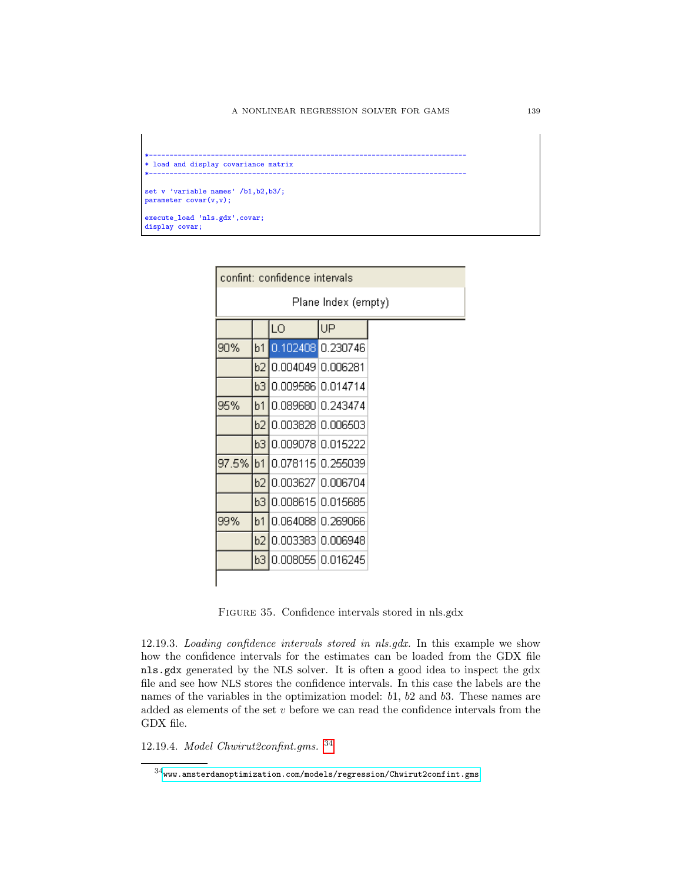```
*-----------------------------------------------------------------------------
* load and display covariance matrix
*-----------------------------------------------------------------------------

set v 'variable names' /b1,b2,b3/;
parameter covar(v,v);

execute_load 'nls.gdx',covar;
display covar;
```

confint: confidence intervals

Plane Index (empty)

| | | LO | UP |
|---|---|---|---|
| 90% | b1 | 0.102408 | 0.230746 |
| | b2 | 0.004049 | 0.006281 |
| | b3 | 0.009586 | 0.014714 |
| 95% | b1 | 0.089680 | 0.243474 |
| | b2 | 0.003828 | 0.006503 |
| | b3 | 0.009078 | 0.015222 |
| 97.5% | b1 | 0.078115 | 0.255039 |
| | b2 | 0.003627 | 0.006704 |
| | b3 | 0.008615 | 0.015685 |
| 99% | b1 | 0.064088 | 0.269066 |
| | b2 | 0.003383 | 0.006948 |
| | b3 | 0.008055 | 0.016245 |

Figure 35. Confidence intervals stored in nls.gdx

12.19.3. *Loading confidence intervals stored in nls.gdx.* In this example we show how the confidence intervals for the estimates can be loaded from the GDX file `nls.gdx` generated by the NLS solver. It is often a good idea to inspect the gdx file and see how NLS stores the confidence intervals. In this case the labels are the names of the variables in the optimization model: $b1$, $b2$ and $b3$. These names are added as elements of the set $v$ before we can read the confidence intervals from the GDX file.

12.19.4. *Model Chwirut2confint.gms.* [34]

[34] www.amsterdamoptimization.com/models/regression/Chwirut2confint.gms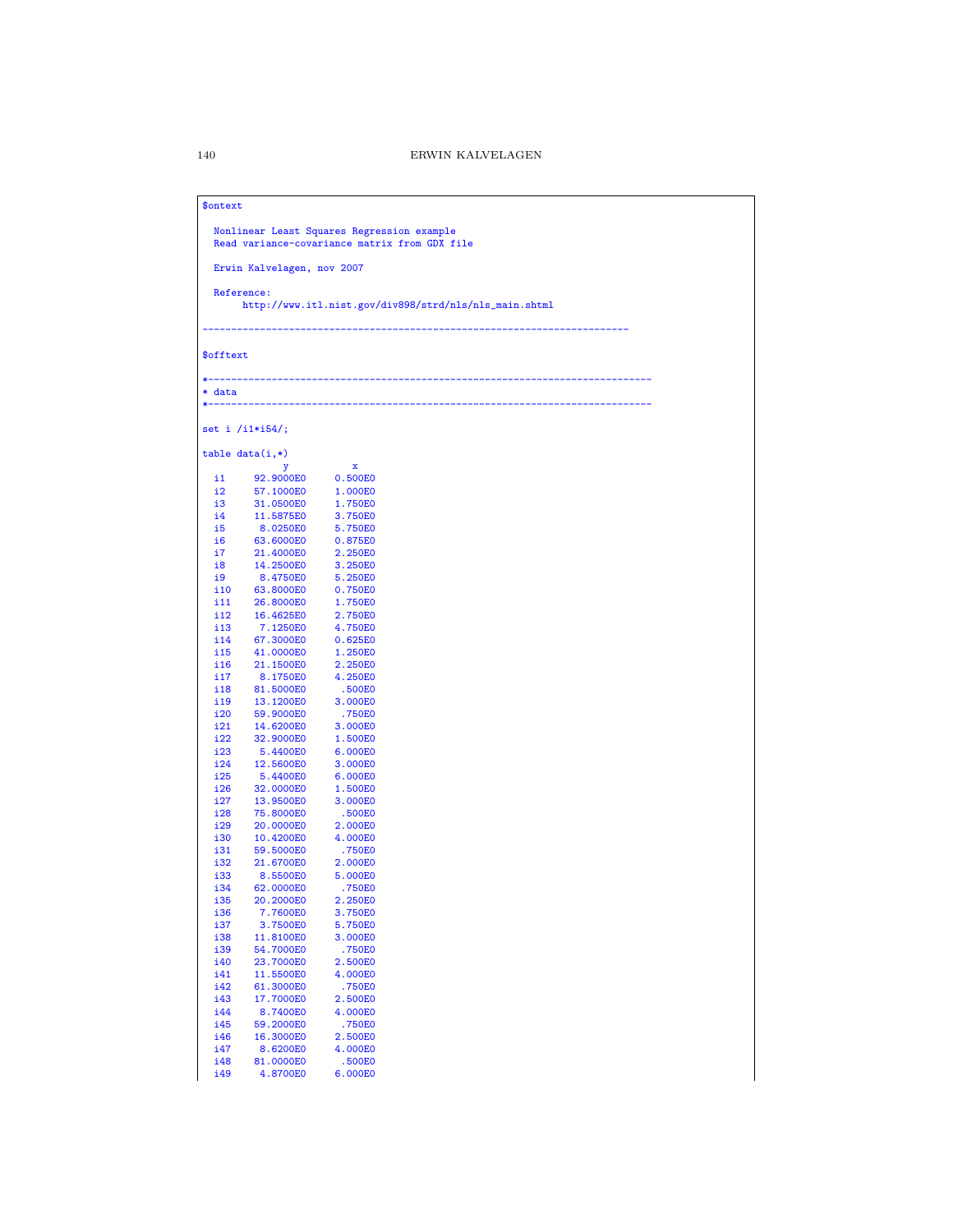```
$ontext

  Nonlinear Least Squares Regression example
  Read variance-covariance matrix from GDX file

  Erwin Kalvelagen, nov 2007

  Reference:
       http://www.itl.nist.gov/div898/strd/nls/nls_main.shtml

--------------------------------------------------------------------------

$offtext

*-----------------------------------------------------------------------------
* data
*-----------------------------------------------------------------------------

set i /i1*i54/;

table data(i,*)
              y           x
  i1     92.9000E0     0.500E0
  i2     57.1000E0     1.000E0
  i3     31.0500E0     1.750E0
  i4     11.5875E0     3.750E0
  i5      8.0250E0     5.750E0
  i6     63.6000E0     0.875E0
  i7     21.4000E0     2.250E0
  i8     14.2500E0     3.250E0
  i9      8.4750E0     5.250E0
  i10    63.8000E0     0.750E0
  i11    26.8000E0     1.750E0
  i12    16.4625E0     2.750E0
  i13     7.1250E0     4.750E0
  i14    67.3000E0     0.625E0
  i15    41.0000E0     1.250E0
  i16    21.1500E0     2.250E0
  i17     8.1750E0     4.250E0
  i18    81.5000E0      .500E0
  i19    13.1200E0     3.000E0
  i20    59.9000E0      .750E0
  i21    14.6200E0     3.000E0
  i22    32.9000E0     1.500E0
  i23     5.4400E0     6.000E0
  i24    12.5600E0     3.000E0
  i25     5.4400E0     6.000E0
  i26    32.0000E0     1.500E0
  i27    13.9500E0     3.000E0
  i28    75.8000E0      .500E0
  i29    20.0000E0     2.000E0
  i30    10.4200E0     4.000E0
  i31    59.5000E0      .750E0
  i32    21.6700E0     2.000E0
  i33     8.5500E0     5.000E0
  i34    62.0000E0      .750E0
  i35    20.2000E0     2.250E0
  i36     7.7600E0     3.750E0
  i37     3.7500E0     5.750E0
  i38    11.8100E0     3.000E0
  i39    54.7000E0      .750E0
  i40    23.7000E0     2.500E0
  i41    11.5500E0     4.000E0
  i42    61.3000E0      .750E0
  i43    17.7000E0     2.500E0
  i44     8.7400E0     4.000E0
  i45    59.2000E0      .750E0
  i46    16.3000E0     2.500E0
  i47     8.6200E0     4.000E0
  i48    81.0000E0      .500E0
  i49     4.8700E0     6.000E0
```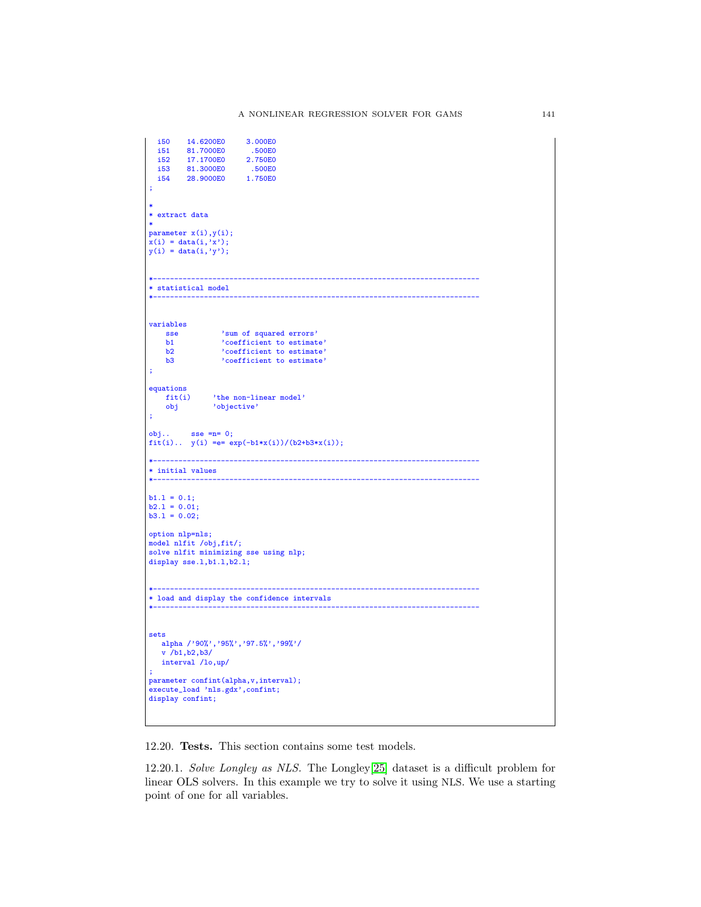```
  i50    14.6200E0     3.000E0
  i51    81.7000E0      .500E0
  i52    17.1700E0     2.750E0
  i53    81.3000E0      .500E0
  i54    28.9000E0     1.750E0
;

*
* extract data
*
parameter x(i),y(i);
x(i) = data(i,'x');
y(i) = data(i,'y');


*-----------------------------------------------------------------------------
* statistical model
*-----------------------------------------------------------------------------


variables
    sse          'sum of squared errors'
    b1           'coefficient to estimate'
    b2           'coefficient to estimate'
    b3           'coefficient to estimate'
;

equations
    fit(i)     'the non-linear model'
    obj        'objective'
;

obj..     sse =n= 0;
fit(i)..  y(i) =e= exp(-b1*x(i))/(b2+b3*x(i));

*-----------------------------------------------------------------------------
* initial values
*-----------------------------------------------------------------------------

b1.l = 0.1;
b2.l = 0.01;
b3.l = 0.02;

option nlp=nls;
model nlfit /obj,fit/;
solve nlfit minimizing sse using nlp;
display sse.l,b1.l,b2.l;


*-----------------------------------------------------------------------------
* load and display the confidence intervals
*-----------------------------------------------------------------------------


sets
   alpha /'90%','95%','97.5%','99%'/
   v /b1,b2,b3/
   interval /lo,up/
;
parameter confint(alpha,v,interval);
execute_load 'nls.gdx',confint;
display confint;
```

12.20. **Tests.** This section contains some test models.

12.20.1. *Solve Longley as NLS.* The Longley[25] dataset is a difficult problem for linear OLS solvers. In this example we try to solve it using NLS. We use a starting point of one for all variables.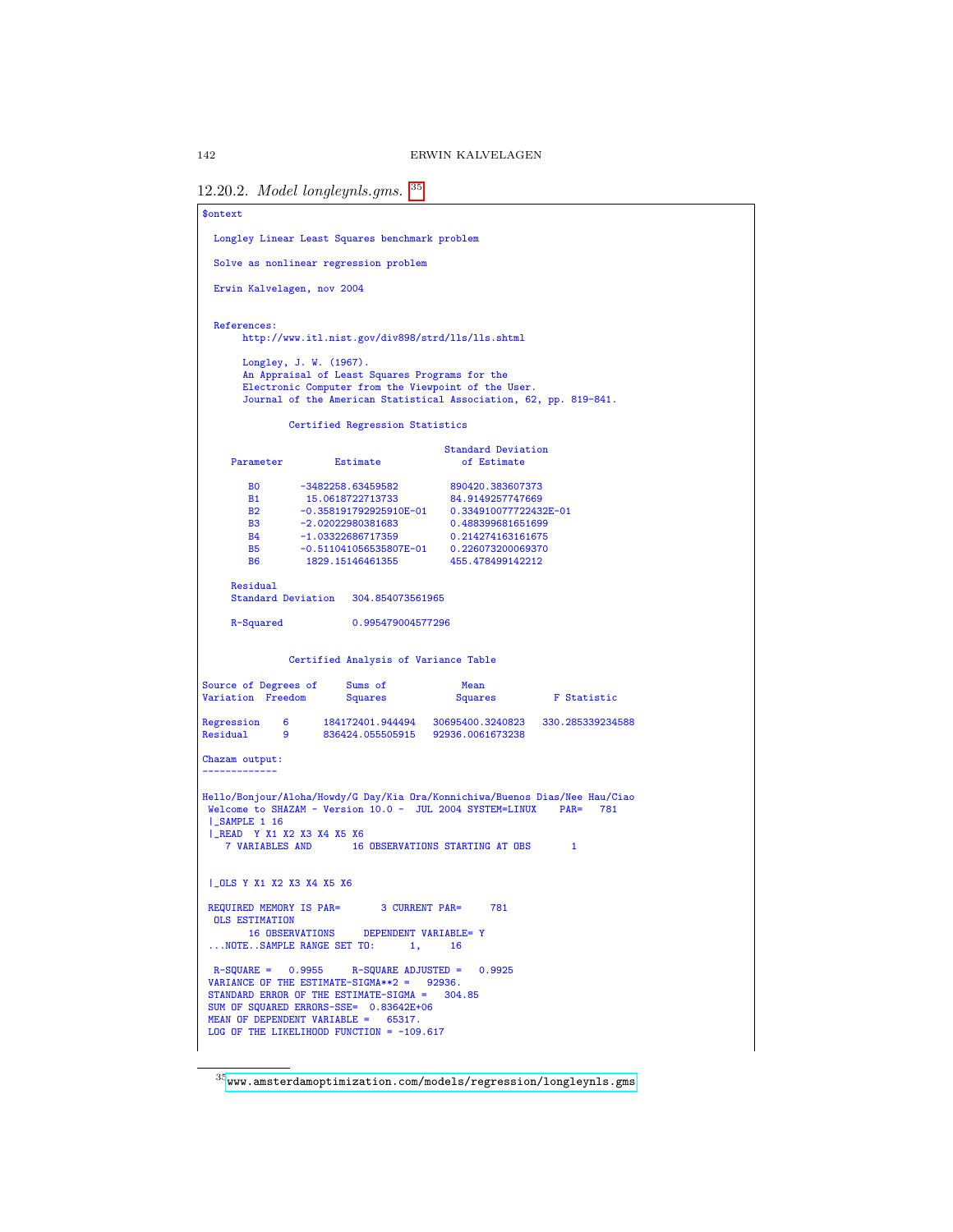### 12.20.2. *Model longleynls.gms.* [35]

```
$ontext

  Longley Linear Least Squares benchmark problem

  Solve as nonlinear regression problem

  Erwin Kalvelagen, nov 2004


  References:
       http://www.itl.nist.gov/div898/strd/lls/lls.shtml

       Longley, J. W. (1967).
       An Appraisal of Least Squares Programs for the
       Electronic Computer from the Viewpoint of the User.
       Journal of the American Statistical Association, 62, pp. 819-841.

               Certified Regression Statistics

                                            Standard Deviation
     Parameter         Estimate                of Estimate

        B0       -3482258.63459582         890420.383607373
        B1        15.0618722713733         84.9149257747669
        B2       -0.358191792925910E-01    0.334910077722432E-01
        B3       -2.02022980381683         0.488399681651699
        B4       -1.03322686717359         0.214274163161675
        B5       -0.511041056535807E-01    0.226073200069370
        B6        1829.15146461355         455.478499142212

     Residual
     Standard Deviation   304.854073561965

     R-Squared            0.995479004577296


               Certified Analysis of Variance Table

Source of Degrees of     Sums of             Mean
Variation  Freedom       Squares            Squares          F Statistic

Regression    6      184172401.944494   30695400.3240823   330.285339234588
Residual      9      836424.055505915   92936.0061673238

Chazam output:
-------------

Hello/Bonjour/Aloha/Howdy/G Day/Kia Ora/Konnichiwa/Buenos Dias/Nee Hau/Ciao
 Welcome to SHAZAM - Version 10.0 -  JUL 2004 SYSTEM=LINUX    PAR=   781
 |_SAMPLE 1 16
 |_READ  Y X1 X2 X3 X4 X5 X6
    7 VARIABLES AND       16 OBSERVATIONS STARTING AT OBS       1


 |_OLS Y X1 X2 X3 X4 X5 X6

 REQUIRED MEMORY IS PAR=       3 CURRENT PAR=     781
  OLS ESTIMATION
        16 OBSERVATIONS     DEPENDENT VARIABLE= Y
 ...NOTE..SAMPLE RANGE SET TO:      1,     16

  R-SQUARE =   0.9955     R-SQUARE ADJUSTED =   0.9925
 VARIANCE OF THE ESTIMATE-SIGMA**2 =   92936.
 STANDARD ERROR OF THE ESTIMATE-SIGMA =   304.85
 SUM OF SQUARED ERRORS-SSE=  0.83642E+06
 MEAN OF DEPENDENT VARIABLE =   65317.
 LOG OF THE LIKELIHOOD FUNCTION = -109.617
```

[35] www.amsterdamoptimization.com/models/regression/longleynls.gms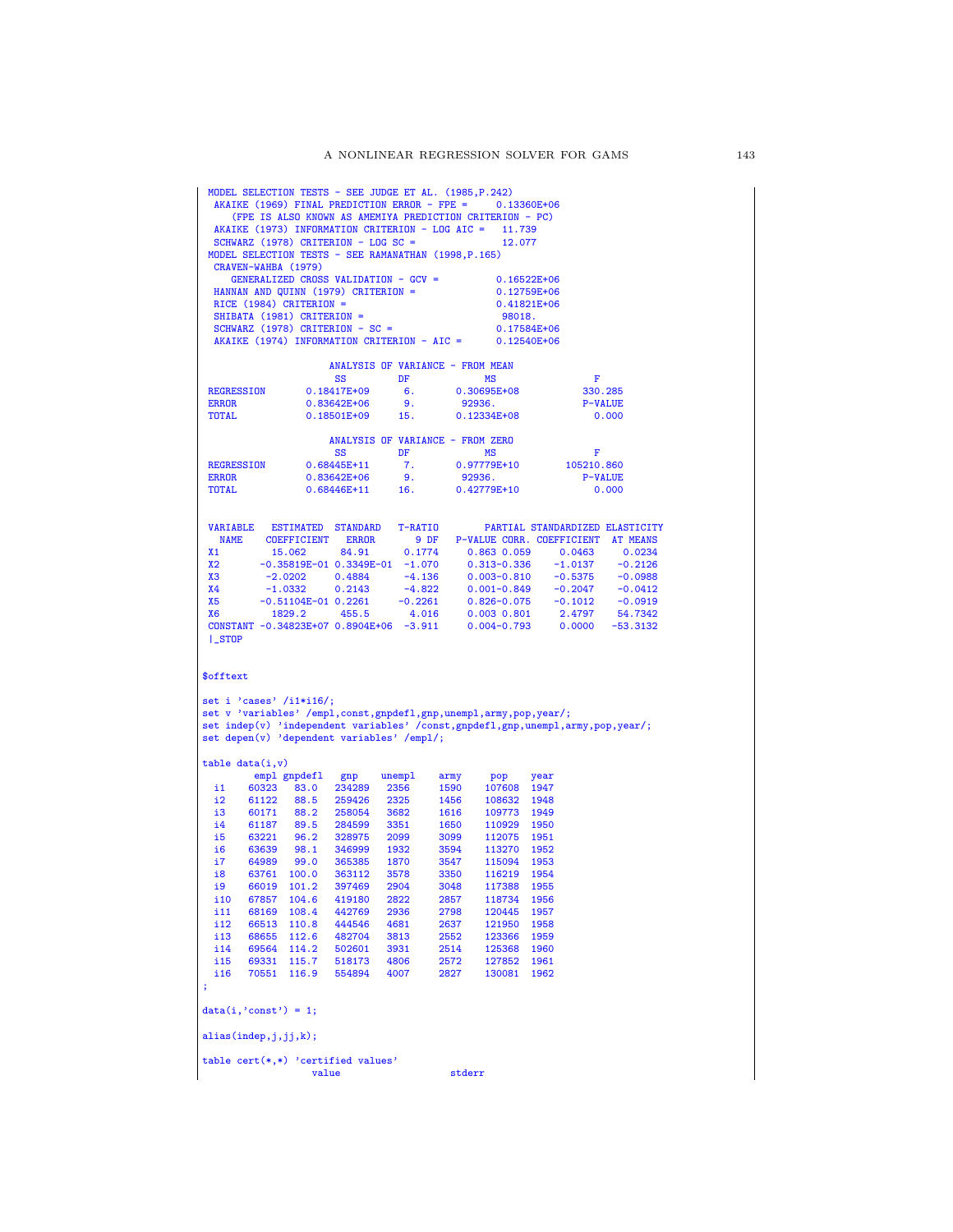```
 MODEL SELECTION TESTS - SEE JUDGE ET AL. (1985,P.242)
  AKAIKE (1969) FINAL PREDICTION ERROR - FPE =      0.13360E+06
     (FPE IS ALSO KNOWN AS AMEMIYA PREDICTION CRITERION - PC)
  AKAIKE (1973) INFORMATION CRITERION - LOG AIC =   11.739
  SCHWARZ (1978) CRITERION - LOG SC =               12.077
 MODEL SELECTION TESTS - SEE RAMANATHAN (1998,P.165)
  CRAVEN-WAHBA (1979)
     GENERALIZED CROSS VALIDATION - GCV =          0.16522E+06
  HANNAN AND QUINN (1979) CRITERION =              0.12759E+06
  RICE (1984) CRITERION =                          0.41821E+06
  SHIBATA (1981) CRITERION =                        98018.
  SCHWARZ (1978) CRITERION - SC =                  0.17584E+06
  AKAIKE (1974) INFORMATION CRITERION - AIC =      0.12540E+06

                     ANALYSIS OF VARIANCE - FROM MEAN
                     SS         DF            MS               F
 REGRESSION       0.18417E+09     6.       0.30695E+08          330.285
 ERROR            0.83642E+06     9.        92936.              P-VALUE
 TOTAL            0.18501E+09    15.       0.12334E+08            0.000

                     ANALYSIS OF VARIANCE - FROM ZERO
                     SS         DF            MS               F
 REGRESSION       0.68445E+11     7.       0.97779E+10       105210.860
 ERROR            0.83642E+06     9.        92936.              P-VALUE
 TOTAL            0.68446E+11    16.       0.42779E+10            0.000


 VARIABLE   ESTIMATED  STANDARD   T-RATIO        PARTIAL STANDARDIZED ELASTICITY
   NAME    COEFFICIENT   ERROR      9 DF   P-VALUE CORR. COEFFICIENT  AT MEANS
 X1         15.062      84.91      0.1774     0.863 0.059     0.0463     0.0234
 X2       -0.35819E-01 0.3349E-01  -1.070     0.313-0.336    -1.0137    -0.2126
 X3        -2.0202     0.4884      -4.136     0.003-0.810    -0.5375    -0.0988
 X4        -1.0332     0.2143      -4.822     0.001-0.849    -0.2047    -0.0412
 X5       -0.51104E-01 0.2261     -0.2261     0.826-0.075    -0.1012    -0.0919
 X6         1829.2      455.5       4.016     0.003 0.801     2.4797    54.7342
 CONSTANT -0.34823E+07 0.8904E+06  -3.911     0.004-0.793     0.0000   -53.3132
 |_STOP


$offtext

set i 'cases' /i1*i16/;
set v 'variables' /empl,const,gnpdefl,gnp,unempl,army,pop,year/;
set indep(v) 'independent variables' /const,gnpdefl,gnp,unempl,army,pop,year/;
set depen(v) 'dependent variables' /empl/;

table data(i,v)
        empl gnpdefl   gnp    unempl    army     pop    year
  i1    60323   83.0   234289   2356     1590    107608  1947
  i2    61122   88.5   259426   2325     1456    108632  1948
  i3    60171   88.2   258054   3682     1616    109773  1949
  i4    61187   89.5   284599   3351     1650    110929  1950
  i5    63221   96.2   328975   2099     3099    112075  1951
  i6    63639   98.1   346999   1932     3594    113270  1952
  i7    64989   99.0   365385   1870     3547    115094  1953
  i8    63761  100.0   363112   3578     3350    116219  1954
  i9    66019  101.2   397469   2904     3048    117388  1955
  i10   67857  104.6   419180   2822     2857    118734  1956
  i11   68169  108.4   442769   2936     2798    120445  1957
  i12   66513  110.8   444546   4681     2637    121950  1958
  i13   68655  112.6   482704   3813     2552    123366  1959
  i14   69564  114.2   502601   3931     2514    125368  1960
  i15   69331  115.7   518173   4806     2572    127852  1961
  i16   70551  116.9   554894   4007     2827    130081  1962
;

data(i,'const') = 1;

alias(indep,j,jj,k);

table cert(*,*) 'certified values'
                  value                   stderr
```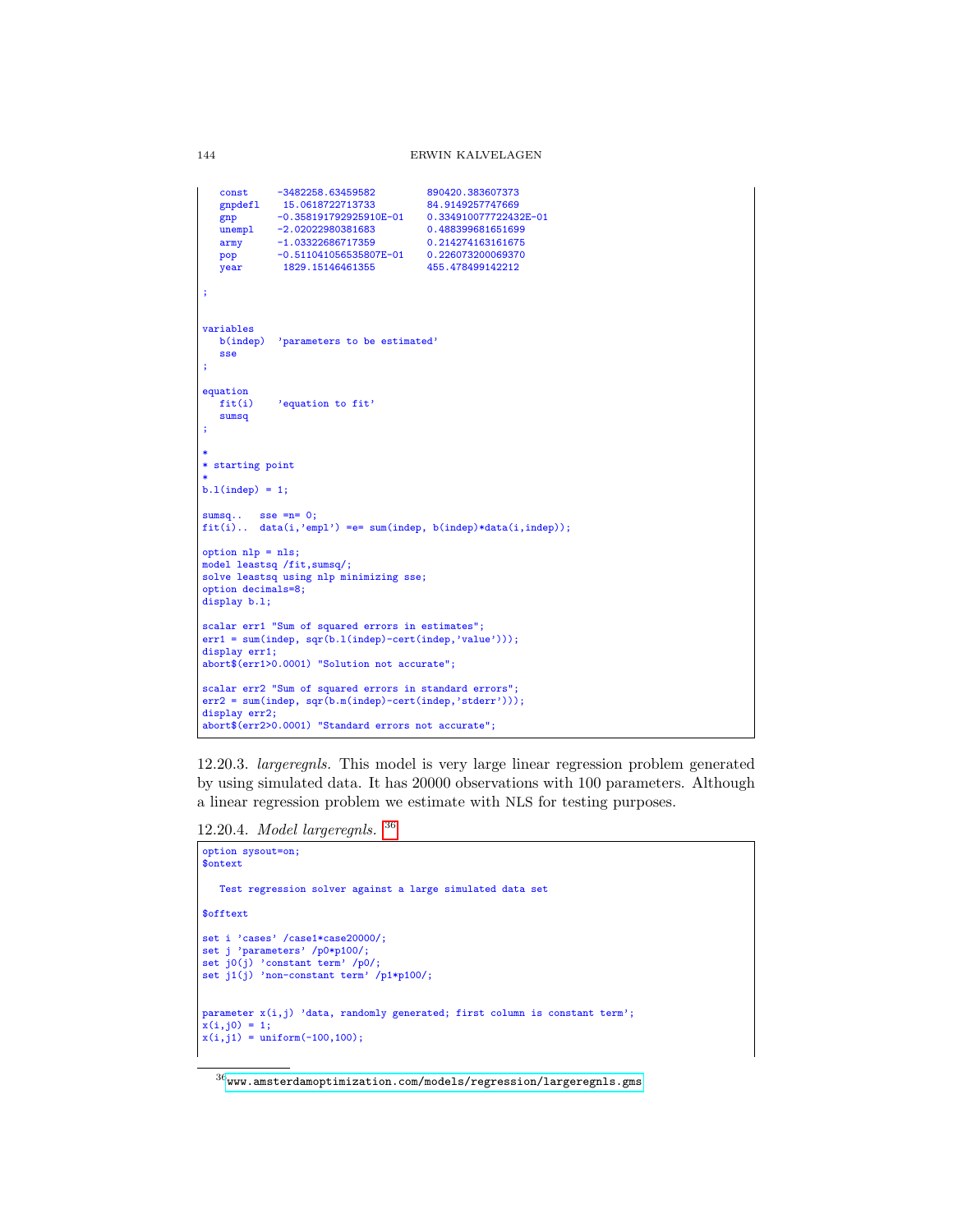```
   const     -3482258.63459582        890420.383607373
   gnpdefl    15.0618722713733         84.9149257747669
   gnp       -0.358191792925910E-01    0.334910077722432E-01
   unempl    -2.02022980381683         0.488399681651699
   army      -1.03322686717359         0.214274163161675
   pop       -0.511041056535807E-01    0.226073200069370
   year       1829.15146461355         455.478499142212

;


variables
   b(indep)  'parameters to be estimated'
   sse
;

equation
   fit(i)    'equation to fit'
   sumsq
;

*
* starting point
*
b.l(indep) = 1;

sumsq..   sse =n= 0;
fit(i)..  data(i,'empl') =e= sum(indep, b(indep)*data(i,indep));

option nlp = nls;
model leastsq /fit,sumsq/;
solve leastsq using nlp minimizing sse;
option decimals=8;
display b.l;

scalar err1 "Sum of squared errors in estimates";
err1 = sum(indep, sqr(b.l(indep)-cert(indep,'value')));
display err1;
abort$(err1>0.0001) "Solution not accurate";

scalar err2 "Sum of squared errors in standard errors";
err2 = sum(indep, sqr(b.m(indep)-cert(indep,'stderr')));
display err2;
abort$(err2>0.0001) "Standard errors not accurate";
```

12.20.3. *largeregnls.* This model is very large linear regression problem generated by using simulated data. It has 20000 observations with 100 parameters. Although a linear regression problem we estimate with NLS for testing purposes.

12.20.4. *Model largeregnls.* [36]

```
option sysout=on;
$ontext

   Test regression solver against a large simulated data set

$offtext

set i 'cases' /case1*case20000/;
set j 'parameters' /p0*p100/;
set j0(j) 'constant term' /p0/;
set j1(j) 'non-constant term' /p1*p100/;


parameter x(i,j) 'data, randomly generated; first column is constant term';
x(i,j0) = 1;
x(i,j1) = uniform(-100,100);
```

[36] www.amsterdamoptimization.com/models/regression/largeregnls.gms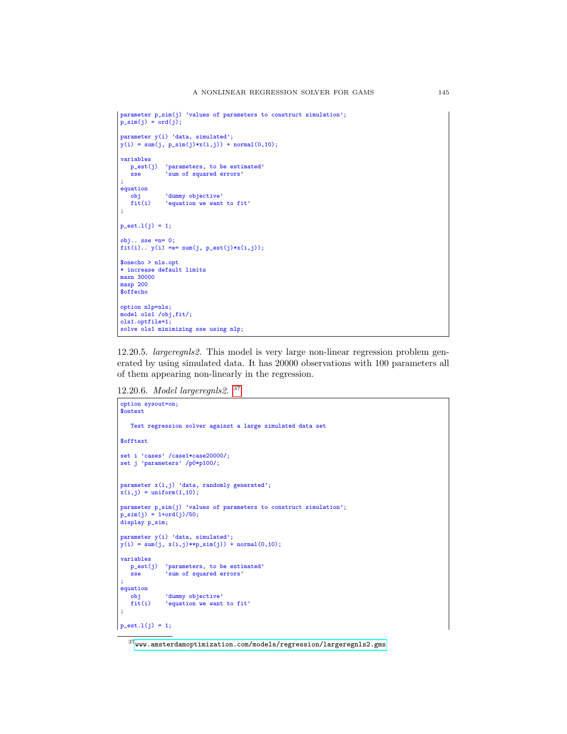```
parameter p_sim(j) 'values of parameters to construct simulation';
p_sim(j) = ord(j);

parameter y(i) 'data, simulated';
y(i) = sum(j, p_sim(j)*x(i,j)) + normal(0,10);

variables
   p_est(j)  'parameters, to be estimated'
   sse       'sum of squared errors'
;
equation
   obj       'dummy objective'
   fit(i)    'equation we want to fit'
;

p_est.l(j) = 1;

obj.. sse =n= 0;
fit(i).. y(i) =e= sum(j, p_est(j)*x(i,j));

$onecho > nls.opt
* increase default limits
maxn 30000
maxp 200
$offecho

option nlp=nls;
model ols1 /obj,fit/;
ols1.optfile=1;
solve ols1 minimizing sse using nlp;
```

12.20.5. *largeregnls2.* This model is very large non-linear regression problem generated by using simulated data. It has 20000 observations with 100 parameters all of them appearing non-linearly in the regression.

12.20.6. *Model largeregnls2.* [37]

```
option sysout=on;
$ontext

   Test regression solver against a large simulated data set

$offtext

set i 'cases' /case1*case20000/;
set j 'parameters' /p0*p100/;


parameter x(i,j) 'data, randomly generated';
x(i,j) = uniform(1,10);

parameter p_sim(j) 'values of parameters to construct simulation';
p_sim(j) = 1+ord(j)/50;
display p_sim;

parameter y(i) 'data, simulated';
y(i) = sum(j, x(i,j)**p_sim(j)) + normal(0,10);

variables
   p_est(j)  'parameters, to be estimated'
   sse       'sum of squared errors'
;
equation
   obj       'dummy objective'
   fit(i)    'equation we want to fit'
;

p_est.l(j) = 1;
```

[37] www.amsterdamoptimization.com/models/regression/largeregnls2.gms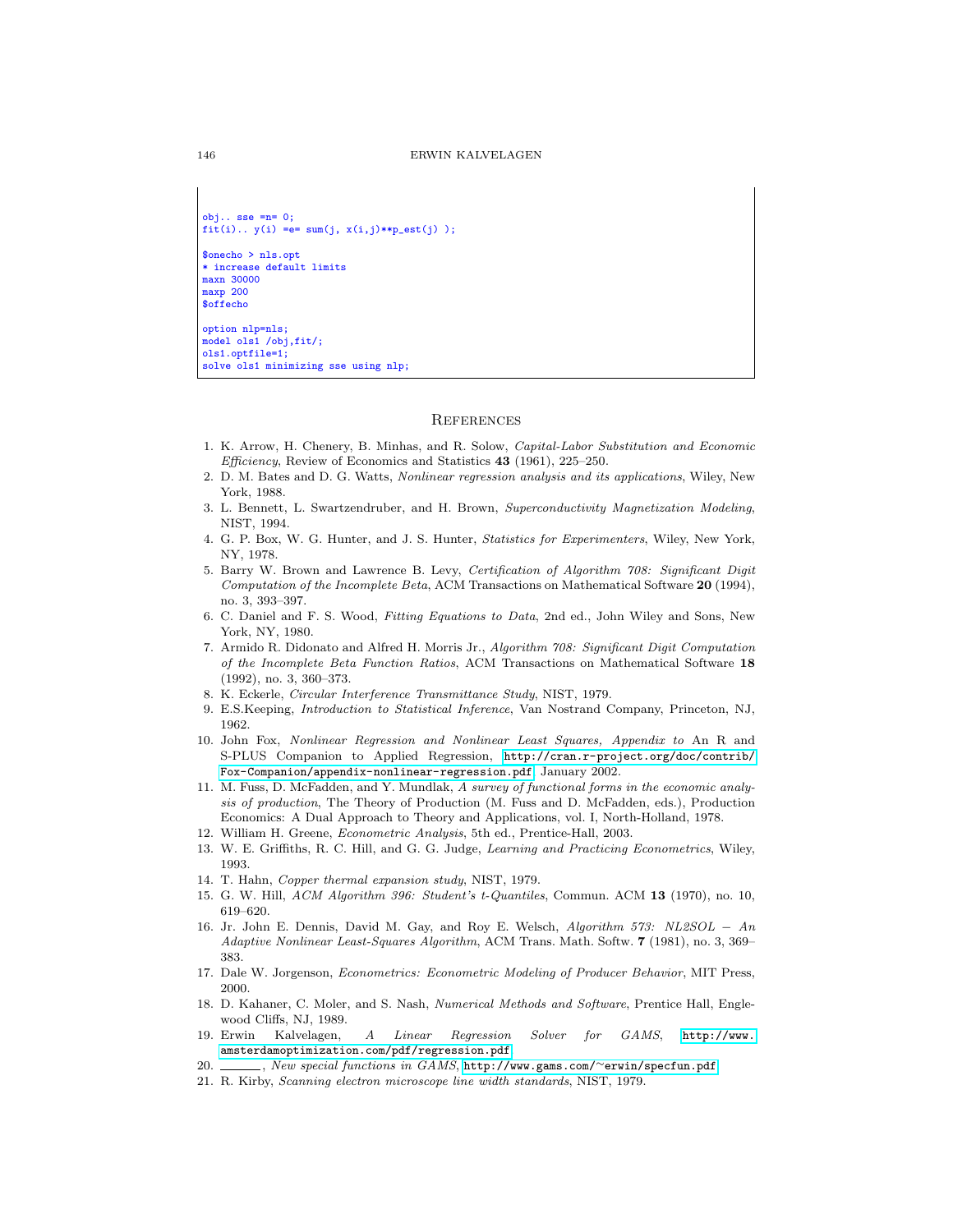```
obj.. sse =n= 0;
fit(i).. y(i) =e= sum(j, x(i,j)**p_est(j) );

$onecho > nls.opt
* increase default limits
maxn 30000
maxp 200
$offecho

option nlp=nls;
model ols1 /obj,fit/;
ols1.optfile=1;
solve ols1 minimizing sse using nlp;
```

## References

1. K. Arrow, H. Chenery, B. Minhas, and R. Solow, *Capital-Labor Substitution and Economic Efficiency*, Review of Economics and Statistics **43** (1961), 225–250.
2. D. M. Bates and D. G. Watts, *Nonlinear regression analysis and its applications*, Wiley, New York, 1988.
3. L. Bennett, L. Swartzendruber, and H. Brown, *Superconductivity Magnetization Modeling*, NIST, 1994.
4. G. P. Box, W. G. Hunter, and J. S. Hunter, *Statistics for Experimenters*, Wiley, New York, NY, 1978.
5. Barry W. Brown and Lawrence B. Levy, *Certification of Algorithm 708: Significant Digit Computation of the Incomplete Beta*, ACM Transactions on Mathematical Software **20** (1994), no. 3, 393–397.
6. C. Daniel and F. S. Wood, *Fitting Equations to Data*, 2nd ed., John Wiley and Sons, New York, NY, 1980.
7. Armido R. Didonato and Alfred H. Morris Jr., *Algorithm 708: Significant Digit Computation of the Incomplete Beta Function Ratios*, ACM Transactions on Mathematical Software **18** (1992), no. 3, 360–373.
8. K. Eckerle, *Circular Interference Transmittance Study*, NIST, 1979.
9. E.S.Keeping, *Introduction to Statistical Inference*, Van Nostrand Company, Princeton, NJ, 1962.
10. John Fox, *Nonlinear Regression and Nonlinear Least Squares, Appendix to* An R and S-PLUS Companion to Applied Regression, http://cran.r-project.org/doc/contrib/Fox-Companion/appendix-nonlinear-regression.pdf, January 2002.
11. M. Fuss, D. McFadden, and Y. Mundlak, *A survey of functional forms in the economic analysis of production*, The Theory of Production (M. Fuss and D. McFadden, eds.), Production Economics: A Dual Approach to Theory and Applications, vol. I, North-Holland, 1978.
12. William H. Greene, *Econometric Analysis*, 5th ed., Prentice-Hall, 2003.
13. W. E. Griffiths, R. C. Hill, and G. G. Judge, *Learning and Practicing Econometrics*, Wiley, 1993.
14. T. Hahn, *Copper thermal expansion study*, NIST, 1979.
15. G. W. Hill, *ACM Algorithm 396: Student's t-Quantiles*, Commun. ACM **13** (1970), no. 10, 619–620.
16. Jr. John E. Dennis, David M. Gay, and Roy E. Welsch, *Algorithm 573: NL2SOL − An Adaptive Nonlinear Least-Squares Algorithm*, ACM Trans. Math. Softw. **7** (1981), no. 3, 369–383.
17. Dale W. Jorgenson, *Econometrics: Econometric Modeling of Producer Behavior*, MIT Press, 2000.
18. D. Kahaner, C. Moler, and S. Nash, *Numerical Methods and Software*, Prentice Hall, Englewood Cliffs, NJ, 1989.
19. Erwin Kalvelagen, *A Linear Regression Solver for GAMS*, http://www.amsterdamoptimization.com/pdf/regression.pdf.
20. ______, *New special functions in GAMS*, http://www.gams.com/~erwin/specfun.pdf.
21. R. Kirby, *Scanning electron microscope line width standards*, NIST, 1979.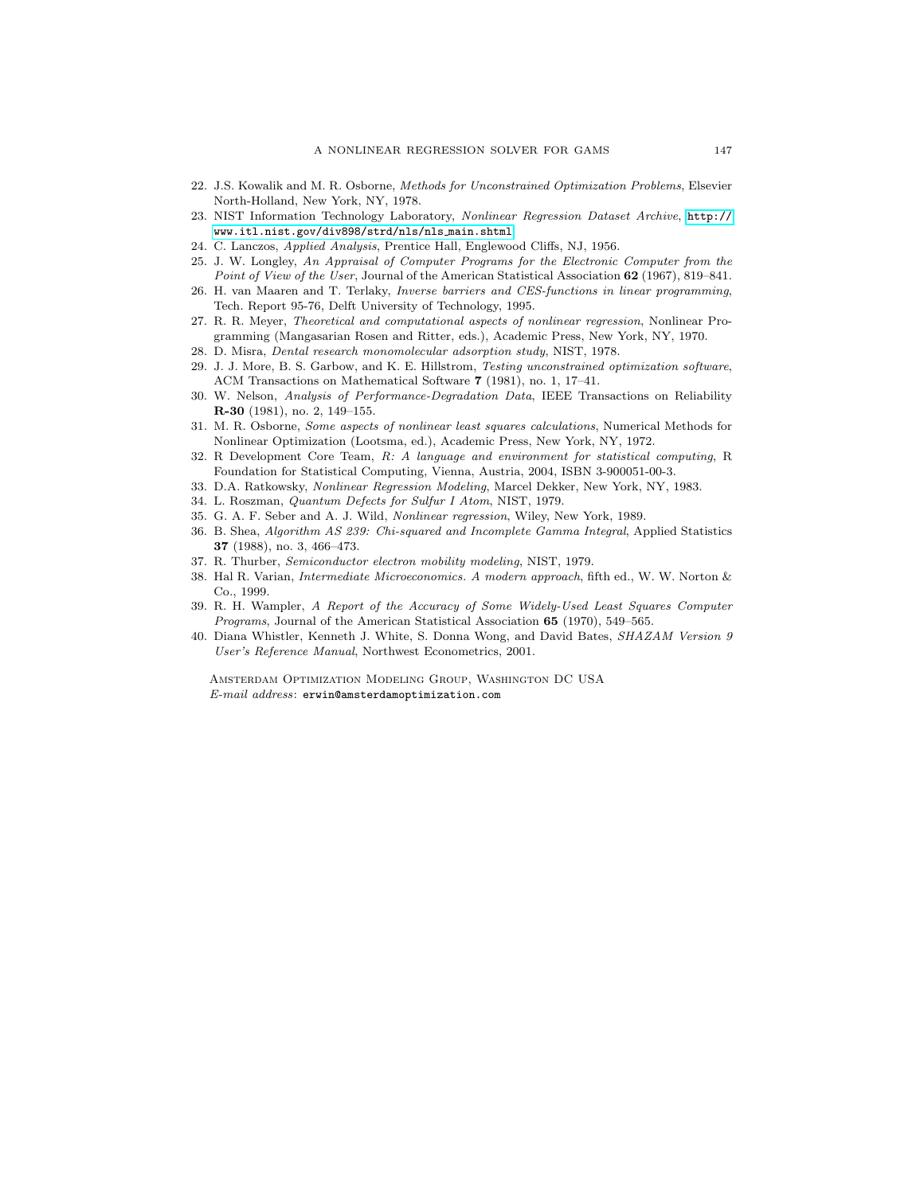22. J.S. Kowalik and M. R. Osborne, *Methods for Unconstrained Optimization Problems*, Elsevier North-Holland, New York, NY, 1978.
23. NIST Information Technology Laboratory, *Nonlinear Regression Dataset Archive*, http://www.itl.nist.gov/div898/strd/nls/nls_main.shtml.
24. C. Lanczos, *Applied Analysis*, Prentice Hall, Englewood Cliffs, NJ, 1956.
25. J. W. Longley, *An Appraisal of Computer Programs for the Electronic Computer from the Point of View of the User*, Journal of the American Statistical Association **62** (1967), 819–841.
26. H. van Maaren and T. Terlaky, *Inverse barriers and CES-functions in linear programming*, Tech. Report 95-76, Delft University of Technology, 1995.
27. R. R. Meyer, *Theoretical and computational aspects of nonlinear regression*, Nonlinear Programming (Mangasarian Rosen and Ritter, eds.), Academic Press, New York, NY, 1970.
28. D. Misra, *Dental research monomolecular adsorption study*, NIST, 1978.
29. J. J. More, B. S. Garbow, and K. E. Hillstrom, *Testing unconstrained optimization software*, ACM Transactions on Mathematical Software **7** (1981), no. 1, 17–41.
30. W. Nelson, *Analysis of Performance-Degradation Data*, IEEE Transactions on Reliability **R-30** (1981), no. 2, 149–155.
31. M. R. Osborne, *Some aspects of nonlinear least squares calculations*, Numerical Methods for Nonlinear Optimization (Lootsma, ed.), Academic Press, New York, NY, 1972.
32. R Development Core Team, *R: A language and environment for statistical computing*, R Foundation for Statistical Computing, Vienna, Austria, 2004, ISBN 3-900051-00-3.
33. D.A. Ratkowsky, *Nonlinear Regression Modeling*, Marcel Dekker, New York, NY, 1983.
34. L. Roszman, *Quantum Defects for Sulfur I Atom*, NIST, 1979.
35. G. A. F. Seber and A. J. Wild, *Nonlinear regression*, Wiley, New York, 1989.
36. B. Shea, *Algorithm AS 239: Chi-squared and Incomplete Gamma Integral*, Applied Statistics **37** (1988), no. 3, 466–473.
37. R. Thurber, *Semiconductor electron mobility modeling*, NIST, 1979.
38. Hal R. Varian, *Intermediate Microeconomics. A modern approach*, fifth ed., W. W. Norton & Co., 1999.
39. R. H. Wampler, *A Report of the Accuracy of Some Widely-Used Least Squares Computer Programs*, Journal of the American Statistical Association **65** (1970), 549–565.
40. Diana Whistler, Kenneth J. White, S. Donna Wong, and David Bates, *SHAZAM Version 9 User's Reference Manual*, Northwest Econometrics, 2001.

Amsterdam Optimization Modeling Group, Washington DC USA
*E-mail address*: erwin@amsterdamoptimization.com